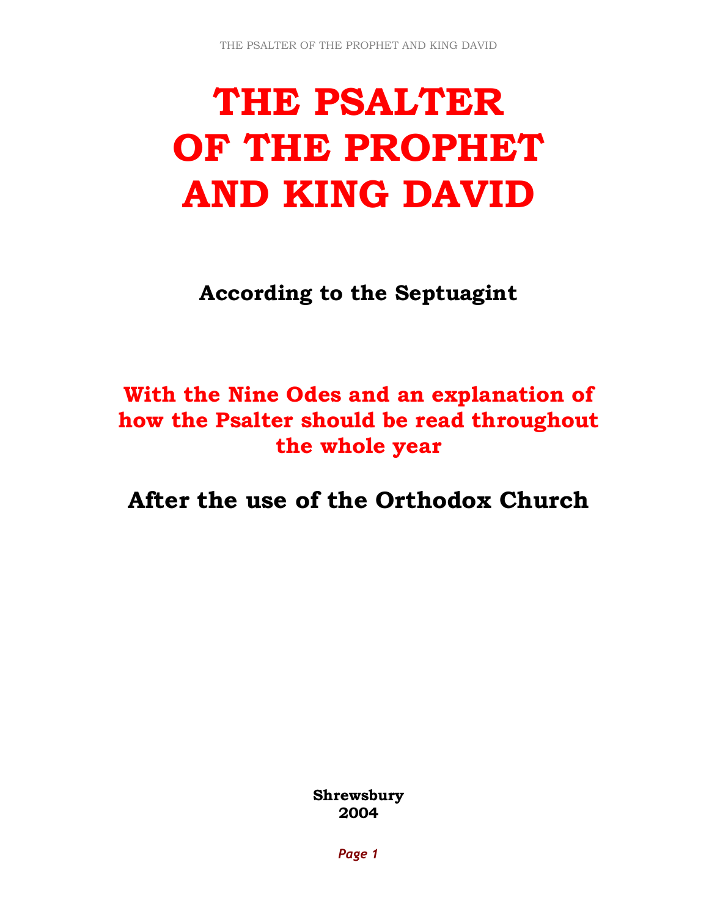# THE PSALTER OF THE PROPHET AND KING DAVID

## According to the Septuagint

**With the Nine Odes and an explanation of how the Psalter should be read throughout the whole year**

## After the use of the Orthodox Church

**Shrewsbury**
**2004**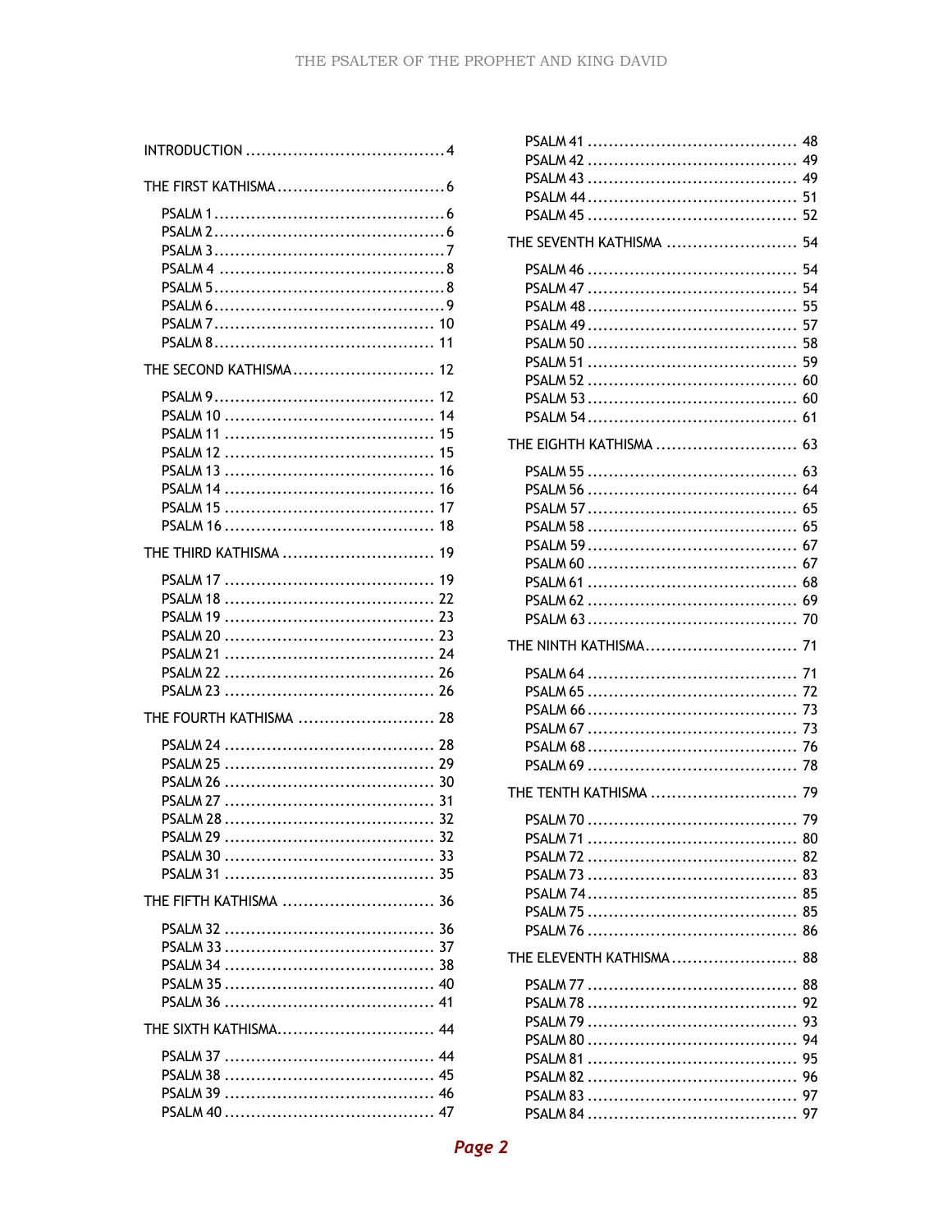INTRODUCTION .......................................4

THE FIRST KATHISMA .................................6

- PSALM 1 ............................................6
- PSALM 2 ............................................6
- PSALM 3 ............................................7
- PSALM 4 ............................................8
- PSALM 5 ............................................8
- PSALM 6 ............................................9
- PSALM 7 ............................................10
- PSALM 8 ............................................11

THE SECOND KATHISMA .............................12

- PSALM 9 ............................................12
- PSALM 10 ..........................................14
- PSALM 11 ..........................................15
- PSALM 12 ..........................................15
- PSALM 13 ..........................................16
- PSALM 14 ..........................................16
- PSALM 15 ..........................................17
- PSALM 16 ..........................................18

THE THIRD KATHISMA ...............................19

- PSALM 17 ..........................................19
- PSALM 18 ..........................................22
- PSALM 19 ..........................................23
- PSALM 20 ..........................................23
- PSALM 21 ..........................................24
- PSALM 22 ..........................................26
- PSALM 23 ..........................................26

THE FOURTH KATHISMA .............................28

- PSALM 24 ..........................................28
- PSALM 25 ..........................................29
- PSALM 26 ..........................................30
- PSALM 27 ..........................................31
- PSALM 28 ..........................................32
- PSALM 29 ..........................................32
- PSALM 30 ..........................................33
- PSALM 31 ..........................................35

THE FIFTH KATHISMA ...............................36

- PSALM 32 ..........................................36
- PSALM 33 ..........................................37
- PSALM 34 ..........................................38
- PSALM 35 ..........................................40
- PSALM 36 ..........................................41

THE SIXTH KATHISMA ...............................44

- PSALM 37 ..........................................44
- PSALM 38 ..........................................45
- PSALM 39 ..........................................46
- PSALM 40 ..........................................47
- PSALM 41 ..........................................48
- PSALM 42 ..........................................49
- PSALM 43 ..........................................49
- PSALM 44 ..........................................51
- PSALM 45 ..........................................52

THE SEVENTH KATHISMA ...........................54

- PSALM 46 ..........................................54
- PSALM 47 ..........................................54
- PSALM 48 ..........................................55
- PSALM 49 ..........................................57
- PSALM 50 ..........................................58
- PSALM 51 ..........................................59
- PSALM 52 ..........................................60
- PSALM 53 ..........................................60
- PSALM 54 ..........................................61

THE EIGHTH KATHISMA .............................63

- PSALM 55 ..........................................63
- PSALM 56 ..........................................64
- PSALM 57 ..........................................65
- PSALM 58 ..........................................65
- PSALM 59 ..........................................67
- PSALM 60 ..........................................67
- PSALM 61 ..........................................68
- PSALM 62 ..........................................69
- PSALM 63 ..........................................70

THE NINTH KATHISMA ..............................71

- PSALM 64 ..........................................71
- PSALM 65 ..........................................72
- PSALM 66 ..........................................73
- PSALM 67 ..........................................73
- PSALM 68 ..........................................76
- PSALM 69 ..........................................78

THE TENTH KATHISMA ..............................79

- PSALM 70 ..........................................79
- PSALM 71 ..........................................80
- PSALM 72 ..........................................82
- PSALM 73 ..........................................83
- PSALM 74 ..........................................85
- PSALM 75 ..........................................85
- PSALM 76 ..........................................86

THE ELEVENTH KATHISMA ..........................88

- PSALM 77 ..........................................88
- PSALM 78 ..........................................92
- PSALM 79 ..........................................93
- PSALM 80 ..........................................94
- PSALM 81 ..........................................95
- PSALM 82 ..........................................96
- PSALM 83 ..........................................97
- PSALM 84 ..........................................97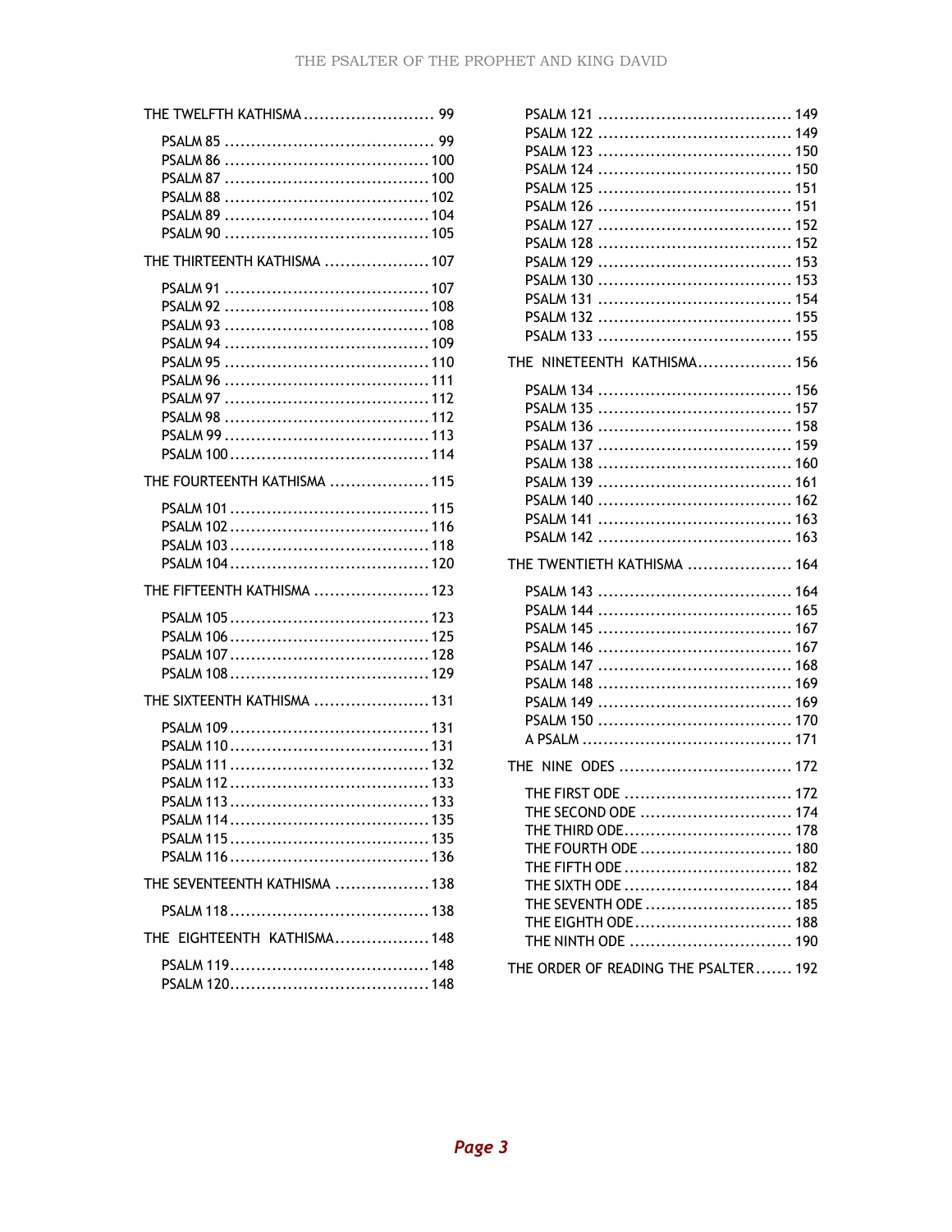THE TWELFTH KATHISMA ......................... 99

- PSALM 85 ........................................ 99
- PSALM 86 ........................................ 100
- PSALM 87 ........................................ 100
- PSALM 88 ........................................ 102
- PSALM 89 ........................................ 104
- PSALM 90 ........................................ 105

THE THIRTEENTH KATHISMA .................... 107

- PSALM 91 ........................................ 107
- PSALM 92 ........................................ 108
- PSALM 93 ........................................ 108
- PSALM 94 ........................................ 109
- PSALM 95 ........................................ 110
- PSALM 96 ........................................ 111
- PSALM 97 ........................................ 112
- PSALM 98 ........................................ 112
- PSALM 99 ........................................ 113
- PSALM 100 ...................................... 114

THE FOURTEENTH KATHISMA ................... 115

- PSALM 101 ...................................... 115
- PSALM 102 ...................................... 116
- PSALM 103 ...................................... 118
- PSALM 104 ...................................... 120

THE FIFTEENTH KATHISMA ...................... 123

- PSALM 105 ...................................... 123
- PSALM 106 ...................................... 125
- PSALM 107 ...................................... 128
- PSALM 108 ...................................... 129

THE SIXTEENTH KATHISMA ...................... 131

- PSALM 109 ...................................... 131
- PSALM 110 ...................................... 131
- PSALM 111 ...................................... 132
- PSALM 112 ...................................... 133
- PSALM 113 ...................................... 133
- PSALM 114 ...................................... 135
- PSALM 115 ...................................... 135
- PSALM 116 ...................................... 136

THE SEVENTEENTH KATHISMA .................. 138

- PSALM 118 ...................................... 138

THE EIGHTEENTH KATHISMA.................. 148

- PSALM 119...................................... 148
- PSALM 120...................................... 148
- PSALM 121 ..................................... 149
- PSALM 122 ..................................... 149
- PSALM 123 ..................................... 150
- PSALM 124 ..................................... 150
- PSALM 125 ..................................... 151
- PSALM 126 ..................................... 151
- PSALM 127 ..................................... 152
- PSALM 128 ..................................... 152
- PSALM 129 ..................................... 153
- PSALM 130 ..................................... 153
- PSALM 131 ..................................... 154
- PSALM 132 ..................................... 155
- PSALM 133 ..................................... 155

THE NINETEENTH KATHISMA.................. 156

- PSALM 134 ..................................... 156
- PSALM 135 ..................................... 157
- PSALM 136 ..................................... 158
- PSALM 137 ..................................... 159
- PSALM 138 ..................................... 160
- PSALM 139 ..................................... 161
- PSALM 140 ..................................... 162
- PSALM 141 ..................................... 163
- PSALM 142 ..................................... 163

THE TWENTIETH KATHISMA .................... 164

- PSALM 143 ..................................... 164
- PSALM 144 ..................................... 165
- PSALM 145 ..................................... 167
- PSALM 146 ..................................... 167
- PSALM 147 ..................................... 168
- PSALM 148 ..................................... 169
- PSALM 149 ..................................... 169
- PSALM 150 ..................................... 170
- A PSALM ........................................ 171

THE NINE ODES ................................. 172

- THE FIRST ODE ................................ 172
- THE SECOND ODE ............................. 174
- THE THIRD ODE................................ 178
- THE FOURTH ODE ............................. 180
- THE FIFTH ODE ................................ 182
- THE SIXTH ODE ................................ 184
- THE SEVENTH ODE ............................ 185
- THE EIGHTH ODE.............................. 188
- THE NINTH ODE ............................... 190

THE ORDER OF READING THE PSALTER....... 192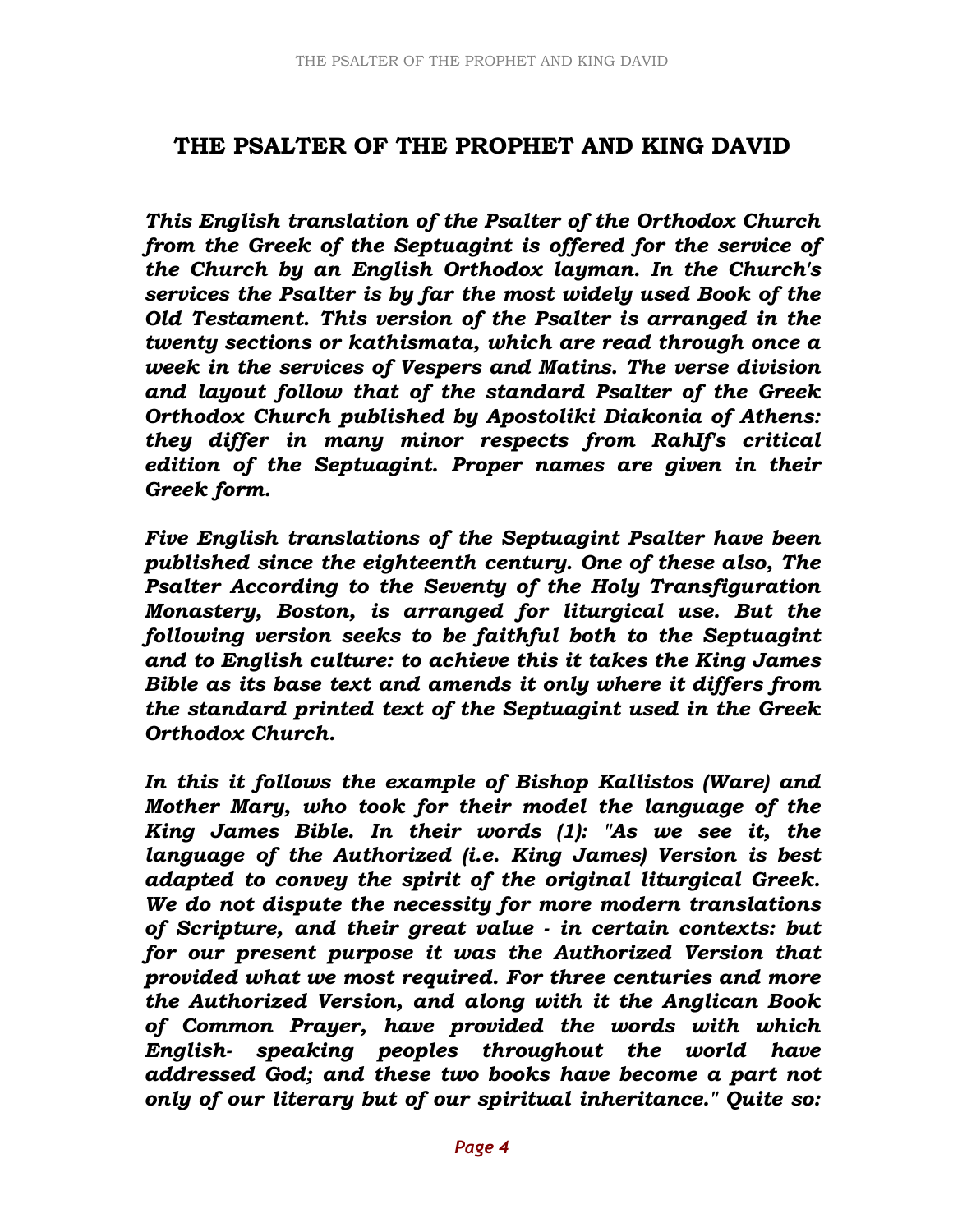# THE PSALTER OF THE PROPHET AND KING DAVID

***This English translation of the Psalter of the Orthodox Church from the Greek of the Septuagint is offered for the service of the Church by an English Orthodox layman. In the Church's services the Psalter is by far the most widely used Book of the Old Testament. This version of the Psalter is arranged in the twenty sections or kathismata, which are read through once a week in the services of Vespers and Matins. The verse division and layout follow that of the standard Psalter of the Greek Orthodox Church published by Apostoliki Diakonia of Athens: they differ in many minor respects from Rahlf's critical edition of the Septuagint. Proper names are given in their Greek form.***

***Five English translations of the Septuagint Psalter have been published since the eighteenth century. One of these also, The Psalter According to the Seventy of the Holy Transfiguration Monastery, Boston, is arranged for liturgical use. But the following version seeks to be faithful both to the Septuagint and to English culture: to achieve this it takes the King James Bible as its base text and amends it only where it differs from the standard printed text of the Septuagint used in the Greek Orthodox Church.***

***In this it follows the example of Bishop Kallistos (Ware) and Mother Mary, who took for their model the language of the King James Bible. In their words (1): "As we see it, the language of the Authorized (i.e. King James) Version is best adapted to convey the spirit of the original liturgical Greek. We do not dispute the necessity for more modern translations of Scripture, and their great value - in certain contexts: but for our present purpose it was the Authorized Version that provided what we most required. For three centuries and more the Authorized Version, and along with it the Anglican Book of Common Prayer, have provided the words with which English- speaking peoples throughout the world have addressed God; and these two books have become a part not only of our literary but of our spiritual inheritance." Quite so:***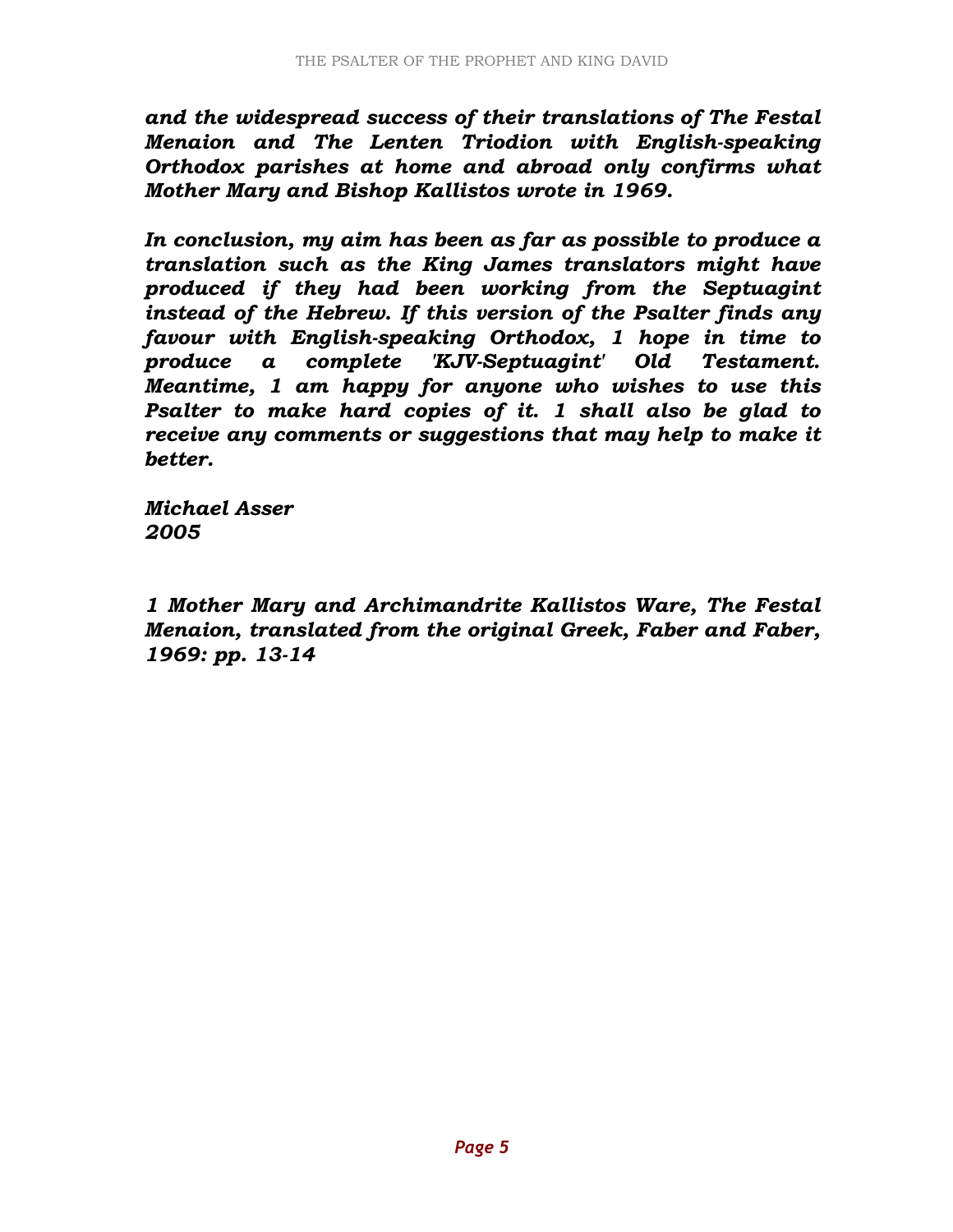*and the widespread success of their translations of The Festal Menaion and The Lenten Triodion with English-speaking Orthodox parishes at home and abroad only confirms what Mother Mary and Bishop Kallistos wrote in 1969.*

*In conclusion, my aim has been as far as possible to produce a translation such as the King James translators might have produced if they had been working from the Septuagint instead of the Hebrew. If this version of the Psalter finds any favour with English-speaking Orthodox, 1 hope in time to produce a complete 'KJV-Septuagint' Old Testament. Meantime, 1 am happy for anyone who wishes to use this Psalter to make hard copies of it. 1 shall also be glad to receive any comments or suggestions that may help to make it better.*

*Michael Asser*
*2005*

*1 Mother Mary and Archimandrite Kallistos Ware, The Festal Menaion, translated from the original Greek, Faber and Faber, 1969: pp. 13-14*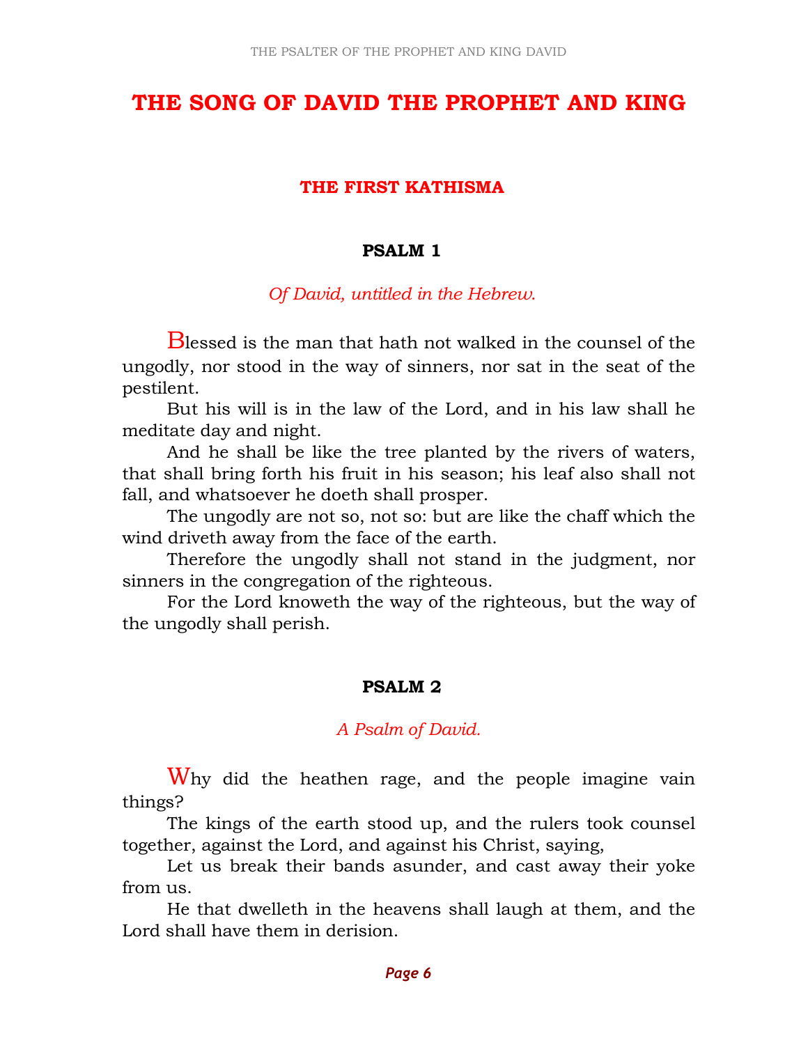# THE SONG OF DAVID THE PROPHET AND KING

## THE FIRST KATHISMA

### PSALM 1

*Of David, untitled in the Hebrew.*

Blessed is the man that hath not walked in the counsel of the ungodly, nor stood in the way of sinners, nor sat in the seat of the pestilent.

But his will is in the law of the Lord, and in his law shall he meditate day and night.

And he shall be like the tree planted by the rivers of waters, that shall bring forth his fruit in his season; his leaf also shall not fall, and whatsoever he doeth shall prosper.

The ungodly are not so, not so: but are like the chaff which the wind driveth away from the face of the earth.

Therefore the ungodly shall not stand in the judgment, nor sinners in the congregation of the righteous.

For the Lord knoweth the way of the righteous, but the way of the ungodly shall perish.

### PSALM 2

*A Psalm of David.*

Why did the heathen rage, and the people imagine vain things?

The kings of the earth stood up, and the rulers took counsel together, against the Lord, and against his Christ, saying,

Let us break their bands asunder, and cast away their yoke from us.

He that dwelleth in the heavens shall laugh at them, and the Lord shall have them in derision.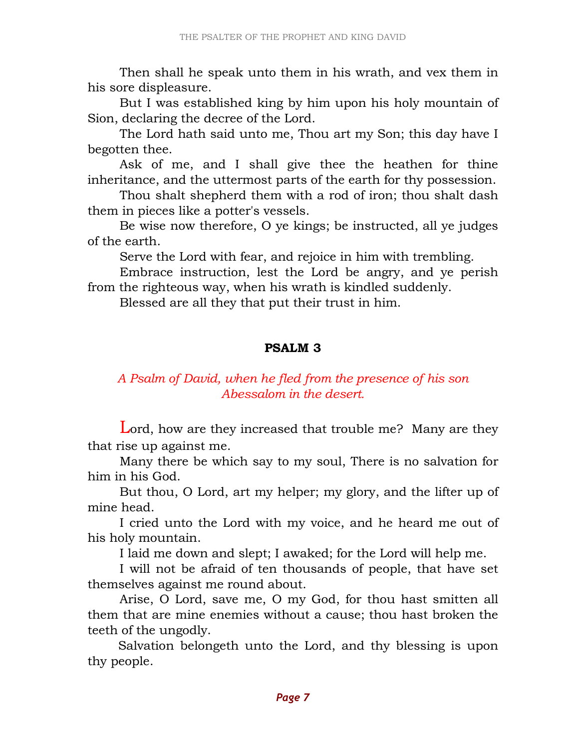Then shall he speak unto them in his wrath, and vex them in his sore displeasure.

But I was established king by him upon his holy mountain of Sion, declaring the decree of the Lord.

The Lord hath said unto me, Thou art my Son; this day have I begotten thee.

Ask of me, and I shall give thee the heathen for thine inheritance, and the uttermost parts of the earth for thy possession.

Thou shalt shepherd them with a rod of iron; thou shalt dash them in pieces like a potter's vessels.

Be wise now therefore, O ye kings; be instructed, all ye judges of the earth.

Serve the Lord with fear, and rejoice in him with trembling.

Embrace instruction, lest the Lord be angry, and ye perish from the righteous way, when his wrath is kindled suddenly.

Blessed are all they that put their trust in him.

## PSALM 3

*A Psalm of David, when he fled from the presence of his son Abessalom in the desert.*

Lord, how are they increased that trouble me? Many are they that rise up against me.

Many there be which say to my soul, There is no salvation for him in his God.

But thou, O Lord, art my helper; my glory, and the lifter up of mine head.

I cried unto the Lord with my voice, and he heard me out of his holy mountain.

I laid me down and slept; I awaked; for the Lord will help me.

I will not be afraid of ten thousands of people, that have set themselves against me round about.

Arise, O Lord, save me, O my God, for thou hast smitten all them that are mine enemies without a cause; thou hast broken the teeth of the ungodly.

Salvation belongeth unto the Lord, and thy blessing is upon thy people.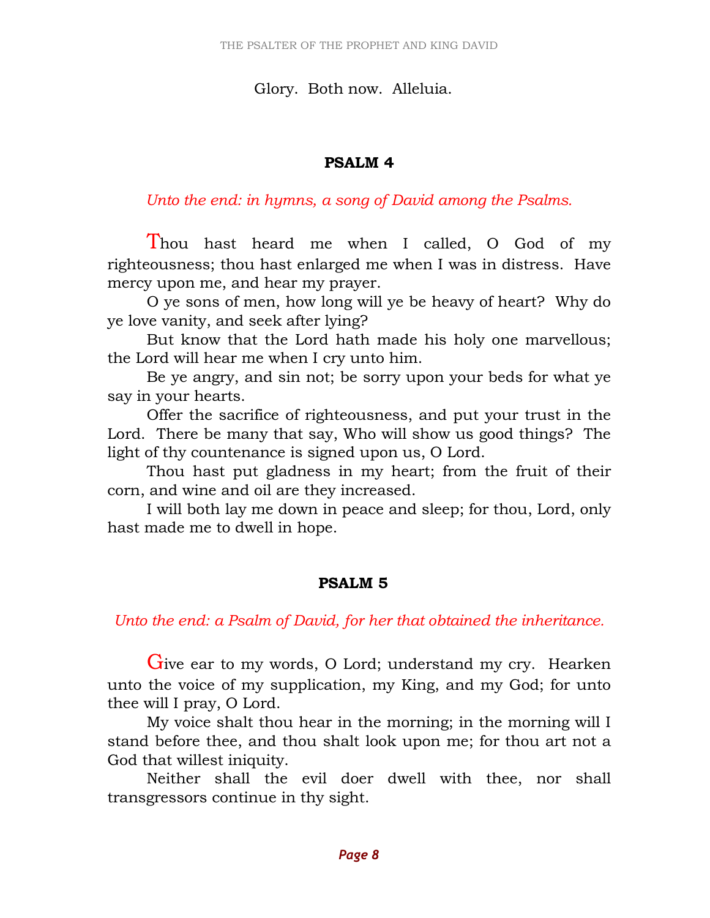Glory. Both now. Alleluia.

## PSALM 4

*Unto the end: in hymns, a song of David among the Psalms.*

Thou hast heard me when I called, O God of my righteousness; thou hast enlarged me when I was in distress. Have mercy upon me, and hear my prayer.

O ye sons of men, how long will ye be heavy of heart? Why do ye love vanity, and seek after lying?

But know that the Lord hath made his holy one marvellous; the Lord will hear me when I cry unto him.

Be ye angry, and sin not; be sorry upon your beds for what ye say in your hearts.

Offer the sacrifice of righteousness, and put your trust in the Lord. There be many that say, Who will show us good things? The light of thy countenance is signed upon us, O Lord.

Thou hast put gladness in my heart; from the fruit of their corn, and wine and oil are they increased.

I will both lay me down in peace and sleep; for thou, Lord, only hast made me to dwell in hope.

## PSALM 5

*Unto the end: a Psalm of David, for her that obtained the inheritance.*

Give ear to my words, O Lord; understand my cry. Hearken unto the voice of my supplication, my King, and my God; for unto thee will I pray, O Lord.

My voice shalt thou hear in the morning; in the morning will I stand before thee, and thou shalt look upon me; for thou art not a God that willest iniquity.

Neither shall the evil doer dwell with thee, nor shall transgressors continue in thy sight.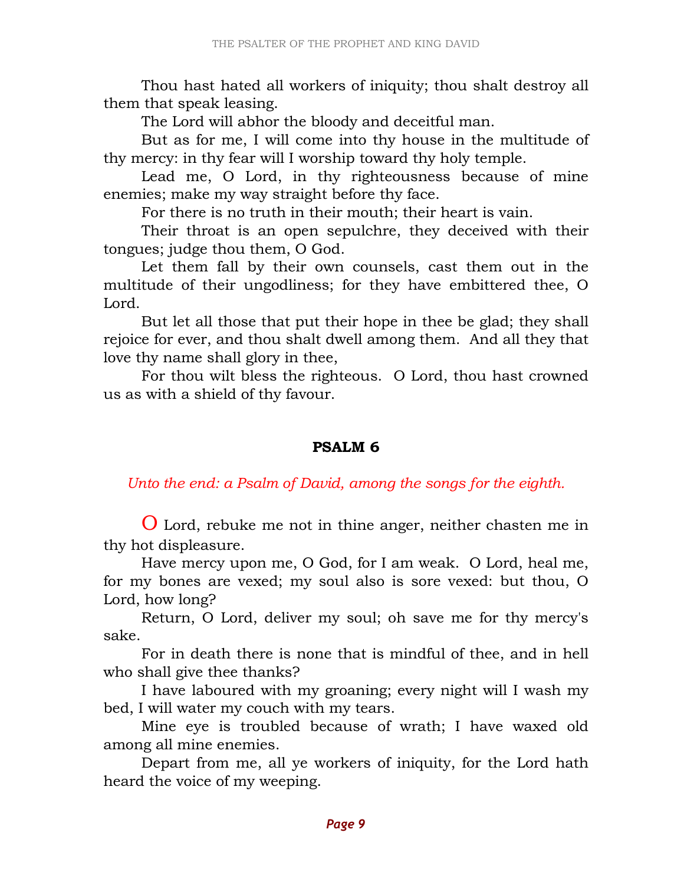Thou hast hated all workers of iniquity; thou shalt destroy all them that speak leasing.

The Lord will abhor the bloody and deceitful man.

But as for me, I will come into thy house in the multitude of thy mercy: in thy fear will I worship toward thy holy temple.

Lead me, O Lord, in thy righteousness because of mine enemies; make my way straight before thy face.

For there is no truth in their mouth; their heart is vain.

Their throat is an open sepulchre, they deceived with their tongues; judge thou them, O God.

Let them fall by their own counsels, cast them out in the multitude of their ungodliness; for they have embittered thee, O Lord.

But let all those that put their hope in thee be glad; they shall rejoice for ever, and thou shalt dwell among them. And all they that love thy name shall glory in thee,

For thou wilt bless the righteous. O Lord, thou hast crowned us as with a shield of thy favour.

## PSALM 6

*Unto the end: a Psalm of David, among the songs for the eighth.*

O Lord, rebuke me not in thine anger, neither chasten me in thy hot displeasure.

Have mercy upon me, O God, for I am weak. O Lord, heal me, for my bones are vexed; my soul also is sore vexed: but thou, O Lord, how long?

Return, O Lord, deliver my soul; oh save me for thy mercy's sake.

For in death there is none that is mindful of thee, and in hell who shall give thee thanks?

I have laboured with my groaning; every night will I wash my bed, I will water my couch with my tears.

Mine eye is troubled because of wrath; I have waxed old among all mine enemies.

Depart from me, all ye workers of iniquity, for the Lord hath heard the voice of my weeping.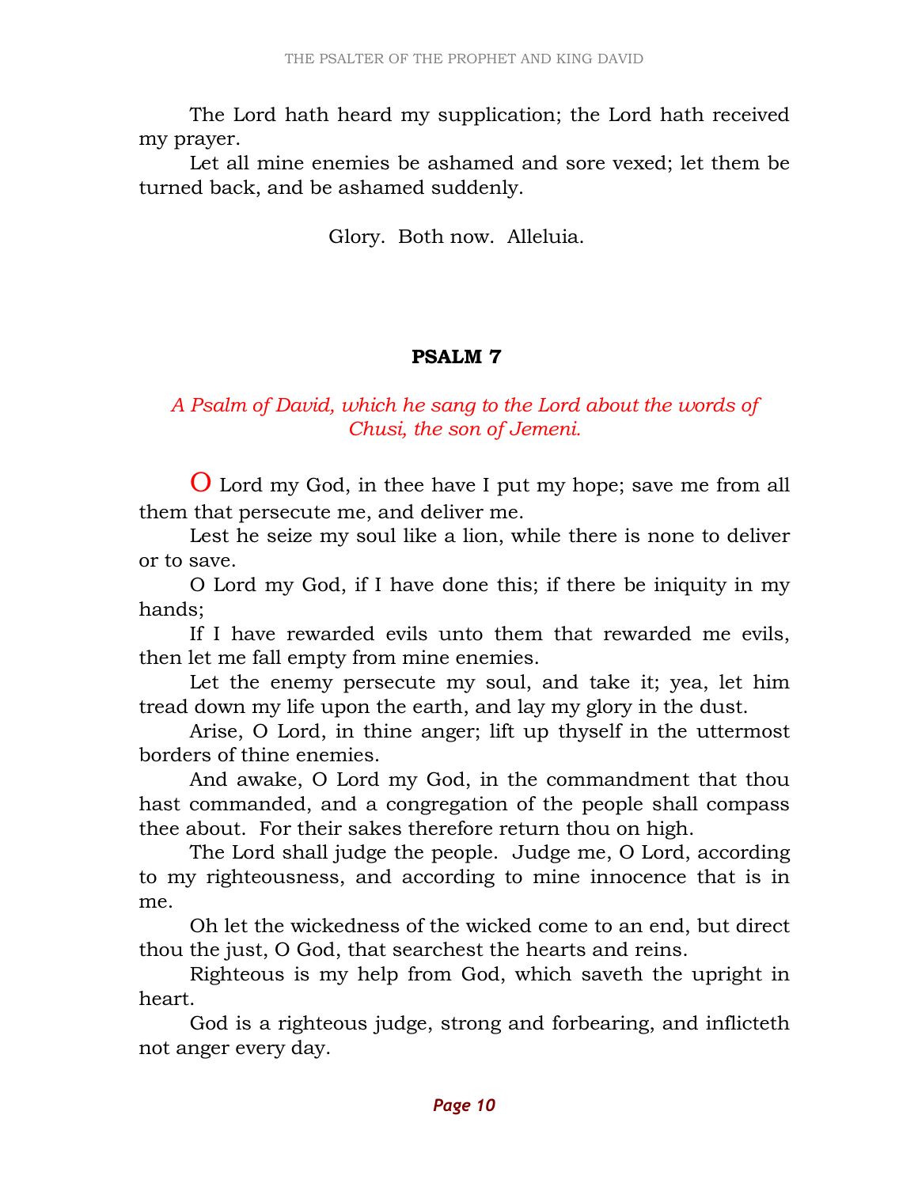The Lord hath heard my supplication; the Lord hath received my prayer.

Let all mine enemies be ashamed and sore vexed; let them be turned back, and be ashamed suddenly.

Glory. Both now. Alleluia.

## PSALM 7

*A Psalm of David, which he sang to the Lord about the words of Chusi, the son of Jemeni.*

O Lord my God, in thee have I put my hope; save me from all them that persecute me, and deliver me.

Lest he seize my soul like a lion, while there is none to deliver or to save.

O Lord my God, if I have done this; if there be iniquity in my hands;

If I have rewarded evils unto them that rewarded me evils, then let me fall empty from mine enemies.

Let the enemy persecute my soul, and take it; yea, let him tread down my life upon the earth, and lay my glory in the dust.

Arise, O Lord, in thine anger; lift up thyself in the uttermost borders of thine enemies.

And awake, O Lord my God, in the commandment that thou hast commanded, and a congregation of the people shall compass thee about. For their sakes therefore return thou on high.

The Lord shall judge the people. Judge me, O Lord, according to my righteousness, and according to mine innocence that is in me.

Oh let the wickedness of the wicked come to an end, but direct thou the just, O God, that searchest the hearts and reins.

Righteous is my help from God, which saveth the upright in heart.

God is a righteous judge, strong and forbearing, and inflicteth not anger every day.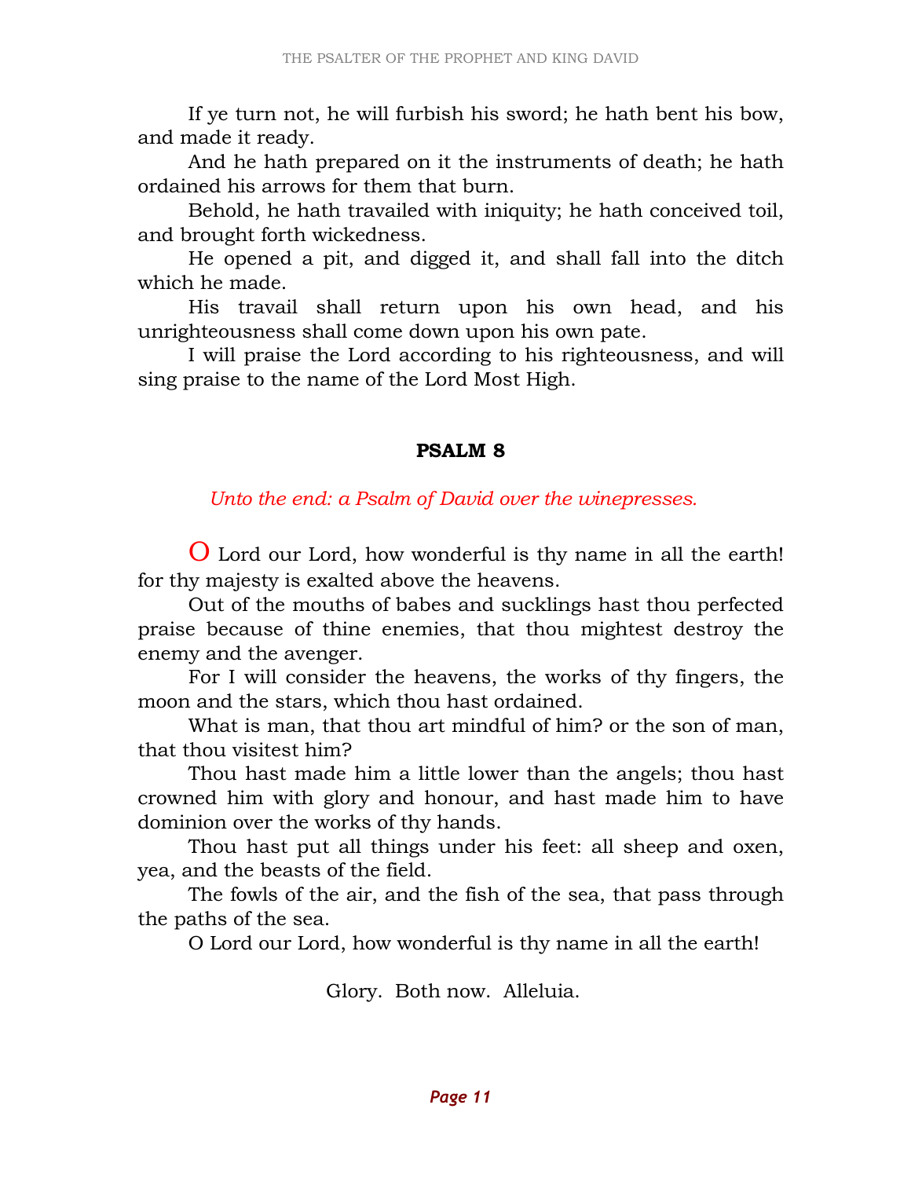If ye turn not, he will furbish his sword; he hath bent his bow, and made it ready.

And he hath prepared on it the instruments of death; he hath ordained his arrows for them that burn.

Behold, he hath travailed with iniquity; he hath conceived toil, and brought forth wickedness.

He opened a pit, and digged it, and shall fall into the ditch which he made.

His travail shall return upon his own head, and his unrighteousness shall come down upon his own pate.

I will praise the Lord according to his righteousness, and will sing praise to the name of the Lord Most High.

## PSALM 8

*Unto the end: a Psalm of David over the winepresses.*

O Lord our Lord, how wonderful is thy name in all the earth! for thy majesty is exalted above the heavens.

Out of the mouths of babes and sucklings hast thou perfected praise because of thine enemies, that thou mightest destroy the enemy and the avenger.

For I will consider the heavens, the works of thy fingers, the moon and the stars, which thou hast ordained.

What is man, that thou art mindful of him? or the son of man, that thou visitest him?

Thou hast made him a little lower than the angels; thou hast crowned him with glory and honour, and hast made him to have dominion over the works of thy hands.

Thou hast put all things under his feet: all sheep and oxen, yea, and the beasts of the field.

The fowls of the air, and the fish of the sea, that pass through the paths of the sea.

O Lord our Lord, how wonderful is thy name in all the earth!

Glory. Both now. Alleluia.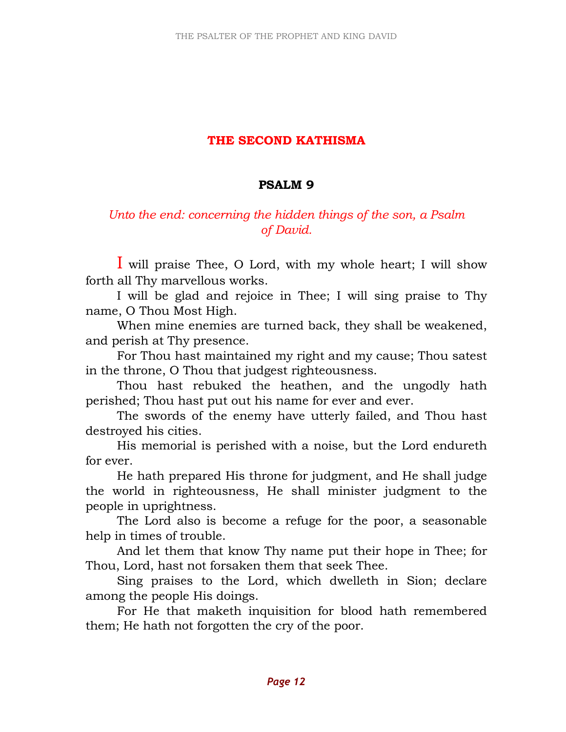## THE SECOND KATHISMA

### PSALM 9

*Unto the end: concerning the hidden things of the son, a Psalm of David.*

I will praise Thee, O Lord, with my whole heart; I will show forth all Thy marvellous works.

I will be glad and rejoice in Thee; I will sing praise to Thy name, O Thou Most High.

When mine enemies are turned back, they shall be weakened, and perish at Thy presence.

For Thou hast maintained my right and my cause; Thou satest in the throne, O Thou that judgest righteousness.

Thou hast rebuked the heathen, and the ungodly hath perished; Thou hast put out his name for ever and ever.

The swords of the enemy have utterly failed, and Thou hast destroyed his cities.

His memorial is perished with a noise, but the Lord endureth for ever.

He hath prepared His throne for judgment, and He shall judge the world in righteousness, He shall minister judgment to the people in uprightness.

The Lord also is become a refuge for the poor, a seasonable help in times of trouble.

And let them that know Thy name put their hope in Thee; for Thou, Lord, hast not forsaken them that seek Thee.

Sing praises to the Lord, which dwelleth in Sion; declare among the people His doings.

For He that maketh inquisition for blood hath remembered them; He hath not forgotten the cry of the poor.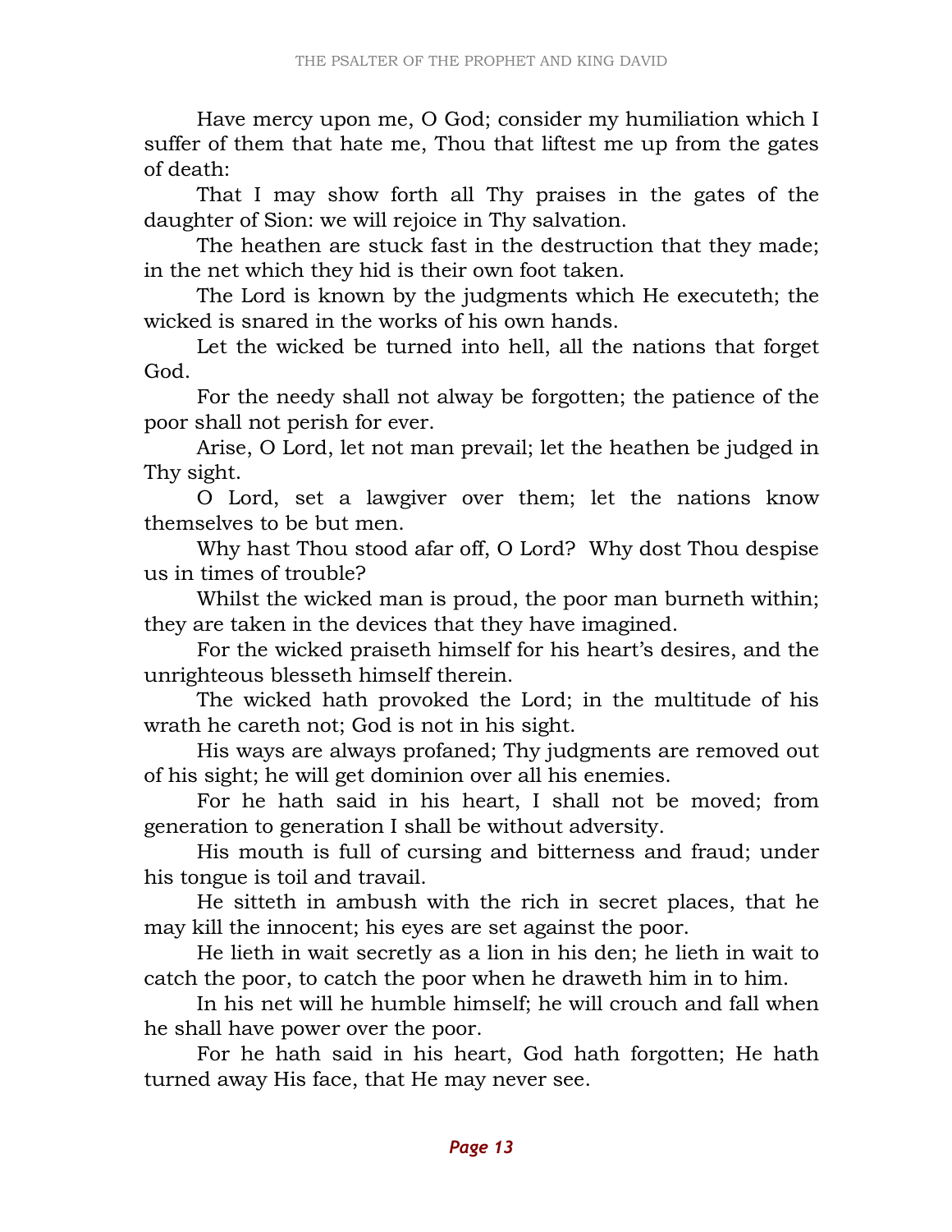Have mercy upon me, O God; consider my humiliation which I suffer of them that hate me, Thou that liftest me up from the gates of death:

That I may show forth all Thy praises in the gates of the daughter of Sion: we will rejoice in Thy salvation.

The heathen are stuck fast in the destruction that they made; in the net which they hid is their own foot taken.

The Lord is known by the judgments which He executeth; the wicked is snared in the works of his own hands.

Let the wicked be turned into hell, all the nations that forget God.

For the needy shall not alway be forgotten; the patience of the poor shall not perish for ever.

Arise, O Lord, let not man prevail; let the heathen be judged in Thy sight.

O Lord, set a lawgiver over them; let the nations know themselves to be but men.

Why hast Thou stood afar off, O Lord? Why dost Thou despise us in times of trouble?

Whilst the wicked man is proud, the poor man burneth within; they are taken in the devices that they have imagined.

For the wicked praiseth himself for his heart's desires, and the unrighteous blesseth himself therein.

The wicked hath provoked the Lord; in the multitude of his wrath he careth not; God is not in his sight.

His ways are always profaned; Thy judgments are removed out of his sight; he will get dominion over all his enemies.

For he hath said in his heart, I shall not be moved; from generation to generation I shall be without adversity.

His mouth is full of cursing and bitterness and fraud; under his tongue is toil and travail.

He sitteth in ambush with the rich in secret places, that he may kill the innocent; his eyes are set against the poor.

He lieth in wait secretly as a lion in his den; he lieth in wait to catch the poor, to catch the poor when he draweth him in to him.

In his net will he humble himself; he will crouch and fall when he shall have power over the poor.

For he hath said in his heart, God hath forgotten; He hath turned away His face, that He may never see.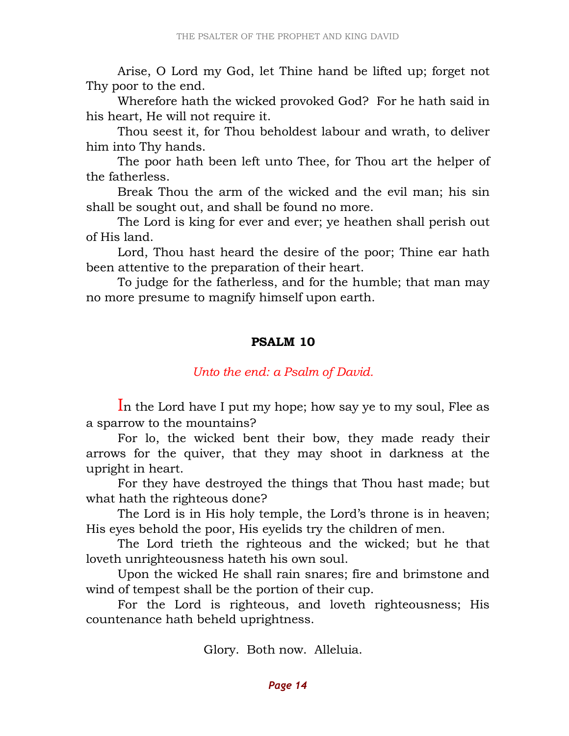Arise, O Lord my God, let Thine hand be lifted up; forget not Thy poor to the end.

Wherefore hath the wicked provoked God? For he hath said in his heart, He will not require it.

Thou seest it, for Thou beholdest labour and wrath, to deliver him into Thy hands.

The poor hath been left unto Thee, for Thou art the helper of the fatherless.

Break Thou the arm of the wicked and the evil man; his sin shall be sought out, and shall be found no more.

The Lord is king for ever and ever; ye heathen shall perish out of His land.

Lord, Thou hast heard the desire of the poor; Thine ear hath been attentive to the preparation of their heart.

To judge for the fatherless, and for the humble; that man may no more presume to magnify himself upon earth.

## PSALM 10

*Unto the end: a Psalm of David.*

In the Lord have I put my hope; how say ye to my soul, Flee as a sparrow to the mountains?

For lo, the wicked bent their bow, they made ready their arrows for the quiver, that they may shoot in darkness at the upright in heart.

For they have destroyed the things that Thou hast made; but what hath the righteous done?

The Lord is in His holy temple, the Lord's throne is in heaven; His eyes behold the poor, His eyelids try the children of men.

The Lord trieth the righteous and the wicked; but he that loveth unrighteousness hateth his own soul.

Upon the wicked He shall rain snares; fire and brimstone and wind of tempest shall be the portion of their cup.

For the Lord is righteous, and loveth righteousness; His countenance hath beheld uprightness.

Glory. Both now. Alleluia.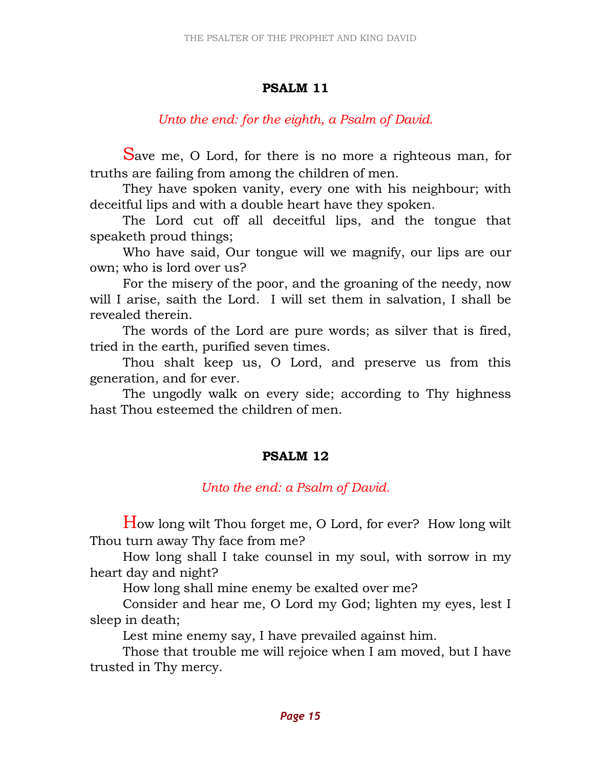## PSALM 11

*Unto the end: for the eighth, a Psalm of David.*

Save me, O Lord, for there is no more a righteous man, for truths are failing from among the children of men.

They have spoken vanity, every one with his neighbour; with deceitful lips and with a double heart have they spoken.

The Lord cut off all deceitful lips, and the tongue that speaketh proud things;

Who have said, Our tongue will we magnify, our lips are our own; who is lord over us?

For the misery of the poor, and the groaning of the needy, now will I arise, saith the Lord. I will set them in salvation, I shall be revealed therein.

The words of the Lord are pure words; as silver that is fired, tried in the earth, purified seven times.

Thou shalt keep us, O Lord, and preserve us from this generation, and for ever.

The ungodly walk on every side; according to Thy highness hast Thou esteemed the children of men.

## PSALM 12

*Unto the end: a Psalm of David.*

How long wilt Thou forget me, O Lord, for ever? How long wilt Thou turn away Thy face from me?

How long shall I take counsel in my soul, with sorrow in my heart day and night?

How long shall mine enemy be exalted over me?

Consider and hear me, O Lord my God; lighten my eyes, lest I sleep in death;

Lest mine enemy say, I have prevailed against him.

Those that trouble me will rejoice when I am moved, but I have trusted in Thy mercy.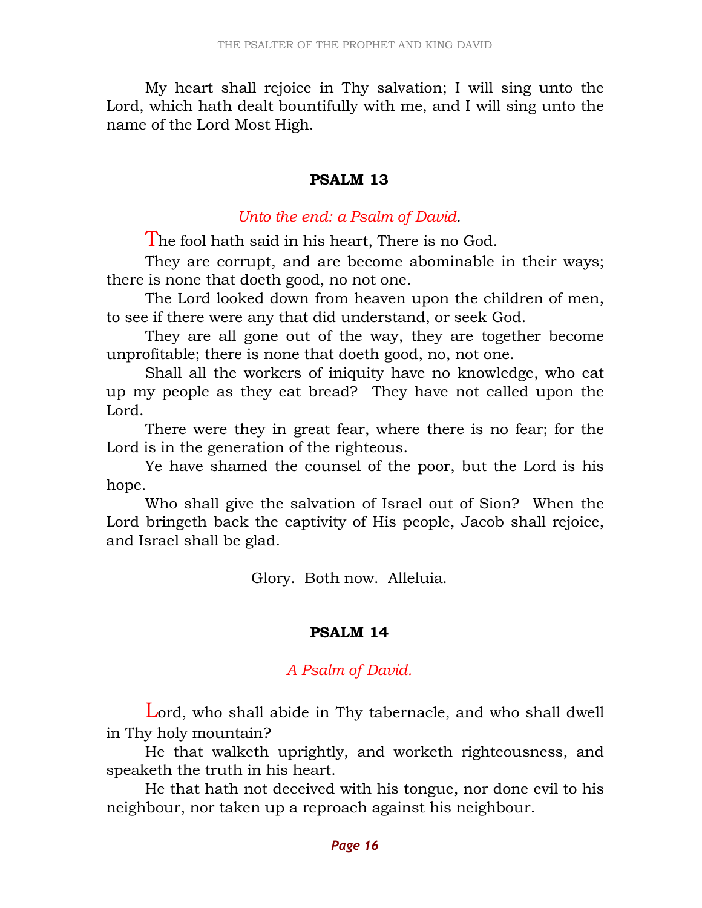My heart shall rejoice in Thy salvation; I will sing unto the Lord, which hath dealt bountifully with me, and I will sing unto the name of the Lord Most High.

## PSALM 13

*Unto the end: a Psalm of David.*

The fool hath said in his heart, There is no God.

They are corrupt, and are become abominable in their ways; there is none that doeth good, no not one.

The Lord looked down from heaven upon the children of men, to see if there were any that did understand, or seek God.

They are all gone out of the way, they are together become unprofitable; there is none that doeth good, no, not one.

Shall all the workers of iniquity have no knowledge, who eat up my people as they eat bread? They have not called upon the Lord.

There were they in great fear, where there is no fear; for the Lord is in the generation of the righteous.

Ye have shamed the counsel of the poor, but the Lord is his hope.

Who shall give the salvation of Israel out of Sion? When the Lord bringeth back the captivity of His people, Jacob shall rejoice, and Israel shall be glad.

Glory. Both now. Alleluia.

## PSALM 14

*A Psalm of David.*

Lord, who shall abide in Thy tabernacle, and who shall dwell in Thy holy mountain?

He that walketh uprightly, and worketh righteousness, and speaketh the truth in his heart.

He that hath not deceived with his tongue, nor done evil to his neighbour, nor taken up a reproach against his neighbour.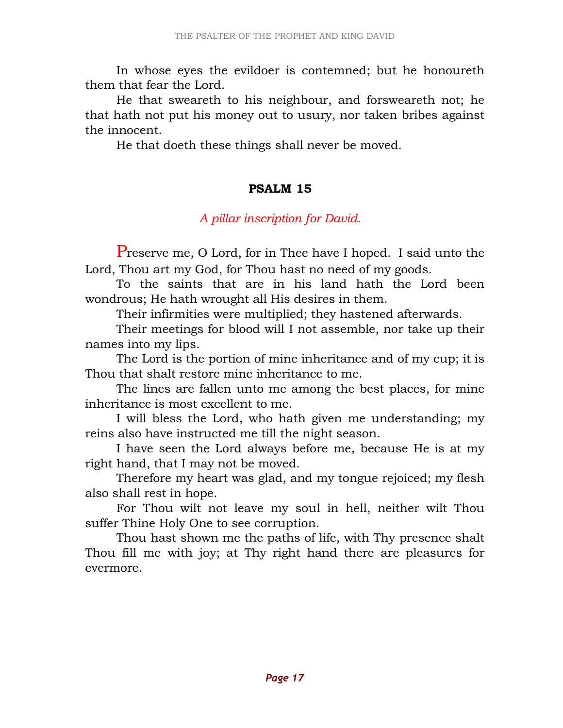In whose eyes the evildoer is contemned; but he honoureth them that fear the Lord.

He that sweareth to his neighbour, and forsweareth not; he that hath not put his money out to usury, nor taken bribes against the innocent.

He that doeth these things shall never be moved.

## PSALM 15

*A pillar inscription for David.*

Preserve me, O Lord, for in Thee have I hoped. I said unto the Lord, Thou art my God, for Thou hast no need of my goods.

To the saints that are in his land hath the Lord been wondrous; He hath wrought all His desires in them.

Their infirmities were multiplied; they hastened afterwards.

Their meetings for blood will I not assemble, nor take up their names into my lips.

The Lord is the portion of mine inheritance and of my cup; it is Thou that shalt restore mine inheritance to me.

The lines are fallen unto me among the best places, for mine inheritance is most excellent to me.

I will bless the Lord, who hath given me understanding; my reins also have instructed me till the night season.

I have seen the Lord always before me, because He is at my right hand, that I may not be moved.

Therefore my heart was glad, and my tongue rejoiced; my flesh also shall rest in hope.

For Thou wilt not leave my soul in hell, neither wilt Thou suffer Thine Holy One to see corruption.

Thou hast shown me the paths of life, with Thy presence shalt Thou fill me with joy; at Thy right hand there are pleasures for evermore.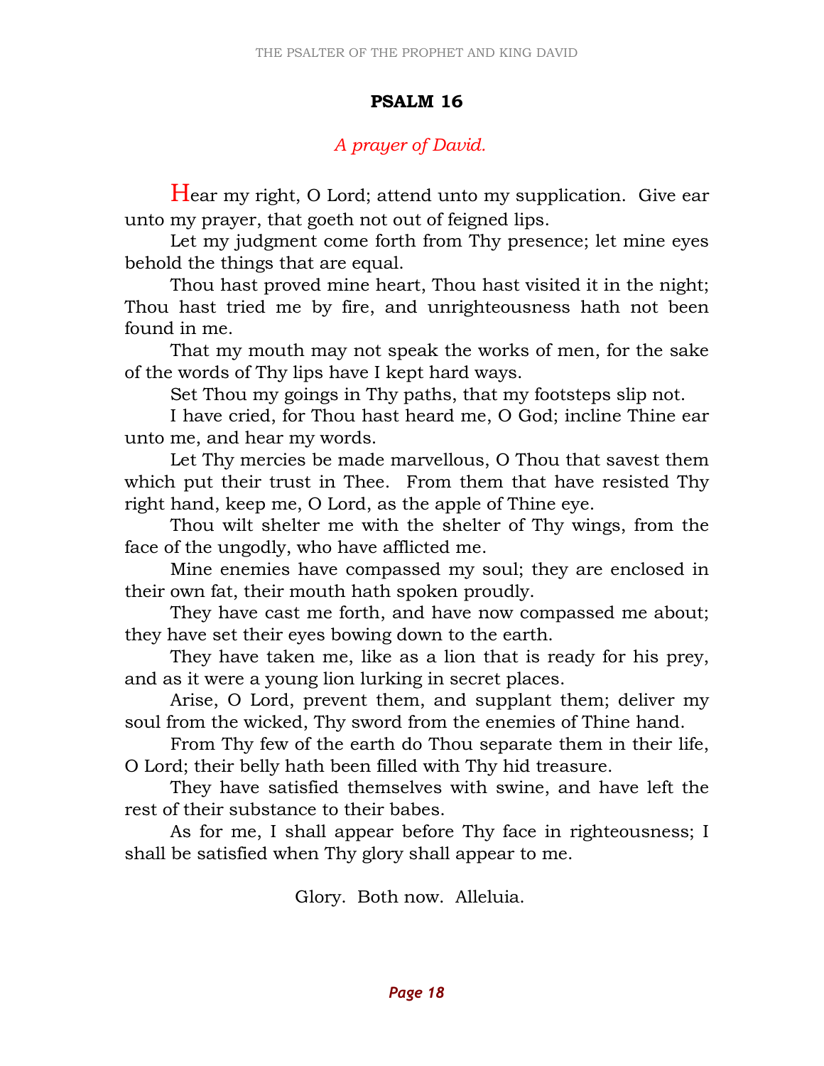# PSALM 16

*A prayer of David.*

Hear my right, O Lord; attend unto my supplication. Give ear unto my prayer, that goeth not out of feigned lips.

Let my judgment come forth from Thy presence; let mine eyes behold the things that are equal.

Thou hast proved mine heart, Thou hast visited it in the night; Thou hast tried me by fire, and unrighteousness hath not been found in me.

That my mouth may not speak the works of men, for the sake of the words of Thy lips have I kept hard ways.

Set Thou my goings in Thy paths, that my footsteps slip not.

I have cried, for Thou hast heard me, O God; incline Thine ear unto me, and hear my words.

Let Thy mercies be made marvellous, O Thou that savest them which put their trust in Thee. From them that have resisted Thy right hand, keep me, O Lord, as the apple of Thine eye.

Thou wilt shelter me with the shelter of Thy wings, from the face of the ungodly, who have afflicted me.

Mine enemies have compassed my soul; they are enclosed in their own fat, their mouth hath spoken proudly.

They have cast me forth, and have now compassed me about; they have set their eyes bowing down to the earth.

They have taken me, like as a lion that is ready for his prey, and as it were a young lion lurking in secret places.

Arise, O Lord, prevent them, and supplant them; deliver my soul from the wicked, Thy sword from the enemies of Thine hand.

From Thy few of the earth do Thou separate them in their life, O Lord; their belly hath been filled with Thy hid treasure.

They have satisfied themselves with swine, and have left the rest of their substance to their babes.

As for me, I shall appear before Thy face in righteousness; I shall be satisfied when Thy glory shall appear to me.

Glory. Both now. Alleluia.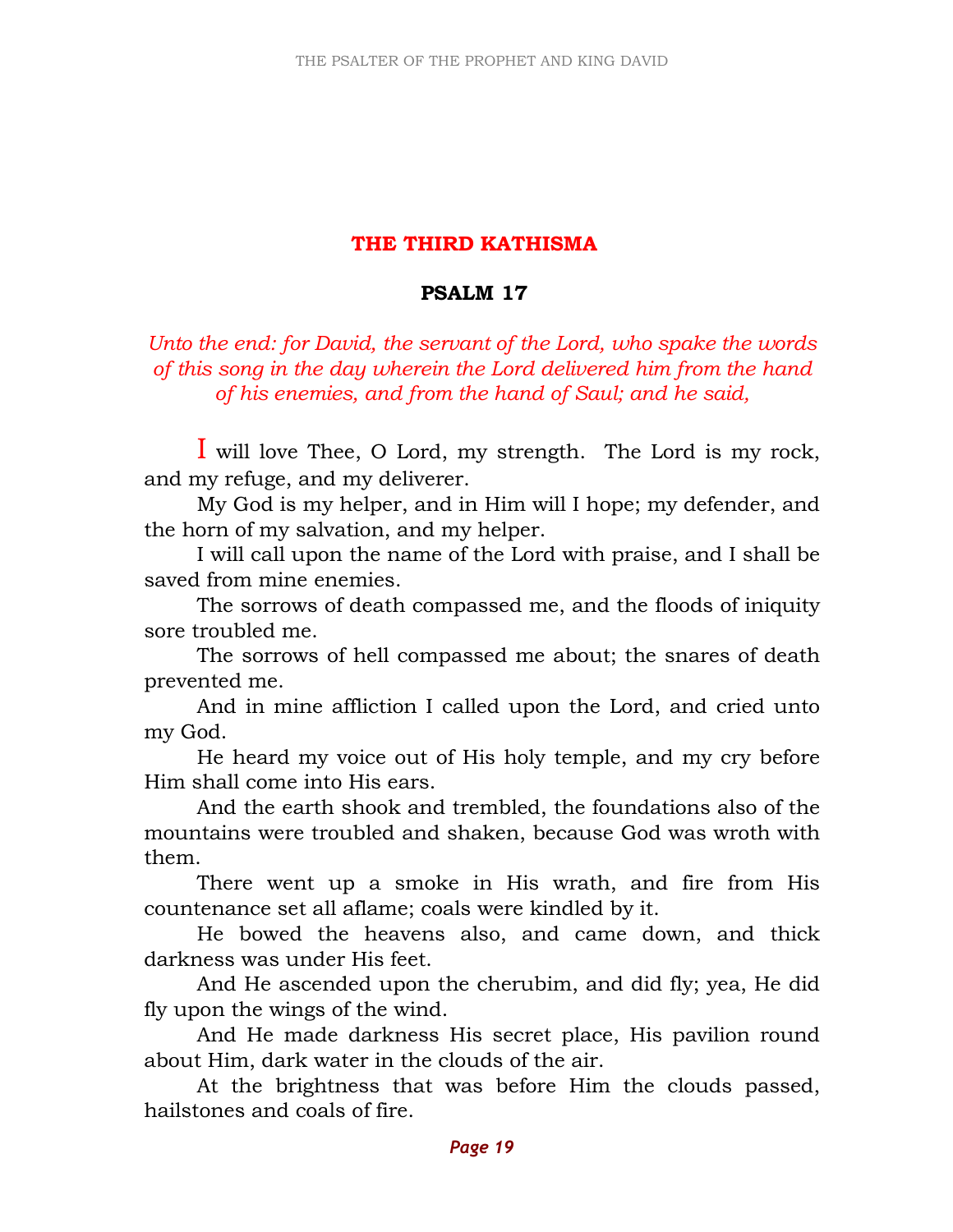## THE THIRD KATHISMA

### PSALM 17

*Unto the end: for David, the servant of the Lord, who spake the words of this song in the day wherein the Lord delivered him from the hand of his enemies, and from the hand of Saul; and he said,*

I will love Thee, O Lord, my strength. The Lord is my rock, and my refuge, and my deliverer.

My God is my helper, and in Him will I hope; my defender, and the horn of my salvation, and my helper.

I will call upon the name of the Lord with praise, and I shall be saved from mine enemies.

The sorrows of death compassed me, and the floods of iniquity sore troubled me.

The sorrows of hell compassed me about; the snares of death prevented me.

And in mine affliction I called upon the Lord, and cried unto my God.

He heard my voice out of His holy temple, and my cry before Him shall come into His ears.

And the earth shook and trembled, the foundations also of the mountains were troubled and shaken, because God was wroth with them.

There went up a smoke in His wrath, and fire from His countenance set all aflame; coals were kindled by it.

He bowed the heavens also, and came down, and thick darkness was under His feet.

And He ascended upon the cherubim, and did fly; yea, He did fly upon the wings of the wind.

And He made darkness His secret place, His pavilion round about Him, dark water in the clouds of the air.

At the brightness that was before Him the clouds passed, hailstones and coals of fire.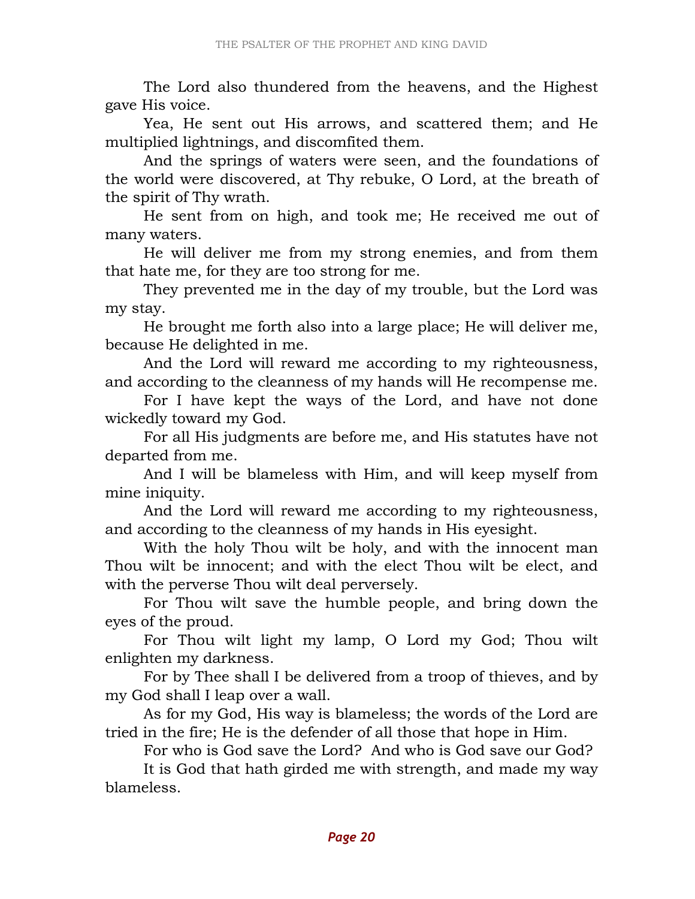The Lord also thundered from the heavens, and the Highest gave His voice.

Yea, He sent out His arrows, and scattered them; and He multiplied lightnings, and discomfited them.

And the springs of waters were seen, and the foundations of the world were discovered, at Thy rebuke, O Lord, at the breath of the spirit of Thy wrath.

He sent from on high, and took me; He received me out of many waters.

He will deliver me from my strong enemies, and from them that hate me, for they are too strong for me.

They prevented me in the day of my trouble, but the Lord was my stay.

He brought me forth also into a large place; He will deliver me, because He delighted in me.

And the Lord will reward me according to my righteousness, and according to the cleanness of my hands will He recompense me.

For I have kept the ways of the Lord, and have not done wickedly toward my God.

For all His judgments are before me, and His statutes have not departed from me.

And I will be blameless with Him, and will keep myself from mine iniquity.

And the Lord will reward me according to my righteousness, and according to the cleanness of my hands in His eyesight.

With the holy Thou wilt be holy, and with the innocent man Thou wilt be innocent; and with the elect Thou wilt be elect, and with the perverse Thou wilt deal perversely.

For Thou wilt save the humble people, and bring down the eyes of the proud.

For Thou wilt light my lamp, O Lord my God; Thou wilt enlighten my darkness.

For by Thee shall I be delivered from a troop of thieves, and by my God shall I leap over a wall.

As for my God, His way is blameless; the words of the Lord are tried in the fire; He is the defender of all those that hope in Him.

For who is God save the Lord? And who is God save our God?

It is God that hath girded me with strength, and made my way blameless.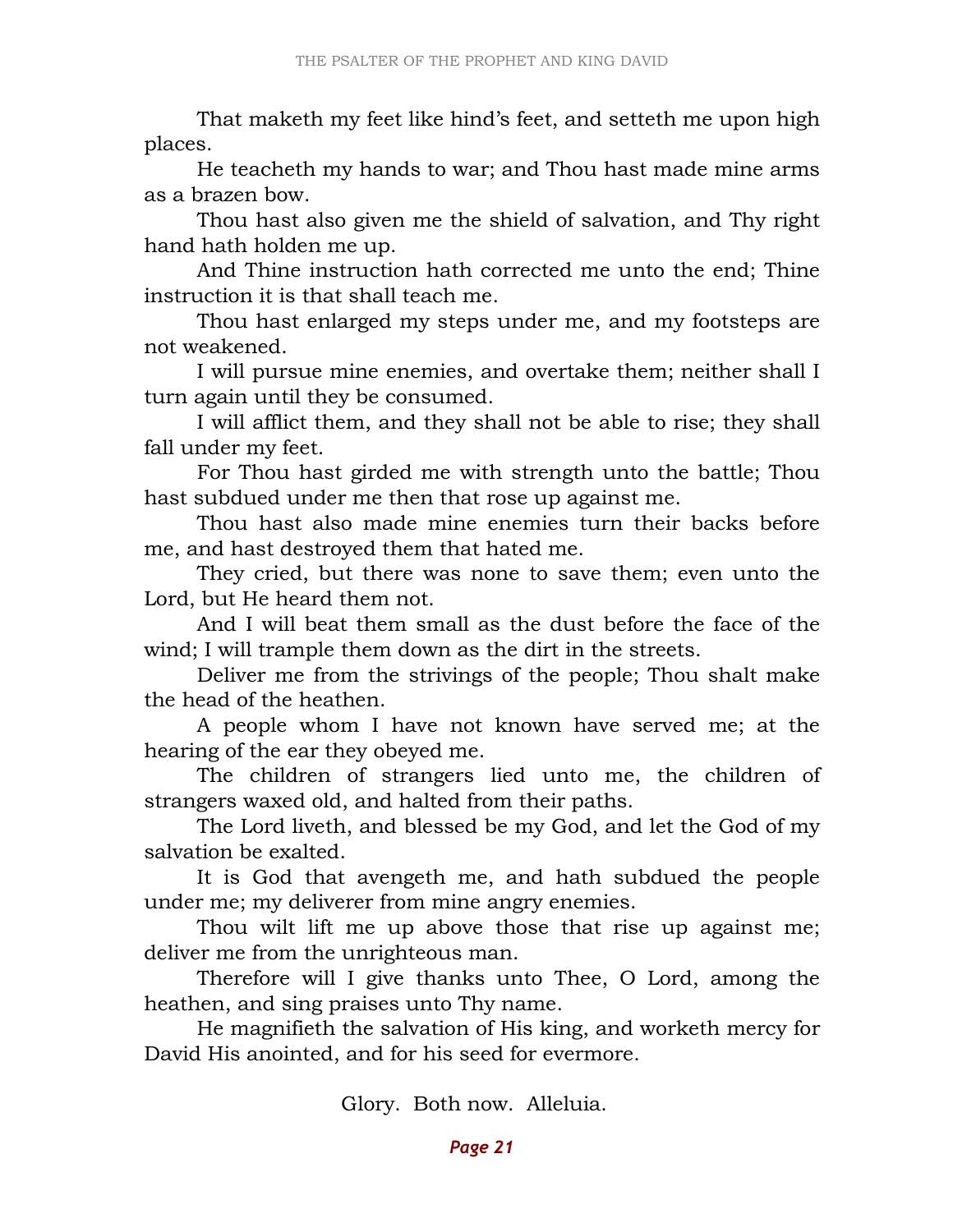That maketh my feet like hind's feet, and setteth me upon high places.

He teacheth my hands to war; and Thou hast made mine arms as a brazen bow.

Thou hast also given me the shield of salvation, and Thy right hand hath holden me up.

And Thine instruction hath corrected me unto the end; Thine instruction it is that shall teach me.

Thou hast enlarged my steps under me, and my footsteps are not weakened.

I will pursue mine enemies, and overtake them; neither shall I turn again until they be consumed.

I will afflict them, and they shall not be able to rise; they shall fall under my feet.

For Thou hast girded me with strength unto the battle; Thou hast subdued under me then that rose up against me.

Thou hast also made mine enemies turn their backs before me, and hast destroyed them that hated me.

They cried, but there was none to save them; even unto the Lord, but He heard them not.

And I will beat them small as the dust before the face of the wind; I will trample them down as the dirt in the streets.

Deliver me from the strivings of the people; Thou shalt make the head of the heathen.

A people whom I have not known have served me; at the hearing of the ear they obeyed me.

The children of strangers lied unto me, the children of strangers waxed old, and halted from their paths.

The Lord liveth, and blessed be my God, and let the God of my salvation be exalted.

It is God that avengeth me, and hath subdued the people under me; my deliverer from mine angry enemies.

Thou wilt lift me up above those that rise up against me; deliver me from the unrighteous man.

Therefore will I give thanks unto Thee, O Lord, among the heathen, and sing praises unto Thy name.

He magnifieth the salvation of His king, and worketh mercy for David His anointed, and for his seed for evermore.

Glory. Both now. Alleluia.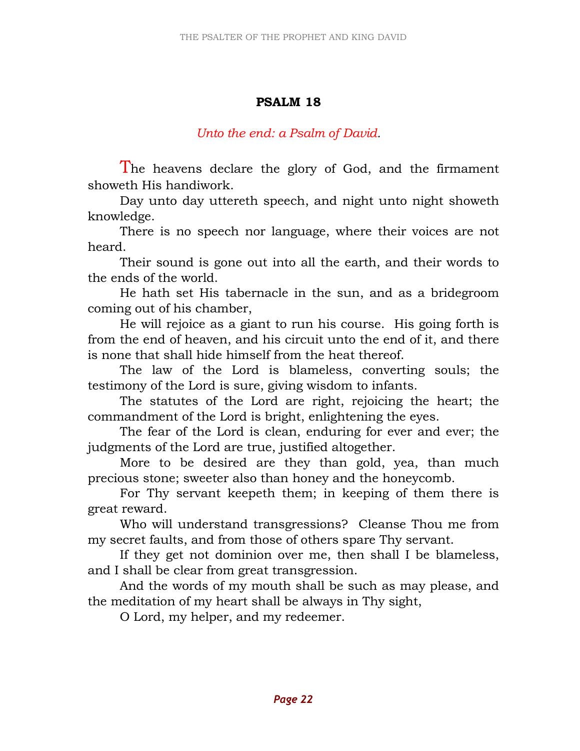## PSALM 18

*Unto the end: a Psalm of David.*

The heavens declare the glory of God, and the firmament showeth His handiwork.

Day unto day uttereth speech, and night unto night showeth knowledge.

There is no speech nor language, where their voices are not heard.

Their sound is gone out into all the earth, and their words to the ends of the world.

He hath set His tabernacle in the sun, and as a bridegroom coming out of his chamber,

He will rejoice as a giant to run his course. His going forth is from the end of heaven, and his circuit unto the end of it, and there is none that shall hide himself from the heat thereof.

The law of the Lord is blameless, converting souls; the testimony of the Lord is sure, giving wisdom to infants.

The statutes of the Lord are right, rejoicing the heart; the commandment of the Lord is bright, enlightening the eyes.

The fear of the Lord is clean, enduring for ever and ever; the judgments of the Lord are true, justified altogether.

More to be desired are they than gold, yea, than much precious stone; sweeter also than honey and the honeycomb.

For Thy servant keepeth them; in keeping of them there is great reward.

Who will understand transgressions? Cleanse Thou me from my secret faults, and from those of others spare Thy servant.

If they get not dominion over me, then shall I be blameless, and I shall be clear from great transgression.

And the words of my mouth shall be such as may please, and the meditation of my heart shall be always in Thy sight,

O Lord, my helper, and my redeemer.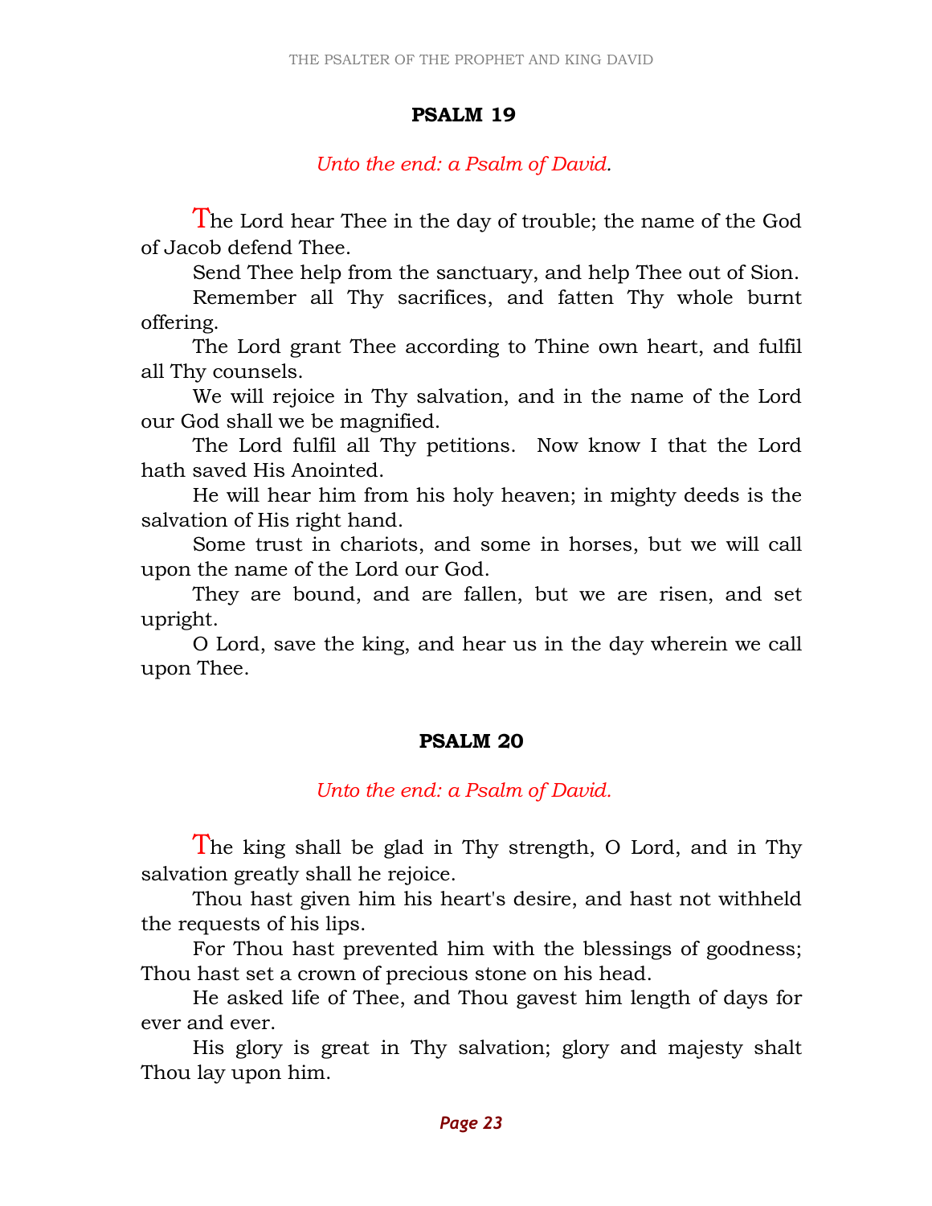## PSALM 19

*Unto the end: a Psalm of David.*

The Lord hear Thee in the day of trouble; the name of the God of Jacob defend Thee.

Send Thee help from the sanctuary, and help Thee out of Sion.

Remember all Thy sacrifices, and fatten Thy whole burnt offering.

The Lord grant Thee according to Thine own heart, and fulfil all Thy counsels.

We will rejoice in Thy salvation, and in the name of the Lord our God shall we be magnified.

The Lord fulfil all Thy petitions. Now know I that the Lord hath saved His Anointed.

He will hear him from his holy heaven; in mighty deeds is the salvation of His right hand.

Some trust in chariots, and some in horses, but we will call upon the name of the Lord our God.

They are bound, and are fallen, but we are risen, and set upright.

O Lord, save the king, and hear us in the day wherein we call upon Thee.

## PSALM 20

*Unto the end: a Psalm of David.*

The king shall be glad in Thy strength, O Lord, and in Thy salvation greatly shall he rejoice.

Thou hast given him his heart's desire, and hast not withheld the requests of his lips.

For Thou hast prevented him with the blessings of goodness; Thou hast set a crown of precious stone on his head.

He asked life of Thee, and Thou gavest him length of days for ever and ever.

His glory is great in Thy salvation; glory and majesty shalt Thou lay upon him.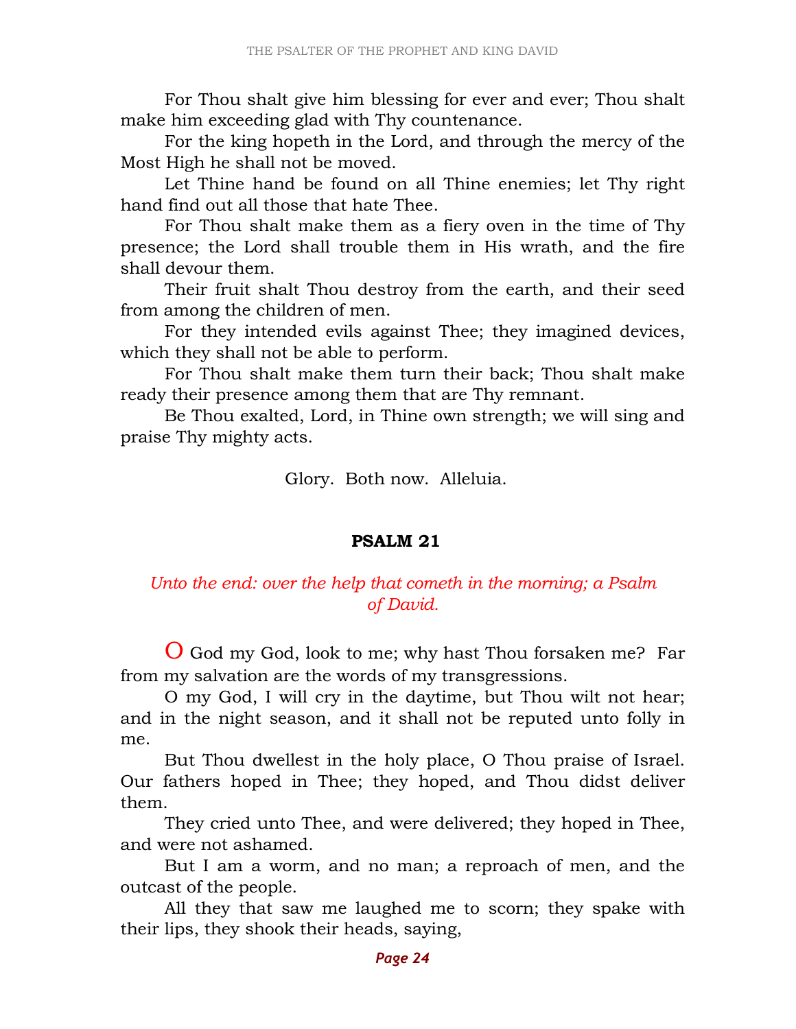For Thou shalt give him blessing for ever and ever; Thou shalt make him exceeding glad with Thy countenance.

For the king hopeth in the Lord, and through the mercy of the Most High he shall not be moved.

Let Thine hand be found on all Thine enemies; let Thy right hand find out all those that hate Thee.

For Thou shalt make them as a fiery oven in the time of Thy presence; the Lord shall trouble them in His wrath, and the fire shall devour them.

Their fruit shalt Thou destroy from the earth, and their seed from among the children of men.

For they intended evils against Thee; they imagined devices, which they shall not be able to perform.

For Thou shalt make them turn their back; Thou shalt make ready their presence among them that are Thy remnant.

Be Thou exalted, Lord, in Thine own strength; we will sing and praise Thy mighty acts.

Glory. Both now. Alleluia.

## PSALM 21

*Unto the end: over the help that cometh in the morning; a Psalm of David.*

O God my God, look to me; why hast Thou forsaken me? Far from my salvation are the words of my transgressions.

O my God, I will cry in the daytime, but Thou wilt not hear; and in the night season, and it shall not be reputed unto folly in me.

But Thou dwellest in the holy place, O Thou praise of Israel. Our fathers hoped in Thee; they hoped, and Thou didst deliver them.

They cried unto Thee, and were delivered; they hoped in Thee, and were not ashamed.

But I am a worm, and no man; a reproach of men, and the outcast of the people.

All they that saw me laughed me to scorn; they spake with their lips, they shook their heads, saying,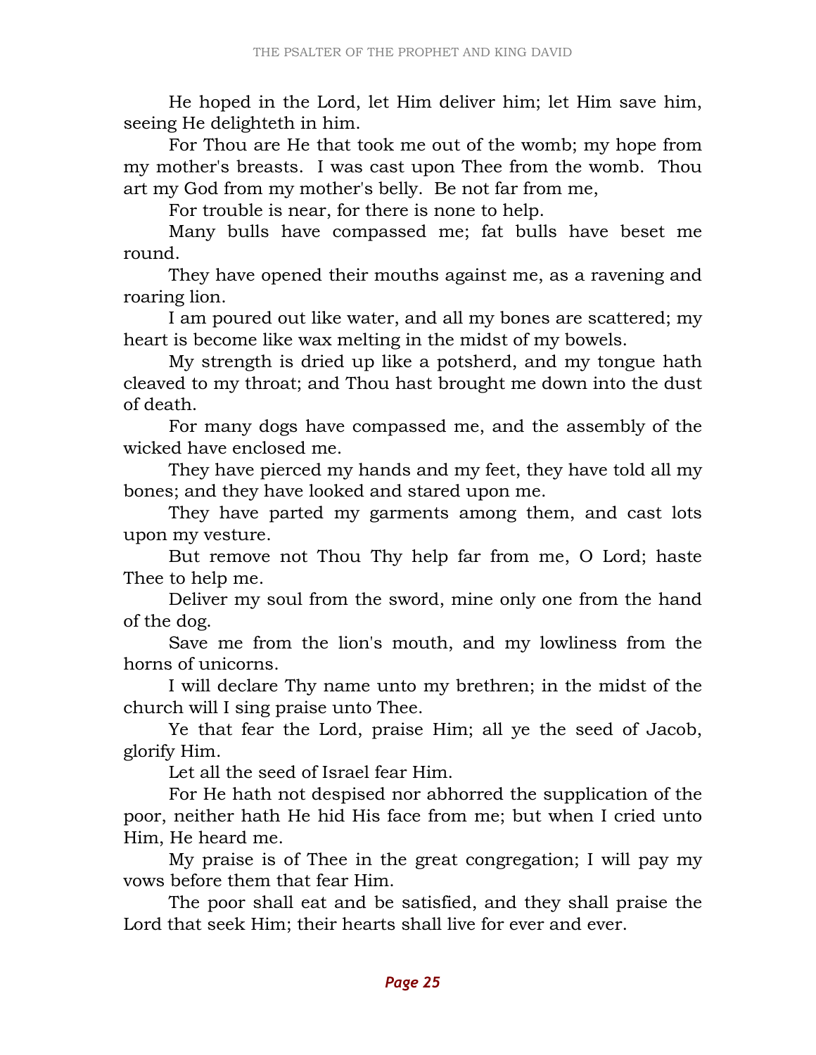He hoped in the Lord, let Him deliver him; let Him save him, seeing He delighteth in him.

For Thou are He that took me out of the womb; my hope from my mother's breasts. I was cast upon Thee from the womb. Thou art my God from my mother's belly. Be not far from me,

For trouble is near, for there is none to help.

Many bulls have compassed me; fat bulls have beset me round.

They have opened their mouths against me, as a ravening and roaring lion.

I am poured out like water, and all my bones are scattered; my heart is become like wax melting in the midst of my bowels.

My strength is dried up like a potsherd, and my tongue hath cleaved to my throat; and Thou hast brought me down into the dust of death.

For many dogs have compassed me, and the assembly of the wicked have enclosed me.

They have pierced my hands and my feet, they have told all my bones; and they have looked and stared upon me.

They have parted my garments among them, and cast lots upon my vesture.

But remove not Thou Thy help far from me, O Lord; haste Thee to help me.

Deliver my soul from the sword, mine only one from the hand of the dog.

Save me from the lion's mouth, and my lowliness from the horns of unicorns.

I will declare Thy name unto my brethren; in the midst of the church will I sing praise unto Thee.

Ye that fear the Lord, praise Him; all ye the seed of Jacob, glorify Him.

Let all the seed of Israel fear Him.

For He hath not despised nor abhorred the supplication of the poor, neither hath He hid His face from me; but when I cried unto Him, He heard me.

My praise is of Thee in the great congregation; I will pay my vows before them that fear Him.

The poor shall eat and be satisfied, and they shall praise the Lord that seek Him; their hearts shall live for ever and ever.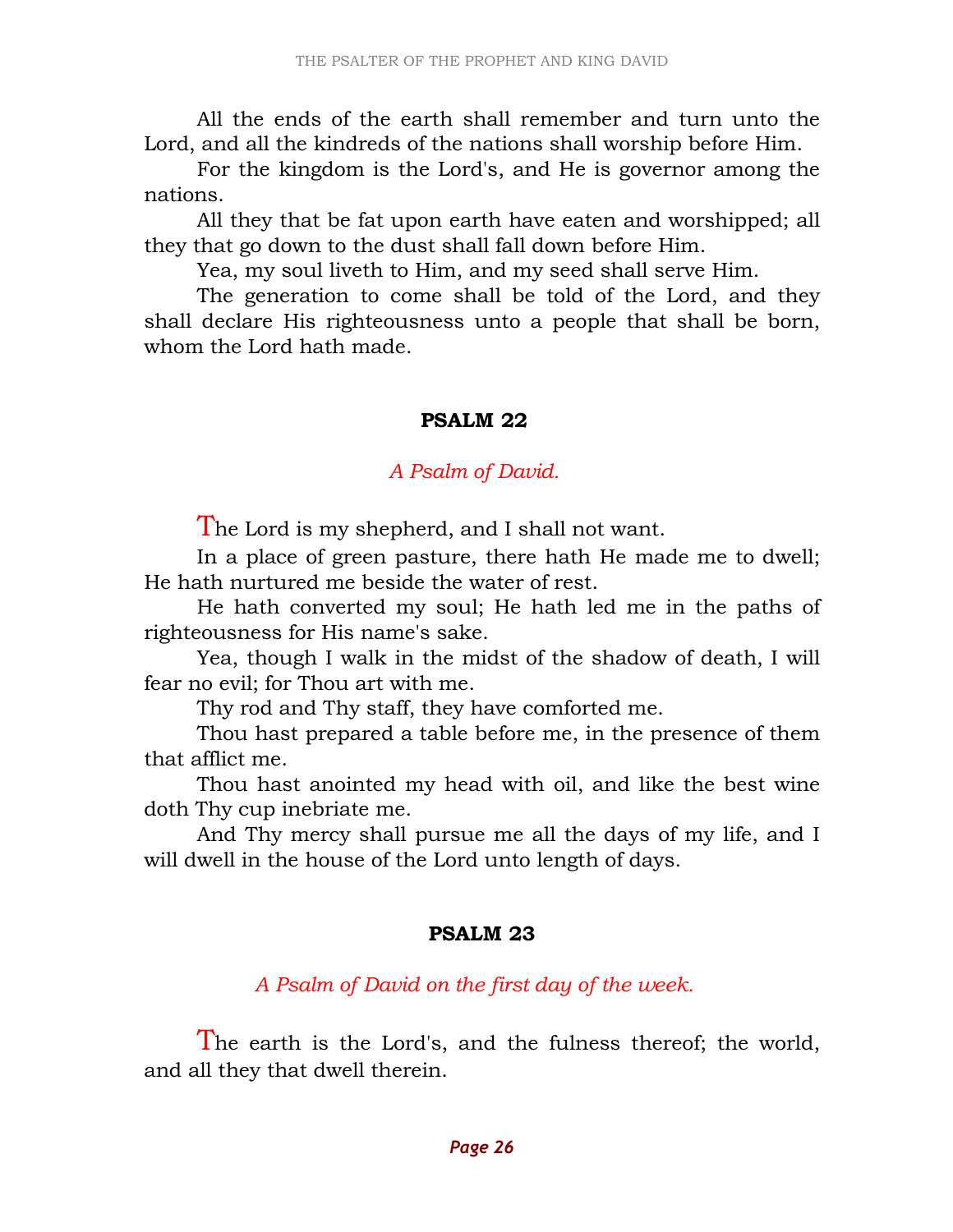All the ends of the earth shall remember and turn unto the Lord, and all the kindreds of the nations shall worship before Him.

For the kingdom is the Lord's, and He is governor among the nations.

All they that be fat upon earth have eaten and worshipped; all they that go down to the dust shall fall down before Him.

Yea, my soul liveth to Him, and my seed shall serve Him.

The generation to come shall be told of the Lord, and they shall declare His righteousness unto a people that shall be born, whom the Lord hath made.

## PSALM 22

*A Psalm of David.*

The Lord is my shepherd, and I shall not want.

In a place of green pasture, there hath He made me to dwell; He hath nurtured me beside the water of rest.

He hath converted my soul; He hath led me in the paths of righteousness for His name's sake.

Yea, though I walk in the midst of the shadow of death, I will fear no evil; for Thou art with me.

Thy rod and Thy staff, they have comforted me.

Thou hast prepared a table before me, in the presence of them that afflict me.

Thou hast anointed my head with oil, and like the best wine doth Thy cup inebriate me.

And Thy mercy shall pursue me all the days of my life, and I will dwell in the house of the Lord unto length of days.

## PSALM 23

*A Psalm of David on the first day of the week.*

The earth is the Lord's, and the fulness thereof; the world, and all they that dwell therein.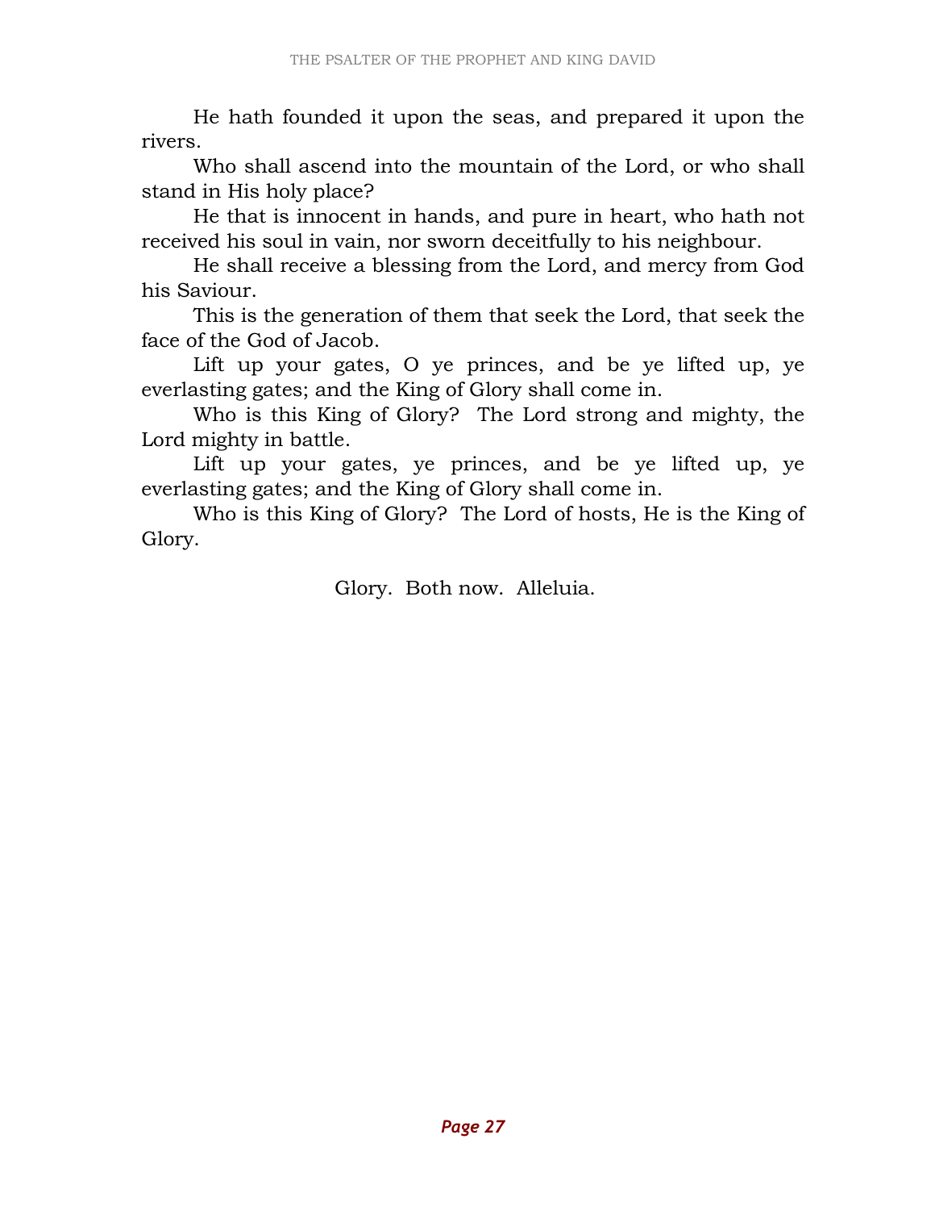He hath founded it upon the seas, and prepared it upon the rivers.

Who shall ascend into the mountain of the Lord, or who shall stand in His holy place?

He that is innocent in hands, and pure in heart, who hath not received his soul in vain, nor sworn deceitfully to his neighbour.

He shall receive a blessing from the Lord, and mercy from God his Saviour.

This is the generation of them that seek the Lord, that seek the face of the God of Jacob.

Lift up your gates, O ye princes, and be ye lifted up, ye everlasting gates; and the King of Glory shall come in.

Who is this King of Glory? The Lord strong and mighty, the Lord mighty in battle.

Lift up your gates, ye princes, and be ye lifted up, ye everlasting gates; and the King of Glory shall come in.

Who is this King of Glory? The Lord of hosts, He is the King of Glory.

Glory. Both now. Alleluia.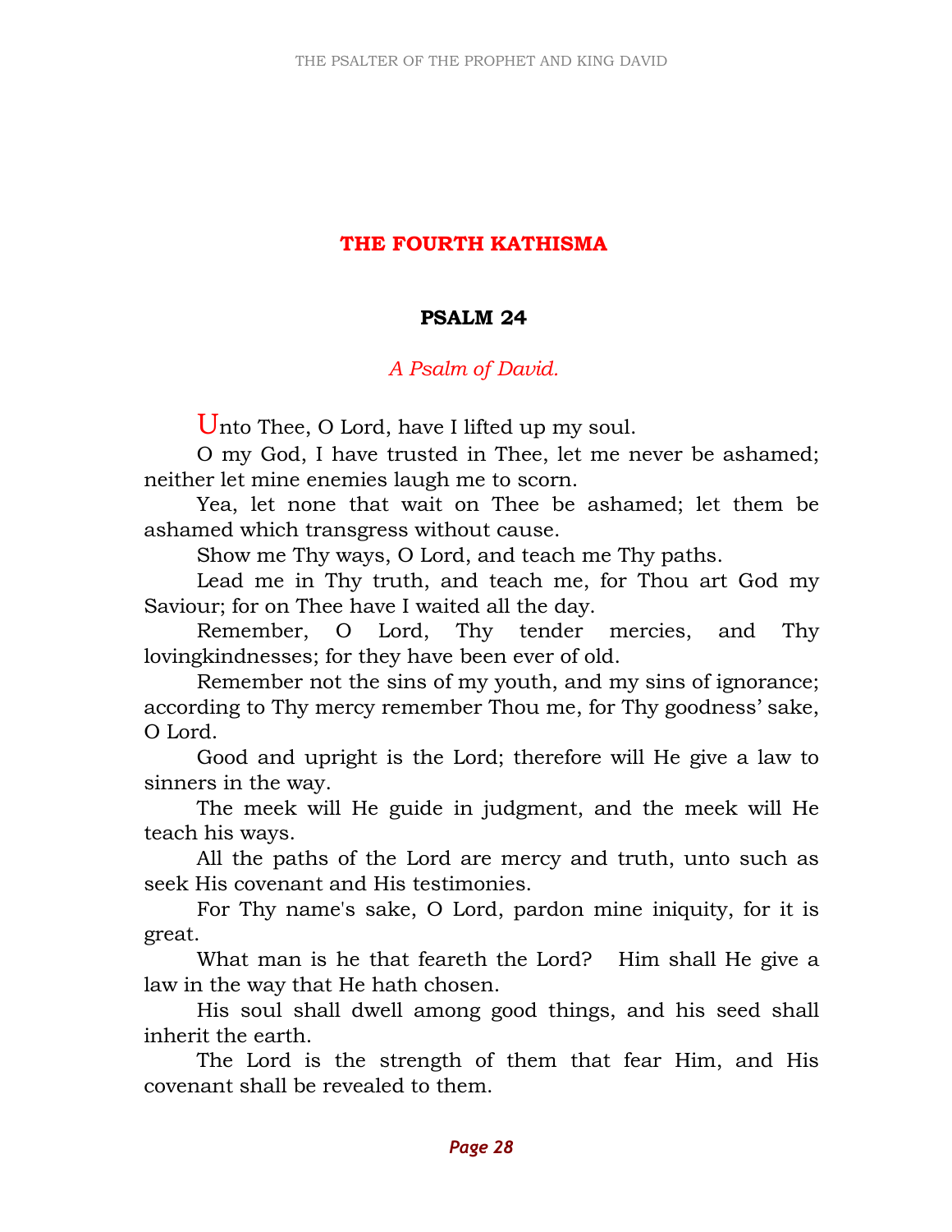## THE FOURTH KATHISMA

### PSALM 24

*A Psalm of David.*

Unto Thee, O Lord, have I lifted up my soul.

O my God, I have trusted in Thee, let me never be ashamed; neither let mine enemies laugh me to scorn.

Yea, let none that wait on Thee be ashamed; let them be ashamed which transgress without cause.

Show me Thy ways, O Lord, and teach me Thy paths.

Lead me in Thy truth, and teach me, for Thou art God my Saviour; for on Thee have I waited all the day.

Remember, O Lord, Thy tender mercies, and Thy lovingkindnesses; for they have been ever of old.

Remember not the sins of my youth, and my sins of ignorance; according to Thy mercy remember Thou me, for Thy goodness' sake, O Lord.

Good and upright is the Lord; therefore will He give a law to sinners in the way.

The meek will He guide in judgment, and the meek will He teach his ways.

All the paths of the Lord are mercy and truth, unto such as seek His covenant and His testimonies.

For Thy name's sake, O Lord, pardon mine iniquity, for it is great.

What man is he that feareth the Lord? Him shall He give a law in the way that He hath chosen.

His soul shall dwell among good things, and his seed shall inherit the earth.

The Lord is the strength of them that fear Him, and His covenant shall be revealed to them.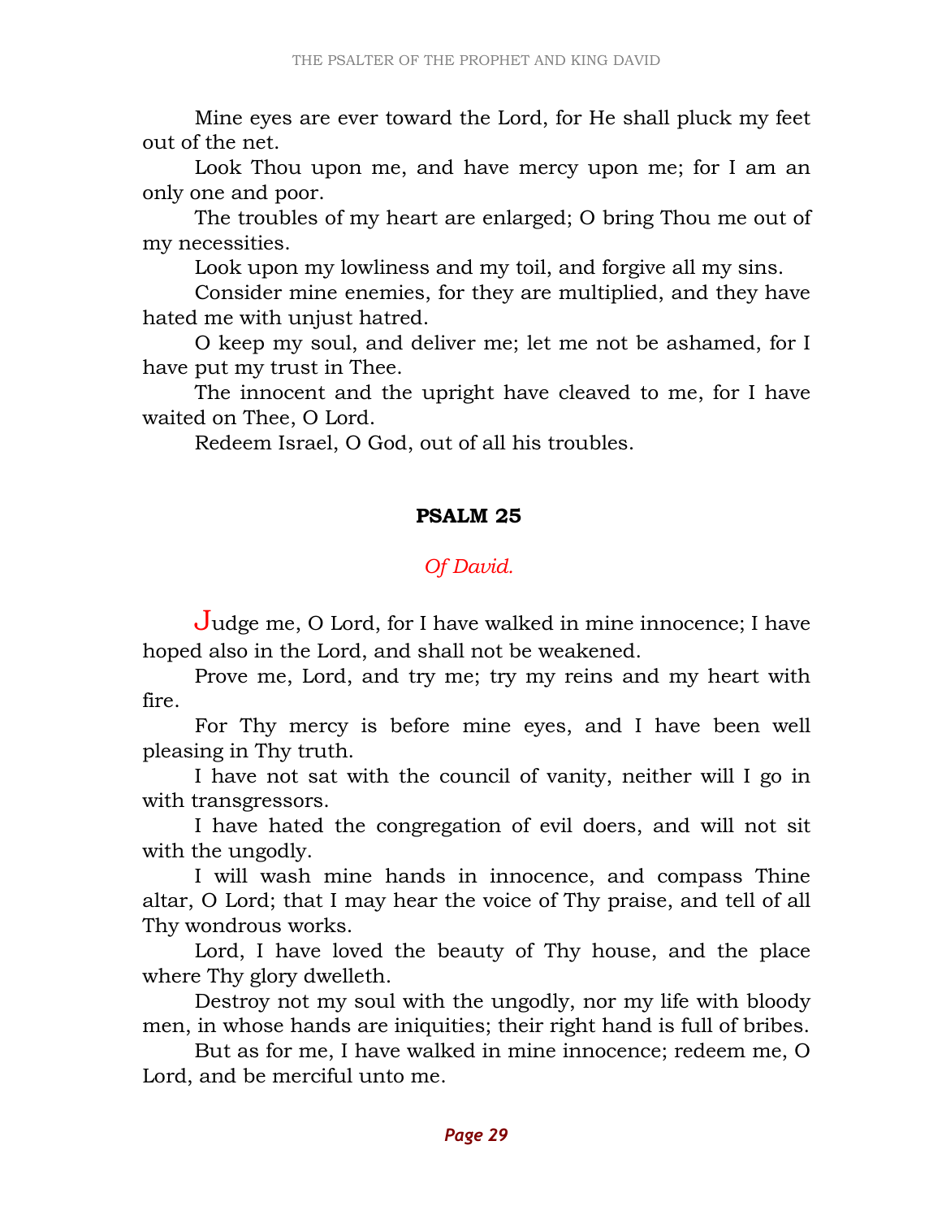Mine eyes are ever toward the Lord, for He shall pluck my feet out of the net.

Look Thou upon me, and have mercy upon me; for I am an only one and poor.

The troubles of my heart are enlarged; O bring Thou me out of my necessities.

Look upon my lowliness and my toil, and forgive all my sins.

Consider mine enemies, for they are multiplied, and they have hated me with unjust hatred.

O keep my soul, and deliver me; let me not be ashamed, for I have put my trust in Thee.

The innocent and the upright have cleaved to me, for I have waited on Thee, O Lord.

Redeem Israel, O God, out of all his troubles.

## PSALM 25

*Of David.*

Judge me, O Lord, for I have walked in mine innocence; I have hoped also in the Lord, and shall not be weakened.

Prove me, Lord, and try me; try my reins and my heart with fire.

For Thy mercy is before mine eyes, and I have been well pleasing in Thy truth.

I have not sat with the council of vanity, neither will I go in with transgressors.

I have hated the congregation of evil doers, and will not sit with the ungodly.

I will wash mine hands in innocence, and compass Thine altar, O Lord; that I may hear the voice of Thy praise, and tell of all Thy wondrous works.

Lord, I have loved the beauty of Thy house, and the place where Thy glory dwelleth.

Destroy not my soul with the ungodly, nor my life with bloody men, in whose hands are iniquities; their right hand is full of bribes.

But as for me, I have walked in mine innocence; redeem me, O Lord, and be merciful unto me.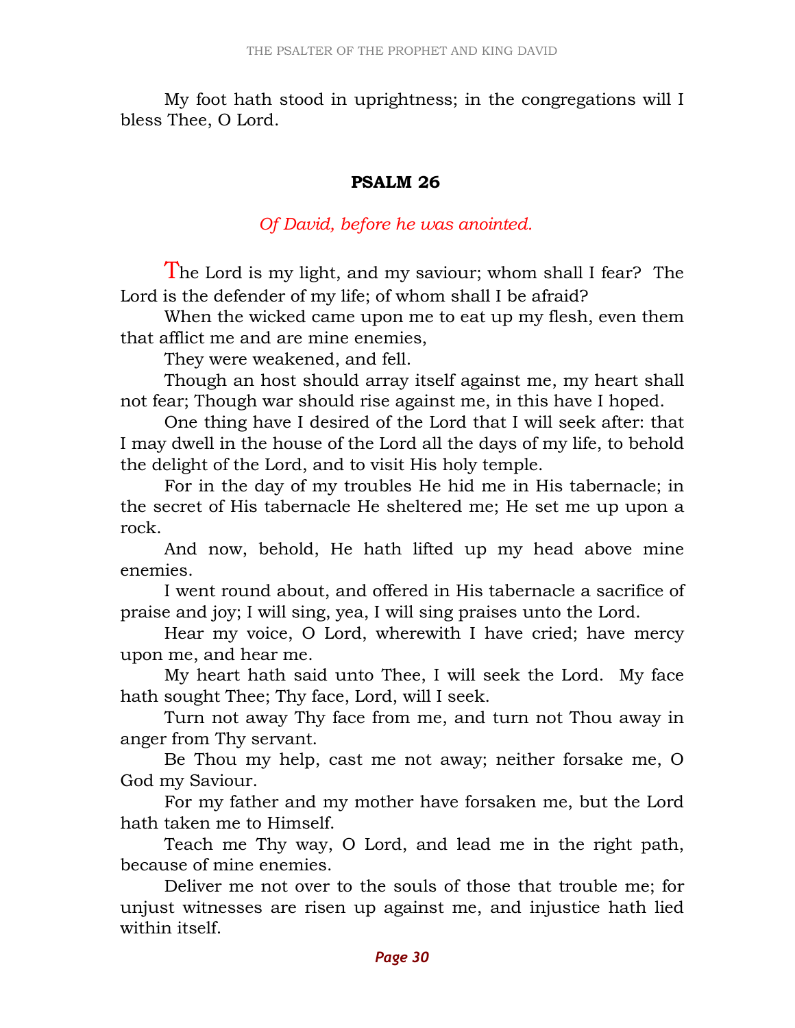My foot hath stood in uprightness; in the congregations will I bless Thee, O Lord.

## PSALM 26

*Of David, before he was anointed.*

The Lord is my light, and my saviour; whom shall I fear? The Lord is the defender of my life; of whom shall I be afraid?

When the wicked came upon me to eat up my flesh, even them that afflict me and are mine enemies,

They were weakened, and fell.

Though an host should array itself against me, my heart shall not fear; Though war should rise against me, in this have I hoped.

One thing have I desired of the Lord that I will seek after: that I may dwell in the house of the Lord all the days of my life, to behold the delight of the Lord, and to visit His holy temple.

For in the day of my troubles He hid me in His tabernacle; in the secret of His tabernacle He sheltered me; He set me up upon a rock.

And now, behold, He hath lifted up my head above mine enemies.

I went round about, and offered in His tabernacle a sacrifice of praise and joy; I will sing, yea, I will sing praises unto the Lord.

Hear my voice, O Lord, wherewith I have cried; have mercy upon me, and hear me.

My heart hath said unto Thee, I will seek the Lord. My face hath sought Thee; Thy face, Lord, will I seek.

Turn not away Thy face from me, and turn not Thou away in anger from Thy servant.

Be Thou my help, cast me not away; neither forsake me, O God my Saviour.

For my father and my mother have forsaken me, but the Lord hath taken me to Himself.

Teach me Thy way, O Lord, and lead me in the right path, because of mine enemies.

Deliver me not over to the souls of those that trouble me; for unjust witnesses are risen up against me, and injustice hath lied within itself.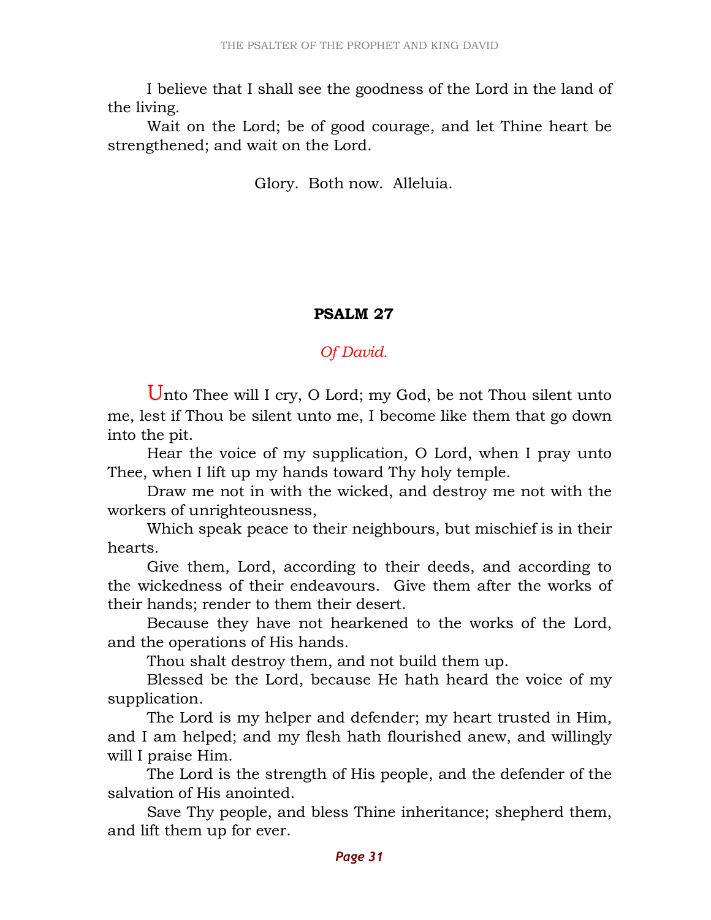I believe that I shall see the goodness of the Lord in the land of the living.

Wait on the Lord; be of good courage, and let Thine heart be strengthened; and wait on the Lord.

Glory. Both now. Alleluia.

## PSALM 27

*Of David.*

Unto Thee will I cry, O Lord; my God, be not Thou silent unto me, lest if Thou be silent unto me, I become like them that go down into the pit.

Hear the voice of my supplication, O Lord, when I pray unto Thee, when I lift up my hands toward Thy holy temple.

Draw me not in with the wicked, and destroy me not with the workers of unrighteousness,

Which speak peace to their neighbours, but mischief is in their hearts.

Give them, Lord, according to their deeds, and according to the wickedness of their endeavours. Give them after the works of their hands; render to them their desert.

Because they have not hearkened to the works of the Lord, and the operations of His hands.

Thou shalt destroy them, and not build them up.

Blessed be the Lord, because He hath heard the voice of my supplication.

The Lord is my helper and defender; my heart trusted in Him, and I am helped; and my flesh hath flourished anew, and willingly will I praise Him.

The Lord is the strength of His people, and the defender of the salvation of His anointed.

Save Thy people, and bless Thine inheritance; shepherd them, and lift them up for ever.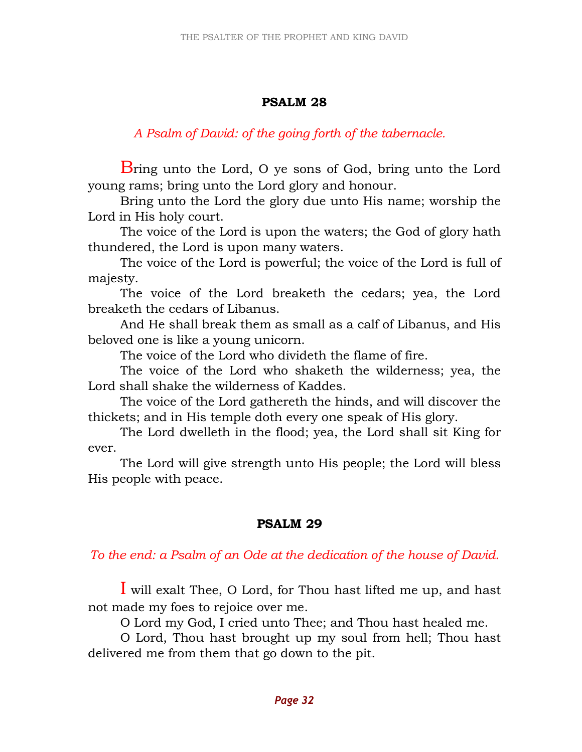## PSALM 28

*A Psalm of David: of the going forth of the tabernacle.*

Bring unto the Lord, O ye sons of God, bring unto the Lord young rams; bring unto the Lord glory and honour.

Bring unto the Lord the glory due unto His name; worship the Lord in His holy court.

The voice of the Lord is upon the waters; the God of glory hath thundered, the Lord is upon many waters.

The voice of the Lord is powerful; the voice of the Lord is full of majesty.

The voice of the Lord breaketh the cedars; yea, the Lord breaketh the cedars of Libanus.

And He shall break them as small as a calf of Libanus, and His beloved one is like a young unicorn.

The voice of the Lord who divideth the flame of fire.

The voice of the Lord who shaketh the wilderness; yea, the Lord shall shake the wilderness of Kaddes.

The voice of the Lord gathereth the hinds, and will discover the thickets; and in His temple doth every one speak of His glory.

The Lord dwelleth in the flood; yea, the Lord shall sit King for ever.

The Lord will give strength unto His people; the Lord will bless His people with peace.

## PSALM 29

*To the end: a Psalm of an Ode at the dedication of the house of David.*

I will exalt Thee, O Lord, for Thou hast lifted me up, and hast not made my foes to rejoice over me.

O Lord my God, I cried unto Thee; and Thou hast healed me.

O Lord, Thou hast brought up my soul from hell; Thou hast delivered me from them that go down to the pit.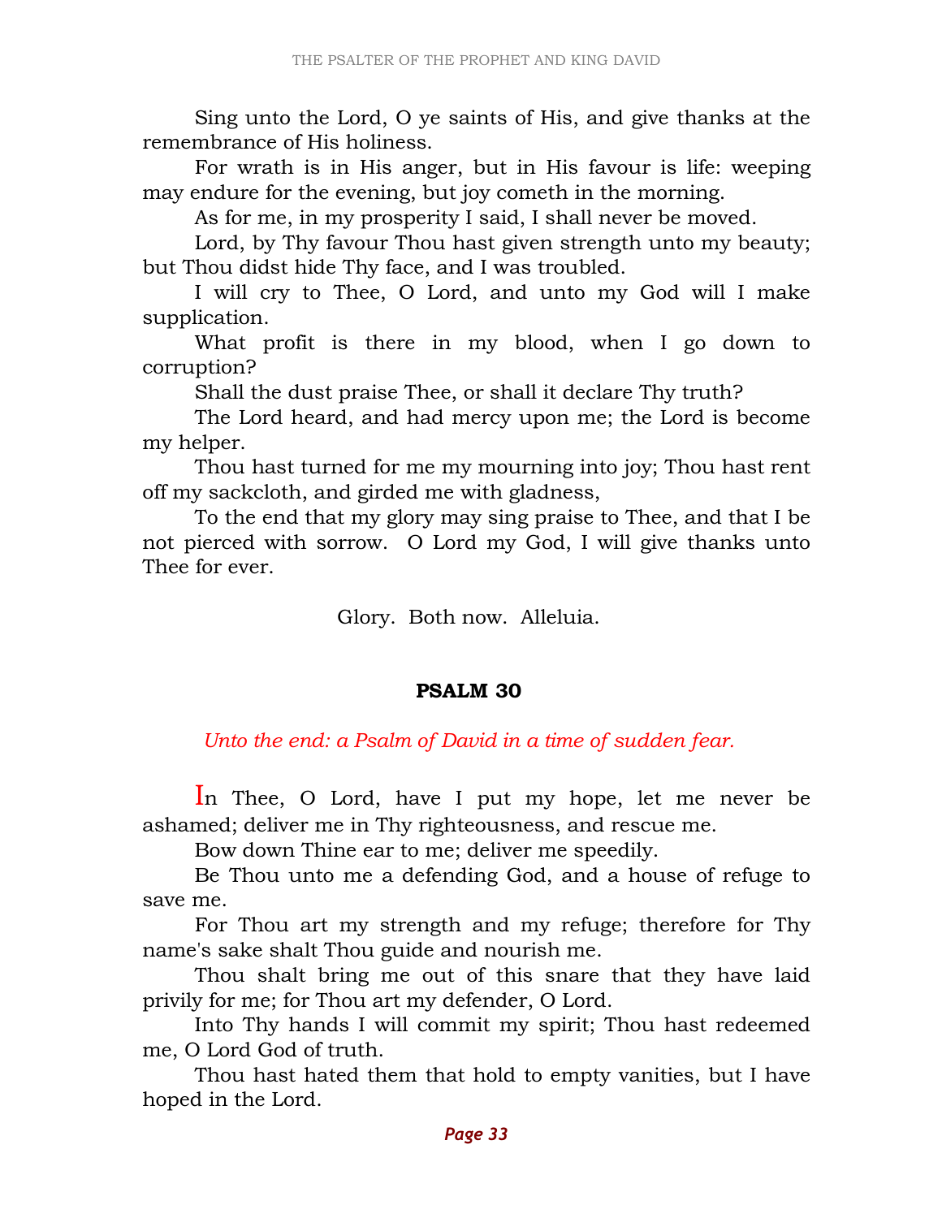Sing unto the Lord, O ye saints of His, and give thanks at the remembrance of His holiness.

For wrath is in His anger, but in His favour is life: weeping may endure for the evening, but joy cometh in the morning.

As for me, in my prosperity I said, I shall never be moved.

Lord, by Thy favour Thou hast given strength unto my beauty; but Thou didst hide Thy face, and I was troubled.

I will cry to Thee, O Lord, and unto my God will I make supplication.

What profit is there in my blood, when I go down to corruption?

Shall the dust praise Thee, or shall it declare Thy truth?

The Lord heard, and had mercy upon me; the Lord is become my helper.

Thou hast turned for me my mourning into joy; Thou hast rent off my sackcloth, and girded me with gladness,

To the end that my glory may sing praise to Thee, and that I be not pierced with sorrow. O Lord my God, I will give thanks unto Thee for ever.

Glory. Both now. Alleluia.

## PSALM 30

*Unto the end: a Psalm of David in a time of sudden fear.*

In Thee, O Lord, have I put my hope, let me never be ashamed; deliver me in Thy righteousness, and rescue me.

Bow down Thine ear to me; deliver me speedily.

Be Thou unto me a defending God, and a house of refuge to save me.

For Thou art my strength and my refuge; therefore for Thy name's sake shalt Thou guide and nourish me.

Thou shalt bring me out of this snare that they have laid privily for me; for Thou art my defender, O Lord.

Into Thy hands I will commit my spirit; Thou hast redeemed me, O Lord God of truth.

Thou hast hated them that hold to empty vanities, but I have hoped in the Lord.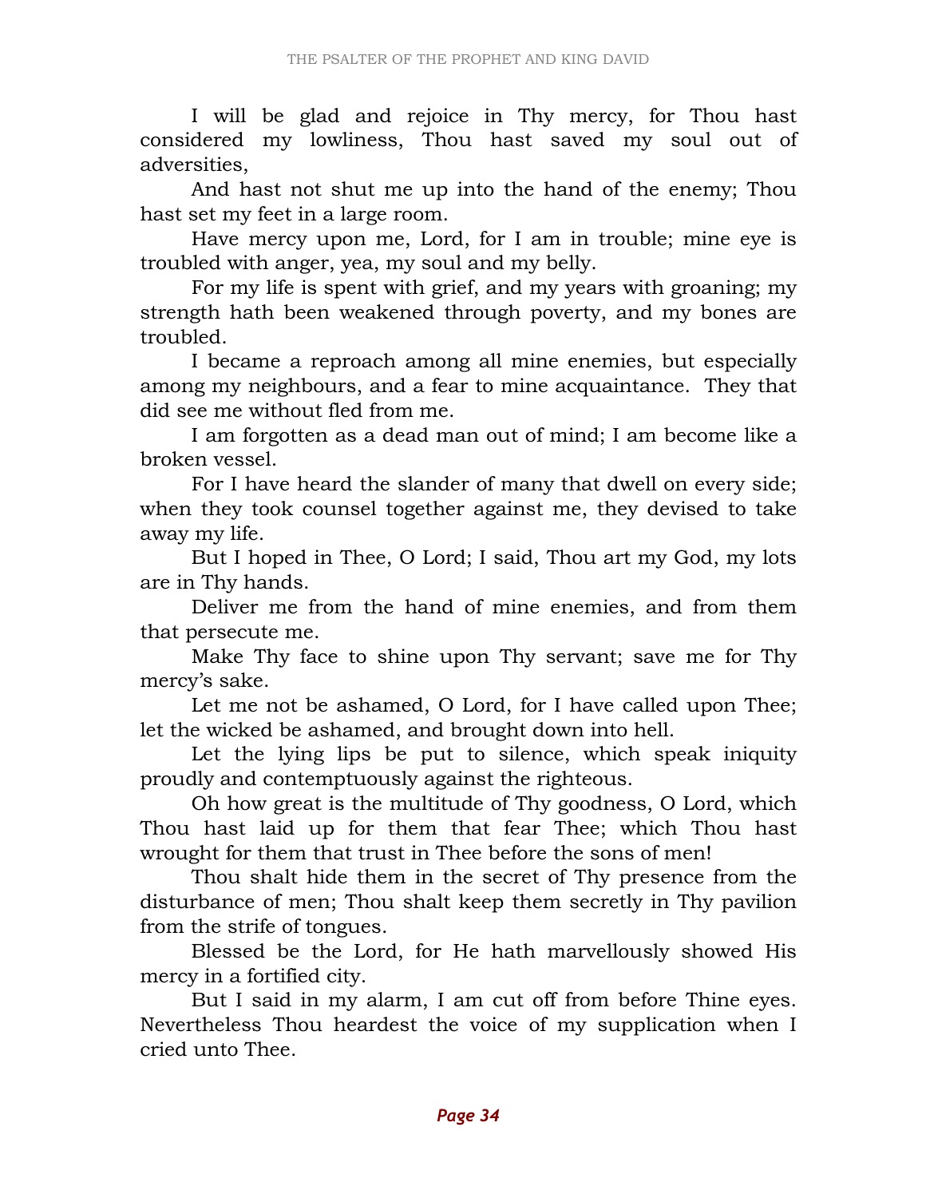I will be glad and rejoice in Thy mercy, for Thou hast considered my lowliness, Thou hast saved my soul out of adversities,

And hast not shut me up into the hand of the enemy; Thou hast set my feet in a large room.

Have mercy upon me, Lord, for I am in trouble; mine eye is troubled with anger, yea, my soul and my belly.

For my life is spent with grief, and my years with groaning; my strength hath been weakened through poverty, and my bones are troubled.

I became a reproach among all mine enemies, but especially among my neighbours, and a fear to mine acquaintance. They that did see me without fled from me.

I am forgotten as a dead man out of mind; I am become like a broken vessel.

For I have heard the slander of many that dwell on every side; when they took counsel together against me, they devised to take away my life.

But I hoped in Thee, O Lord; I said, Thou art my God, my lots are in Thy hands.

Deliver me from the hand of mine enemies, and from them that persecute me.

Make Thy face to shine upon Thy servant; save me for Thy mercy's sake.

Let me not be ashamed, O Lord, for I have called upon Thee; let the wicked be ashamed, and brought down into hell.

Let the lying lips be put to silence, which speak iniquity proudly and contemptuously against the righteous.

Oh how great is the multitude of Thy goodness, O Lord, which Thou hast laid up for them that fear Thee; which Thou hast wrought for them that trust in Thee before the sons of men!

Thou shalt hide them in the secret of Thy presence from the disturbance of men; Thou shalt keep them secretly in Thy pavilion from the strife of tongues.

Blessed be the Lord, for He hath marvellously showed His mercy in a fortified city.

But I said in my alarm, I am cut off from before Thine eyes. Nevertheless Thou heardest the voice of my supplication when I cried unto Thee.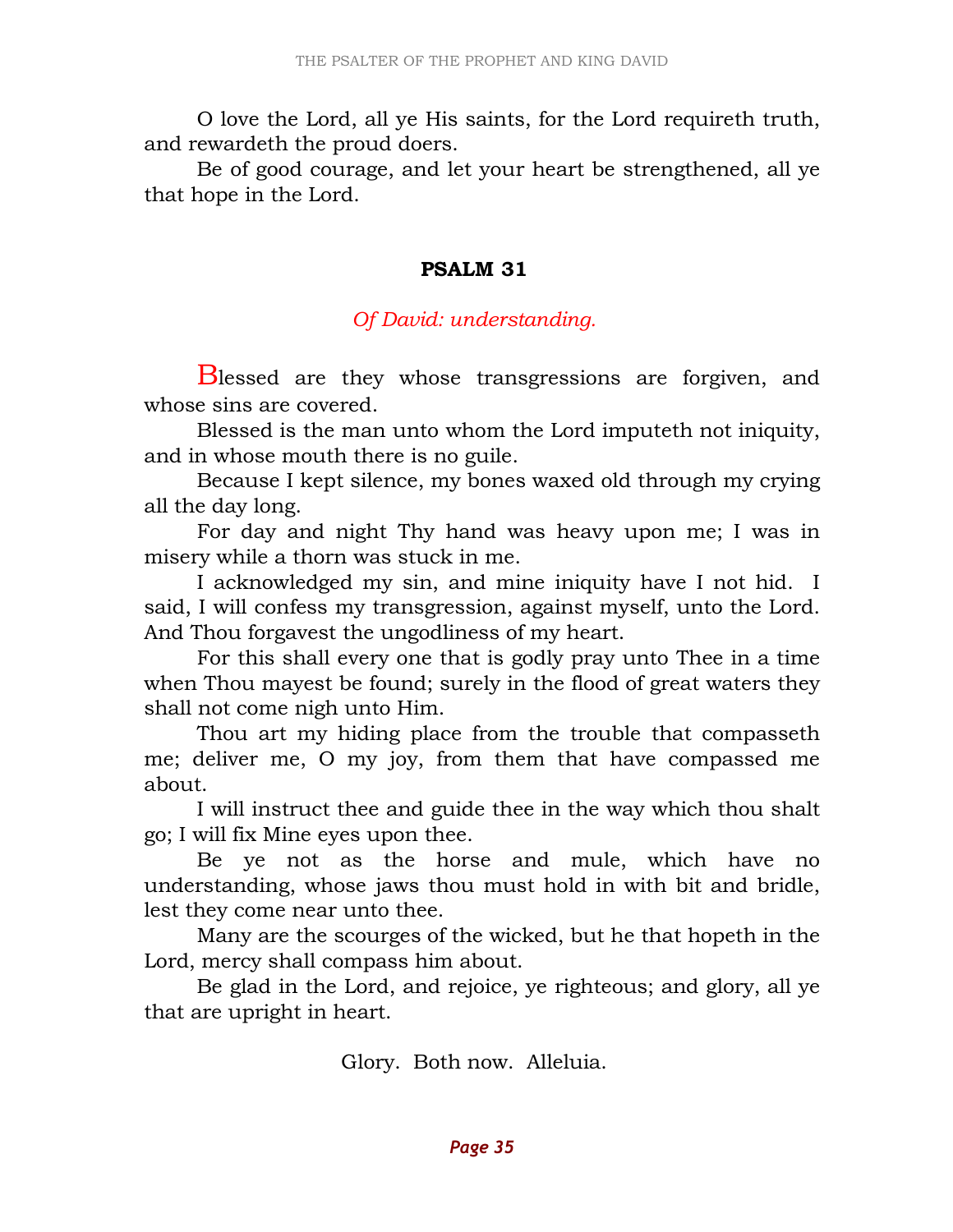O love the Lord, all ye His saints, for the Lord requireth truth, and rewardeth the proud doers.

Be of good courage, and let your heart be strengthened, all ye that hope in the Lord.

## PSALM 31

*Of David: understanding.*

Blessed are they whose transgressions are forgiven, and whose sins are covered.

Blessed is the man unto whom the Lord imputeth not iniquity, and in whose mouth there is no guile.

Because I kept silence, my bones waxed old through my crying all the day long.

For day and night Thy hand was heavy upon me; I was in misery while a thorn was stuck in me.

I acknowledged my sin, and mine iniquity have I not hid. I said, I will confess my transgression, against myself, unto the Lord. And Thou forgavest the ungodliness of my heart.

For this shall every one that is godly pray unto Thee in a time when Thou mayest be found; surely in the flood of great waters they shall not come nigh unto Him.

Thou art my hiding place from the trouble that compasseth me; deliver me, O my joy, from them that have compassed me about.

I will instruct thee and guide thee in the way which thou shalt go; I will fix Mine eyes upon thee.

Be ye not as the horse and mule, which have no understanding, whose jaws thou must hold in with bit and bridle, lest they come near unto thee.

Many are the scourges of the wicked, but he that hopeth in the Lord, mercy shall compass him about.

Be glad in the Lord, and rejoice, ye righteous; and glory, all ye that are upright in heart.

Glory. Both now. Alleluia.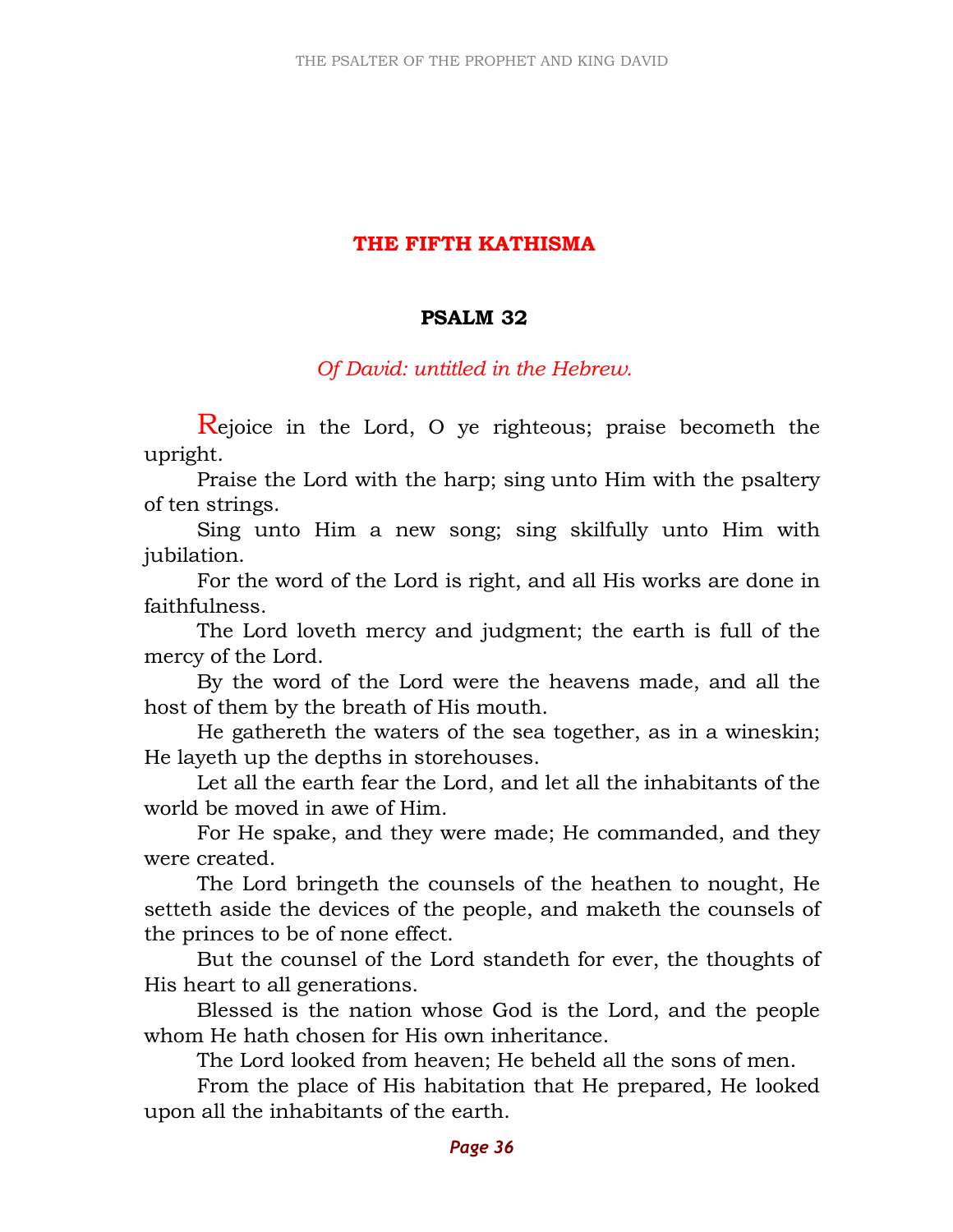## THE FIFTH KATHISMA

### PSALM 32

*Of David: untitled in the Hebrew.*

Rejoice in the Lord, O ye righteous; praise becometh the upright.

Praise the Lord with the harp; sing unto Him with the psaltery of ten strings.

Sing unto Him a new song; sing skilfully unto Him with jubilation.

For the word of the Lord is right, and all His works are done in faithfulness.

The Lord loveth mercy and judgment; the earth is full of the mercy of the Lord.

By the word of the Lord were the heavens made, and all the host of them by the breath of His mouth.

He gathereth the waters of the sea together, as in a wineskin; He layeth up the depths in storehouses.

Let all the earth fear the Lord, and let all the inhabitants of the world be moved in awe of Him.

For He spake, and they were made; He commanded, and they were created.

The Lord bringeth the counsels of the heathen to nought, He setteth aside the devices of the people, and maketh the counsels of the princes to be of none effect.

But the counsel of the Lord standeth for ever, the thoughts of His heart to all generations.

Blessed is the nation whose God is the Lord, and the people whom He hath chosen for His own inheritance.

The Lord looked from heaven; He beheld all the sons of men.

From the place of His habitation that He prepared, He looked upon all the inhabitants of the earth.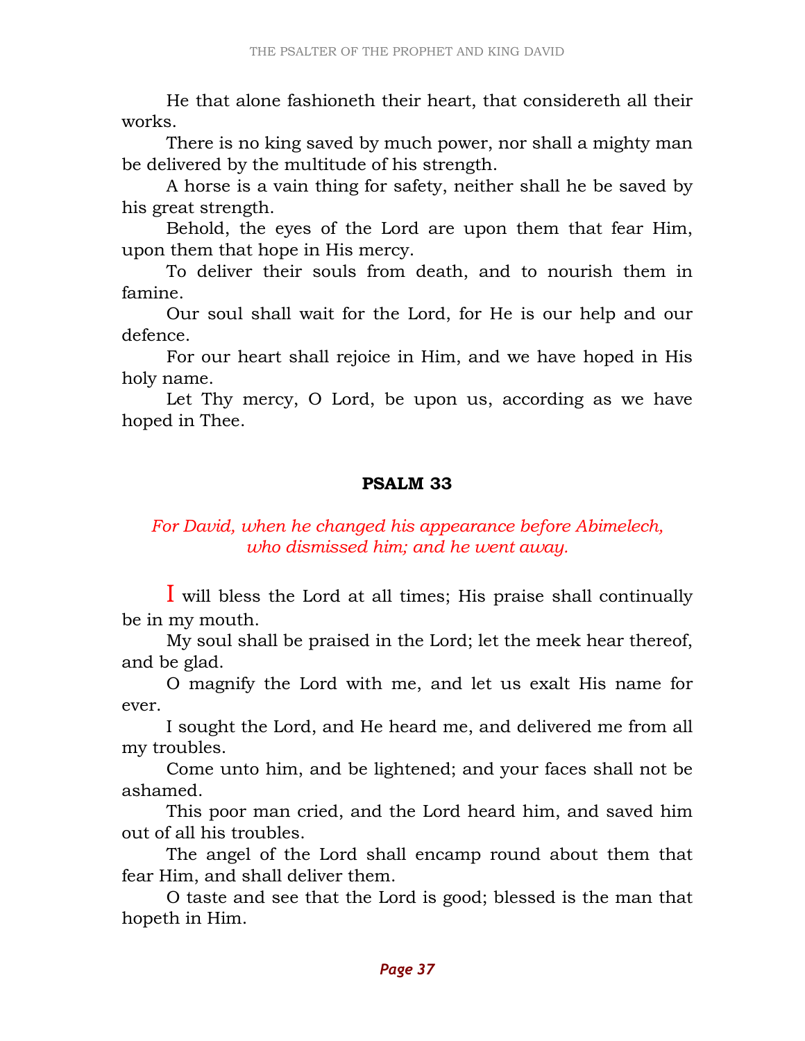He that alone fashioneth their heart, that considereth all their works.

There is no king saved by much power, nor shall a mighty man be delivered by the multitude of his strength.

A horse is a vain thing for safety, neither shall he be saved by his great strength.

Behold, the eyes of the Lord are upon them that fear Him, upon them that hope in His mercy.

To deliver their souls from death, and to nourish them in famine.

Our soul shall wait for the Lord, for He is our help and our defence.

For our heart shall rejoice in Him, and we have hoped in His holy name.

Let Thy mercy, O Lord, be upon us, according as we have hoped in Thee.

## PSALM 33

*For David, when he changed his appearance before Abimelech, who dismissed him; and he went away.*

I will bless the Lord at all times; His praise shall continually be in my mouth.

My soul shall be praised in the Lord; let the meek hear thereof, and be glad.

O magnify the Lord with me, and let us exalt His name for ever.

I sought the Lord, and He heard me, and delivered me from all my troubles.

Come unto him, and be lightened; and your faces shall not be ashamed.

This poor man cried, and the Lord heard him, and saved him out of all his troubles.

The angel of the Lord shall encamp round about them that fear Him, and shall deliver them.

O taste and see that the Lord is good; blessed is the man that hopeth in Him.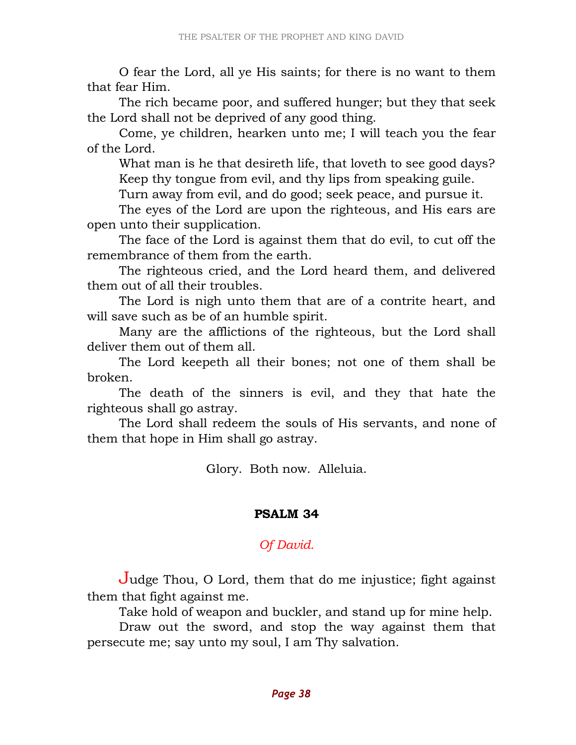O fear the Lord, all ye His saints; for there is no want to them that fear Him.

The rich became poor, and suffered hunger; but they that seek the Lord shall not be deprived of any good thing.

Come, ye children, hearken unto me; I will teach you the fear of the Lord.

What man is he that desireth life, that loveth to see good days?

Keep thy tongue from evil, and thy lips from speaking guile.

Turn away from evil, and do good; seek peace, and pursue it.

The eyes of the Lord are upon the righteous, and His ears are open unto their supplication.

The face of the Lord is against them that do evil, to cut off the remembrance of them from the earth.

The righteous cried, and the Lord heard them, and delivered them out of all their troubles.

The Lord is nigh unto them that are of a contrite heart, and will save such as be of an humble spirit.

Many are the afflictions of the righteous, but the Lord shall deliver them out of them all.

The Lord keepeth all their bones; not one of them shall be broken.

The death of the sinners is evil, and they that hate the righteous shall go astray.

The Lord shall redeem the souls of His servants, and none of them that hope in Him shall go astray.

Glory. Both now. Alleluia.

## PSALM 34

*Of David.*

Judge Thou, O Lord, them that do me injustice; fight against them that fight against me.

Take hold of weapon and buckler, and stand up for mine help.

Draw out the sword, and stop the way against them that persecute me; say unto my soul, I am Thy salvation.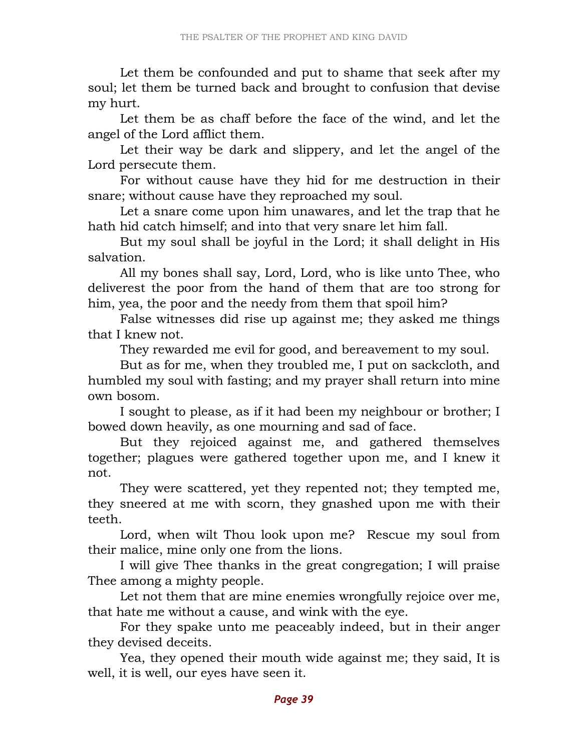Let them be confounded and put to shame that seek after my soul; let them be turned back and brought to confusion that devise my hurt.

Let them be as chaff before the face of the wind, and let the angel of the Lord afflict them.

Let their way be dark and slippery, and let the angel of the Lord persecute them.

For without cause have they hid for me destruction in their snare; without cause have they reproached my soul.

Let a snare come upon him unawares, and let the trap that he hath hid catch himself; and into that very snare let him fall.

But my soul shall be joyful in the Lord; it shall delight in His salvation.

All my bones shall say, Lord, Lord, who is like unto Thee, who deliverest the poor from the hand of them that are too strong for him, yea, the poor and the needy from them that spoil him?

False witnesses did rise up against me; they asked me things that I knew not.

They rewarded me evil for good, and bereavement to my soul.

But as for me, when they troubled me, I put on sackcloth, and humbled my soul with fasting; and my prayer shall return into mine own bosom.

I sought to please, as if it had been my neighbour or brother; I bowed down heavily, as one mourning and sad of face.

But they rejoiced against me, and gathered themselves together; plagues were gathered together upon me, and I knew it not.

They were scattered, yet they repented not; they tempted me, they sneered at me with scorn, they gnashed upon me with their teeth.

Lord, when wilt Thou look upon me? Rescue my soul from their malice, mine only one from the lions.

I will give Thee thanks in the great congregation; I will praise Thee among a mighty people.

Let not them that are mine enemies wrongfully rejoice over me, that hate me without a cause, and wink with the eye.

For they spake unto me peaceably indeed, but in their anger they devised deceits.

Yea, they opened their mouth wide against me; they said, It is well, it is well, our eyes have seen it.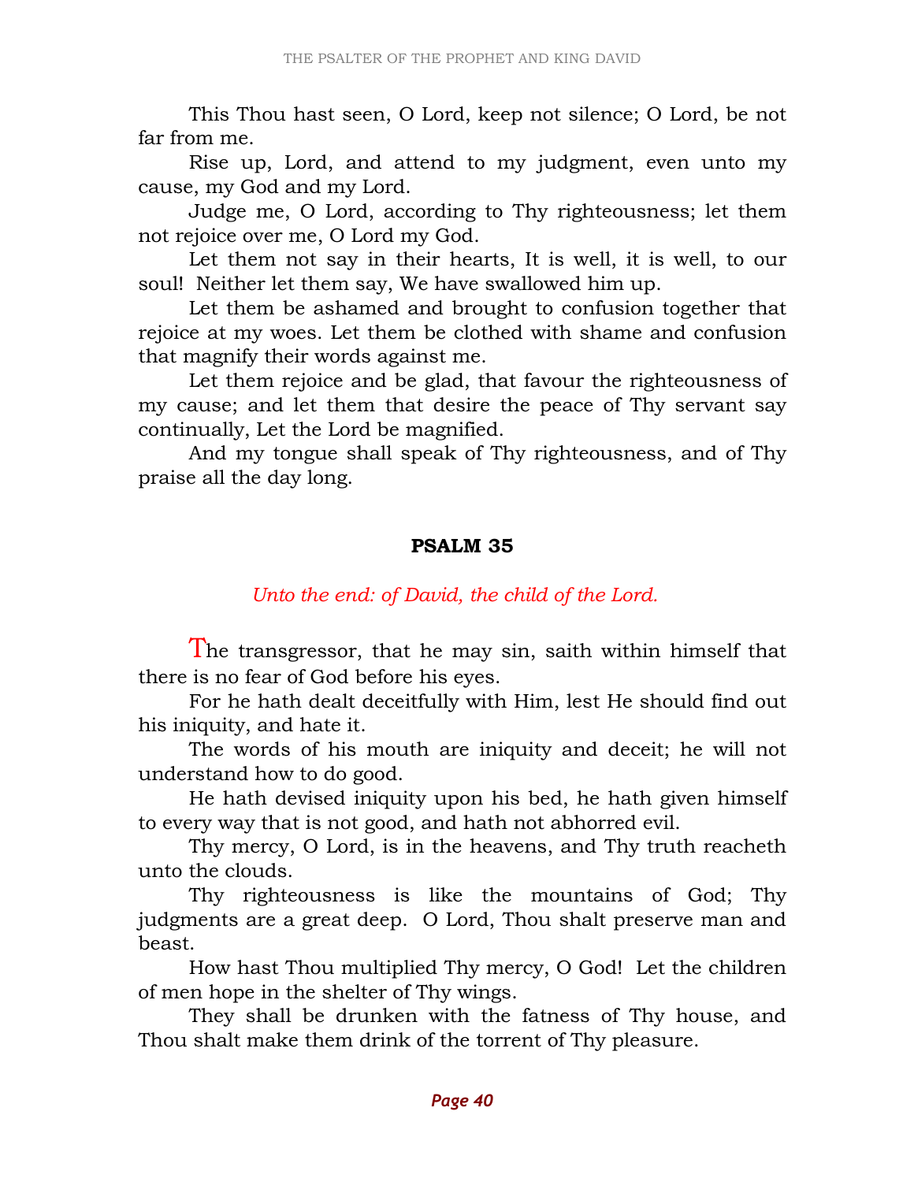This Thou hast seen, O Lord, keep not silence; O Lord, be not far from me.

Rise up, Lord, and attend to my judgment, even unto my cause, my God and my Lord.

Judge me, O Lord, according to Thy righteousness; let them not rejoice over me, O Lord my God.

Let them not say in their hearts, It is well, it is well, to our soul! Neither let them say, We have swallowed him up.

Let them be ashamed and brought to confusion together that rejoice at my woes. Let them be clothed with shame and confusion that magnify their words against me.

Let them rejoice and be glad, that favour the righteousness of my cause; and let them that desire the peace of Thy servant say continually, Let the Lord be magnified.

And my tongue shall speak of Thy righteousness, and of Thy praise all the day long.

## PSALM 35

*Unto the end: of David, the child of the Lord.*

The transgressor, that he may sin, saith within himself that there is no fear of God before his eyes.

For he hath dealt deceitfully with Him, lest He should find out his iniquity, and hate it.

The words of his mouth are iniquity and deceit; he will not understand how to do good.

He hath devised iniquity upon his bed, he hath given himself to every way that is not good, and hath not abhorred evil.

Thy mercy, O Lord, is in the heavens, and Thy truth reacheth unto the clouds.

Thy righteousness is like the mountains of God; Thy judgments are a great deep. O Lord, Thou shalt preserve man and beast.

How hast Thou multiplied Thy mercy, O God! Let the children of men hope in the shelter of Thy wings.

They shall be drunken with the fatness of Thy house, and Thou shalt make them drink of the torrent of Thy pleasure.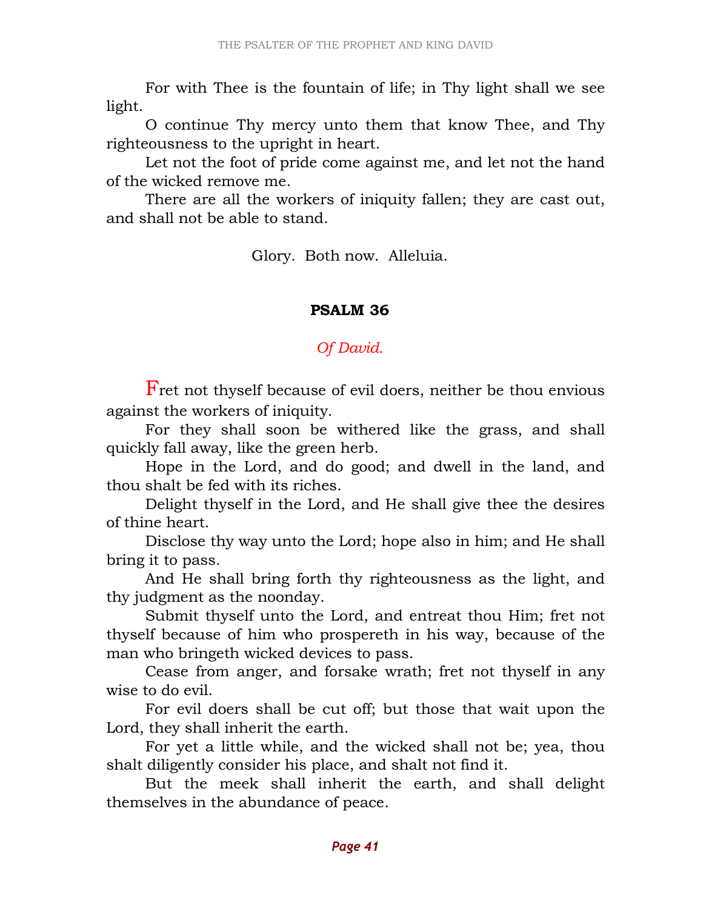For with Thee is the fountain of life; in Thy light shall we see light.

O continue Thy mercy unto them that know Thee, and Thy righteousness to the upright in heart.

Let not the foot of pride come against me, and let not the hand of the wicked remove me.

There are all the workers of iniquity fallen; they are cast out, and shall not be able to stand.

Glory. Both now. Alleluia.

## PSALM 36

*Of David.*

Fret not thyself because of evil doers, neither be thou envious against the workers of iniquity.

For they shall soon be withered like the grass, and shall quickly fall away, like the green herb.

Hope in the Lord, and do good; and dwell in the land, and thou shalt be fed with its riches.

Delight thyself in the Lord, and He shall give thee the desires of thine heart.

Disclose thy way unto the Lord; hope also in him; and He shall bring it to pass.

And He shall bring forth thy righteousness as the light, and thy judgment as the noonday.

Submit thyself unto the Lord, and entreat thou Him; fret not thyself because of him who prospereth in his way, because of the man who bringeth wicked devices to pass.

Cease from anger, and forsake wrath; fret not thyself in any wise to do evil.

For evil doers shall be cut off; but those that wait upon the Lord, they shall inherit the earth.

For yet a little while, and the wicked shall not be; yea, thou shalt diligently consider his place, and shalt not find it.

But the meek shall inherit the earth, and shall delight themselves in the abundance of peace.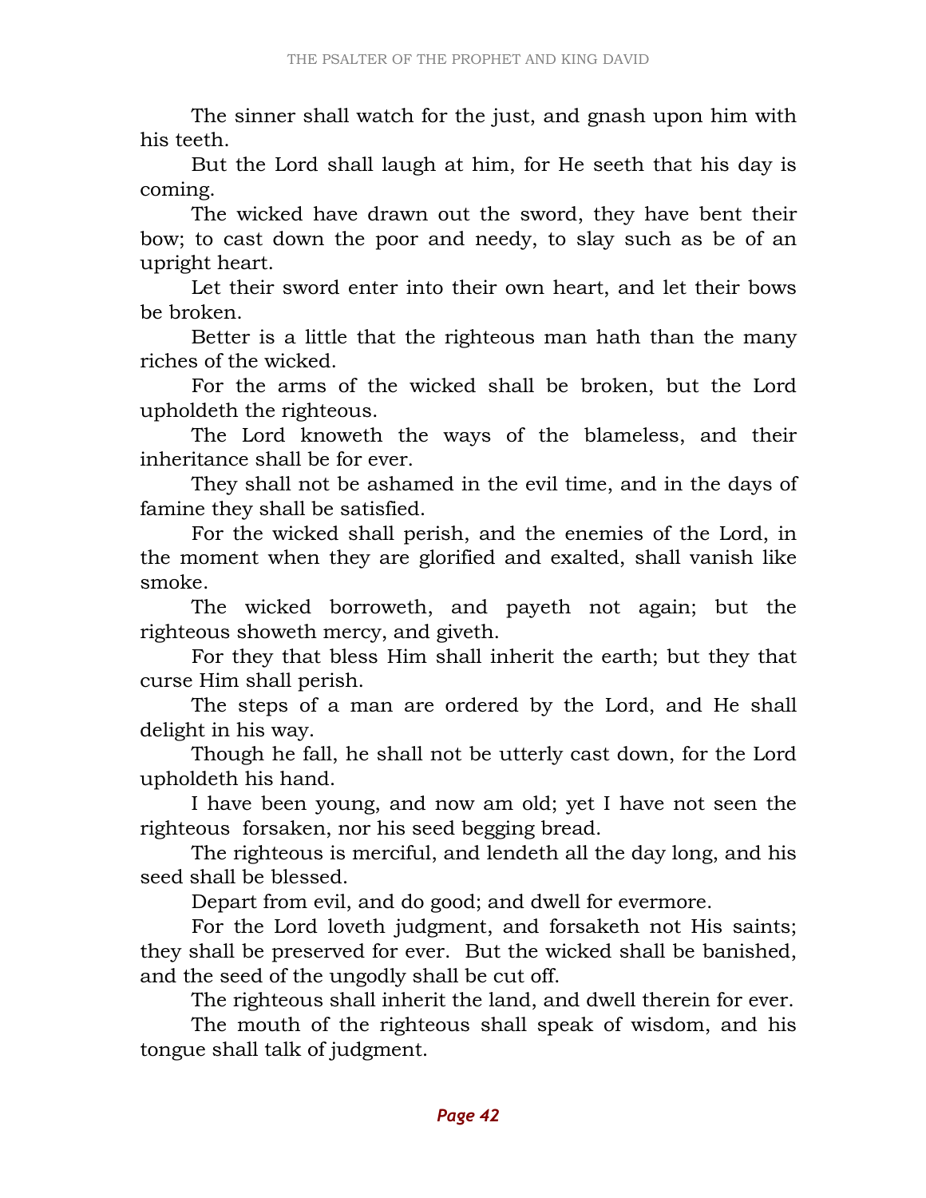The sinner shall watch for the just, and gnash upon him with his teeth.

But the Lord shall laugh at him, for He seeth that his day is coming.

The wicked have drawn out the sword, they have bent their bow; to cast down the poor and needy, to slay such as be of an upright heart.

Let their sword enter into their own heart, and let their bows be broken.

Better is a little that the righteous man hath than the many riches of the wicked.

For the arms of the wicked shall be broken, but the Lord upholdeth the righteous.

The Lord knoweth the ways of the blameless, and their inheritance shall be for ever.

They shall not be ashamed in the evil time, and in the days of famine they shall be satisfied.

For the wicked shall perish, and the enemies of the Lord, in the moment when they are glorified and exalted, shall vanish like smoke.

The wicked borroweth, and payeth not again; but the righteous showeth mercy, and giveth.

For they that bless Him shall inherit the earth; but they that curse Him shall perish.

The steps of a man are ordered by the Lord, and He shall delight in his way.

Though he fall, he shall not be utterly cast down, for the Lord upholdeth his hand.

I have been young, and now am old; yet I have not seen the righteous forsaken, nor his seed begging bread.

The righteous is merciful, and lendeth all the day long, and his seed shall be blessed.

Depart from evil, and do good; and dwell for evermore.

For the Lord loveth judgment, and forsaketh not His saints; they shall be preserved for ever. But the wicked shall be banished, and the seed of the ungodly shall be cut off.

The righteous shall inherit the land, and dwell therein for ever.

The mouth of the righteous shall speak of wisdom, and his tongue shall talk of judgment.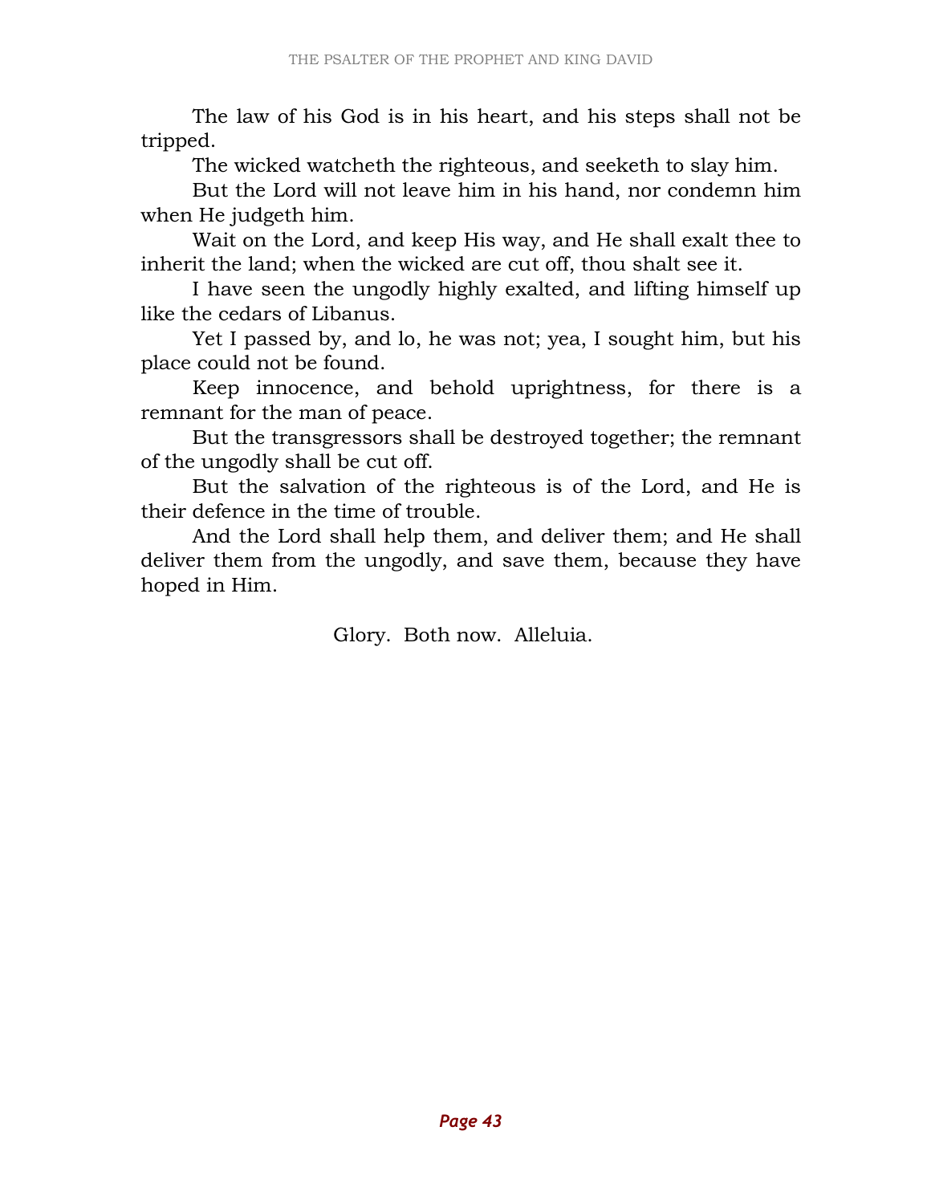The law of his God is in his heart, and his steps shall not be tripped.

The wicked watcheth the righteous, and seeketh to slay him.

But the Lord will not leave him in his hand, nor condemn him when He judgeth him.

Wait on the Lord, and keep His way, and He shall exalt thee to inherit the land; when the wicked are cut off, thou shalt see it.

I have seen the ungodly highly exalted, and lifting himself up like the cedars of Libanus.

Yet I passed by, and lo, he was not; yea, I sought him, but his place could not be found.

Keep innocence, and behold uprightness, for there is a remnant for the man of peace.

But the transgressors shall be destroyed together; the remnant of the ungodly shall be cut off.

But the salvation of the righteous is of the Lord, and He is their defence in the time of trouble.

And the Lord shall help them, and deliver them; and He shall deliver them from the ungodly, and save them, because they have hoped in Him.

Glory. Both now. Alleluia.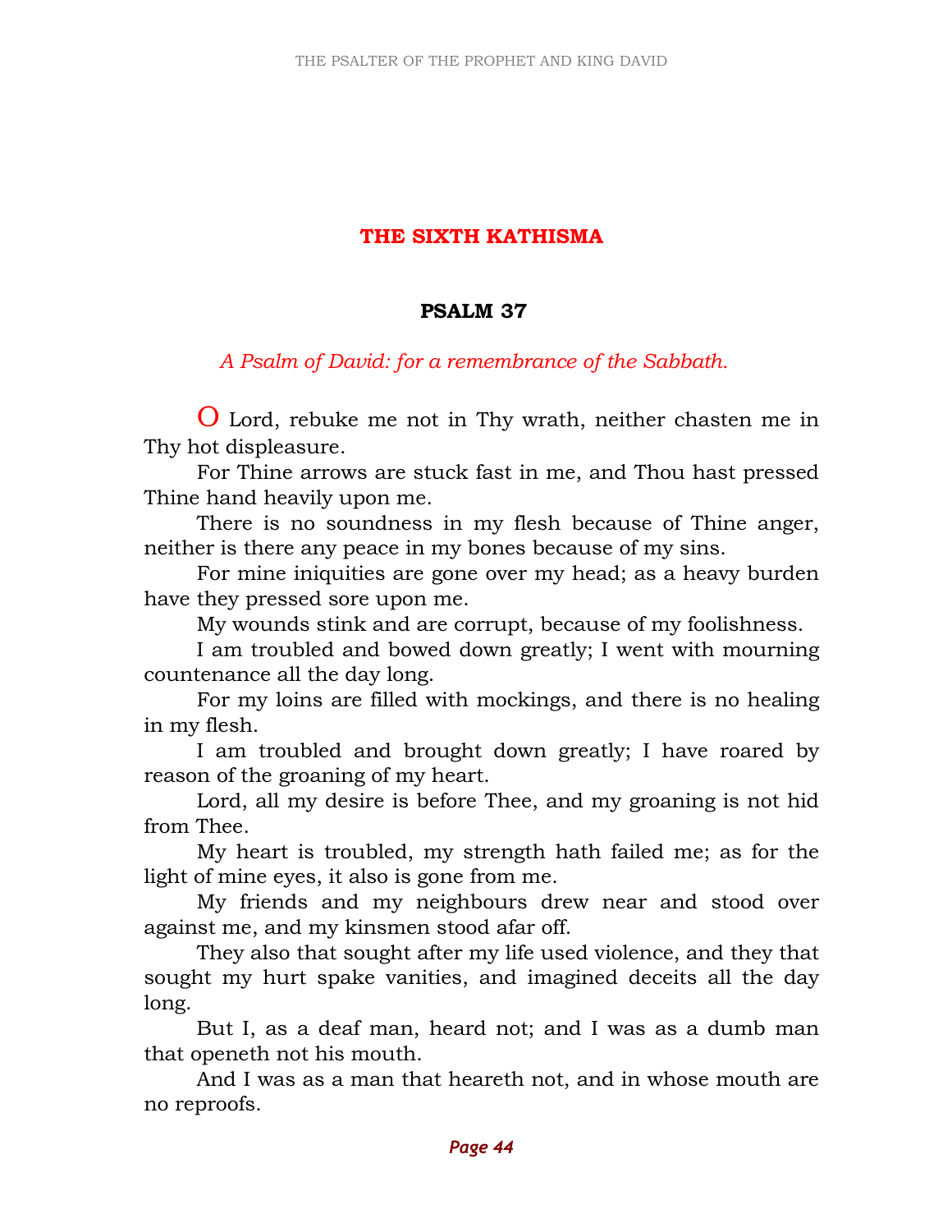## THE SIXTH KATHISMA

### PSALM 37

*A Psalm of David: for a remembrance of the Sabbath.*

O Lord, rebuke me not in Thy wrath, neither chasten me in Thy hot displeasure.

For Thine arrows are stuck fast in me, and Thou hast pressed Thine hand heavily upon me.

There is no soundness in my flesh because of Thine anger, neither is there any peace in my bones because of my sins.

For mine iniquities are gone over my head; as a heavy burden have they pressed sore upon me.

My wounds stink and are corrupt, because of my foolishness.

I am troubled and bowed down greatly; I went with mourning countenance all the day long.

For my loins are filled with mockings, and there is no healing in my flesh.

I am troubled and brought down greatly; I have roared by reason of the groaning of my heart.

Lord, all my desire is before Thee, and my groaning is not hid from Thee.

My heart is troubled, my strength hath failed me; as for the light of mine eyes, it also is gone from me.

My friends and my neighbours drew near and stood over against me, and my kinsmen stood afar off.

They also that sought after my life used violence, and they that sought my hurt spake vanities, and imagined deceits all the day long.

But I, as a deaf man, heard not; and I was as a dumb man that openeth not his mouth.

And I was as a man that heareth not, and in whose mouth are no reproofs.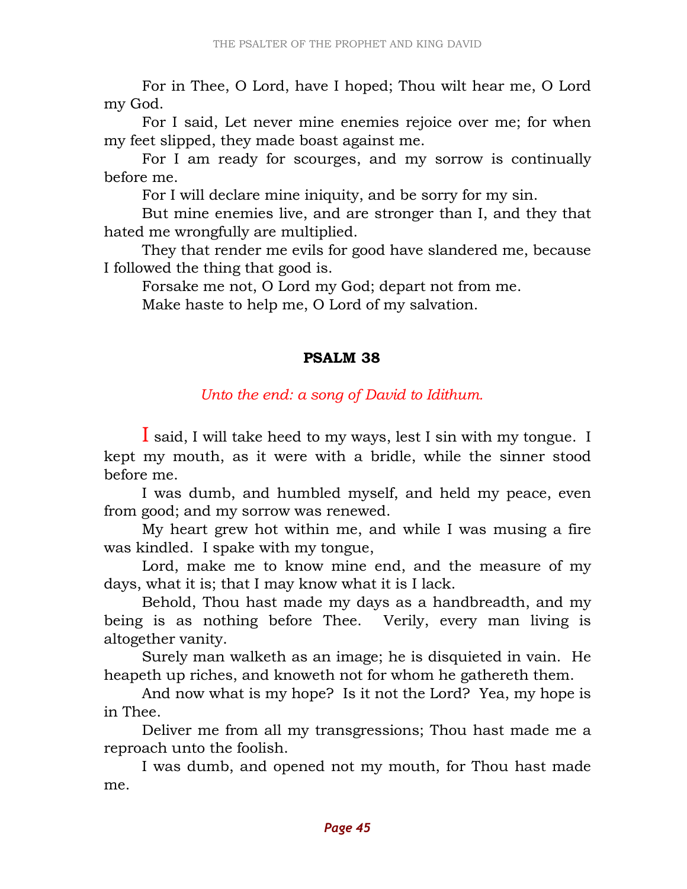For in Thee, O Lord, have I hoped; Thou wilt hear me, O Lord my God.

For I said, Let never mine enemies rejoice over me; for when my feet slipped, they made boast against me.

For I am ready for scourges, and my sorrow is continually before me.

For I will declare mine iniquity, and be sorry for my sin.

But mine enemies live, and are stronger than I, and they that hated me wrongfully are multiplied.

They that render me evils for good have slandered me, because I followed the thing that good is.

Forsake me not, O Lord my God; depart not from me.

Make haste to help me, O Lord of my salvation.

## PSALM 38

*Unto the end: a song of David to Idithum.*

I said, I will take heed to my ways, lest I sin with my tongue. I kept my mouth, as it were with a bridle, while the sinner stood before me.

I was dumb, and humbled myself, and held my peace, even from good; and my sorrow was renewed.

My heart grew hot within me, and while I was musing a fire was kindled. I spake with my tongue,

Lord, make me to know mine end, and the measure of my days, what it is; that I may know what it is I lack.

Behold, Thou hast made my days as a handbreadth, and my being is as nothing before Thee. Verily, every man living is altogether vanity.

Surely man walketh as an image; he is disquieted in vain. He heapeth up riches, and knoweth not for whom he gathereth them.

And now what is my hope? Is it not the Lord? Yea, my hope is in Thee.

Deliver me from all my transgressions; Thou hast made me a reproach unto the foolish.

I was dumb, and opened not my mouth, for Thou hast made me.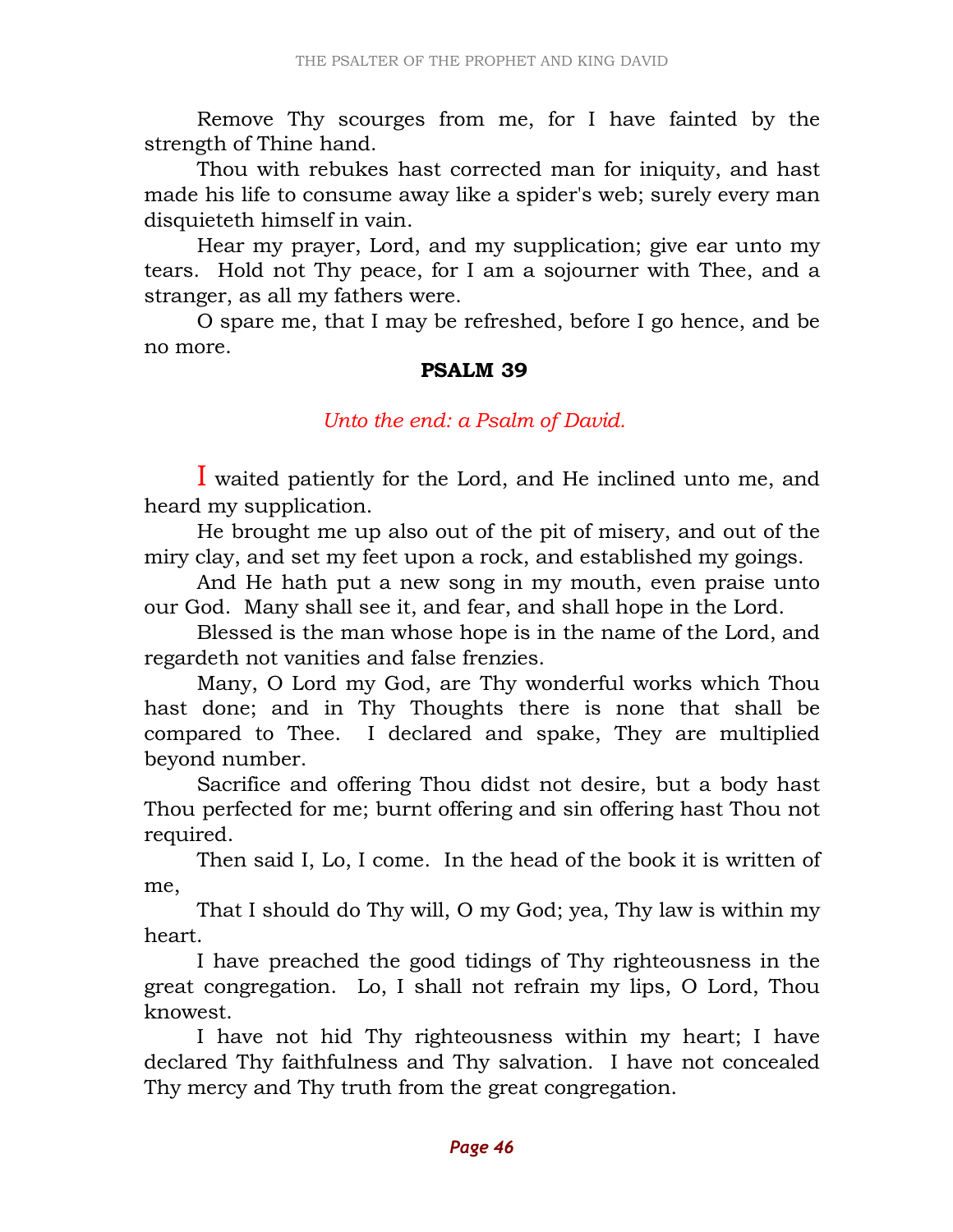Remove Thy scourges from me, for I have fainted by the strength of Thine hand.

Thou with rebukes hast corrected man for iniquity, and hast made his life to consume away like a spider's web; surely every man disquieteth himself in vain.

Hear my prayer, Lord, and my supplication; give ear unto my tears. Hold not Thy peace, for I am a sojourner with Thee, and a stranger, as all my fathers were.

O spare me, that I may be refreshed, before I go hence, and be no more.

## PSALM 39

*Unto the end: a Psalm of David.*

I waited patiently for the Lord, and He inclined unto me, and heard my supplication.

He brought me up also out of the pit of misery, and out of the miry clay, and set my feet upon a rock, and established my goings.

And He hath put a new song in my mouth, even praise unto our God. Many shall see it, and fear, and shall hope in the Lord.

Blessed is the man whose hope is in the name of the Lord, and regardeth not vanities and false frenzies.

Many, O Lord my God, are Thy wonderful works which Thou hast done; and in Thy Thoughts there is none that shall be compared to Thee. I declared and spake, They are multiplied beyond number.

Sacrifice and offering Thou didst not desire, but a body hast Thou perfected for me; burnt offering and sin offering hast Thou not required.

Then said I, Lo, I come. In the head of the book it is written of me,

That I should do Thy will, O my God; yea, Thy law is within my heart.

I have preached the good tidings of Thy righteousness in the great congregation. Lo, I shall not refrain my lips, O Lord, Thou knowest.

I have not hid Thy righteousness within my heart; I have declared Thy faithfulness and Thy salvation. I have not concealed Thy mercy and Thy truth from the great congregation.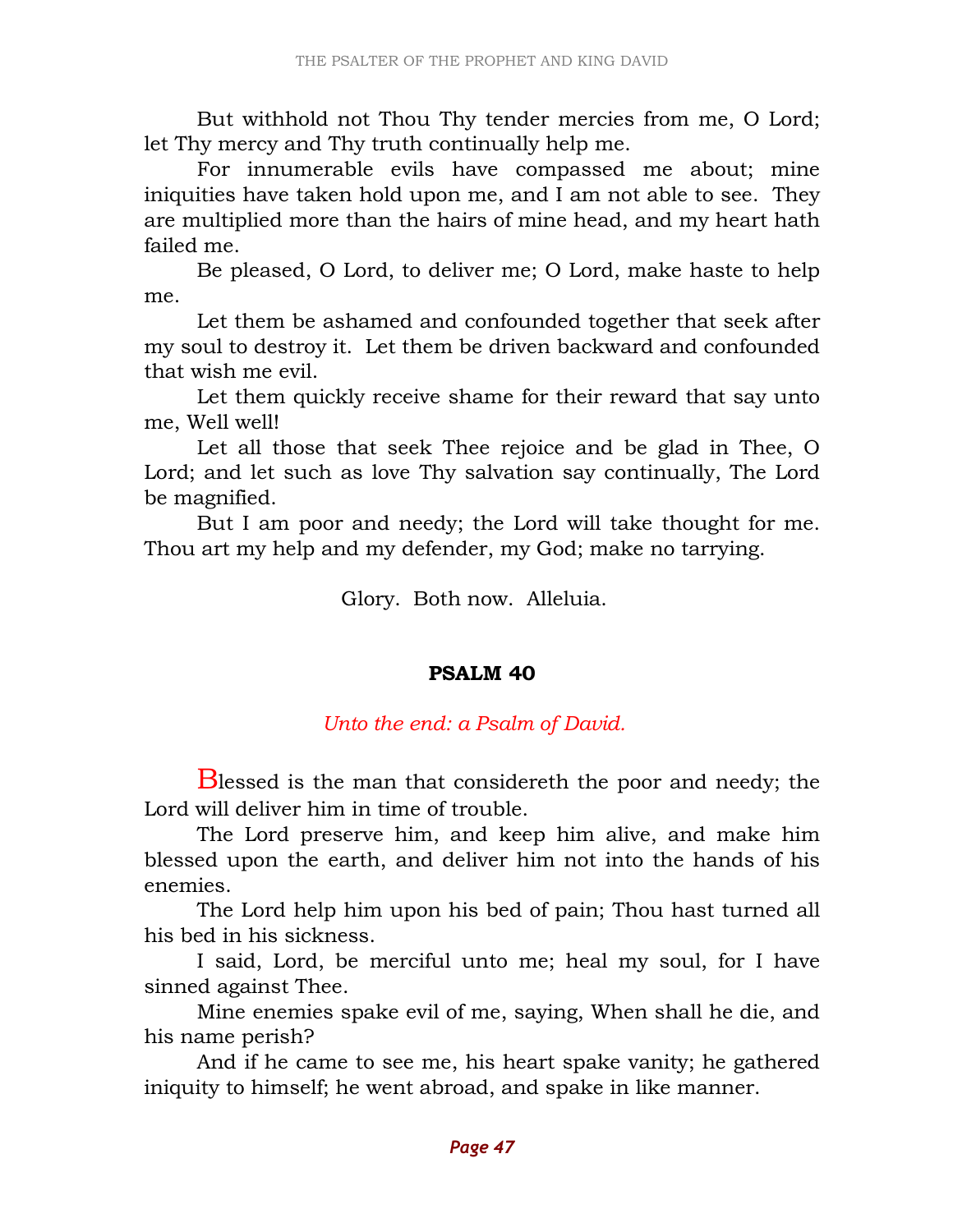But withhold not Thou Thy tender mercies from me, O Lord; let Thy mercy and Thy truth continually help me.

For innumerable evils have compassed me about; mine iniquities have taken hold upon me, and I am not able to see. They are multiplied more than the hairs of mine head, and my heart hath failed me.

Be pleased, O Lord, to deliver me; O Lord, make haste to help me.

Let them be ashamed and confounded together that seek after my soul to destroy it. Let them be driven backward and confounded that wish me evil.

Let them quickly receive shame for their reward that say unto me, Well well!

Let all those that seek Thee rejoice and be glad in Thee, O Lord; and let such as love Thy salvation say continually, The Lord be magnified.

But I am poor and needy; the Lord will take thought for me. Thou art my help and my defender, my God; make no tarrying.

Glory. Both now. Alleluia.

## PSALM 40

*Unto the end: a Psalm of David.*

Blessed is the man that considereth the poor and needy; the Lord will deliver him in time of trouble.

The Lord preserve him, and keep him alive, and make him blessed upon the earth, and deliver him not into the hands of his enemies.

The Lord help him upon his bed of pain; Thou hast turned all his bed in his sickness.

I said, Lord, be merciful unto me; heal my soul, for I have sinned against Thee.

Mine enemies spake evil of me, saying, When shall he die, and his name perish?

And if he came to see me, his heart spake vanity; he gathered iniquity to himself; he went abroad, and spake in like manner.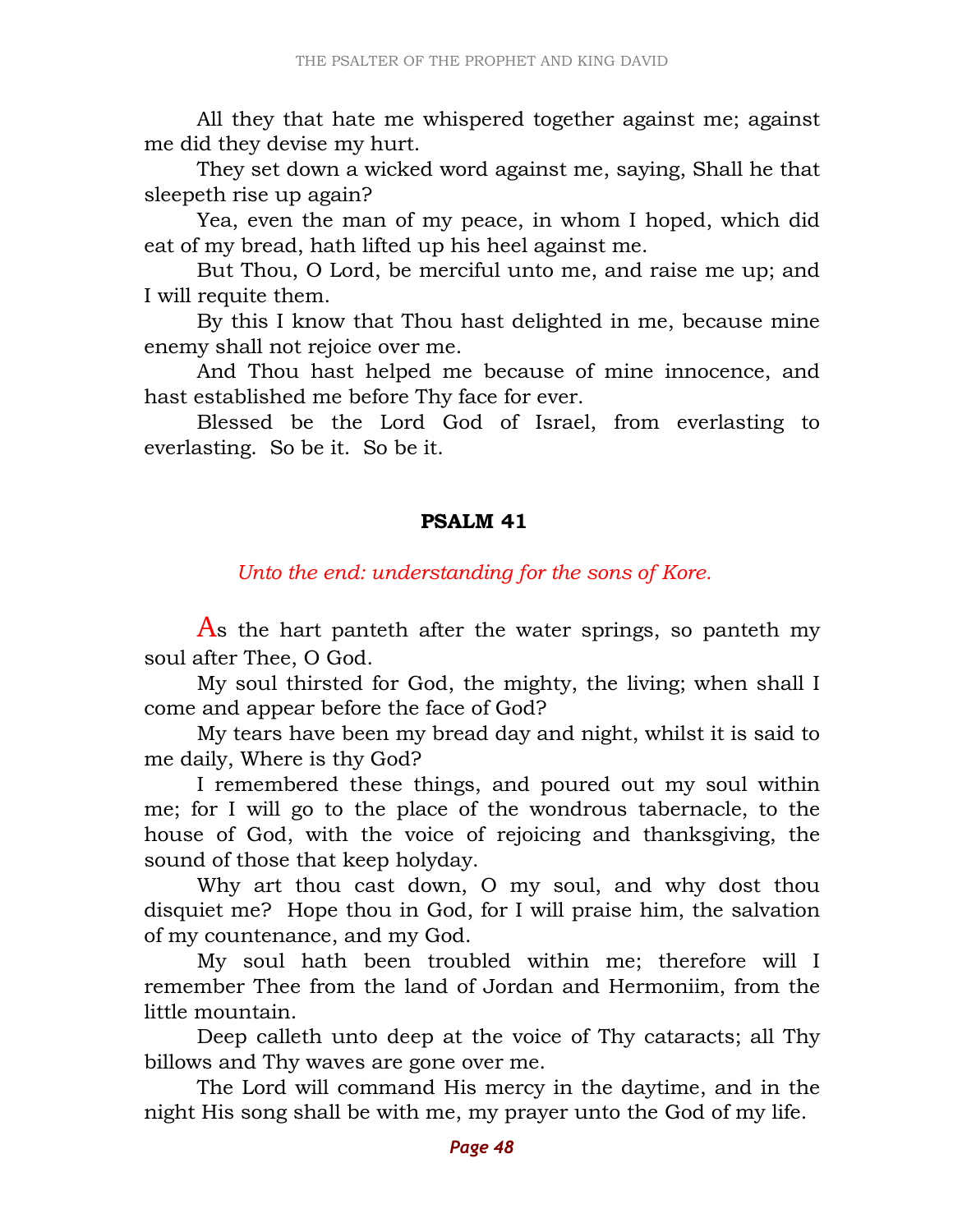All they that hate me whispered together against me; against me did they devise my hurt.

They set down a wicked word against me, saying, Shall he that sleepeth rise up again?

Yea, even the man of my peace, in whom I hoped, which did eat of my bread, hath lifted up his heel against me.

But Thou, O Lord, be merciful unto me, and raise me up; and I will requite them.

By this I know that Thou hast delighted in me, because mine enemy shall not rejoice over me.

And Thou hast helped me because of mine innocence, and hast established me before Thy face for ever.

Blessed be the Lord God of Israel, from everlasting to everlasting. So be it. So be it.

## PSALM 41

*Unto the end: understanding for the sons of Kore.*

As the hart panteth after the water springs, so panteth my soul after Thee, O God.

My soul thirsted for God, the mighty, the living; when shall I come and appear before the face of God?

My tears have been my bread day and night, whilst it is said to me daily, Where is thy God?

I remembered these things, and poured out my soul within me; for I will go to the place of the wondrous tabernacle, to the house of God, with the voice of rejoicing and thanksgiving, the sound of those that keep holyday.

Why art thou cast down, O my soul, and why dost thou disquiet me? Hope thou in God, for I will praise him, the salvation of my countenance, and my God.

My soul hath been troubled within me; therefore will I remember Thee from the land of Jordan and Hermoniim, from the little mountain.

Deep calleth unto deep at the voice of Thy cataracts; all Thy billows and Thy waves are gone over me.

The Lord will command His mercy in the daytime, and in the night His song shall be with me, my prayer unto the God of my life.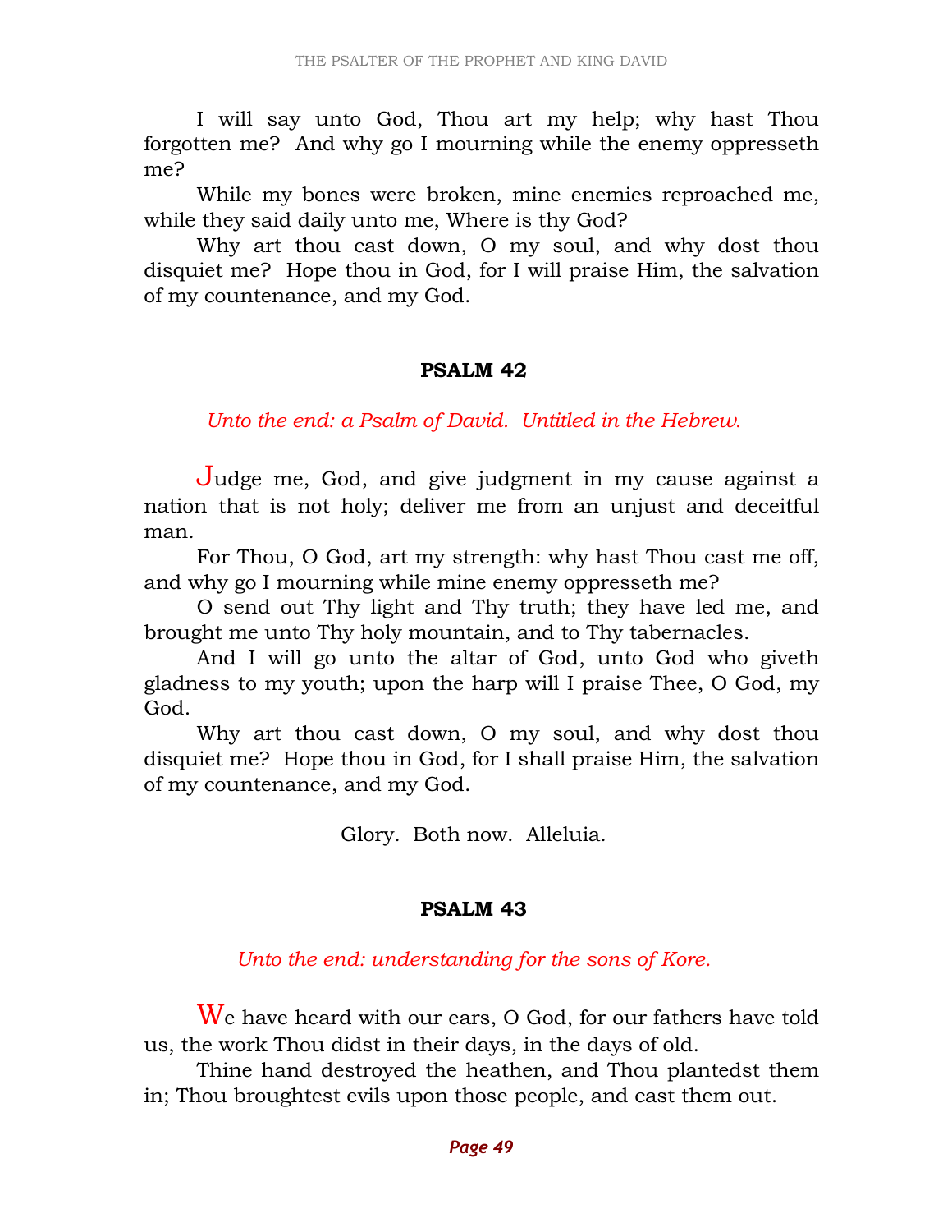I will say unto God, Thou art my help; why hast Thou forgotten me? And why go I mourning while the enemy oppresseth me?

While my bones were broken, mine enemies reproached me, while they said daily unto me, Where is thy God?

Why art thou cast down, O my soul, and why dost thou disquiet me? Hope thou in God, for I will praise Him, the salvation of my countenance, and my God.

## PSALM 42

*Unto the end: a Psalm of David. Untitled in the Hebrew.*

Judge me, God, and give judgment in my cause against a nation that is not holy; deliver me from an unjust and deceitful man.

For Thou, O God, art my strength: why hast Thou cast me off, and why go I mourning while mine enemy oppresseth me?

O send out Thy light and Thy truth; they have led me, and brought me unto Thy holy mountain, and to Thy tabernacles.

And I will go unto the altar of God, unto God who giveth gladness to my youth; upon the harp will I praise Thee, O God, my God.

Why art thou cast down, O my soul, and why dost thou disquiet me? Hope thou in God, for I shall praise Him, the salvation of my countenance, and my God.

Glory. Both now. Alleluia.

## PSALM 43

*Unto the end: understanding for the sons of Kore.*

We have heard with our ears, O God, for our fathers have told us, the work Thou didst in their days, in the days of old.

Thine hand destroyed the heathen, and Thou plantedst them in; Thou broughtest evils upon those people, and cast them out.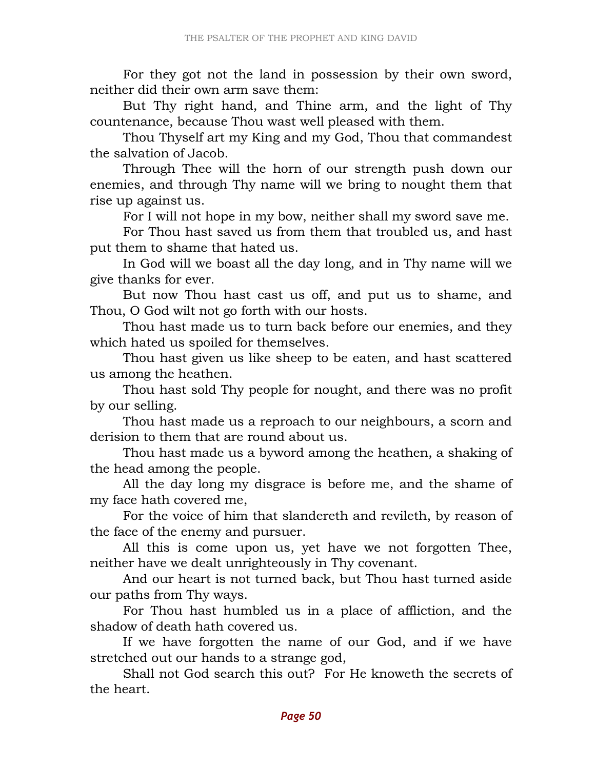For they got not the land in possession by their own sword, neither did their own arm save them:

But Thy right hand, and Thine arm, and the light of Thy countenance, because Thou wast well pleased with them.

Thou Thyself art my King and my God, Thou that commandest the salvation of Jacob.

Through Thee will the horn of our strength push down our enemies, and through Thy name will we bring to nought them that rise up against us.

For I will not hope in my bow, neither shall my sword save me.

For Thou hast saved us from them that troubled us, and hast put them to shame that hated us.

In God will we boast all the day long, and in Thy name will we give thanks for ever.

But now Thou hast cast us off, and put us to shame, and Thou, O God wilt not go forth with our hosts.

Thou hast made us to turn back before our enemies, and they which hated us spoiled for themselves.

Thou hast given us like sheep to be eaten, and hast scattered us among the heathen.

Thou hast sold Thy people for nought, and there was no profit by our selling.

Thou hast made us a reproach to our neighbours, a scorn and derision to them that are round about us.

Thou hast made us a byword among the heathen, a shaking of the head among the people.

All the day long my disgrace is before me, and the shame of my face hath covered me,

For the voice of him that slandereth and revileth, by reason of the face of the enemy and pursuer.

All this is come upon us, yet have we not forgotten Thee, neither have we dealt unrighteously in Thy covenant.

And our heart is not turned back, but Thou hast turned aside our paths from Thy ways.

For Thou hast humbled us in a place of affliction, and the shadow of death hath covered us.

If we have forgotten the name of our God, and if we have stretched out our hands to a strange god,

Shall not God search this out? For He knoweth the secrets of the heart.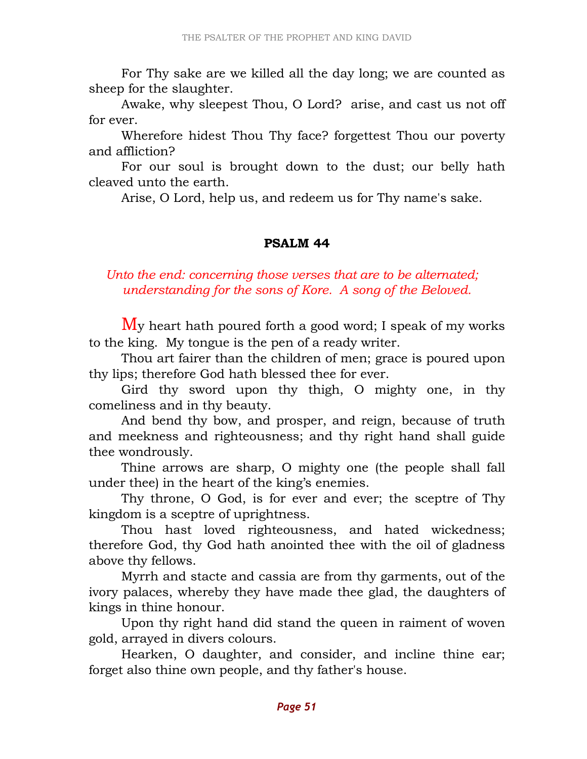For Thy sake are we killed all the day long; we are counted as sheep for the slaughter.

Awake, why sleepest Thou, O Lord?  arise, and cast us not off for ever.

Wherefore hidest Thou Thy face? forgettest Thou our poverty and affliction?

For our soul is brought down to the dust; our belly hath cleaved unto the earth.

Arise, O Lord, help us, and redeem us for Thy name's sake.

## PSALM 44

*Unto the end: concerning those verses that are to be alternated; understanding for the sons of Kore.  A song of the Beloved.*

My heart hath poured forth a good word; I speak of my works to the king.  My tongue is the pen of a ready writer.

Thou art fairer than the children of men; grace is poured upon thy lips; therefore God hath blessed thee for ever.

Gird thy sword upon thy thigh, O mighty one, in thy comeliness and in thy beauty.

And bend thy bow, and prosper, and reign, because of truth and meekness and righteousness; and thy right hand shall guide thee wondrously.

Thine arrows are sharp, O mighty one (the people shall fall under thee) in the heart of the king's enemies.

Thy throne, O God, is for ever and ever; the sceptre of Thy kingdom is a sceptre of uprightness.

Thou hast loved righteousness, and hated wickedness; therefore God, thy God hath anointed thee with the oil of gladness above thy fellows.

Myrrh and stacte and cassia are from thy garments, out of the ivory palaces, whereby they have made thee glad, the daughters of kings in thine honour.

Upon thy right hand did stand the queen in raiment of woven gold, arrayed in divers colours.

Hearken, O daughter, and consider, and incline thine ear; forget also thine own people, and thy father's house.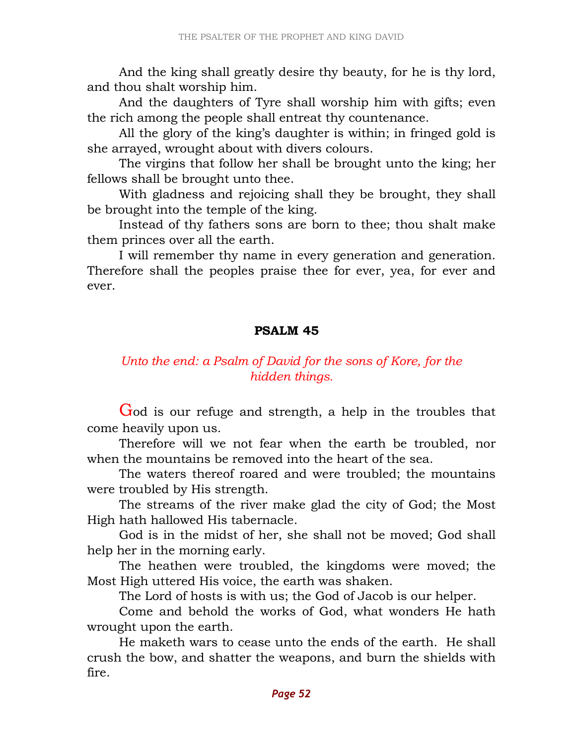And the king shall greatly desire thy beauty, for he is thy lord, and thou shalt worship him.

And the daughters of Tyre shall worship him with gifts; even the rich among the people shall entreat thy countenance.

All the glory of the king's daughter is within; in fringed gold is she arrayed, wrought about with divers colours.

The virgins that follow her shall be brought unto the king; her fellows shall be brought unto thee.

With gladness and rejoicing shall they be brought, they shall be brought into the temple of the king.

Instead of thy fathers sons are born to thee; thou shalt make them princes over all the earth.

I will remember thy name in every generation and generation. Therefore shall the peoples praise thee for ever, yea, for ever and ever.

## PSALM 45

*Unto the end: a Psalm of David for the sons of Kore, for the hidden things.*

God is our refuge and strength, a help in the troubles that come heavily upon us.

Therefore will we not fear when the earth be troubled, nor when the mountains be removed into the heart of the sea.

The waters thereof roared and were troubled; the mountains were troubled by His strength.

The streams of the river make glad the city of God; the Most High hath hallowed His tabernacle.

God is in the midst of her, she shall not be moved; God shall help her in the morning early.

The heathen were troubled, the kingdoms were moved; the Most High uttered His voice, the earth was shaken.

The Lord of hosts is with us; the God of Jacob is our helper.

Come and behold the works of God, what wonders He hath wrought upon the earth.

He maketh wars to cease unto the ends of the earth. He shall crush the bow, and shatter the weapons, and burn the shields with fire.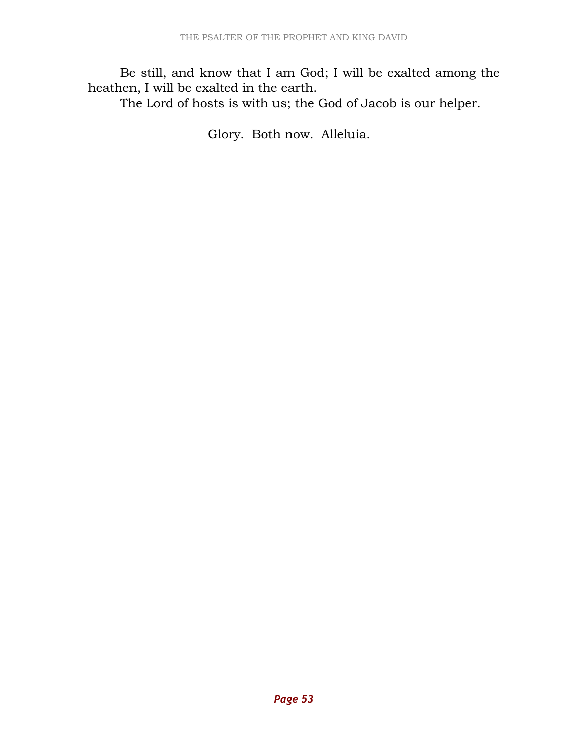Be still, and know that I am God; I will be exalted among the heathen, I will be exalted in the earth.

The Lord of hosts is with us; the God of Jacob is our helper.

Glory. Both now. Alleluia.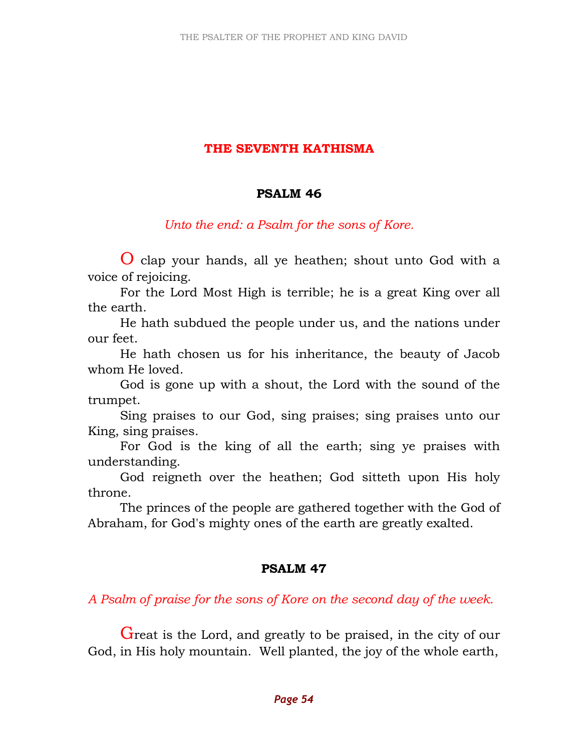## THE SEVENTH KATHISMA

### PSALM 46

*Unto the end: a Psalm for the sons of Kore.*

O clap your hands, all ye heathen; shout unto God with a voice of rejoicing.

For the Lord Most High is terrible; he is a great King over all the earth.

He hath subdued the people under us, and the nations under our feet.

He hath chosen us for his inheritance, the beauty of Jacob whom He loved.

God is gone up with a shout, the Lord with the sound of the trumpet.

Sing praises to our God, sing praises; sing praises unto our King, sing praises.

For God is the king of all the earth; sing ye praises with understanding.

God reigneth over the heathen; God sitteth upon His holy throne.

The princes of the people are gathered together with the God of Abraham, for God's mighty ones of the earth are greatly exalted.

### PSALM 47

*A Psalm of praise for the sons of Kore on the second day of the week.*

Great is the Lord, and greatly to be praised, in the city of our God, in His holy mountain. Well planted, the joy of the whole earth,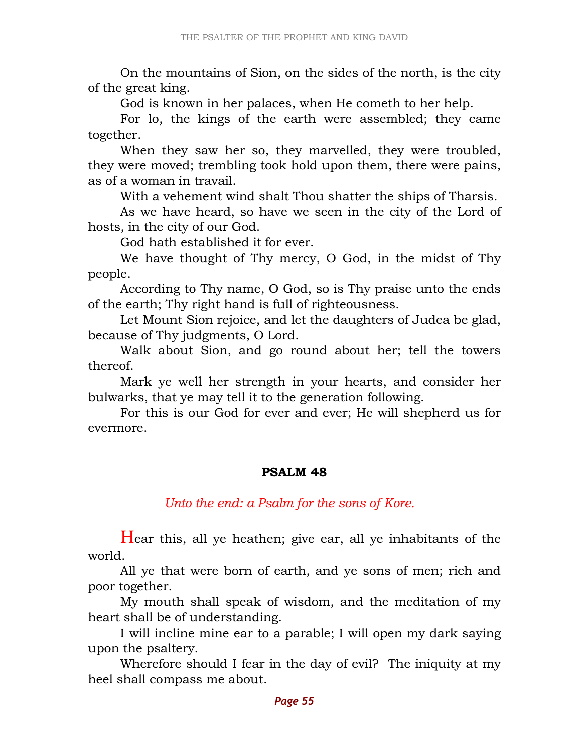On the mountains of Sion, on the sides of the north, is the city of the great king.

God is known in her palaces, when He cometh to her help.

For lo, the kings of the earth were assembled; they came together.

When they saw her so, they marvelled, they were troubled, they were moved; trembling took hold upon them, there were pains, as of a woman in travail.

With a vehement wind shalt Thou shatter the ships of Tharsis.

As we have heard, so have we seen in the city of the Lord of hosts, in the city of our God.

God hath established it for ever.

We have thought of Thy mercy, O God, in the midst of Thy people.

According to Thy name, O God, so is Thy praise unto the ends of the earth; Thy right hand is full of righteousness.

Let Mount Sion rejoice, and let the daughters of Judea be glad, because of Thy judgments, O Lord.

Walk about Sion, and go round about her; tell the towers thereof.

Mark ye well her strength in your hearts, and consider her bulwarks, that ye may tell it to the generation following.

For this is our God for ever and ever; He will shepherd us for evermore.

## PSALM 48

*Unto the end: a Psalm for the sons of Kore.*

Hear this, all ye heathen; give ear, all ye inhabitants of the world.

All ye that were born of earth, and ye sons of men; rich and poor together.

My mouth shall speak of wisdom, and the meditation of my heart shall be of understanding.

I will incline mine ear to a parable; I will open my dark saying upon the psaltery.

Wherefore should I fear in the day of evil? The iniquity at my heel shall compass me about.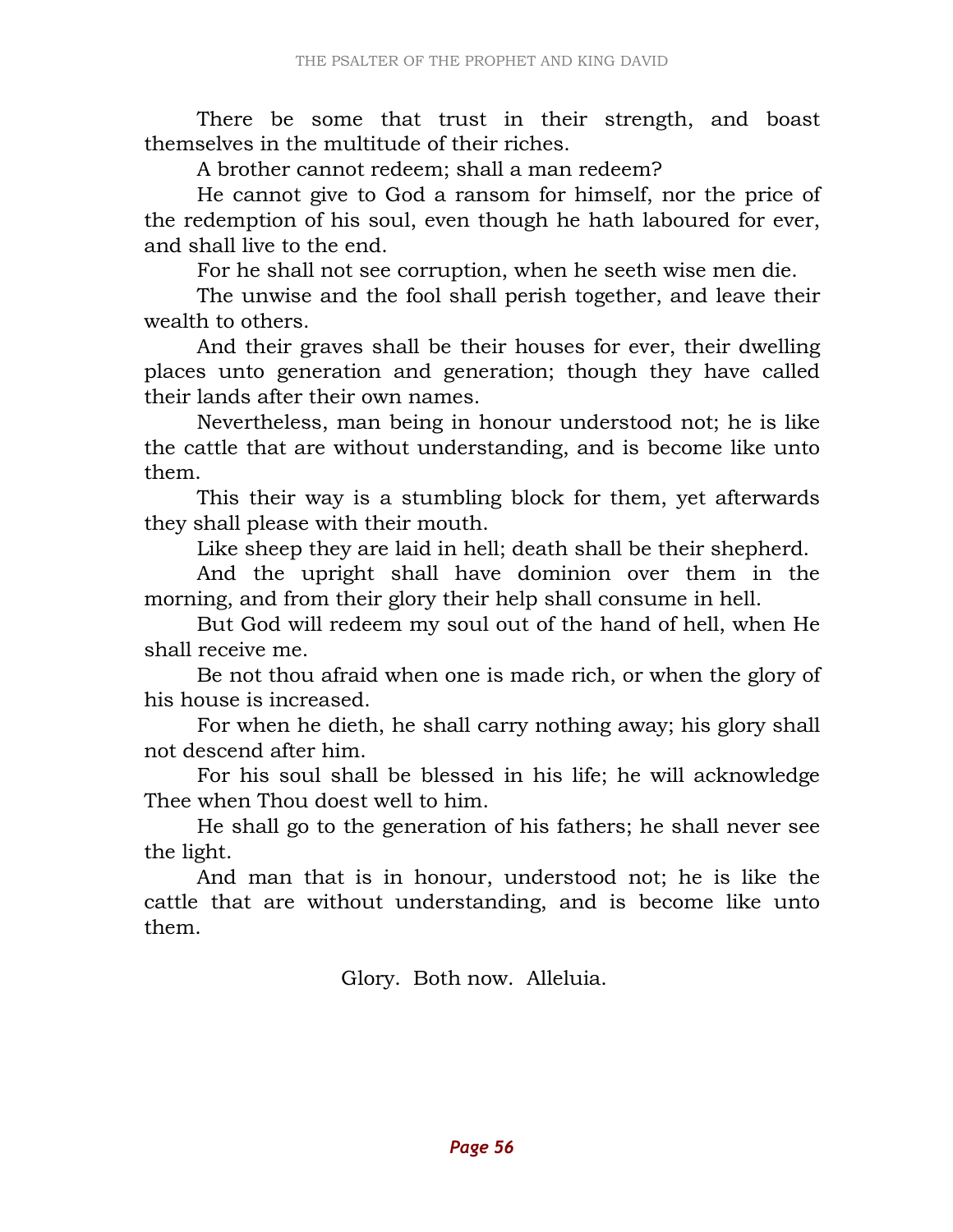There be some that trust in their strength, and boast themselves in the multitude of their riches.

A brother cannot redeem; shall a man redeem?

He cannot give to God a ransom for himself, nor the price of the redemption of his soul, even though he hath laboured for ever, and shall live to the end.

For he shall not see corruption, when he seeth wise men die.

The unwise and the fool shall perish together, and leave their wealth to others.

And their graves shall be their houses for ever, their dwelling places unto generation and generation; though they have called their lands after their own names.

Nevertheless, man being in honour understood not; he is like the cattle that are without understanding, and is become like unto them.

This their way is a stumbling block for them, yet afterwards they shall please with their mouth.

Like sheep they are laid in hell; death shall be their shepherd.

And the upright shall have dominion over them in the morning, and from their glory their help shall consume in hell.

But God will redeem my soul out of the hand of hell, when He shall receive me.

Be not thou afraid when one is made rich, or when the glory of his house is increased.

For when he dieth, he shall carry nothing away; his glory shall not descend after him.

For his soul shall be blessed in his life; he will acknowledge Thee when Thou doest well to him.

He shall go to the generation of his fathers; he shall never see the light.

And man that is in honour, understood not; he is like the cattle that are without understanding, and is become like unto them.

Glory. Both now. Alleluia.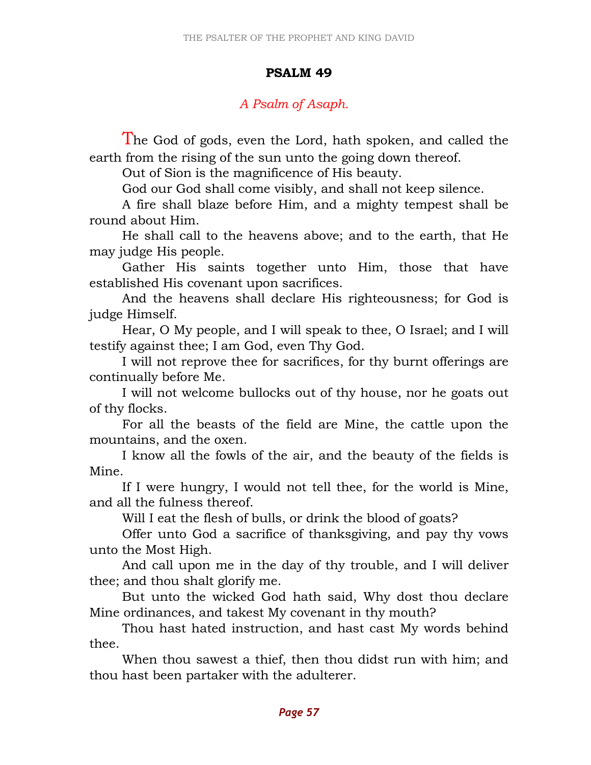## PSALM 49

*A Psalm of Asaph.*

The God of gods, even the Lord, hath spoken, and called the earth from the rising of the sun unto the going down thereof.

Out of Sion is the magnificence of His beauty.

God our God shall come visibly, and shall not keep silence.

A fire shall blaze before Him, and a mighty tempest shall be round about Him.

He shall call to the heavens above; and to the earth, that He may judge His people.

Gather His saints together unto Him, those that have established His covenant upon sacrifices.

And the heavens shall declare His righteousness; for God is judge Himself.

Hear, O My people, and I will speak to thee, O Israel; and I will testify against thee; I am God, even Thy God.

I will not reprove thee for sacrifices, for thy burnt offerings are continually before Me.

I will not welcome bullocks out of thy house, nor he goats out of thy flocks.

For all the beasts of the field are Mine, the cattle upon the mountains, and the oxen.

I know all the fowls of the air, and the beauty of the fields is Mine.

If I were hungry, I would not tell thee, for the world is Mine, and all the fulness thereof.

Will I eat the flesh of bulls, or drink the blood of goats?

Offer unto God a sacrifice of thanksgiving, and pay thy vows unto the Most High.

And call upon me in the day of thy trouble, and I will deliver thee; and thou shalt glorify me.

But unto the wicked God hath said, Why dost thou declare Mine ordinances, and takest My covenant in thy mouth?

Thou hast hated instruction, and hast cast My words behind thee.

When thou sawest a thief, then thou didst run with him; and thou hast been partaker with the adulterer.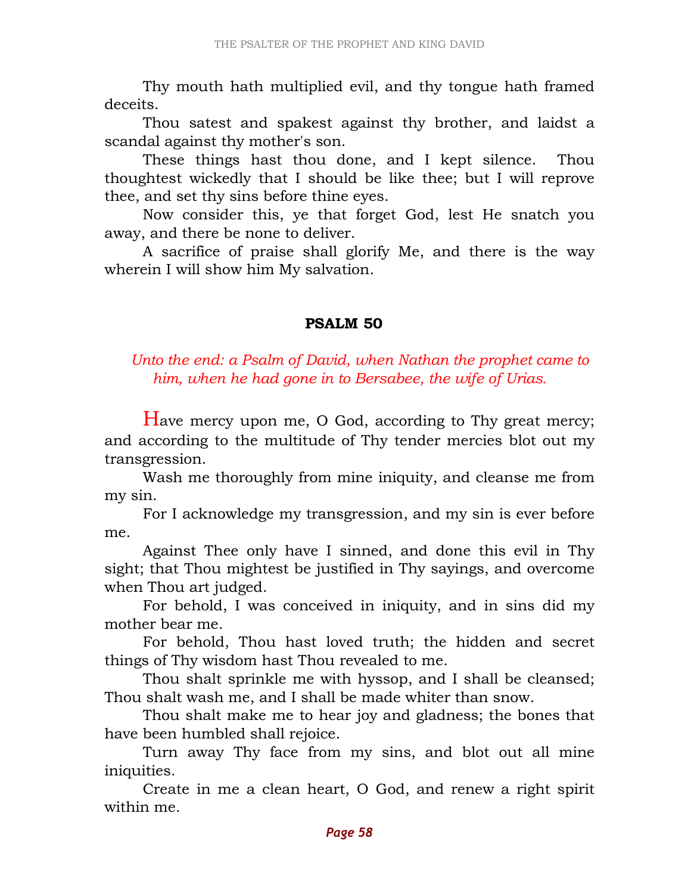Thy mouth hath multiplied evil, and thy tongue hath framed deceits.

Thou satest and spakest against thy brother, and laidst a scandal against thy mother's son.

These things hast thou done, and I kept silence. Thou thoughtest wickedly that I should be like thee; but I will reprove thee, and set thy sins before thine eyes.

Now consider this, ye that forget God, lest He snatch you away, and there be none to deliver.

A sacrifice of praise shall glorify Me, and there is the way wherein I will show him My salvation.

## PSALM 50

*Unto the end: a Psalm of David, when Nathan the prophet came to him, when he had gone in to Bersabee, the wife of Urias.*

Have mercy upon me, O God, according to Thy great mercy; and according to the multitude of Thy tender mercies blot out my transgression.

Wash me thoroughly from mine iniquity, and cleanse me from my sin.

For I acknowledge my transgression, and my sin is ever before me.

Against Thee only have I sinned, and done this evil in Thy sight; that Thou mightest be justified in Thy sayings, and overcome when Thou art judged.

For behold, I was conceived in iniquity, and in sins did my mother bear me.

For behold, Thou hast loved truth; the hidden and secret things of Thy wisdom hast Thou revealed to me.

Thou shalt sprinkle me with hyssop, and I shall be cleansed; Thou shalt wash me, and I shall be made whiter than snow.

Thou shalt make me to hear joy and gladness; the bones that have been humbled shall rejoice.

Turn away Thy face from my sins, and blot out all mine iniquities.

Create in me a clean heart, O God, and renew a right spirit within me.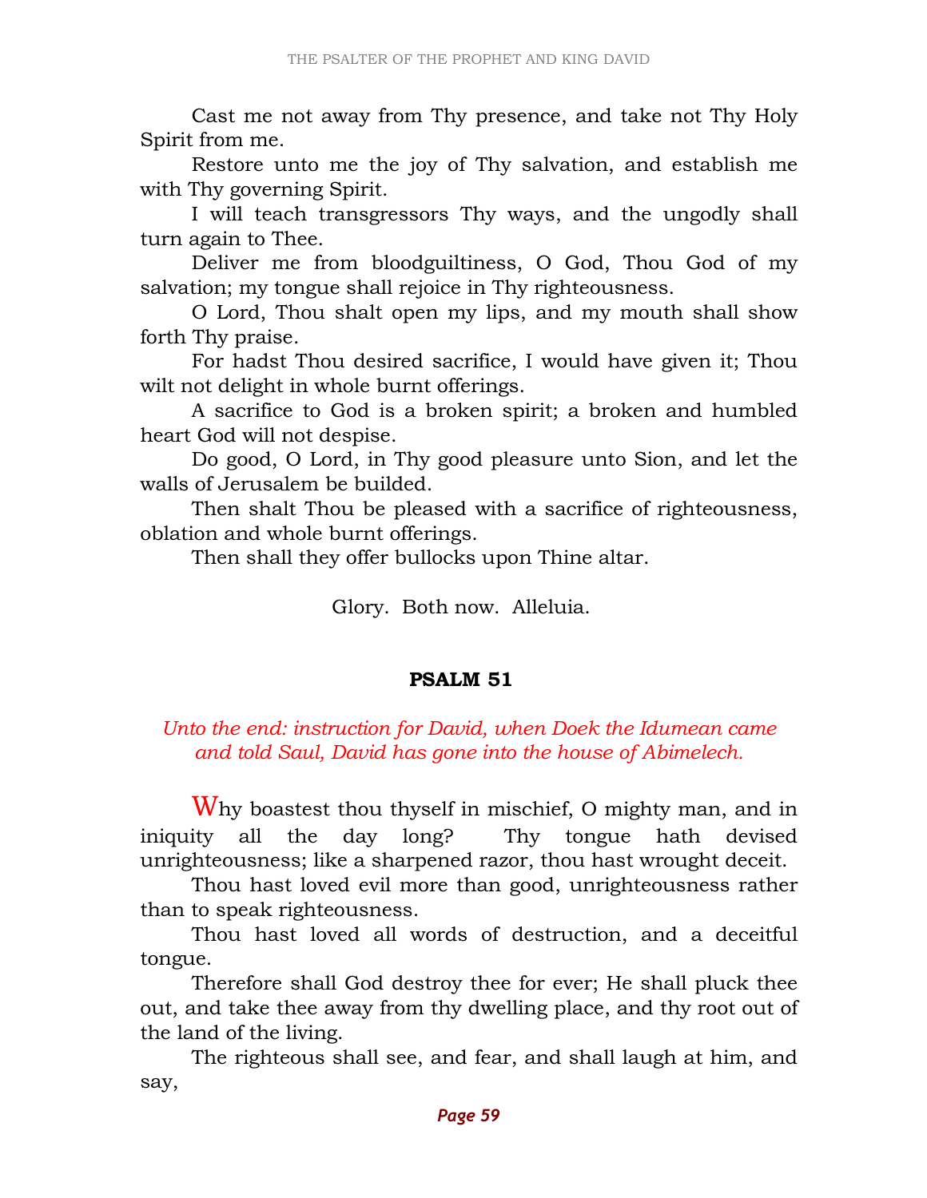Cast me not away from Thy presence, and take not Thy Holy Spirit from me.

Restore unto me the joy of Thy salvation, and establish me with Thy governing Spirit.

I will teach transgressors Thy ways, and the ungodly shall turn again to Thee.

Deliver me from bloodguiltiness, O God, Thou God of my salvation; my tongue shall rejoice in Thy righteousness.

O Lord, Thou shalt open my lips, and my mouth shall show forth Thy praise.

For hadst Thou desired sacrifice, I would have given it; Thou wilt not delight in whole burnt offerings.

A sacrifice to God is a broken spirit; a broken and humbled heart God will not despise.

Do good, O Lord, in Thy good pleasure unto Sion, and let the walls of Jerusalem be builded.

Then shalt Thou be pleased with a sacrifice of righteousness, oblation and whole burnt offerings.

Then shall they offer bullocks upon Thine altar.

Glory. Both now. Alleluia.

## PSALM 51

*Unto the end: instruction for David, when Doek the Idumean came and told Saul, David has gone into the house of Abimelech.*

Why boastest thou thyself in mischief, O mighty man, and in iniquity all the day long? Thy tongue hath devised unrighteousness; like a sharpened razor, thou hast wrought deceit.

Thou hast loved evil more than good, unrighteousness rather than to speak righteousness.

Thou hast loved all words of destruction, and a deceitful tongue.

Therefore shall God destroy thee for ever; He shall pluck thee out, and take thee away from thy dwelling place, and thy root out of the land of the living.

The righteous shall see, and fear, and shall laugh at him, and say,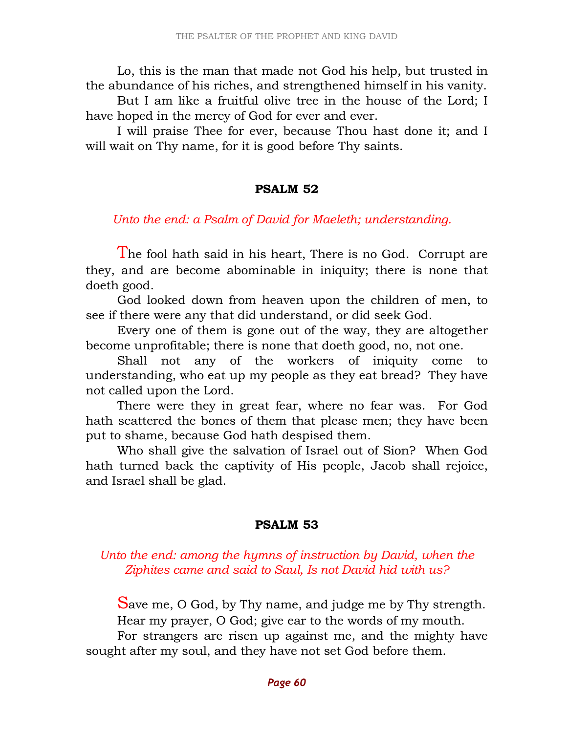Lo, this is the man that made not God his help, but trusted in the abundance of his riches, and strengthened himself in his vanity.

But I am like a fruitful olive tree in the house of the Lord; I have hoped in the mercy of God for ever and ever.

I will praise Thee for ever, because Thou hast done it; and I will wait on Thy name, for it is good before Thy saints.

## PSALM 52

*Unto the end: a Psalm of David for Maeleth; understanding.*

The fool hath said in his heart, There is no God. Corrupt are they, and are become abominable in iniquity; there is none that doeth good.

God looked down from heaven upon the children of men, to see if there were any that did understand, or did seek God.

Every one of them is gone out of the way, they are altogether become unprofitable; there is none that doeth good, no, not one.

Shall not any of the workers of iniquity come to understanding, who eat up my people as they eat bread? They have not called upon the Lord.

There were they in great fear, where no fear was. For God hath scattered the bones of them that please men; they have been put to shame, because God hath despised them.

Who shall give the salvation of Israel out of Sion? When God hath turned back the captivity of His people, Jacob shall rejoice, and Israel shall be glad.

## PSALM 53

*Unto the end: among the hymns of instruction by David, when the Ziphites came and said to Saul, Is not David hid with us?*

Save me, O God, by Thy name, and judge me by Thy strength.

Hear my prayer, O God; give ear to the words of my mouth.

For strangers are risen up against me, and the mighty have sought after my soul, and they have not set God before them.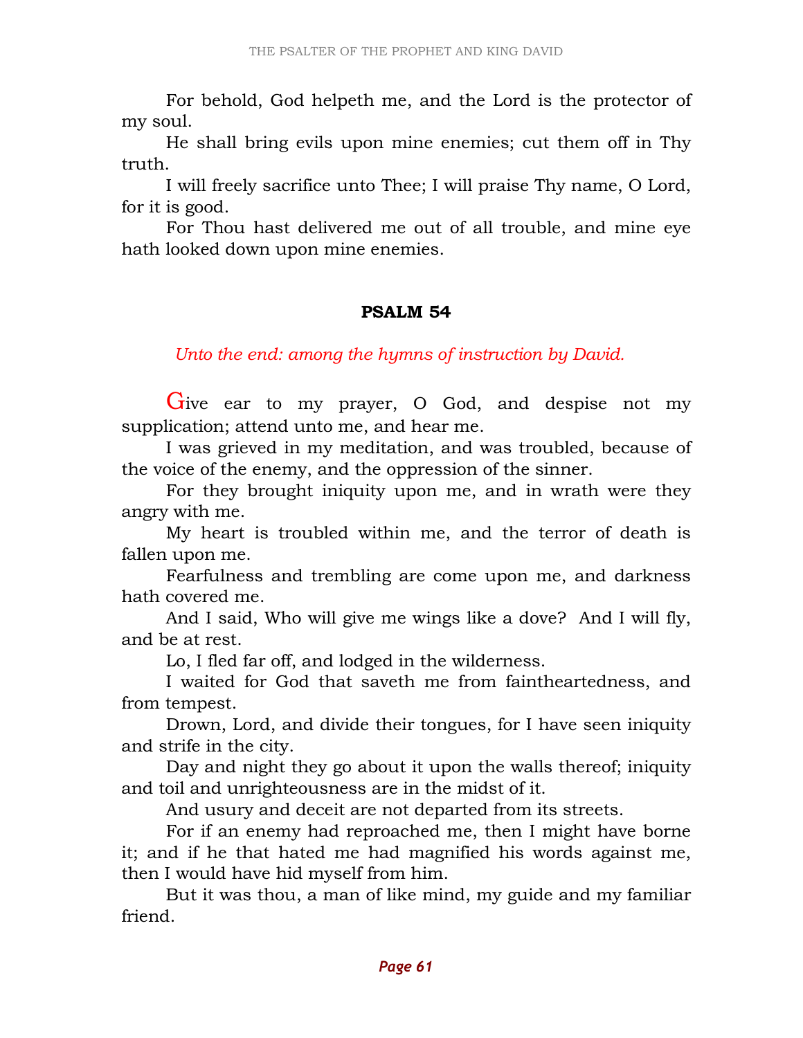For behold, God helpeth me, and the Lord is the protector of my soul.

He shall bring evils upon mine enemies; cut them off in Thy truth.

I will freely sacrifice unto Thee; I will praise Thy name, O Lord, for it is good.

For Thou hast delivered me out of all trouble, and mine eye hath looked down upon mine enemies.

## PSALM 54

*Unto the end: among the hymns of instruction by David.*

Give ear to my prayer, O God, and despise not my supplication; attend unto me, and hear me.

I was grieved in my meditation, and was troubled, because of the voice of the enemy, and the oppression of the sinner.

For they brought iniquity upon me, and in wrath were they angry with me.

My heart is troubled within me, and the terror of death is fallen upon me.

Fearfulness and trembling are come upon me, and darkness hath covered me.

And I said, Who will give me wings like a dove? And I will fly, and be at rest.

Lo, I fled far off, and lodged in the wilderness.

I waited for God that saveth me from faintheartedness, and from tempest.

Drown, Lord, and divide their tongues, for I have seen iniquity and strife in the city.

Day and night they go about it upon the walls thereof; iniquity and toil and unrighteousness are in the midst of it.

And usury and deceit are not departed from its streets.

For if an enemy had reproached me, then I might have borne it; and if he that hated me had magnified his words against me, then I would have hid myself from him.

But it was thou, a man of like mind, my guide and my familiar friend.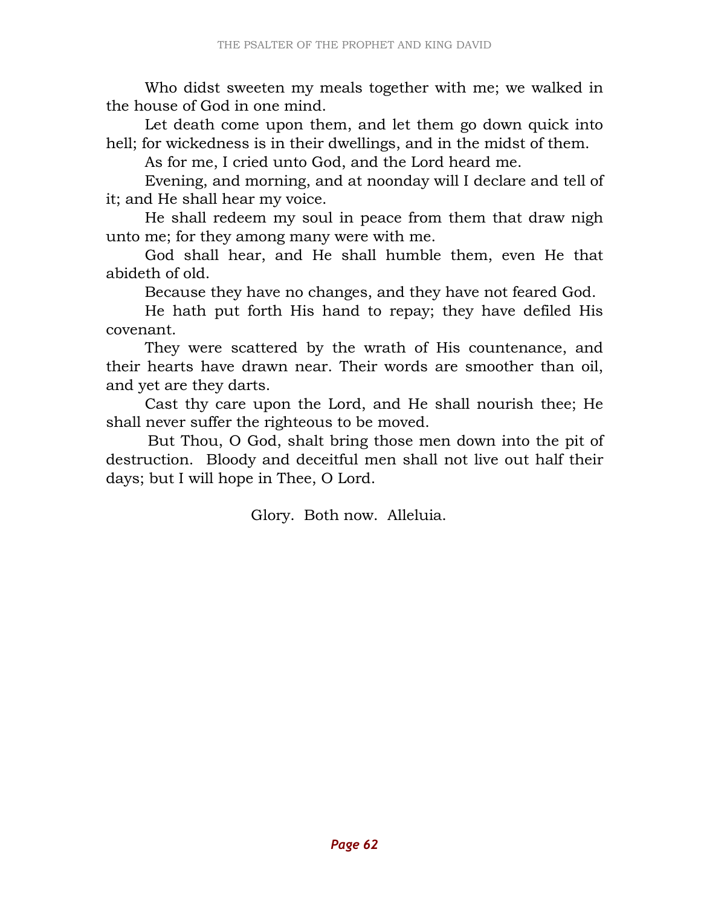Who didst sweeten my meals together with me; we walked in the house of God in one mind.

Let death come upon them, and let them go down quick into hell; for wickedness is in their dwellings, and in the midst of them.

As for me, I cried unto God, and the Lord heard me.

Evening, and morning, and at noonday will I declare and tell of it; and He shall hear my voice.

He shall redeem my soul in peace from them that draw nigh unto me; for they among many were with me.

God shall hear, and He shall humble them, even He that abideth of old.

Because they have no changes, and they have not feared God.

He hath put forth His hand to repay; they have defiled His covenant.

They were scattered by the wrath of His countenance, and their hearts have drawn near. Their words are smoother than oil, and yet are they darts.

Cast thy care upon the Lord, and He shall nourish thee; He shall never suffer the righteous to be moved.

But Thou, O God, shalt bring those men down into the pit of destruction. Bloody and deceitful men shall not live out half their days; but I will hope in Thee, O Lord.

Glory. Both now. Alleluia.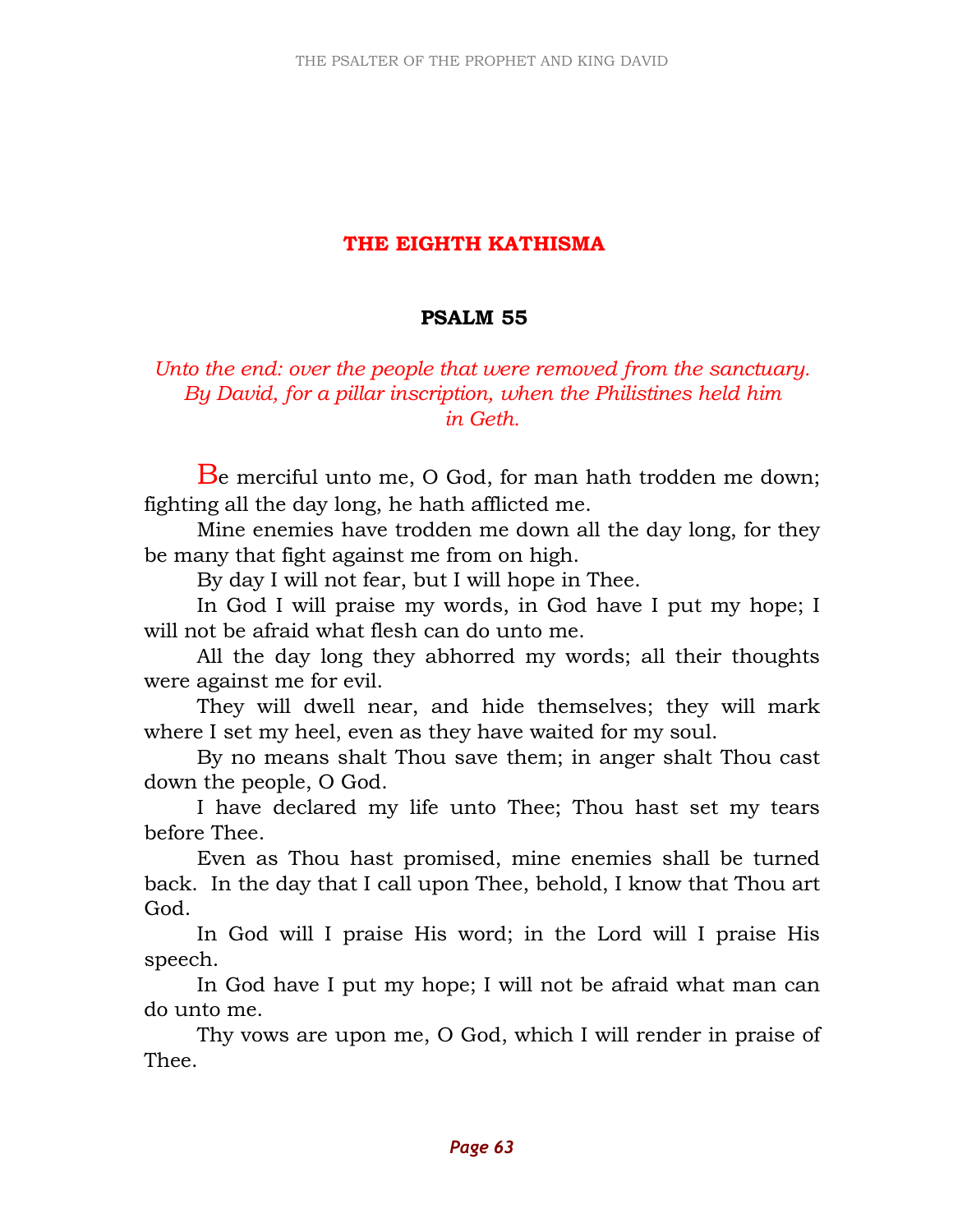## THE EIGHTH KATHISMA

### PSALM 55

*Unto the end: over the people that were removed from the sanctuary. By David, for a pillar inscription, when the Philistines held him in Geth.*

Be merciful unto me, O God, for man hath trodden me down; fighting all the day long, he hath afflicted me.

Mine enemies have trodden me down all the day long, for they be many that fight against me from on high.

By day I will not fear, but I will hope in Thee.

In God I will praise my words, in God have I put my hope; I will not be afraid what flesh can do unto me.

All the day long they abhorred my words; all their thoughts were against me for evil.

They will dwell near, and hide themselves; they will mark where I set my heel, even as they have waited for my soul.

By no means shalt Thou save them; in anger shalt Thou cast down the people, O God.

I have declared my life unto Thee; Thou hast set my tears before Thee.

Even as Thou hast promised, mine enemies shall be turned back. In the day that I call upon Thee, behold, I know that Thou art God.

In God will I praise His word; in the Lord will I praise His speech.

In God have I put my hope; I will not be afraid what man can do unto me.

Thy vows are upon me, O God, which I will render in praise of Thee.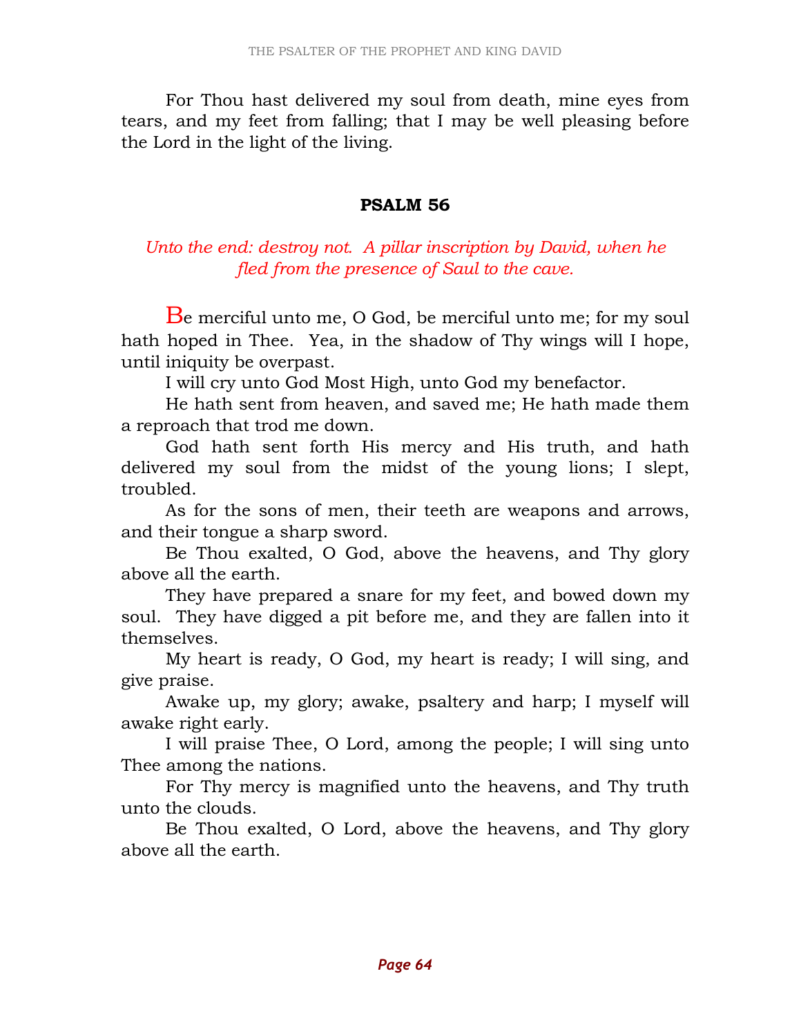For Thou hast delivered my soul from death, mine eyes from tears, and my feet from falling; that I may be well pleasing before the Lord in the light of the living.

## PSALM 56

*Unto the end: destroy not. A pillar inscription by David, when he fled from the presence of Saul to the cave.*

Be merciful unto me, O God, be merciful unto me; for my soul hath hoped in Thee. Yea, in the shadow of Thy wings will I hope, until iniquity be overpast.

I will cry unto God Most High, unto God my benefactor.

He hath sent from heaven, and saved me; He hath made them a reproach that trod me down.

God hath sent forth His mercy and His truth, and hath delivered my soul from the midst of the young lions; I slept, troubled.

As for the sons of men, their teeth are weapons and arrows, and their tongue a sharp sword.

Be Thou exalted, O God, above the heavens, and Thy glory above all the earth.

They have prepared a snare for my feet, and bowed down my soul. They have digged a pit before me, and they are fallen into it themselves.

My heart is ready, O God, my heart is ready; I will sing, and give praise.

Awake up, my glory; awake, psaltery and harp; I myself will awake right early.

I will praise Thee, O Lord, among the people; I will sing unto Thee among the nations.

For Thy mercy is magnified unto the heavens, and Thy truth unto the clouds.

Be Thou exalted, O Lord, above the heavens, and Thy glory above all the earth.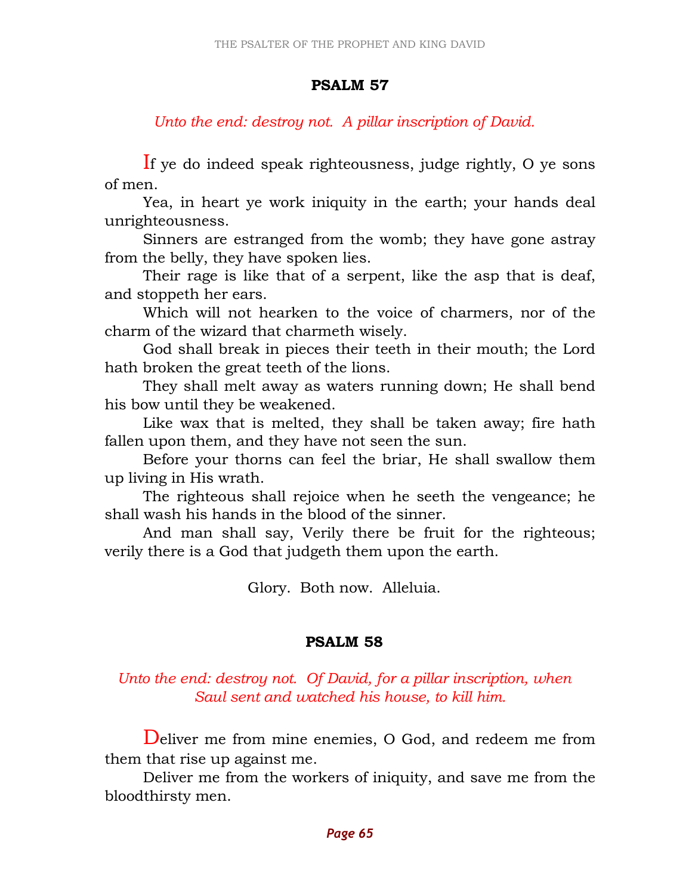## PSALM 57

*Unto the end: destroy not. A pillar inscription of David.*

If ye do indeed speak righteousness, judge rightly, O ye sons of men.

Yea, in heart ye work iniquity in the earth; your hands deal unrighteousness.

Sinners are estranged from the womb; they have gone astray from the belly, they have spoken lies.

Their rage is like that of a serpent, like the asp that is deaf, and stoppeth her ears.

Which will not hearken to the voice of charmers, nor of the charm of the wizard that charmeth wisely.

God shall break in pieces their teeth in their mouth; the Lord hath broken the great teeth of the lions.

They shall melt away as waters running down; He shall bend his bow until they be weakened.

Like wax that is melted, they shall be taken away; fire hath fallen upon them, and they have not seen the sun.

Before your thorns can feel the briar, He shall swallow them up living in His wrath.

The righteous shall rejoice when he seeth the vengeance; he shall wash his hands in the blood of the sinner.

And man shall say, Verily there be fruit for the righteous; verily there is a God that judgeth them upon the earth.

Glory. Both now. Alleluia.

## PSALM 58

*Unto the end: destroy not. Of David, for a pillar inscription, when Saul sent and watched his house, to kill him.*

Deliver me from mine enemies, O God, and redeem me from them that rise up against me.

Deliver me from the workers of iniquity, and save me from the bloodthirsty men.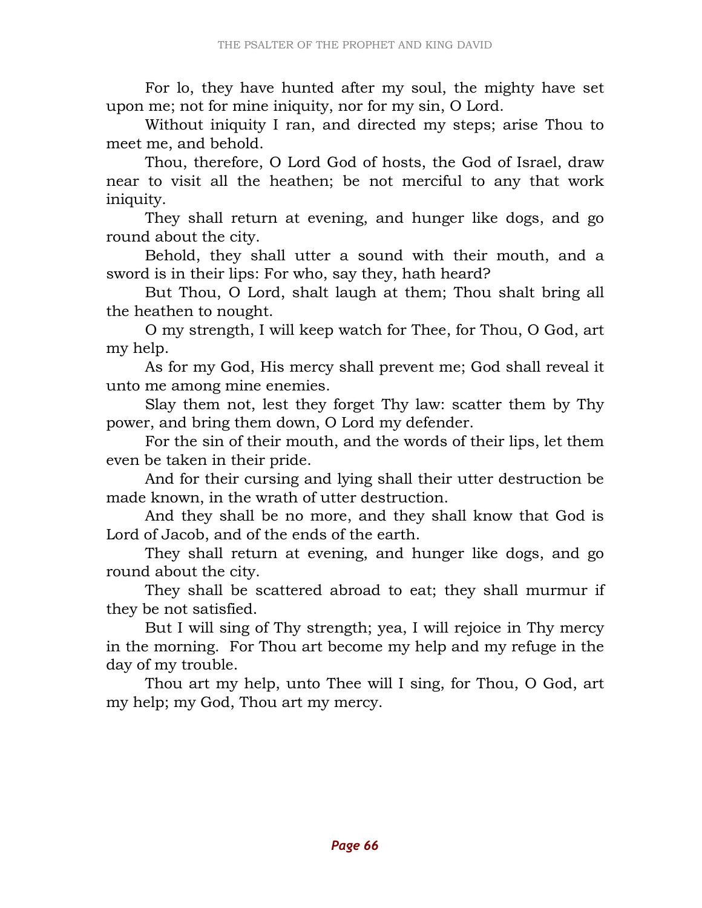For lo, they have hunted after my soul, the mighty have set upon me; not for mine iniquity, nor for my sin, O Lord.

Without iniquity I ran, and directed my steps; arise Thou to meet me, and behold.

Thou, therefore, O Lord God of hosts, the God of Israel, draw near to visit all the heathen; be not merciful to any that work iniquity.

They shall return at evening, and hunger like dogs, and go round about the city.

Behold, they shall utter a sound with their mouth, and a sword is in their lips: For who, say they, hath heard?

But Thou, O Lord, shalt laugh at them; Thou shalt bring all the heathen to nought.

O my strength, I will keep watch for Thee, for Thou, O God, art my help.

As for my God, His mercy shall prevent me; God shall reveal it unto me among mine enemies.

Slay them not, lest they forget Thy law: scatter them by Thy power, and bring them down, O Lord my defender.

For the sin of their mouth, and the words of their lips, let them even be taken in their pride.

And for their cursing and lying shall their utter destruction be made known, in the wrath of utter destruction.

And they shall be no more, and they shall know that God is Lord of Jacob, and of the ends of the earth.

They shall return at evening, and hunger like dogs, and go round about the city.

They shall be scattered abroad to eat; they shall murmur if they be not satisfied.

But I will sing of Thy strength; yea, I will rejoice in Thy mercy in the morning. For Thou art become my help and my refuge in the day of my trouble.

Thou art my help, unto Thee will I sing, for Thou, O God, art my help; my God, Thou art my mercy.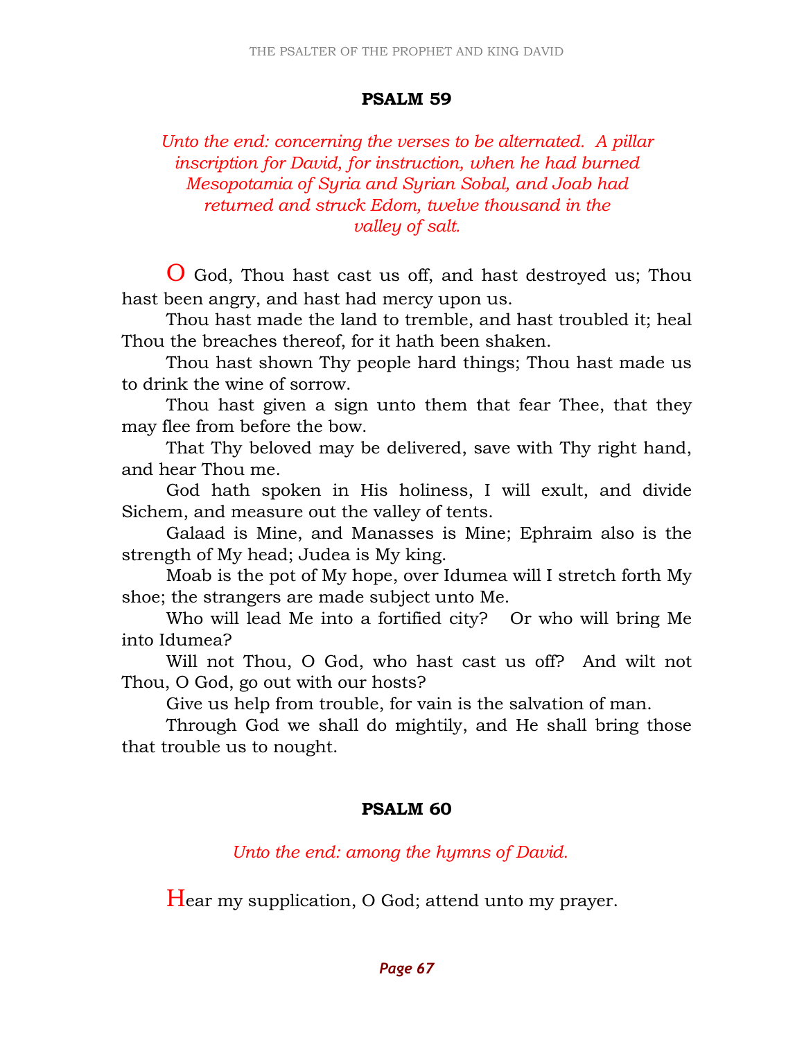## PSALM 59

*Unto the end: concerning the verses to be alternated. A pillar inscription for David, for instruction, when he had burned Mesopotamia of Syria and Syrian Sobal, and Joab had returned and struck Edom, twelve thousand in the valley of salt.*

O God, Thou hast cast us off, and hast destroyed us; Thou hast been angry, and hast had mercy upon us.

Thou hast made the land to tremble, and hast troubled it; heal Thou the breaches thereof, for it hath been shaken.

Thou hast shown Thy people hard things; Thou hast made us to drink the wine of sorrow.

Thou hast given a sign unto them that fear Thee, that they may flee from before the bow.

That Thy beloved may be delivered, save with Thy right hand, and hear Thou me.

God hath spoken in His holiness, I will exult, and divide Sichem, and measure out the valley of tents.

Galaad is Mine, and Manasses is Mine; Ephraim also is the strength of My head; Judea is My king.

Moab is the pot of My hope, over Idumea will I stretch forth My shoe; the strangers are made subject unto Me.

Who will lead Me into a fortified city? Or who will bring Me into Idumea?

Will not Thou, O God, who hast cast us off? And wilt not Thou, O God, go out with our hosts?

Give us help from trouble, for vain is the salvation of man.

Through God we shall do mightily, and He shall bring those that trouble us to nought.

## PSALM 60

*Unto the end: among the hymns of David.*

Hear my supplication, O God; attend unto my prayer.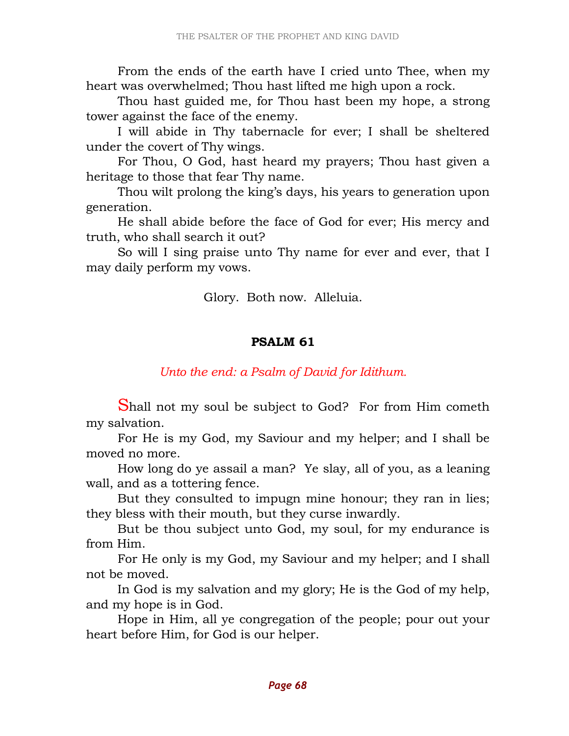From the ends of the earth have I cried unto Thee, when my heart was overwhelmed; Thou hast lifted me high upon a rock.

Thou hast guided me, for Thou hast been my hope, a strong tower against the face of the enemy.

I will abide in Thy tabernacle for ever; I shall be sheltered under the covert of Thy wings.

For Thou, O God, hast heard my prayers; Thou hast given a heritage to those that fear Thy name.

Thou wilt prolong the king's days, his years to generation upon generation.

He shall abide before the face of God for ever; His mercy and truth, who shall search it out?

So will I sing praise unto Thy name for ever and ever, that I may daily perform my vows.

Glory. Both now. Alleluia.

## PSALM 61

*Unto the end: a Psalm of David for Idithum.*

Shall not my soul be subject to God? For from Him cometh my salvation.

For He is my God, my Saviour and my helper; and I shall be moved no more.

How long do ye assail a man? Ye slay, all of you, as a leaning wall, and as a tottering fence.

But they consulted to impugn mine honour; they ran in lies; they bless with their mouth, but they curse inwardly.

But be thou subject unto God, my soul, for my endurance is from Him.

For He only is my God, my Saviour and my helper; and I shall not be moved.

In God is my salvation and my glory; He is the God of my help, and my hope is in God.

Hope in Him, all ye congregation of the people; pour out your heart before Him, for God is our helper.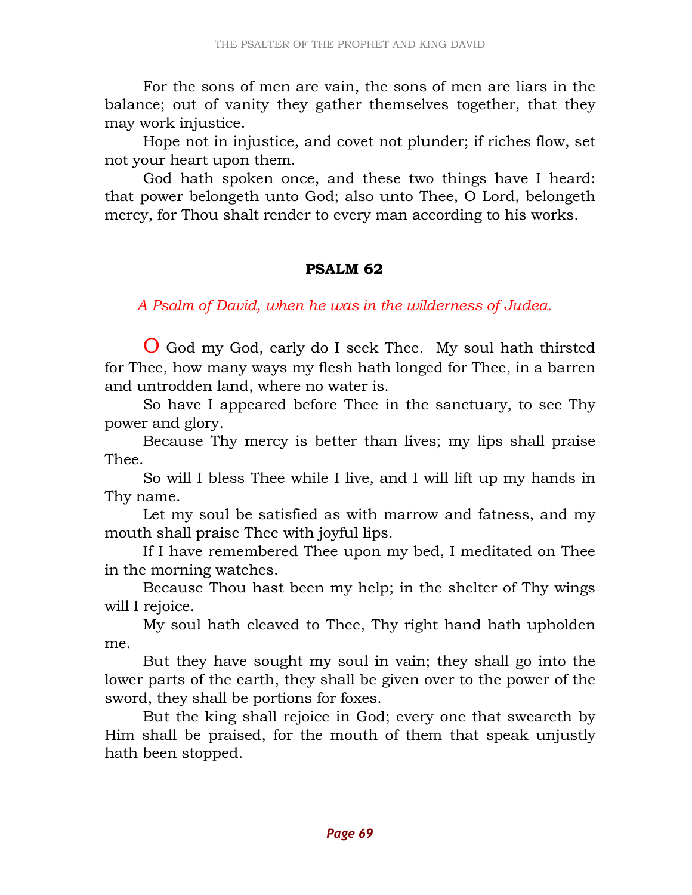For the sons of men are vain, the sons of men are liars in the balance; out of vanity they gather themselves together, that they may work injustice.

Hope not in injustice, and covet not plunder; if riches flow, set not your heart upon them.

God hath spoken once, and these two things have I heard: that power belongeth unto God; also unto Thee, O Lord, belongeth mercy, for Thou shalt render to every man according to his works.

## PSALM 62

*A Psalm of David, when he was in the wilderness of Judea.*

O God my God, early do I seek Thee. My soul hath thirsted for Thee, how many ways my flesh hath longed for Thee, in a barren and untrodden land, where no water is.

So have I appeared before Thee in the sanctuary, to see Thy power and glory.

Because Thy mercy is better than lives; my lips shall praise Thee.

So will I bless Thee while I live, and I will lift up my hands in Thy name.

Let my soul be satisfied as with marrow and fatness, and my mouth shall praise Thee with joyful lips.

If I have remembered Thee upon my bed, I meditated on Thee in the morning watches.

Because Thou hast been my help; in the shelter of Thy wings will I rejoice.

My soul hath cleaved to Thee, Thy right hand hath upholden me.

But they have sought my soul in vain; they shall go into the lower parts of the earth, they shall be given over to the power of the sword, they shall be portions for foxes.

But the king shall rejoice in God; every one that sweareth by Him shall be praised, for the mouth of them that speak unjustly hath been stopped.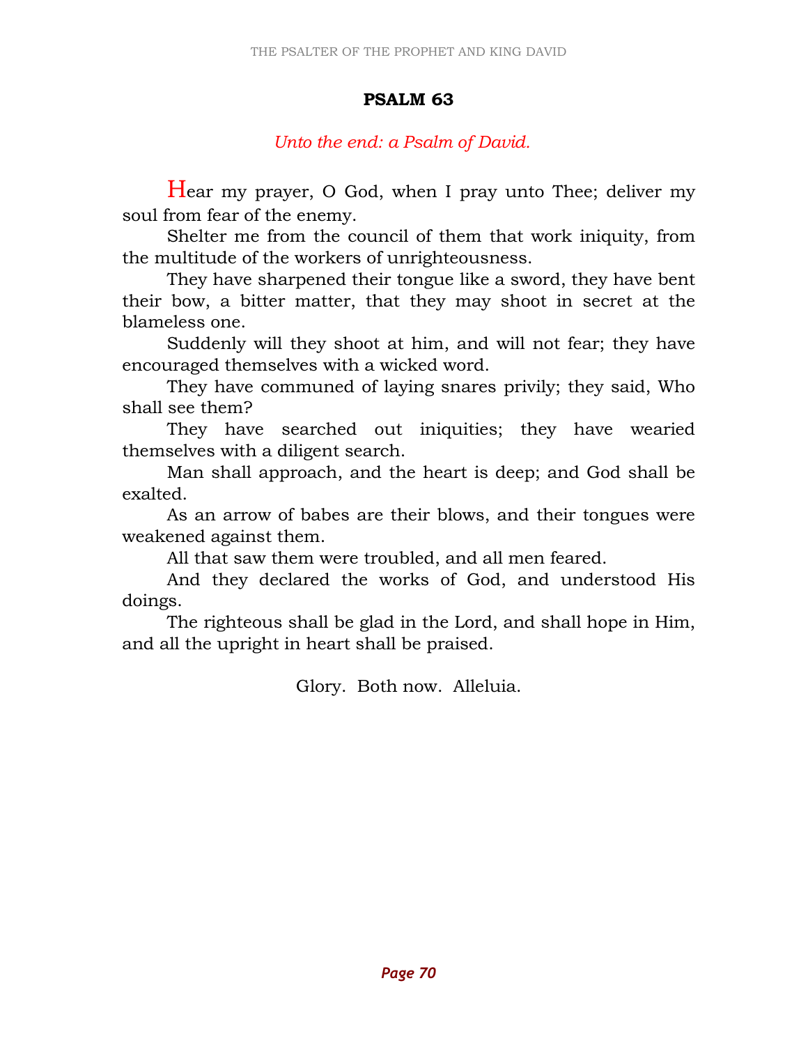# PSALM 63

*Unto the end: a Psalm of David.*

Hear my prayer, O God, when I pray unto Thee; deliver my soul from fear of the enemy.

Shelter me from the council of them that work iniquity, from the multitude of the workers of unrighteousness.

They have sharpened their tongue like a sword, they have bent their bow, a bitter matter, that they may shoot in secret at the blameless one.

Suddenly will they shoot at him, and will not fear; they have encouraged themselves with a wicked word.

They have communed of laying snares privily; they said, Who shall see them?

They have searched out iniquities; they have wearied themselves with a diligent search.

Man shall approach, and the heart is deep; and God shall be exalted.

As an arrow of babes are their blows, and their tongues were weakened against them.

All that saw them were troubled, and all men feared.

And they declared the works of God, and understood His doings.

The righteous shall be glad in the Lord, and shall hope in Him, and all the upright in heart shall be praised.

Glory. Both now. Alleluia.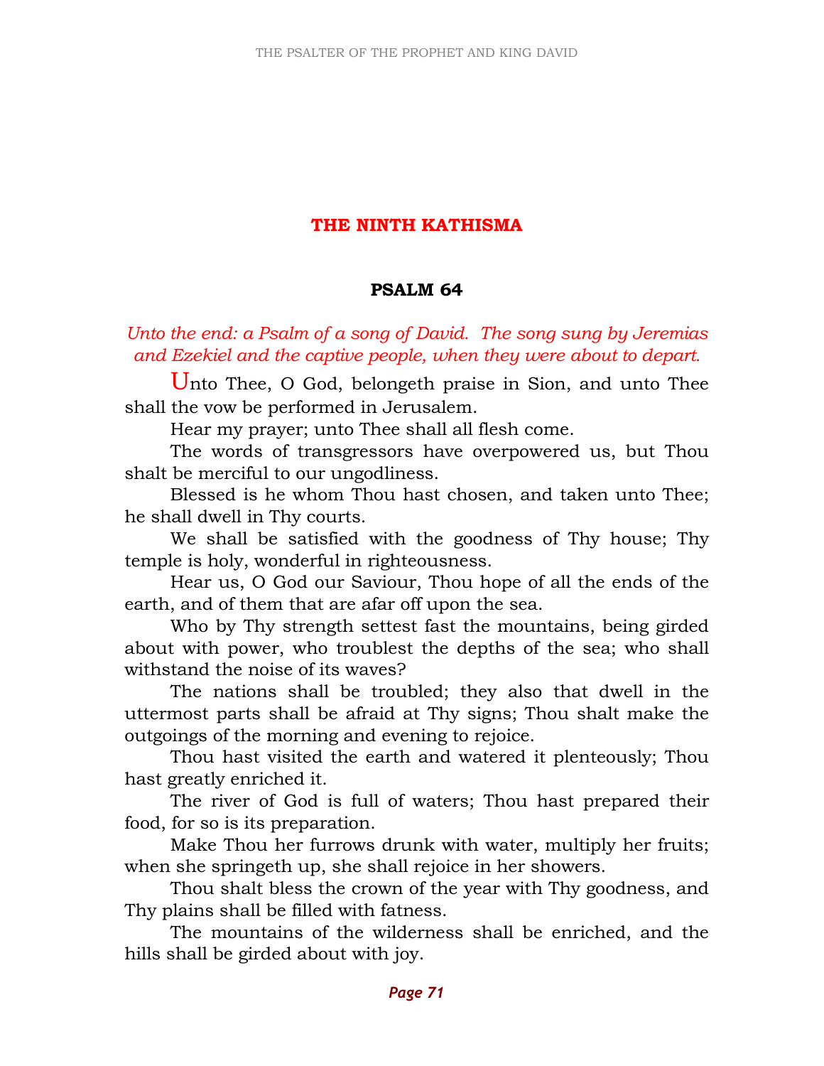# THE NINTH KATHISMA

## PSALM 64

*Unto the end: a Psalm of a song of David. The song sung by Jeremias and Ezekiel and the captive people, when they were about to depart.*

Unto Thee, O God, belongeth praise in Sion, and unto Thee shall the vow be performed in Jerusalem.

Hear my prayer; unto Thee shall all flesh come.

The words of transgressors have overpowered us, but Thou shalt be merciful to our ungodliness.

Blessed is he whom Thou hast chosen, and taken unto Thee; he shall dwell in Thy courts.

We shall be satisfied with the goodness of Thy house; Thy temple is holy, wonderful in righteousness.

Hear us, O God our Saviour, Thou hope of all the ends of the earth, and of them that are afar off upon the sea.

Who by Thy strength settest fast the mountains, being girded about with power, who troublest the depths of the sea; who shall withstand the noise of its waves?

The nations shall be troubled; they also that dwell in the uttermost parts shall be afraid at Thy signs; Thou shalt make the outgoings of the morning and evening to rejoice.

Thou hast visited the earth and watered it plenteously; Thou hast greatly enriched it.

The river of God is full of waters; Thou hast prepared their food, for so is its preparation.

Make Thou her furrows drunk with water, multiply her fruits; when she springeth up, she shall rejoice in her showers.

Thou shalt bless the crown of the year with Thy goodness, and Thy plains shall be filled with fatness.

The mountains of the wilderness shall be enriched, and the hills shall be girded about with joy.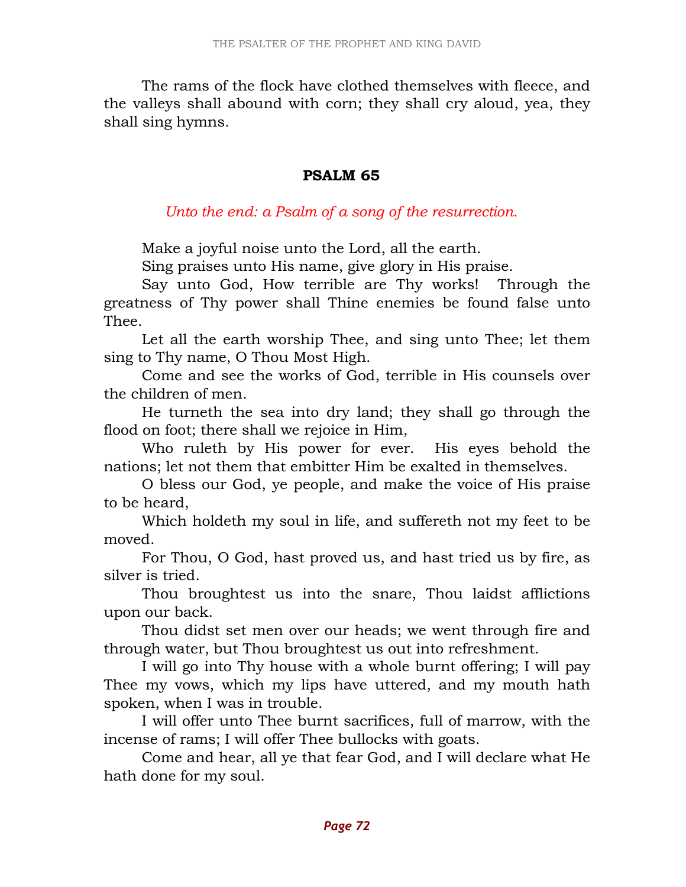The rams of the flock have clothed themselves with fleece, and the valleys shall abound with corn; they shall cry aloud, yea, they shall sing hymns.

## PSALM 65

*Unto the end: a Psalm of a song of the resurrection.*

Make a joyful noise unto the Lord, all the earth.

Sing praises unto His name, give glory in His praise.

Say unto God, How terrible are Thy works! Through the greatness of Thy power shall Thine enemies be found false unto Thee.

Let all the earth worship Thee, and sing unto Thee; let them sing to Thy name, O Thou Most High.

Come and see the works of God, terrible in His counsels over the children of men.

He turneth the sea into dry land; they shall go through the flood on foot; there shall we rejoice in Him,

Who ruleth by His power for ever. His eyes behold the nations; let not them that embitter Him be exalted in themselves.

O bless our God, ye people, and make the voice of His praise to be heard,

Which holdeth my soul in life, and suffereth not my feet to be moved.

For Thou, O God, hast proved us, and hast tried us by fire, as silver is tried.

Thou broughtest us into the snare, Thou laidst afflictions upon our back.

Thou didst set men over our heads; we went through fire and through water, but Thou broughtest us out into refreshment.

I will go into Thy house with a whole burnt offering; I will pay Thee my vows, which my lips have uttered, and my mouth hath spoken, when I was in trouble.

I will offer unto Thee burnt sacrifices, full of marrow, with the incense of rams; I will offer Thee bullocks with goats.

Come and hear, all ye that fear God, and I will declare what He hath done for my soul.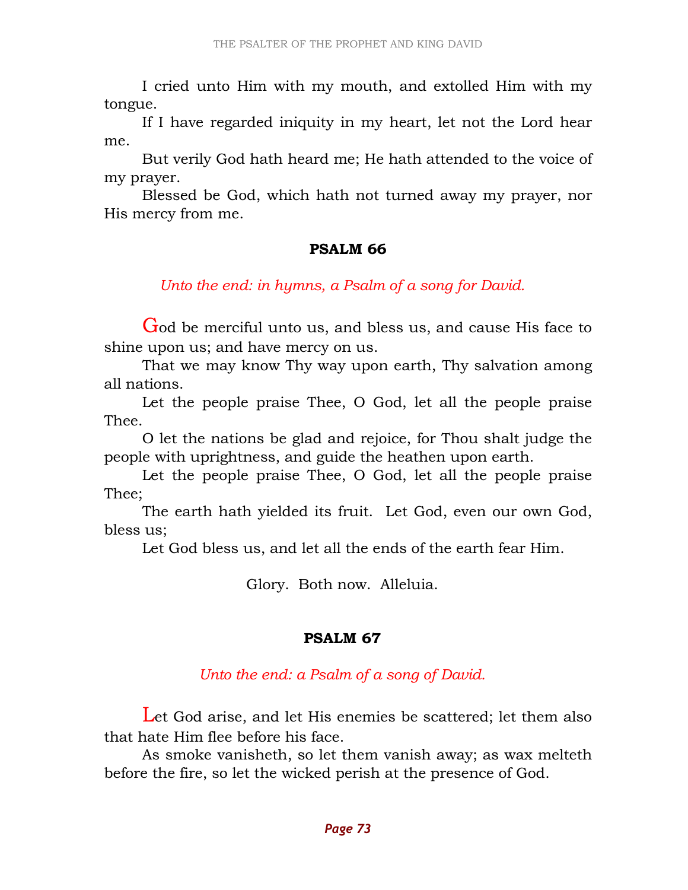I cried unto Him with my mouth, and extolled Him with my tongue.

If I have regarded iniquity in my heart, let not the Lord hear me.

But verily God hath heard me; He hath attended to the voice of my prayer.

Blessed be God, which hath not turned away my prayer, nor His mercy from me.

## PSALM 66

*Unto the end: in hymns, a Psalm of a song for David.*

God be merciful unto us, and bless us, and cause His face to shine upon us; and have mercy on us.

That we may know Thy way upon earth, Thy salvation among all nations.

Let the people praise Thee, O God, let all the people praise Thee.

O let the nations be glad and rejoice, for Thou shalt judge the people with uprightness, and guide the heathen upon earth.

Let the people praise Thee, O God, let all the people praise Thee;

The earth hath yielded its fruit. Let God, even our own God, bless us;

Let God bless us, and let all the ends of the earth fear Him.

Glory. Both now. Alleluia.

## PSALM 67

*Unto the end: a Psalm of a song of David.*

Let God arise, and let His enemies be scattered; let them also that hate Him flee before his face.

As smoke vanisheth, so let them vanish away; as wax melteth before the fire, so let the wicked perish at the presence of God.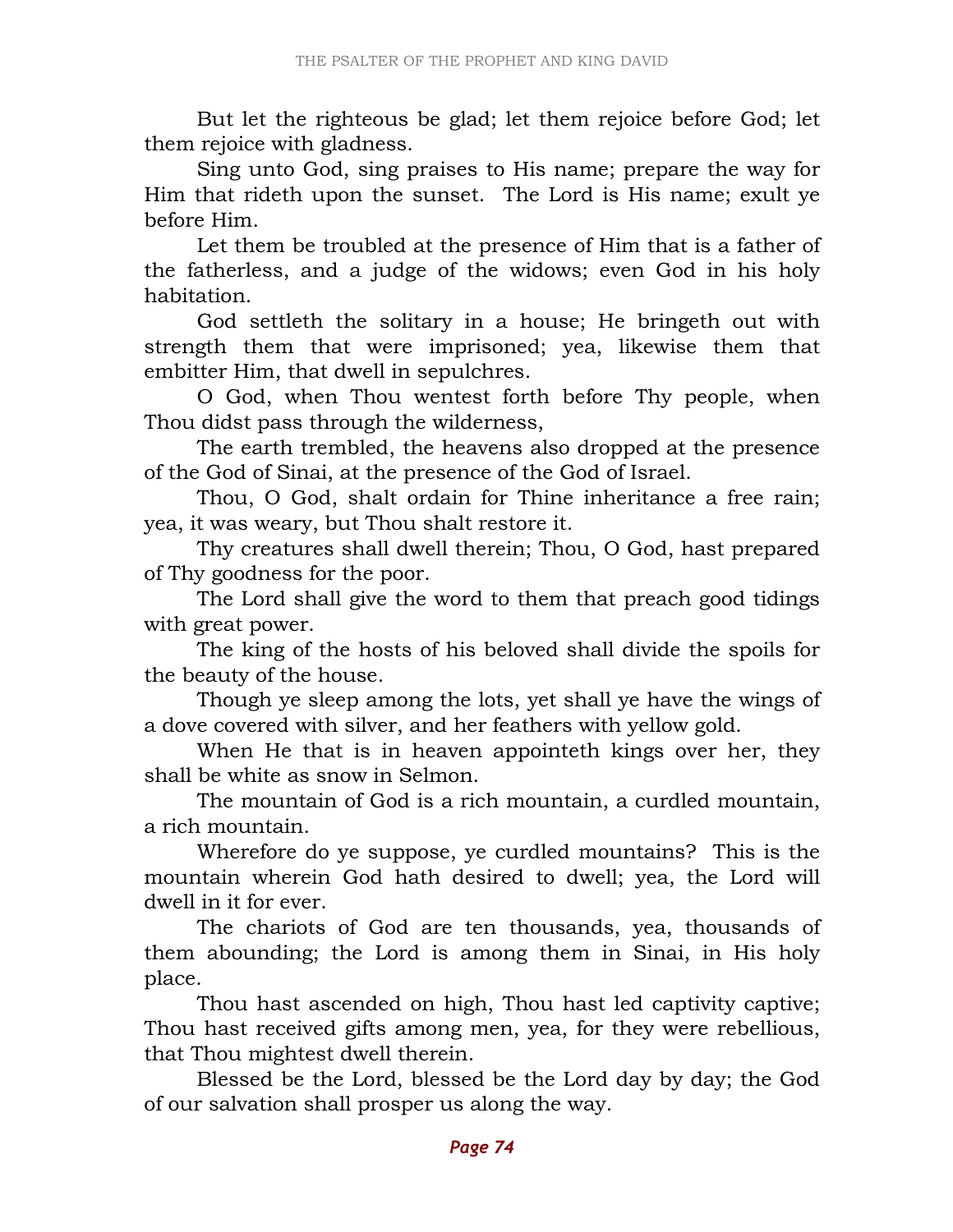But let the righteous be glad; let them rejoice before God; let them rejoice with gladness.

Sing unto God, sing praises to His name; prepare the way for Him that rideth upon the sunset. The Lord is His name; exult ye before Him.

Let them be troubled at the presence of Him that is a father of the fatherless, and a judge of the widows; even God in his holy habitation.

God settleth the solitary in a house; He bringeth out with strength them that were imprisoned; yea, likewise them that embitter Him, that dwell in sepulchres.

O God, when Thou wentest forth before Thy people, when Thou didst pass through the wilderness,

The earth trembled, the heavens also dropped at the presence of the God of Sinai, at the presence of the God of Israel.

Thou, O God, shalt ordain for Thine inheritance a free rain; yea, it was weary, but Thou shalt restore it.

Thy creatures shall dwell therein; Thou, O God, hast prepared of Thy goodness for the poor.

The Lord shall give the word to them that preach good tidings with great power.

The king of the hosts of his beloved shall divide the spoils for the beauty of the house.

Though ye sleep among the lots, yet shall ye have the wings of a dove covered with silver, and her feathers with yellow gold.

When He that is in heaven appointeth kings over her, they shall be white as snow in Selmon.

The mountain of God is a rich mountain, a curdled mountain, a rich mountain.

Wherefore do ye suppose, ye curdled mountains? This is the mountain wherein God hath desired to dwell; yea, the Lord will dwell in it for ever.

The chariots of God are ten thousands, yea, thousands of them abounding; the Lord is among them in Sinai, in His holy place.

Thou hast ascended on high, Thou hast led captivity captive; Thou hast received gifts among men, yea, for they were rebellious, that Thou mightest dwell therein.

Blessed be the Lord, blessed be the Lord day by day; the God of our salvation shall prosper us along the way.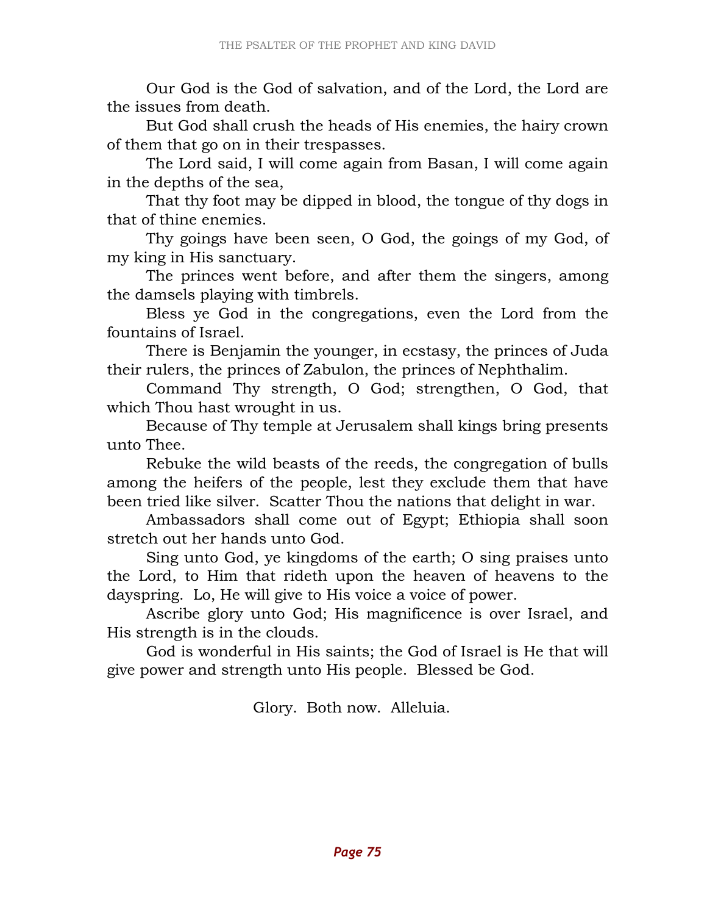Our God is the God of salvation, and of the Lord, the Lord are the issues from death.

But God shall crush the heads of His enemies, the hairy crown of them that go on in their trespasses.

The Lord said, I will come again from Basan, I will come again in the depths of the sea,

That thy foot may be dipped in blood, the tongue of thy dogs in that of thine enemies.

Thy goings have been seen, O God, the goings of my God, of my king in His sanctuary.

The princes went before, and after them the singers, among the damsels playing with timbrels.

Bless ye God in the congregations, even the Lord from the fountains of Israel.

There is Benjamin the younger, in ecstasy, the princes of Juda their rulers, the princes of Zabulon, the princes of Nephthalim.

Command Thy strength, O God; strengthen, O God, that which Thou hast wrought in us.

Because of Thy temple at Jerusalem shall kings bring presents unto Thee.

Rebuke the wild beasts of the reeds, the congregation of bulls among the heifers of the people, lest they exclude them that have been tried like silver. Scatter Thou the nations that delight in war.

Ambassadors shall come out of Egypt; Ethiopia shall soon stretch out her hands unto God.

Sing unto God, ye kingdoms of the earth; O sing praises unto the Lord, to Him that rideth upon the heaven of heavens to the dayspring. Lo, He will give to His voice a voice of power.

Ascribe glory unto God; His magnificence is over Israel, and His strength is in the clouds.

God is wonderful in His saints; the God of Israel is He that will give power and strength unto His people. Blessed be God.

Glory. Both now. Alleluia.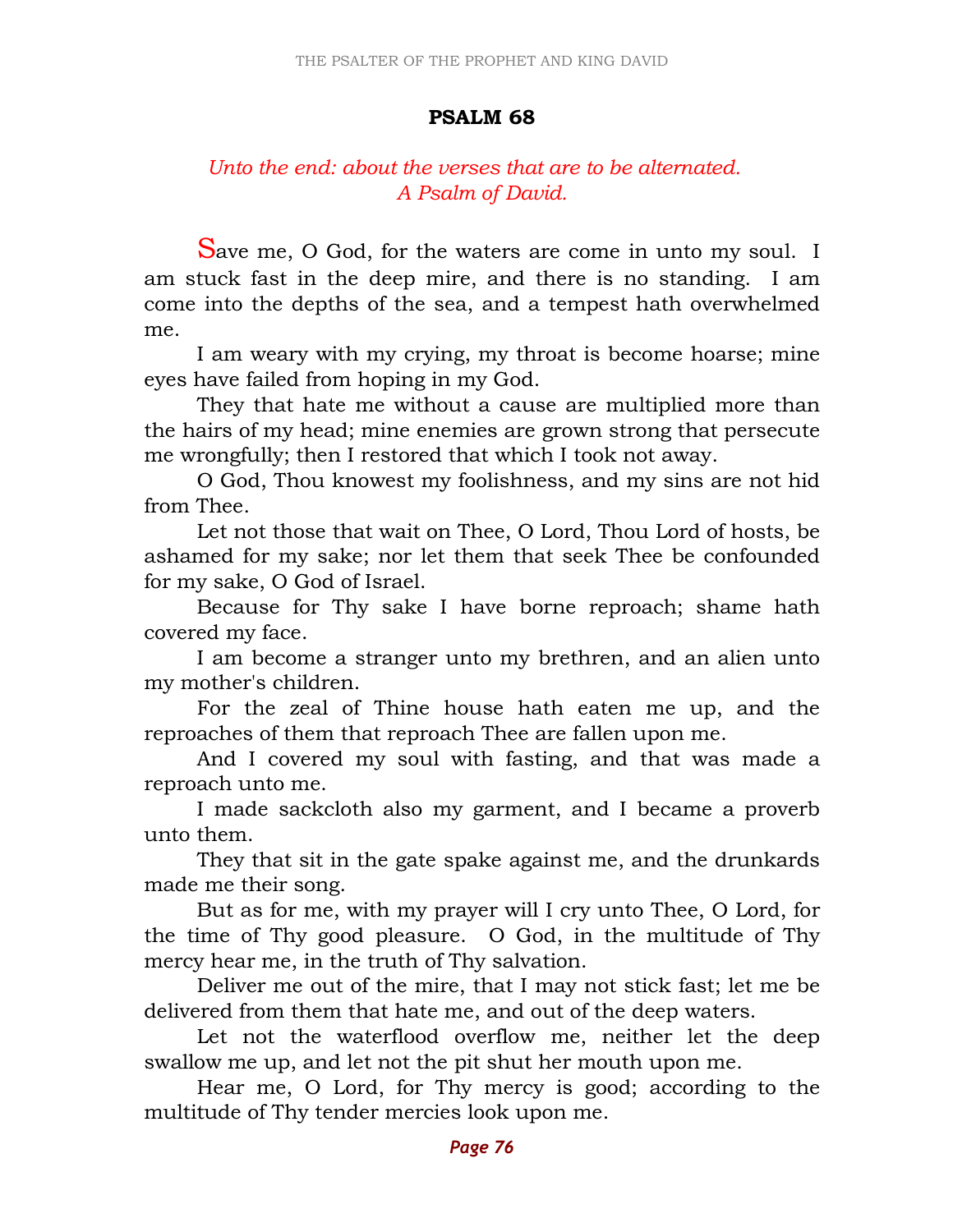# PSALM 68

*Unto the end: about the verses that are to be alternated.*
*A Psalm of David.*

Save me, O God, for the waters are come in unto my soul. I am stuck fast in the deep mire, and there is no standing. I am come into the depths of the sea, and a tempest hath overwhelmed me.

I am weary with my crying, my throat is become hoarse; mine eyes have failed from hoping in my God.

They that hate me without a cause are multiplied more than the hairs of my head; mine enemies are grown strong that persecute me wrongfully; then I restored that which I took not away.

O God, Thou knowest my foolishness, and my sins are not hid from Thee.

Let not those that wait on Thee, O Lord, Thou Lord of hosts, be ashamed for my sake; nor let them that seek Thee be confounded for my sake, O God of Israel.

Because for Thy sake I have borne reproach; shame hath covered my face.

I am become a stranger unto my brethren, and an alien unto my mother's children.

For the zeal of Thine house hath eaten me up, and the reproaches of them that reproach Thee are fallen upon me.

And I covered my soul with fasting, and that was made a reproach unto me.

I made sackcloth also my garment, and I became a proverb unto them.

They that sit in the gate spake against me, and the drunkards made me their song.

But as for me, with my prayer will I cry unto Thee, O Lord, for the time of Thy good pleasure. O God, in the multitude of Thy mercy hear me, in the truth of Thy salvation.

Deliver me out of the mire, that I may not stick fast; let me be delivered from them that hate me, and out of the deep waters.

Let not the waterflood overflow me, neither let the deep swallow me up, and let not the pit shut her mouth upon me.

Hear me, O Lord, for Thy mercy is good; according to the multitude of Thy tender mercies look upon me.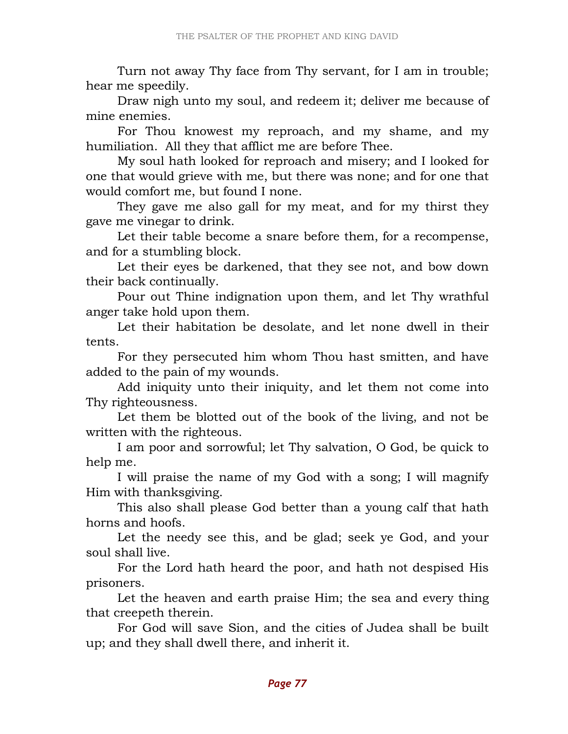Turn not away Thy face from Thy servant, for I am in trouble; hear me speedily.

Draw nigh unto my soul, and redeem it; deliver me because of mine enemies.

For Thou knowest my reproach, and my shame, and my humiliation. All they that afflict me are before Thee.

My soul hath looked for reproach and misery; and I looked for one that would grieve with me, but there was none; and for one that would comfort me, but found I none.

They gave me also gall for my meat, and for my thirst they gave me vinegar to drink.

Let their table become a snare before them, for a recompense, and for a stumbling block.

Let their eyes be darkened, that they see not, and bow down their back continually.

Pour out Thine indignation upon them, and let Thy wrathful anger take hold upon them.

Let their habitation be desolate, and let none dwell in their tents.

For they persecuted him whom Thou hast smitten, and have added to the pain of my wounds.

Add iniquity unto their iniquity, and let them not come into Thy righteousness.

Let them be blotted out of the book of the living, and not be written with the righteous.

I am poor and sorrowful; let Thy salvation, O God, be quick to help me.

I will praise the name of my God with a song; I will magnify Him with thanksgiving.

This also shall please God better than a young calf that hath horns and hoofs.

Let the needy see this, and be glad; seek ye God, and your soul shall live.

For the Lord hath heard the poor, and hath not despised His prisoners.

Let the heaven and earth praise Him; the sea and every thing that creepeth therein.

For God will save Sion, and the cities of Judea shall be built up; and they shall dwell there, and inherit it.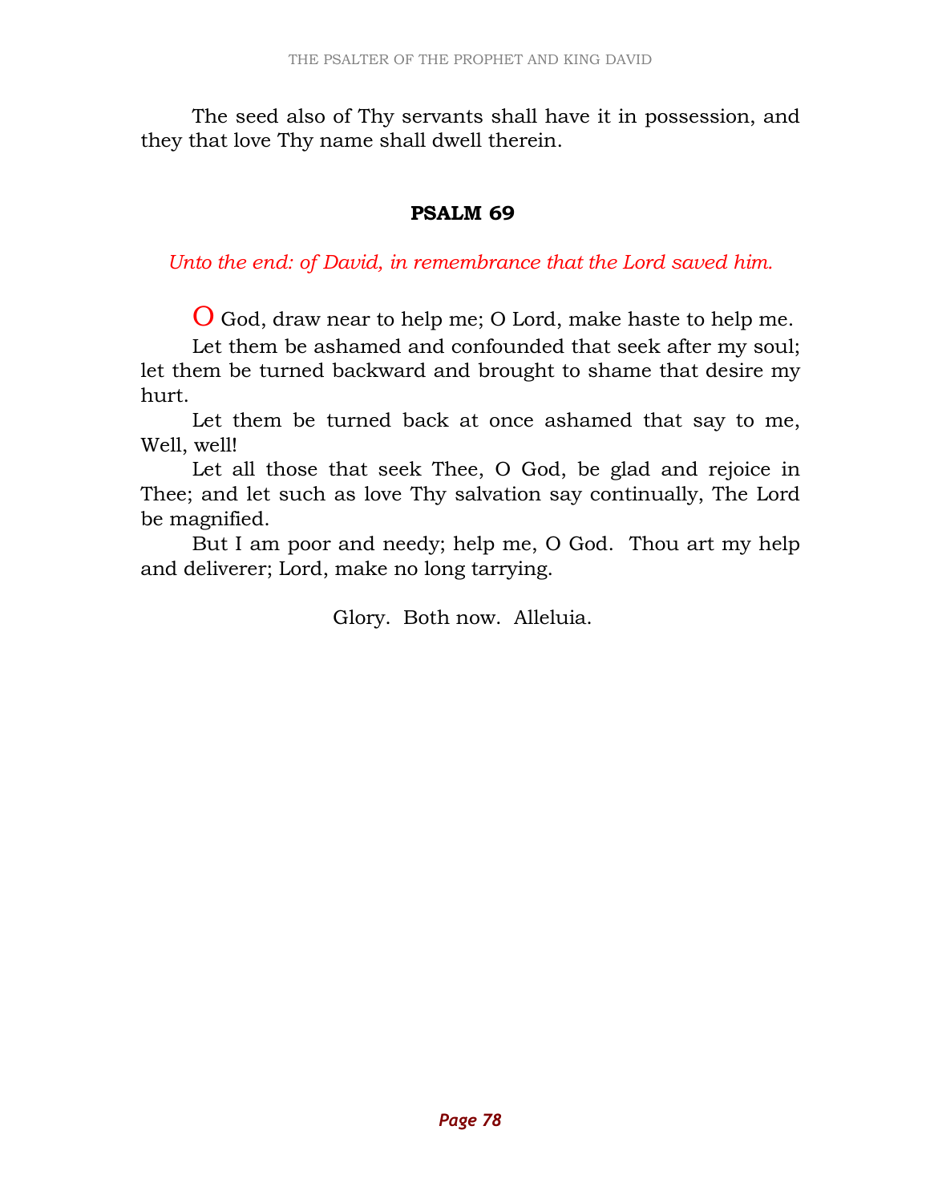The seed also of Thy servants shall have it in possession, and they that love Thy name shall dwell therein.

## PSALM 69

*Unto the end: of David, in remembrance that the Lord saved him.*

O God, draw near to help me; O Lord, make haste to help me.

Let them be ashamed and confounded that seek after my soul; let them be turned backward and brought to shame that desire my hurt.

Let them be turned back at once ashamed that say to me, Well, well!

Let all those that seek Thee, O God, be glad and rejoice in Thee; and let such as love Thy salvation say continually, The Lord be magnified.

But I am poor and needy; help me, O God. Thou art my help and deliverer; Lord, make no long tarrying.

Glory. Both now. Alleluia.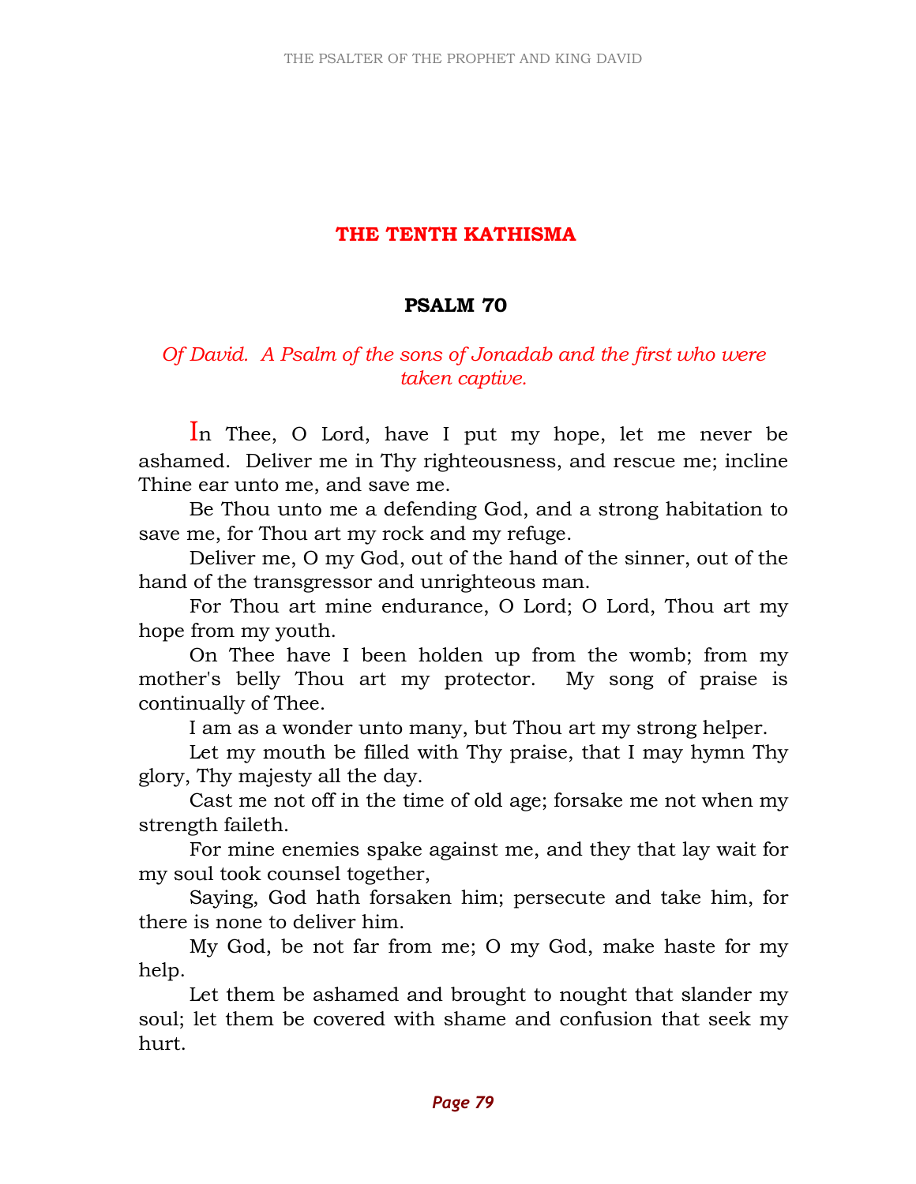# THE TENTH KATHISMA

## PSALM 70

*Of David. A Psalm of the sons of Jonadab and the first who were taken captive.*

In Thee, O Lord, have I put my hope, let me never be ashamed. Deliver me in Thy righteousness, and rescue me; incline Thine ear unto me, and save me.

Be Thou unto me a defending God, and a strong habitation to save me, for Thou art my rock and my refuge.

Deliver me, O my God, out of the hand of the sinner, out of the hand of the transgressor and unrighteous man.

For Thou art mine endurance, O Lord; O Lord, Thou art my hope from my youth.

On Thee have I been holden up from the womb; from my mother's belly Thou art my protector. My song of praise is continually of Thee.

I am as a wonder unto many, but Thou art my strong helper.

Let my mouth be filled with Thy praise, that I may hymn Thy glory, Thy majesty all the day.

Cast me not off in the time of old age; forsake me not when my strength faileth.

For mine enemies spake against me, and they that lay wait for my soul took counsel together,

Saying, God hath forsaken him; persecute and take him, for there is none to deliver him.

My God, be not far from me; O my God, make haste for my help.

Let them be ashamed and brought to nought that slander my soul; let them be covered with shame and confusion that seek my hurt.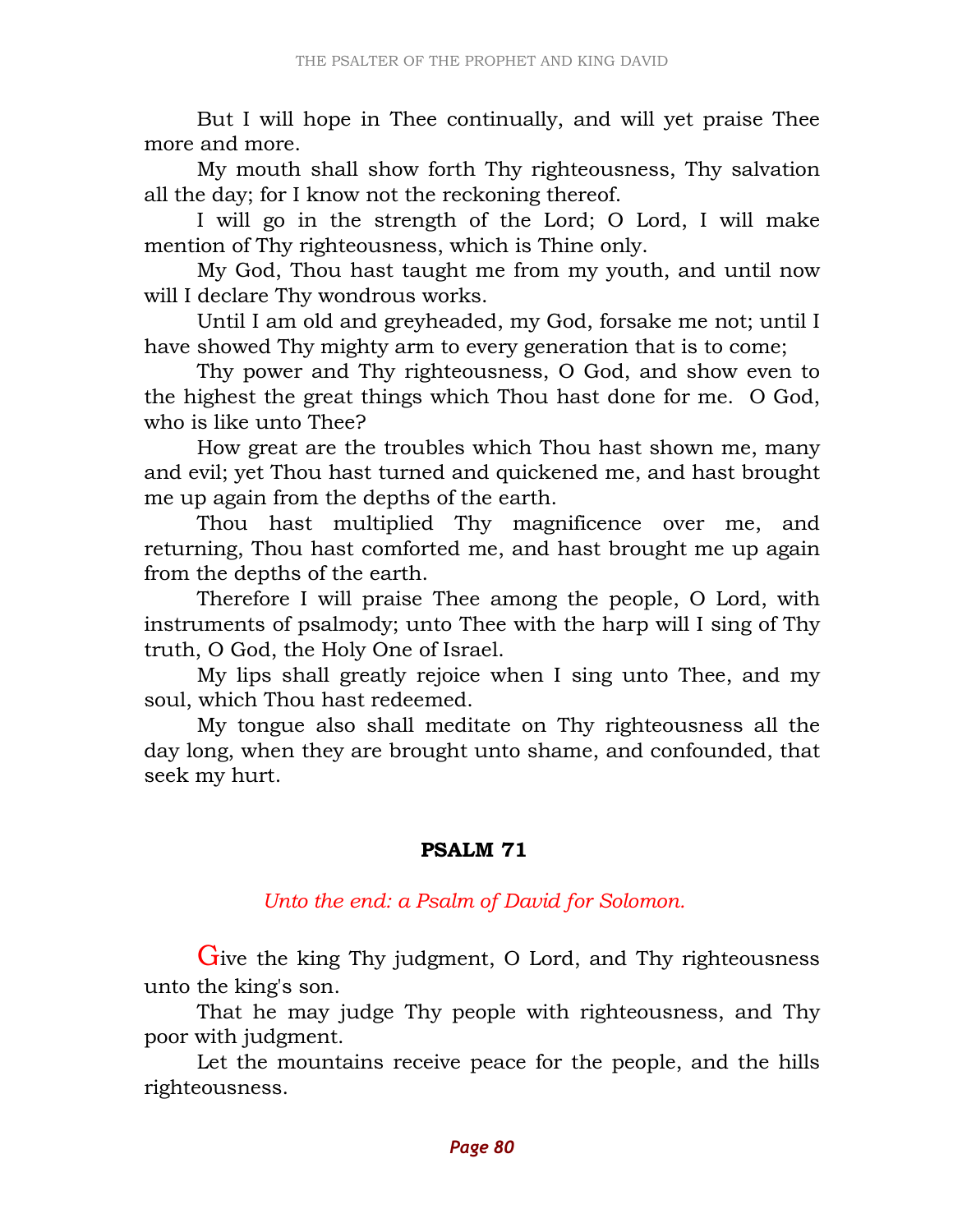But I will hope in Thee continually, and will yet praise Thee more and more.

My mouth shall show forth Thy righteousness, Thy salvation all the day; for I know not the reckoning thereof.

I will go in the strength of the Lord; O Lord, I will make mention of Thy righteousness, which is Thine only.

My God, Thou hast taught me from my youth, and until now will I declare Thy wondrous works.

Until I am old and greyheaded, my God, forsake me not; until I have showed Thy mighty arm to every generation that is to come;

Thy power and Thy righteousness, O God, and show even to the highest the great things which Thou hast done for me. O God, who is like unto Thee?

How great are the troubles which Thou hast shown me, many and evil; yet Thou hast turned and quickened me, and hast brought me up again from the depths of the earth.

Thou hast multiplied Thy magnificence over me, and returning, Thou hast comforted me, and hast brought me up again from the depths of the earth.

Therefore I will praise Thee among the people, O Lord, with instruments of psalmody; unto Thee with the harp will I sing of Thy truth, O God, the Holy One of Israel.

My lips shall greatly rejoice when I sing unto Thee, and my soul, which Thou hast redeemed.

My tongue also shall meditate on Thy righteousness all the day long, when they are brought unto shame, and confounded, that seek my hurt.

## PSALM 71

*Unto the end: a Psalm of David for Solomon.*

Give the king Thy judgment, O Lord, and Thy righteousness unto the king's son.

That he may judge Thy people with righteousness, and Thy poor with judgment.

Let the mountains receive peace for the people, and the hills righteousness.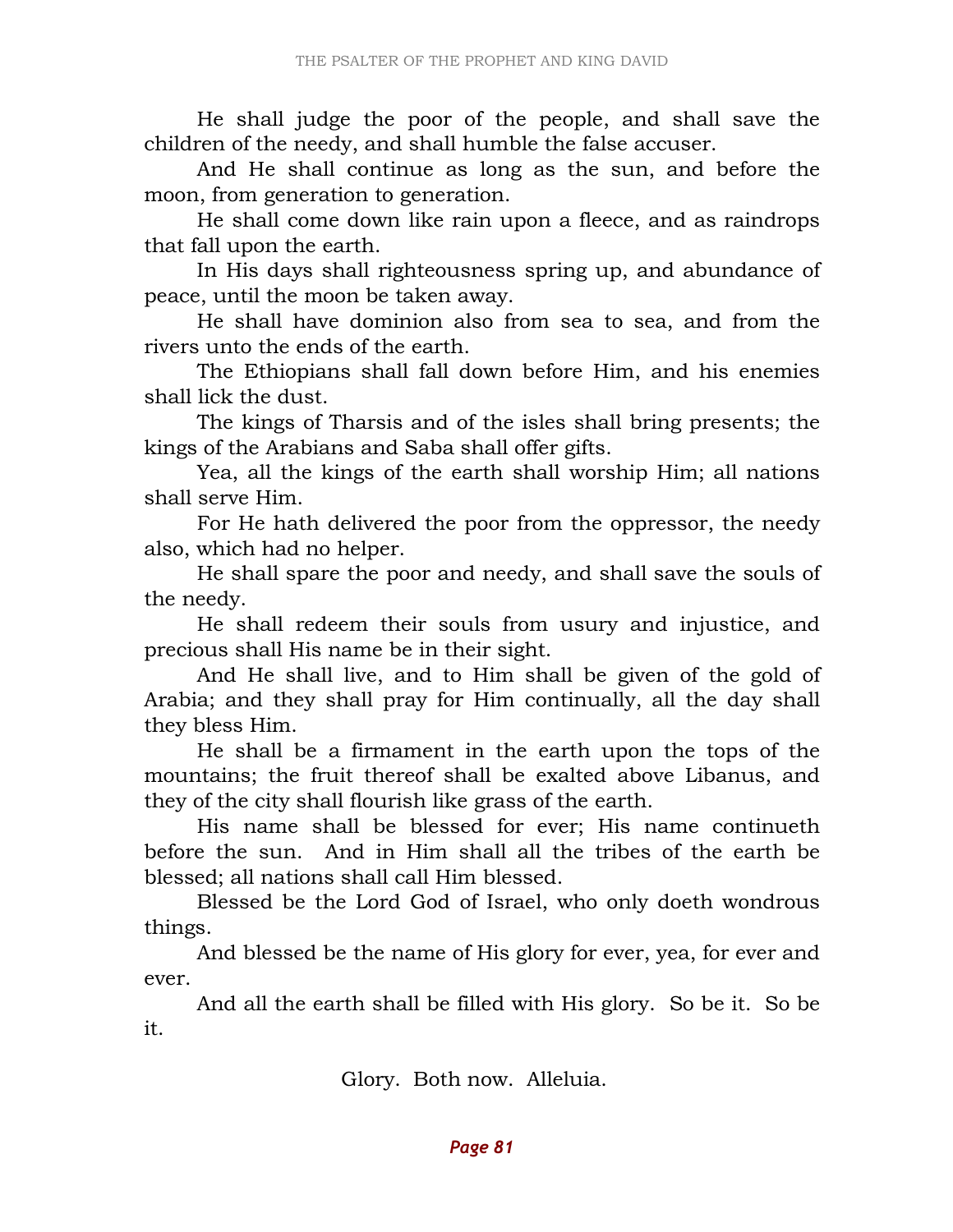He shall judge the poor of the people, and shall save the children of the needy, and shall humble the false accuser.

And He shall continue as long as the sun, and before the moon, from generation to generation.

He shall come down like rain upon a fleece, and as raindrops that fall upon the earth.

In His days shall righteousness spring up, and abundance of peace, until the moon be taken away.

He shall have dominion also from sea to sea, and from the rivers unto the ends of the earth.

The Ethiopians shall fall down before Him, and his enemies shall lick the dust.

The kings of Tharsis and of the isles shall bring presents; the kings of the Arabians and Saba shall offer gifts.

Yea, all the kings of the earth shall worship Him; all nations shall serve Him.

For He hath delivered the poor from the oppressor, the needy also, which had no helper.

He shall spare the poor and needy, and shall save the souls of the needy.

He shall redeem their souls from usury and injustice, and precious shall His name be in their sight.

And He shall live, and to Him shall be given of the gold of Arabia; and they shall pray for Him continually, all the day shall they bless Him.

He shall be a firmament in the earth upon the tops of the mountains; the fruit thereof shall be exalted above Libanus, and they of the city shall flourish like grass of the earth.

His name shall be blessed for ever; His name continueth before the sun. And in Him shall all the tribes of the earth be blessed; all nations shall call Him blessed.

Blessed be the Lord God of Israel, who only doeth wondrous things.

And blessed be the name of His glory for ever, yea, for ever and ever.

And all the earth shall be filled with His glory. So be it. So be it.

Glory. Both now. Alleluia.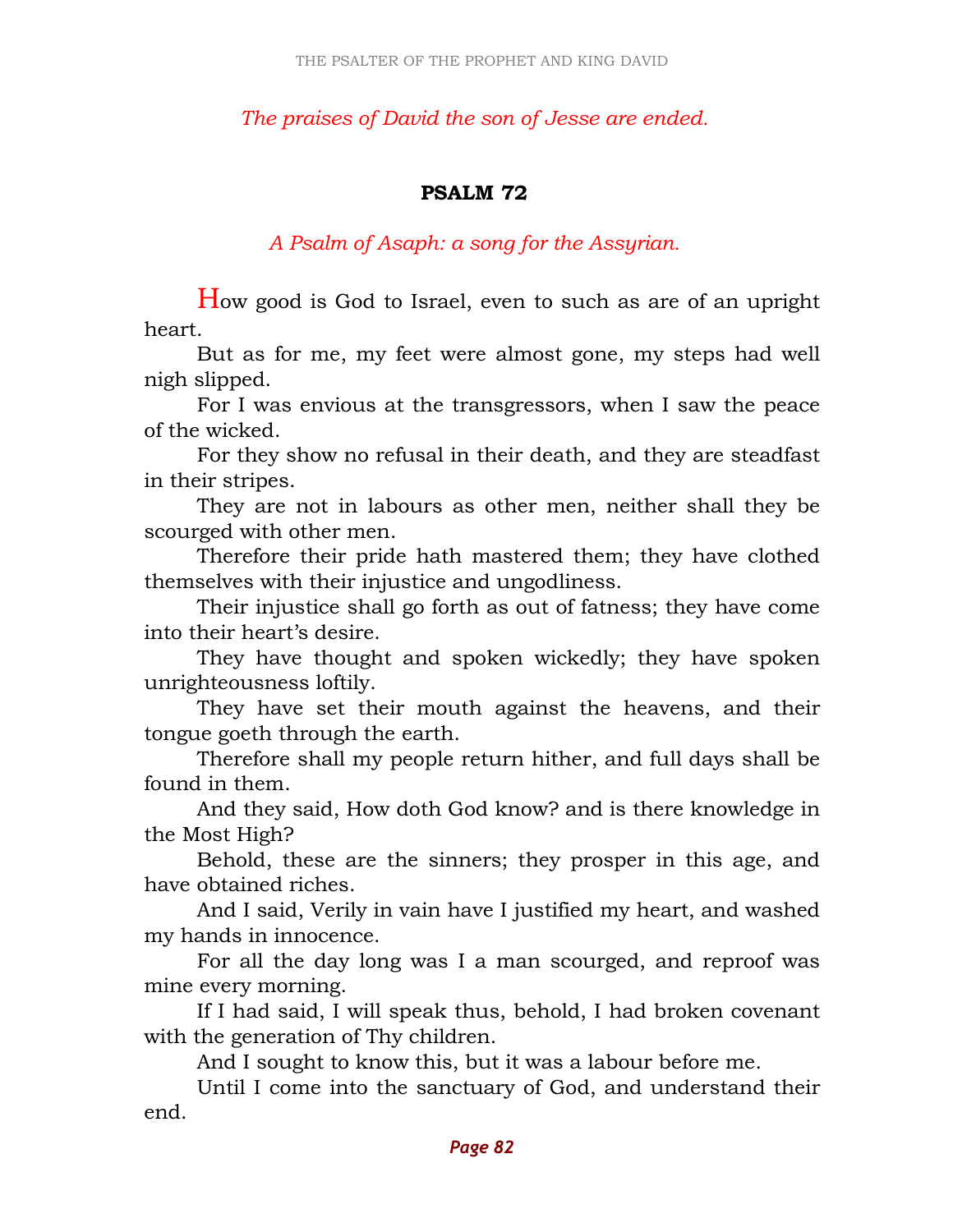*The praises of David the son of Jesse are ended.*

## PSALM 72

*A Psalm of Asaph: a song for the Assyrian.*

How good is God to Israel, even to such as are of an upright heart.

But as for me, my feet were almost gone, my steps had well nigh slipped.

For I was envious at the transgressors, when I saw the peace of the wicked.

For they show no refusal in their death, and they are steadfast in their stripes.

They are not in labours as other men, neither shall they be scourged with other men.

Therefore their pride hath mastered them; they have clothed themselves with their injustice and ungodliness.

Their injustice shall go forth as out of fatness; they have come into their heart's desire.

They have thought and spoken wickedly; they have spoken unrighteousness loftily.

They have set their mouth against the heavens, and their tongue goeth through the earth.

Therefore shall my people return hither, and full days shall be found in them.

And they said, How doth God know? and is there knowledge in the Most High?

Behold, these are the sinners; they prosper in this age, and have obtained riches.

And I said, Verily in vain have I justified my heart, and washed my hands in innocence.

For all the day long was I a man scourged, and reproof was mine every morning.

If I had said, I will speak thus, behold, I had broken covenant with the generation of Thy children.

And I sought to know this, but it was a labour before me.

Until I come into the sanctuary of God, and understand their end.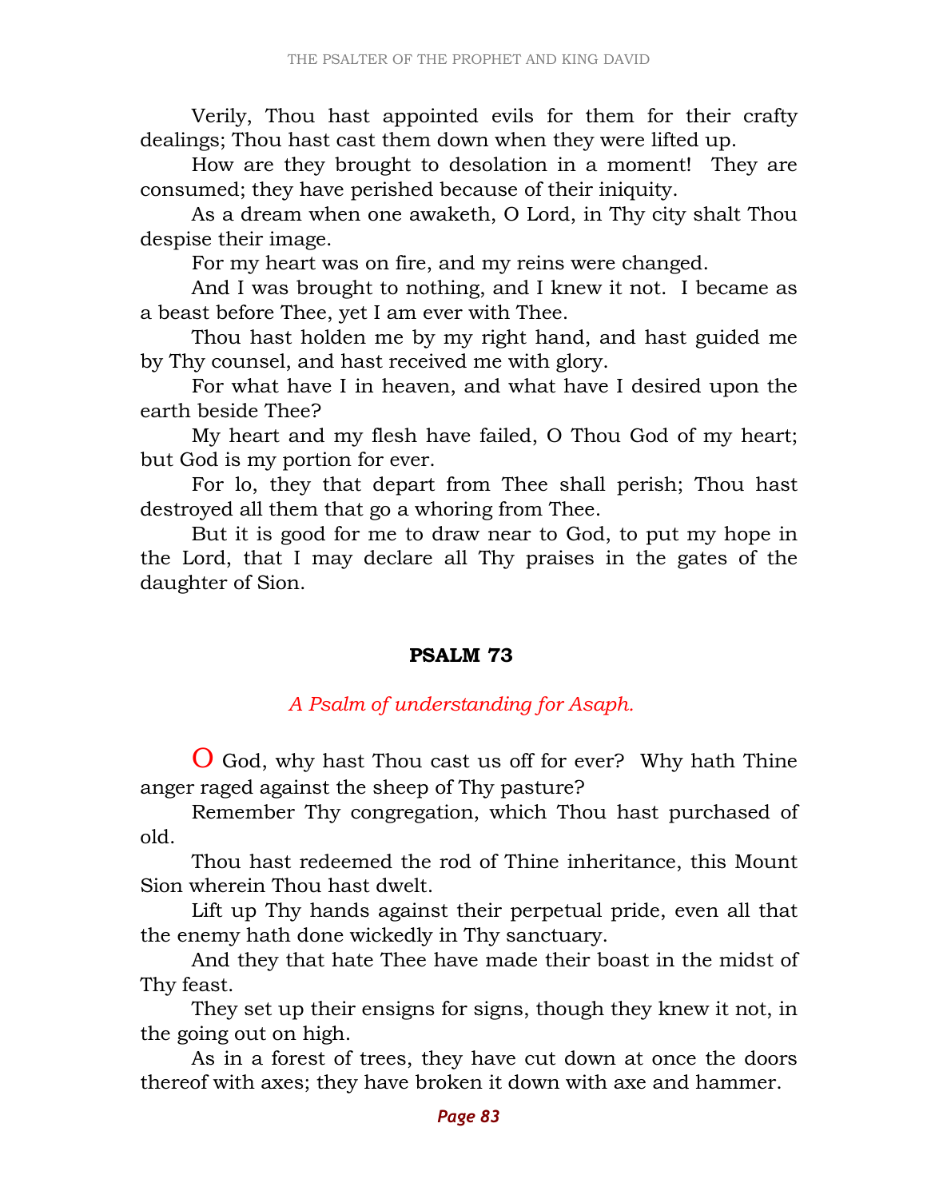Verily, Thou hast appointed evils for them for their crafty dealings; Thou hast cast them down when they were lifted up.

How are they brought to desolation in a moment! They are consumed; they have perished because of their iniquity.

As a dream when one awaketh, O Lord, in Thy city shalt Thou despise their image.

For my heart was on fire, and my reins were changed.

And I was brought to nothing, and I knew it not. I became as a beast before Thee, yet I am ever with Thee.

Thou hast holden me by my right hand, and hast guided me by Thy counsel, and hast received me with glory.

For what have I in heaven, and what have I desired upon the earth beside Thee?

My heart and my flesh have failed, O Thou God of my heart; but God is my portion for ever.

For lo, they that depart from Thee shall perish; Thou hast destroyed all them that go a whoring from Thee.

But it is good for me to draw near to God, to put my hope in the Lord, that I may declare all Thy praises in the gates of the daughter of Sion.

## PSALM 73

*A Psalm of understanding for Asaph.*

O God, why hast Thou cast us off for ever? Why hath Thine anger raged against the sheep of Thy pasture?

Remember Thy congregation, which Thou hast purchased of old.

Thou hast redeemed the rod of Thine inheritance, this Mount Sion wherein Thou hast dwelt.

Lift up Thy hands against their perpetual pride, even all that the enemy hath done wickedly in Thy sanctuary.

And they that hate Thee have made their boast in the midst of Thy feast.

They set up their ensigns for signs, though they knew it not, in the going out on high.

As in a forest of trees, they have cut down at once the doors thereof with axes; they have broken it down with axe and hammer.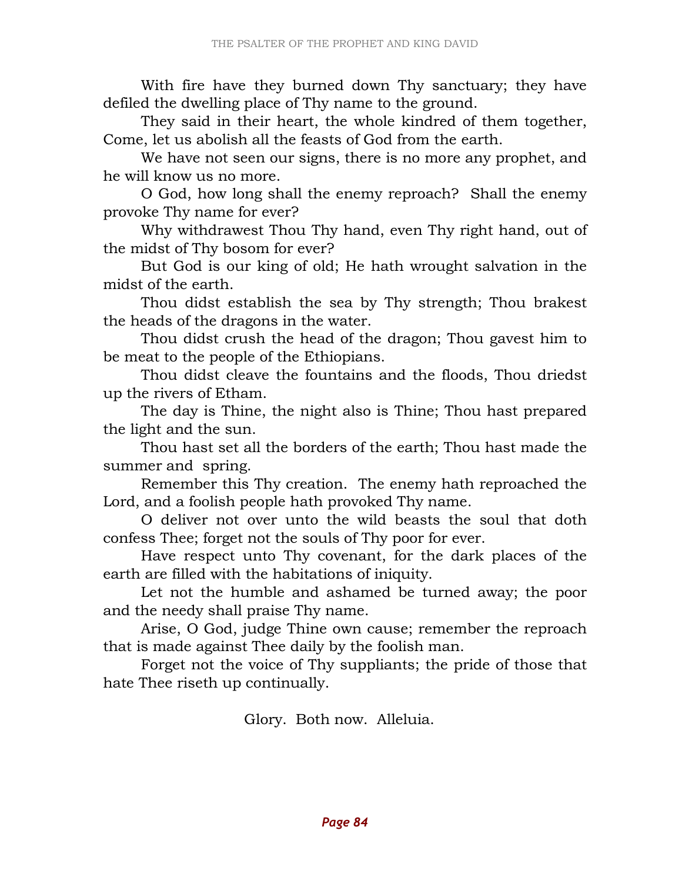With fire have they burned down Thy sanctuary; they have defiled the dwelling place of Thy name to the ground.

They said in their heart, the whole kindred of them together, Come, let us abolish all the feasts of God from the earth.

We have not seen our signs, there is no more any prophet, and he will know us no more.

O God, how long shall the enemy reproach? Shall the enemy provoke Thy name for ever?

Why withdrawest Thou Thy hand, even Thy right hand, out of the midst of Thy bosom for ever?

But God is our king of old; He hath wrought salvation in the midst of the earth.

Thou didst establish the sea by Thy strength; Thou brakest the heads of the dragons in the water.

Thou didst crush the head of the dragon; Thou gavest him to be meat to the people of the Ethiopians.

Thou didst cleave the fountains and the floods, Thou driedst up the rivers of Etham.

The day is Thine, the night also is Thine; Thou hast prepared the light and the sun.

Thou hast set all the borders of the earth; Thou hast made the summer and spring.

Remember this Thy creation. The enemy hath reproached the Lord, and a foolish people hath provoked Thy name.

O deliver not over unto the wild beasts the soul that doth confess Thee; forget not the souls of Thy poor for ever.

Have respect unto Thy covenant, for the dark places of the earth are filled with the habitations of iniquity.

Let not the humble and ashamed be turned away; the poor and the needy shall praise Thy name.

Arise, O God, judge Thine own cause; remember the reproach that is made against Thee daily by the foolish man.

Forget not the voice of Thy suppliants; the pride of those that hate Thee riseth up continually.

Glory. Both now. Alleluia.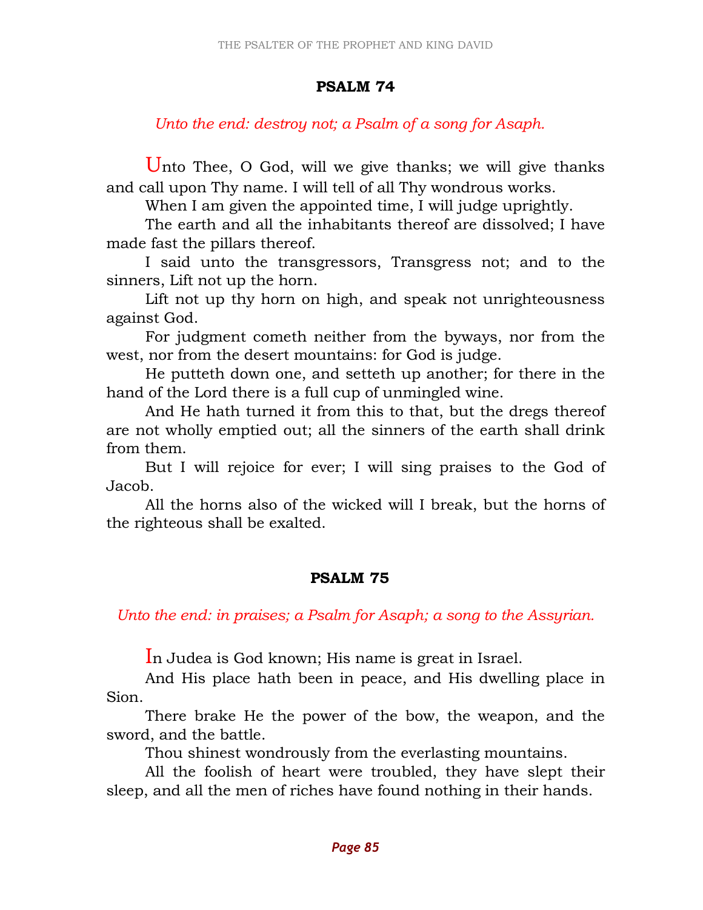## PSALM 74

*Unto the end: destroy not; a Psalm of a song for Asaph.*

Unto Thee, O God, will we give thanks; we will give thanks and call upon Thy name. I will tell of all Thy wondrous works.

When I am given the appointed time, I will judge uprightly.

The earth and all the inhabitants thereof are dissolved; I have made fast the pillars thereof.

I said unto the transgressors, Transgress not; and to the sinners, Lift not up the horn.

Lift not up thy horn on high, and speak not unrighteousness against God.

For judgment cometh neither from the byways, nor from the west, nor from the desert mountains: for God is judge.

He putteth down one, and setteth up another; for there in the hand of the Lord there is a full cup of unmingled wine.

And He hath turned it from this to that, but the dregs thereof are not wholly emptied out; all the sinners of the earth shall drink from them.

But I will rejoice for ever; I will sing praises to the God of Jacob.

All the horns also of the wicked will I break, but the horns of the righteous shall be exalted.

## PSALM 75

*Unto the end: in praises; a Psalm for Asaph; a song to the Assyrian.*

In Judea is God known; His name is great in Israel.

And His place hath been in peace, and His dwelling place in Sion.

There brake He the power of the bow, the weapon, and the sword, and the battle.

Thou shinest wondrously from the everlasting mountains.

All the foolish of heart were troubled, they have slept their sleep, and all the men of riches have found nothing in their hands.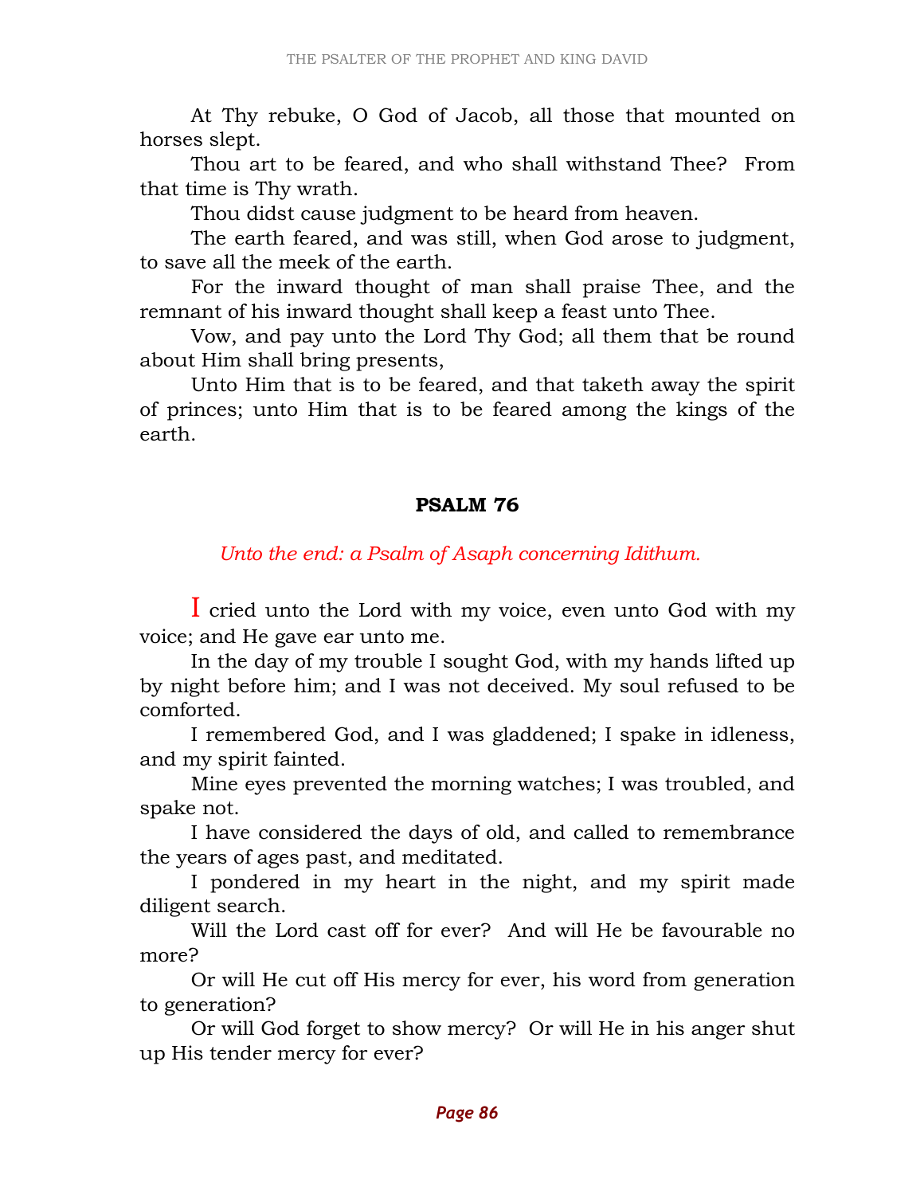At Thy rebuke, O God of Jacob, all those that mounted on horses slept.

Thou art to be feared, and who shall withstand Thee? From that time is Thy wrath.

Thou didst cause judgment to be heard from heaven.

The earth feared, and was still, when God arose to judgment, to save all the meek of the earth.

For the inward thought of man shall praise Thee, and the remnant of his inward thought shall keep a feast unto Thee.

Vow, and pay unto the Lord Thy God; all them that be round about Him shall bring presents,

Unto Him that is to be feared, and that taketh away the spirit of princes; unto Him that is to be feared among the kings of the earth.

## PSALM 76

*Unto the end: a Psalm of Asaph concerning Idithum.*

I cried unto the Lord with my voice, even unto God with my voice; and He gave ear unto me.

In the day of my trouble I sought God, with my hands lifted up by night before him; and I was not deceived. My soul refused to be comforted.

I remembered God, and I was gladdened; I spake in idleness, and my spirit fainted.

Mine eyes prevented the morning watches; I was troubled, and spake not.

I have considered the days of old, and called to remembrance the years of ages past, and meditated.

I pondered in my heart in the night, and my spirit made diligent search.

Will the Lord cast off for ever? And will He be favourable no more?

Or will He cut off His mercy for ever, his word from generation to generation?

Or will God forget to show mercy? Or will He in his anger shut up His tender mercy for ever?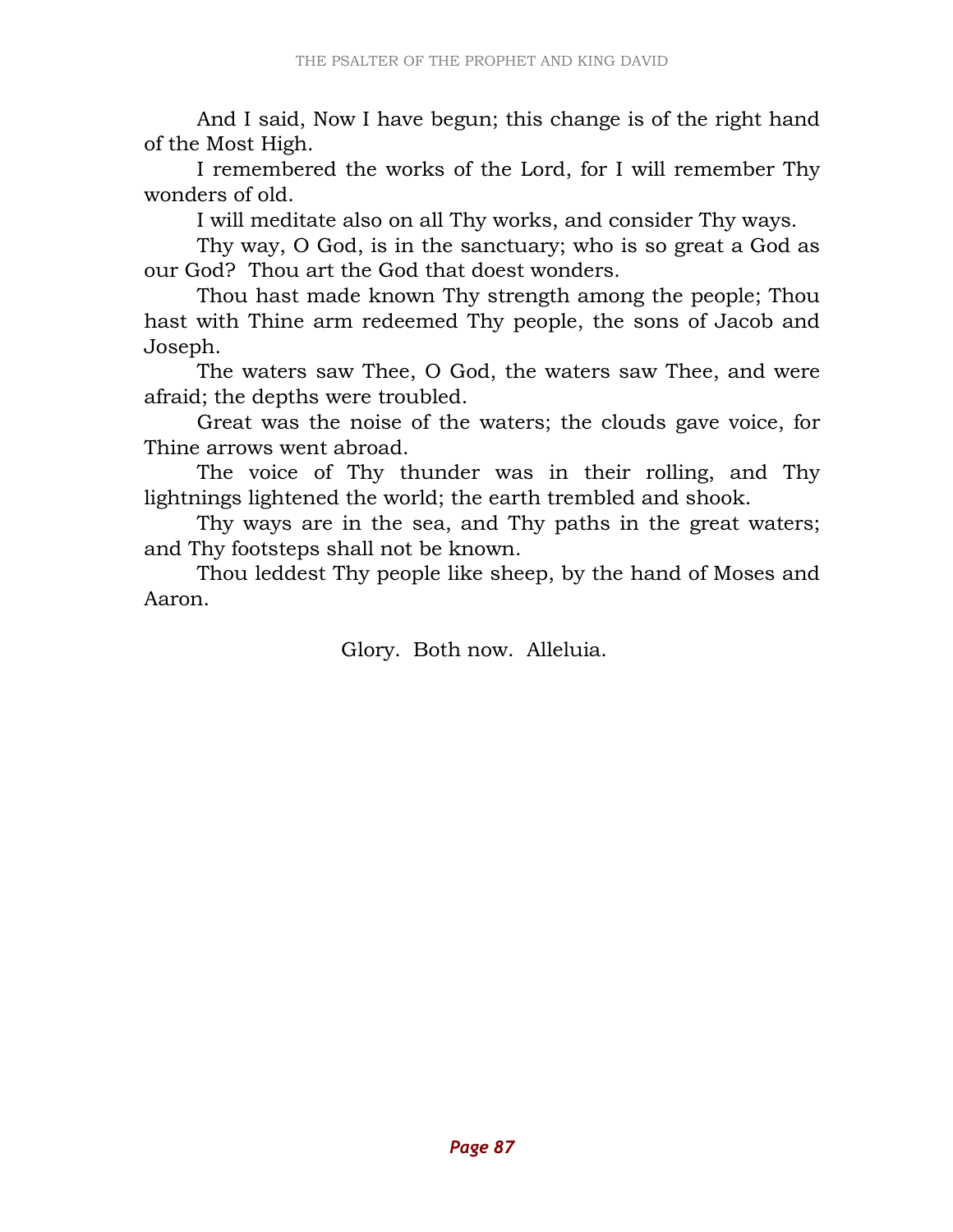And I said, Now I have begun; this change is of the right hand of the Most High.

I remembered the works of the Lord, for I will remember Thy wonders of old.

I will meditate also on all Thy works, and consider Thy ways.

Thy way, O God, is in the sanctuary; who is so great a God as our God? Thou art the God that doest wonders.

Thou hast made known Thy strength among the people; Thou hast with Thine arm redeemed Thy people, the sons of Jacob and Joseph.

The waters saw Thee, O God, the waters saw Thee, and were afraid; the depths were troubled.

Great was the noise of the waters; the clouds gave voice, for Thine arrows went abroad.

The voice of Thy thunder was in their rolling, and Thy lightnings lightened the world; the earth trembled and shook.

Thy ways are in the sea, and Thy paths in the great waters; and Thy footsteps shall not be known.

Thou leddest Thy people like sheep, by the hand of Moses and Aaron.

Glory. Both now. Alleluia.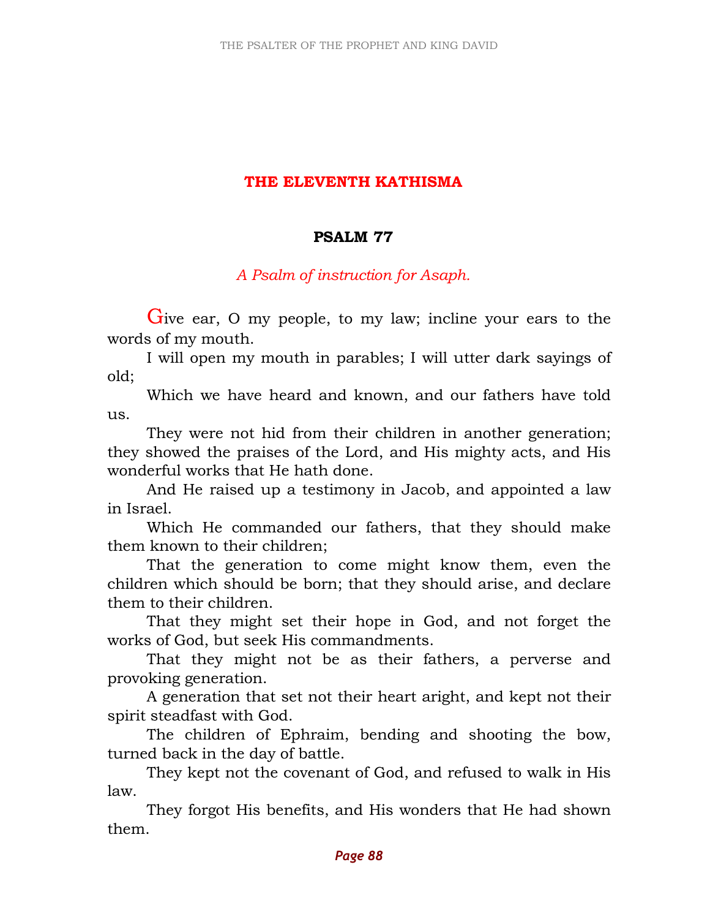## THE ELEVENTH KATHISMA

### PSALM 77

*A Psalm of instruction for Asaph.*

Give ear, O my people, to my law; incline your ears to the words of my mouth.

I will open my mouth in parables; I will utter dark sayings of old;

Which we have heard and known, and our fathers have told us.

They were not hid from their children in another generation; they showed the praises of the Lord, and His mighty acts, and His wonderful works that He hath done.

And He raised up a testimony in Jacob, and appointed a law in Israel.

Which He commanded our fathers, that they should make them known to their children;

That the generation to come might know them, even the children which should be born; that they should arise, and declare them to their children.

That they might set their hope in God, and not forget the works of God, but seek His commandments.

That they might not be as their fathers, a perverse and provoking generation.

A generation that set not their heart aright, and kept not their spirit steadfast with God.

The children of Ephraim, bending and shooting the bow, turned back in the day of battle.

They kept not the covenant of God, and refused to walk in His law.

They forgot His benefits, and His wonders that He had shown them.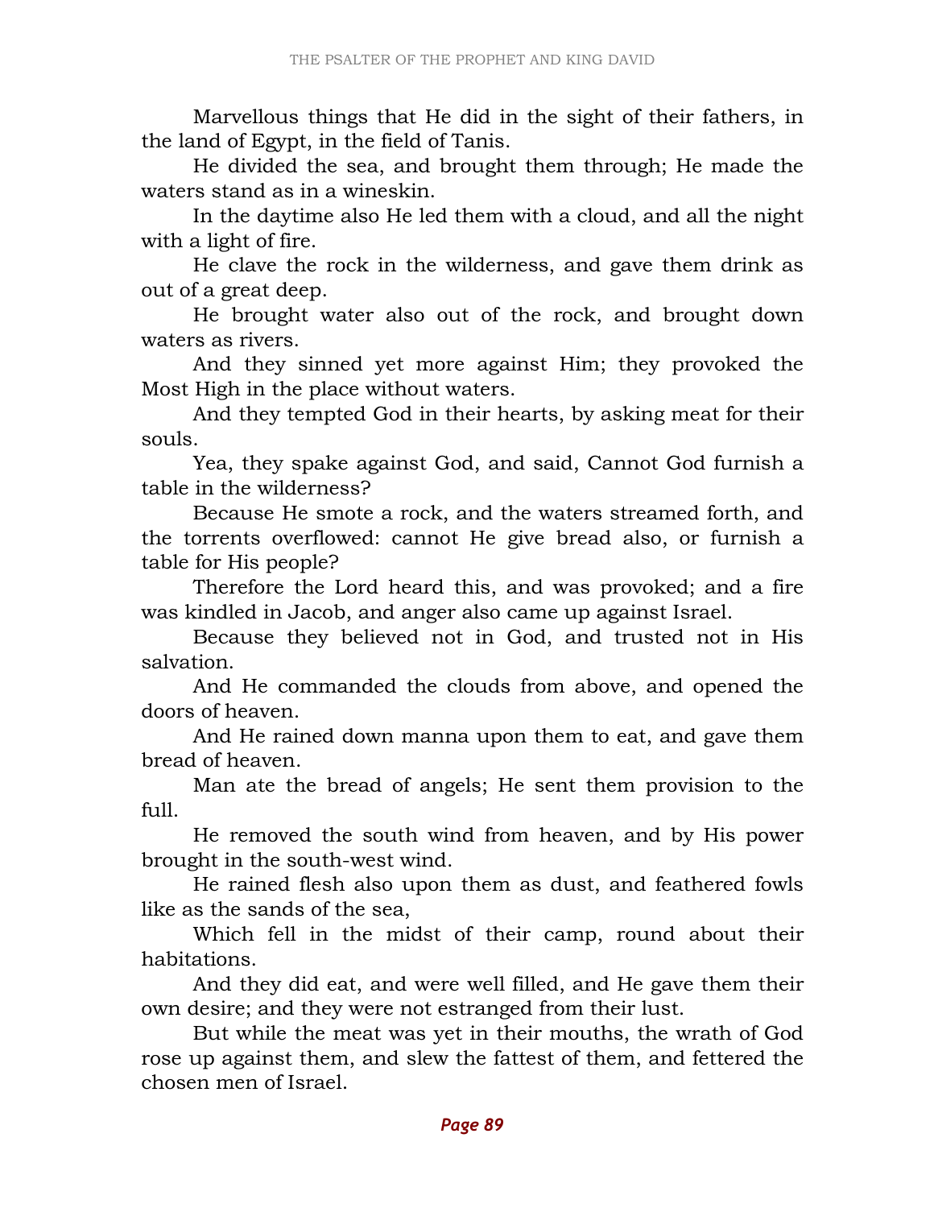Marvellous things that He did in the sight of their fathers, in the land of Egypt, in the field of Tanis.

He divided the sea, and brought them through; He made the waters stand as in a wineskin.

In the daytime also He led them with a cloud, and all the night with a light of fire.

He clave the rock in the wilderness, and gave them drink as out of a great deep.

He brought water also out of the rock, and brought down waters as rivers.

And they sinned yet more against Him; they provoked the Most High in the place without waters.

And they tempted God in their hearts, by asking meat for their souls.

Yea, they spake against God, and said, Cannot God furnish a table in the wilderness?

Because He smote a rock, and the waters streamed forth, and the torrents overflowed: cannot He give bread also, or furnish a table for His people?

Therefore the Lord heard this, and was provoked; and a fire was kindled in Jacob, and anger also came up against Israel.

Because they believed not in God, and trusted not in His salvation.

And He commanded the clouds from above, and opened the doors of heaven.

And He rained down manna upon them to eat, and gave them bread of heaven.

Man ate the bread of angels; He sent them provision to the full.

He removed the south wind from heaven, and by His power brought in the south-west wind.

He rained flesh also upon them as dust, and feathered fowls like as the sands of the sea,

Which fell in the midst of their camp, round about their habitations.

And they did eat, and were well filled, and He gave them their own desire; and they were not estranged from their lust.

But while the meat was yet in their mouths, the wrath of God rose up against them, and slew the fattest of them, and fettered the chosen men of Israel.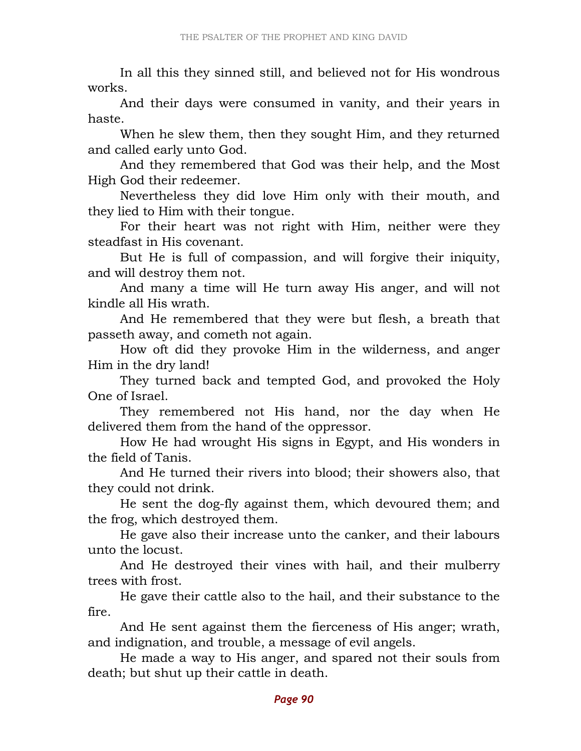In all this they sinned still, and believed not for His wondrous works.

And their days were consumed in vanity, and their years in haste.

When he slew them, then they sought Him, and they returned and called early unto God.

And they remembered that God was their help, and the Most High God their redeemer.

Nevertheless they did love Him only with their mouth, and they lied to Him with their tongue.

For their heart was not right with Him, neither were they steadfast in His covenant.

But He is full of compassion, and will forgive their iniquity, and will destroy them not.

And many a time will He turn away His anger, and will not kindle all His wrath.

And He remembered that they were but flesh, a breath that passeth away, and cometh not again.

How oft did they provoke Him in the wilderness, and anger Him in the dry land!

They turned back and tempted God, and provoked the Holy One of Israel.

They remembered not His hand, nor the day when He delivered them from the hand of the oppressor.

How He had wrought His signs in Egypt, and His wonders in the field of Tanis.

And He turned their rivers into blood; their showers also, that they could not drink.

He sent the dog-fly against them, which devoured them; and the frog, which destroyed them.

He gave also their increase unto the canker, and their labours unto the locust.

And He destroyed their vines with hail, and their mulberry trees with frost.

He gave their cattle also to the hail, and their substance to the fire.

And He sent against them the fierceness of His anger; wrath, and indignation, and trouble, a message of evil angels.

He made a way to His anger, and spared not their souls from death; but shut up their cattle in death.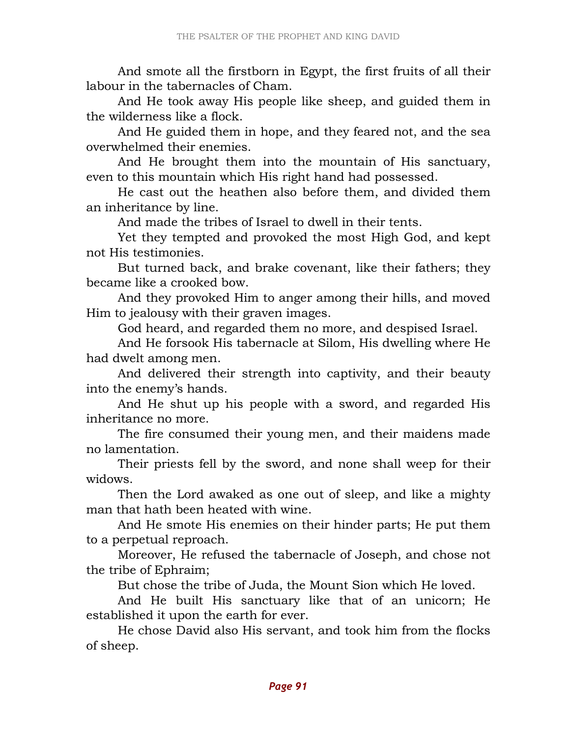And smote all the firstborn in Egypt, the first fruits of all their labour in the tabernacles of Cham.

And He took away His people like sheep, and guided them in the wilderness like a flock.

And He guided them in hope, and they feared not, and the sea overwhelmed their enemies.

And He brought them into the mountain of His sanctuary, even to this mountain which His right hand had possessed.

He cast out the heathen also before them, and divided them an inheritance by line.

And made the tribes of Israel to dwell in their tents.

Yet they tempted and provoked the most High God, and kept not His testimonies.

But turned back, and brake covenant, like their fathers; they became like a crooked bow.

And they provoked Him to anger among their hills, and moved Him to jealousy with their graven images.

God heard, and regarded them no more, and despised Israel.

And He forsook His tabernacle at Silom, His dwelling where He had dwelt among men.

And delivered their strength into captivity, and their beauty into the enemy's hands.

And He shut up his people with a sword, and regarded His inheritance no more.

The fire consumed their young men, and their maidens made no lamentation.

Their priests fell by the sword, and none shall weep for their widows.

Then the Lord awaked as one out of sleep, and like a mighty man that hath been heated with wine.

And He smote His enemies on their hinder parts; He put them to a perpetual reproach.

Moreover, He refused the tabernacle of Joseph, and chose not the tribe of Ephraim;

But chose the tribe of Juda, the Mount Sion which He loved.

And He built His sanctuary like that of an unicorn; He established it upon the earth for ever.

He chose David also His servant, and took him from the flocks of sheep.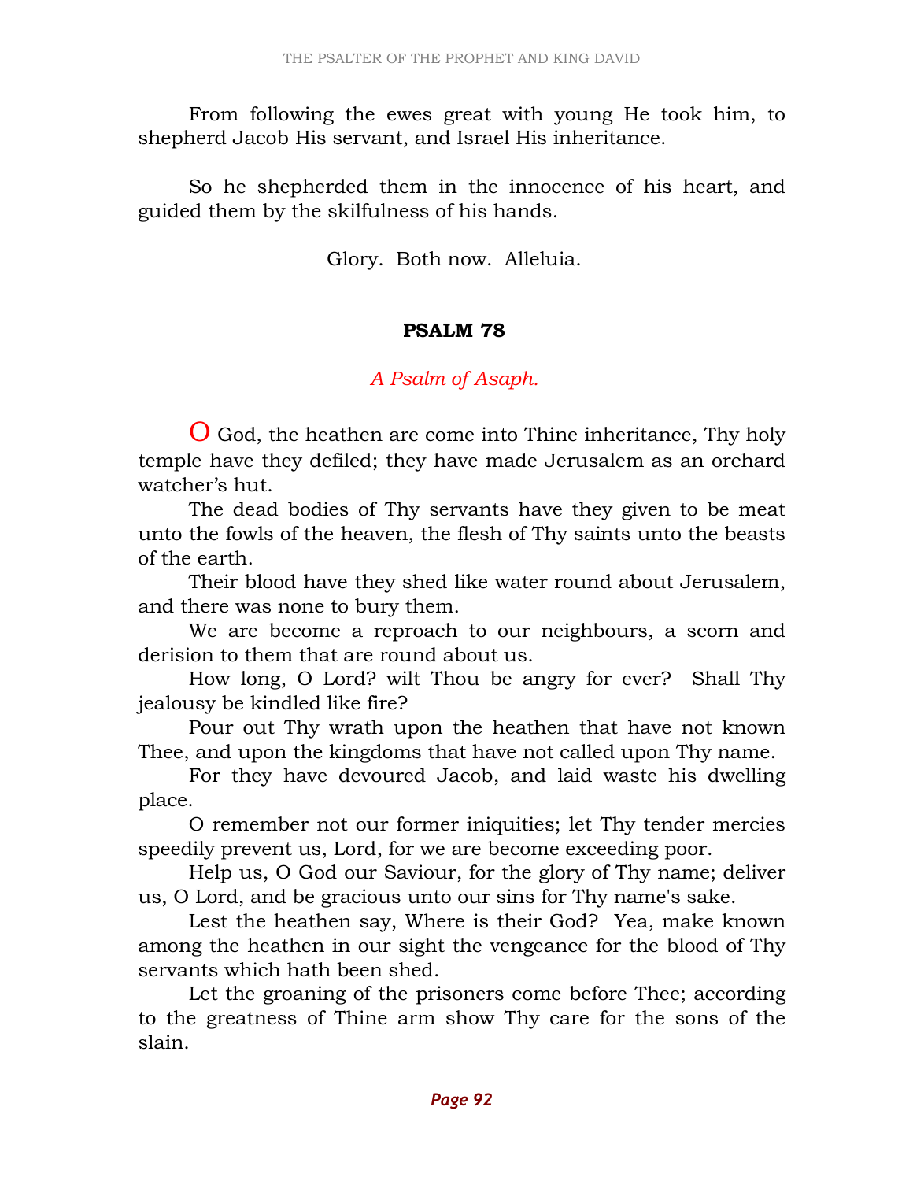From following the ewes great with young He took him, to shepherd Jacob His servant, and Israel His inheritance.

So he shepherded them in the innocence of his heart, and guided them by the skilfulness of his hands.

Glory. Both now. Alleluia.

## PSALM 78

*A Psalm of Asaph.*

O God, the heathen are come into Thine inheritance, Thy holy temple have they defiled; they have made Jerusalem as an orchard watcher's hut.

The dead bodies of Thy servants have they given to be meat unto the fowls of the heaven, the flesh of Thy saints unto the beasts of the earth.

Their blood have they shed like water round about Jerusalem, and there was none to bury them.

We are become a reproach to our neighbours, a scorn and derision to them that are round about us.

How long, O Lord? wilt Thou be angry for ever? Shall Thy jealousy be kindled like fire?

Pour out Thy wrath upon the heathen that have not known Thee, and upon the kingdoms that have not called upon Thy name.

For they have devoured Jacob, and laid waste his dwelling place.

O remember not our former iniquities; let Thy tender mercies speedily prevent us, Lord, for we are become exceeding poor.

Help us, O God our Saviour, for the glory of Thy name; deliver us, O Lord, and be gracious unto our sins for Thy name's sake.

Lest the heathen say, Where is their God? Yea, make known among the heathen in our sight the vengeance for the blood of Thy servants which hath been shed.

Let the groaning of the prisoners come before Thee; according to the greatness of Thine arm show Thy care for the sons of the slain.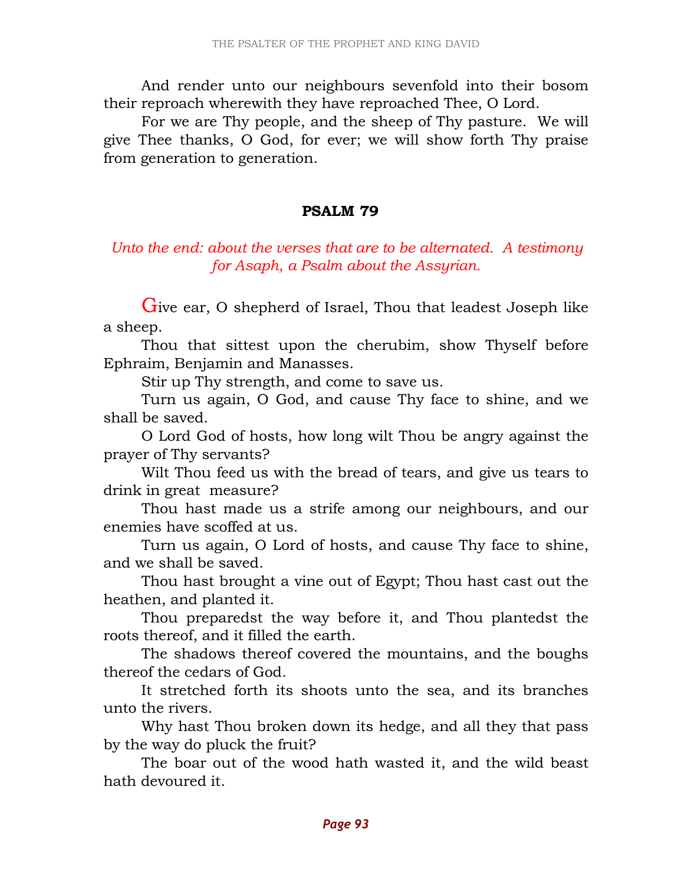And render unto our neighbours sevenfold into their bosom their reproach wherewith they have reproached Thee, O Lord.

For we are Thy people, and the sheep of Thy pasture. We will give Thee thanks, O God, for ever; we will show forth Thy praise from generation to generation.

## PSALM 79

*Unto the end: about the verses that are to be alternated. A testimony for Asaph, a Psalm about the Assyrian.*

Give ear, O shepherd of Israel, Thou that leadest Joseph like a sheep.

Thou that sittest upon the cherubim, show Thyself before Ephraim, Benjamin and Manasses.

Stir up Thy strength, and come to save us.

Turn us again, O God, and cause Thy face to shine, and we shall be saved.

O Lord God of hosts, how long wilt Thou be angry against the prayer of Thy servants?

Wilt Thou feed us with the bread of tears, and give us tears to drink in great measure?

Thou hast made us a strife among our neighbours, and our enemies have scoffed at us.

Turn us again, O Lord of hosts, and cause Thy face to shine, and we shall be saved.

Thou hast brought a vine out of Egypt; Thou hast cast out the heathen, and planted it.

Thou preparedst the way before it, and Thou plantedst the roots thereof, and it filled the earth.

The shadows thereof covered the mountains, and the boughs thereof the cedars of God.

It stretched forth its shoots unto the sea, and its branches unto the rivers.

Why hast Thou broken down its hedge, and all they that pass by the way do pluck the fruit?

The boar out of the wood hath wasted it, and the wild beast hath devoured it.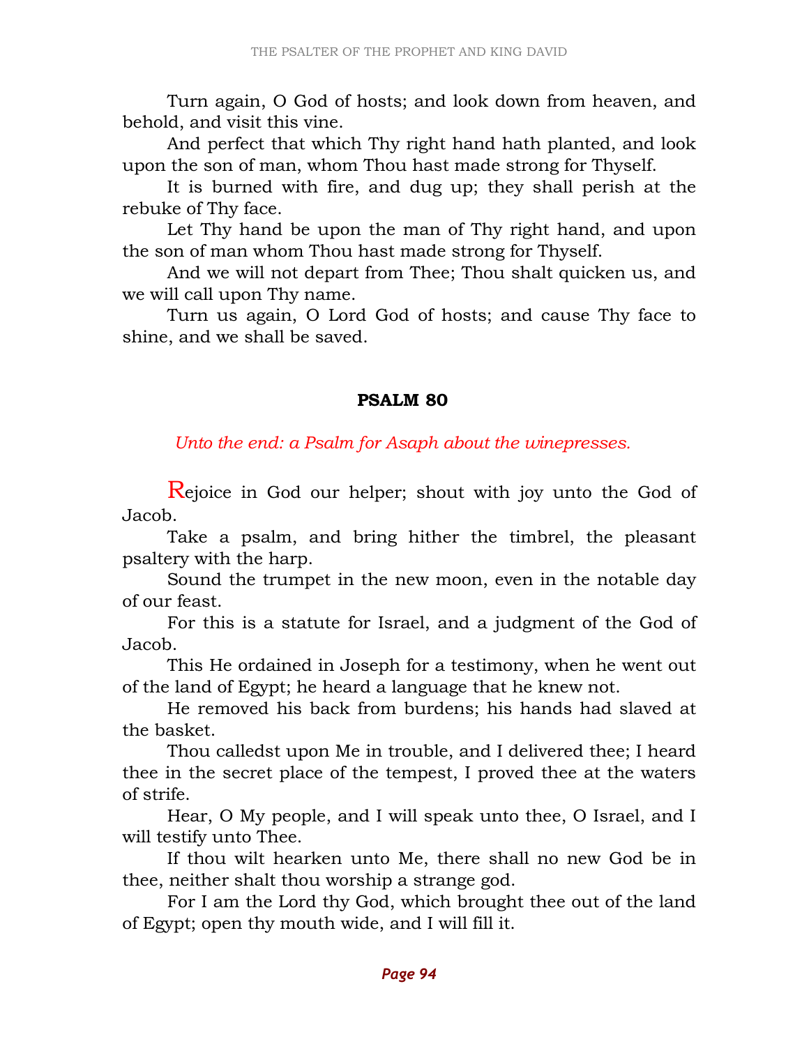Turn again, O God of hosts; and look down from heaven, and behold, and visit this vine.

And perfect that which Thy right hand hath planted, and look upon the son of man, whom Thou hast made strong for Thyself.

It is burned with fire, and dug up; they shall perish at the rebuke of Thy face.

Let Thy hand be upon the man of Thy right hand, and upon the son of man whom Thou hast made strong for Thyself.

And we will not depart from Thee; Thou shalt quicken us, and we will call upon Thy name.

Turn us again, O Lord God of hosts; and cause Thy face to shine, and we shall be saved.

## PSALM 80

*Unto the end: a Psalm for Asaph about the winepresses.*

Rejoice in God our helper; shout with joy unto the God of Jacob.

Take a psalm, and bring hither the timbrel, the pleasant psaltery with the harp.

Sound the trumpet in the new moon, even in the notable day of our feast.

For this is a statute for Israel, and a judgment of the God of Jacob.

This He ordained in Joseph for a testimony, when he went out of the land of Egypt; he heard a language that he knew not.

He removed his back from burdens; his hands had slaved at the basket.

Thou calledst upon Me in trouble, and I delivered thee; I heard thee in the secret place of the tempest, I proved thee at the waters of strife.

Hear, O My people, and I will speak unto thee, O Israel, and I will testify unto Thee.

If thou wilt hearken unto Me, there shall no new God be in thee, neither shalt thou worship a strange god.

For I am the Lord thy God, which brought thee out of the land of Egypt; open thy mouth wide, and I will fill it.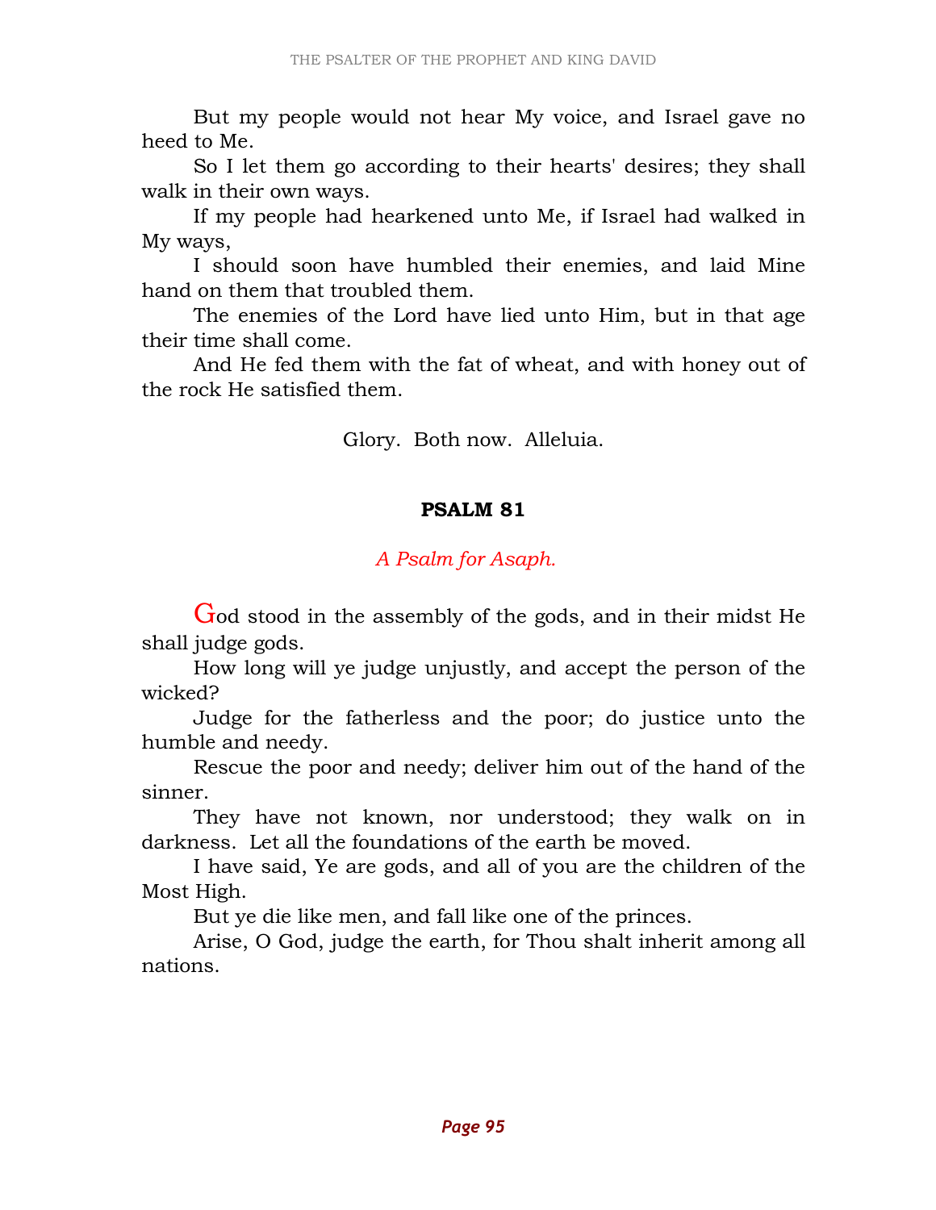But my people would not hear My voice, and Israel gave no heed to Me.

So I let them go according to their hearts' desires; they shall walk in their own ways.

If my people had hearkened unto Me, if Israel had walked in My ways,

I should soon have humbled their enemies, and laid Mine hand on them that troubled them.

The enemies of the Lord have lied unto Him, but in that age their time shall come.

And He fed them with the fat of wheat, and with honey out of the rock He satisfied them.

Glory. Both now. Alleluia.

## PSALM 81

*A Psalm for Asaph.*

God stood in the assembly of the gods, and in their midst He shall judge gods.

How long will ye judge unjustly, and accept the person of the wicked?

Judge for the fatherless and the poor; do justice unto the humble and needy.

Rescue the poor and needy; deliver him out of the hand of the sinner.

They have not known, nor understood; they walk on in darkness. Let all the foundations of the earth be moved.

I have said, Ye are gods, and all of you are the children of the Most High.

But ye die like men, and fall like one of the princes.

Arise, O God, judge the earth, for Thou shalt inherit among all nations.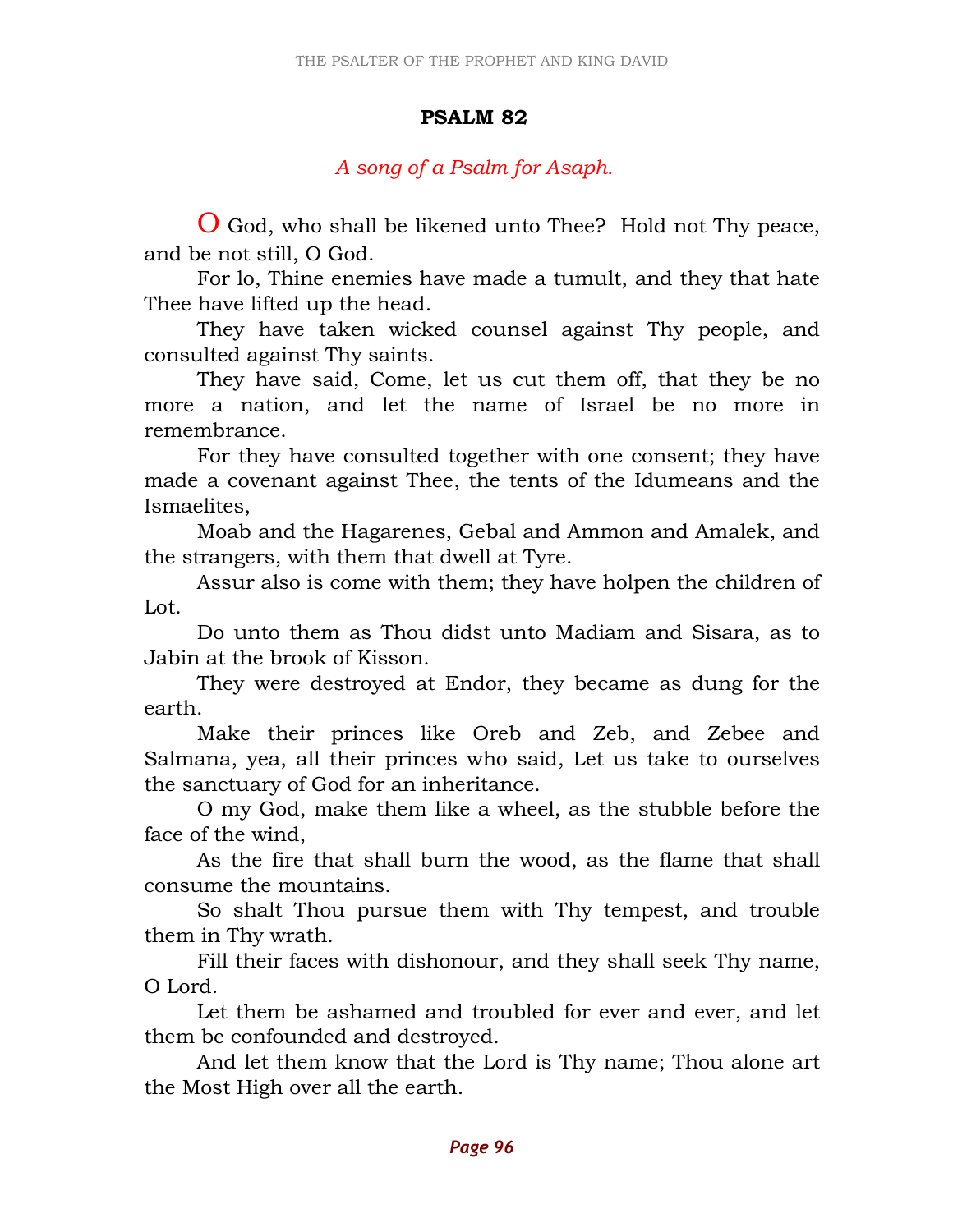# PSALM 82

*A song of a Psalm for Asaph.*

O God, who shall be likened unto Thee? Hold not Thy peace, and be not still, O God.

For lo, Thine enemies have made a tumult, and they that hate Thee have lifted up the head.

They have taken wicked counsel against Thy people, and consulted against Thy saints.

They have said, Come, let us cut them off, that they be no more a nation, and let the name of Israel be no more in remembrance.

For they have consulted together with one consent; they have made a covenant against Thee, the tents of the Idumeans and the Ismaelites,

Moab and the Hagarenes, Gebal and Ammon and Amalek, and the strangers, with them that dwell at Tyre.

Assur also is come with them; they have holpen the children of Lot.

Do unto them as Thou didst unto Madiam and Sisara, as to Jabin at the brook of Kisson.

They were destroyed at Endor, they became as dung for the earth.

Make their princes like Oreb and Zeb, and Zebee and Salmana, yea, all their princes who said, Let us take to ourselves the sanctuary of God for an inheritance.

O my God, make them like a wheel, as the stubble before the face of the wind,

As the fire that shall burn the wood, as the flame that shall consume the mountains.

So shalt Thou pursue them with Thy tempest, and trouble them in Thy wrath.

Fill their faces with dishonour, and they shall seek Thy name, O Lord.

Let them be ashamed and troubled for ever and ever, and let them be confounded and destroyed.

And let them know that the Lord is Thy name; Thou alone art the Most High over all the earth.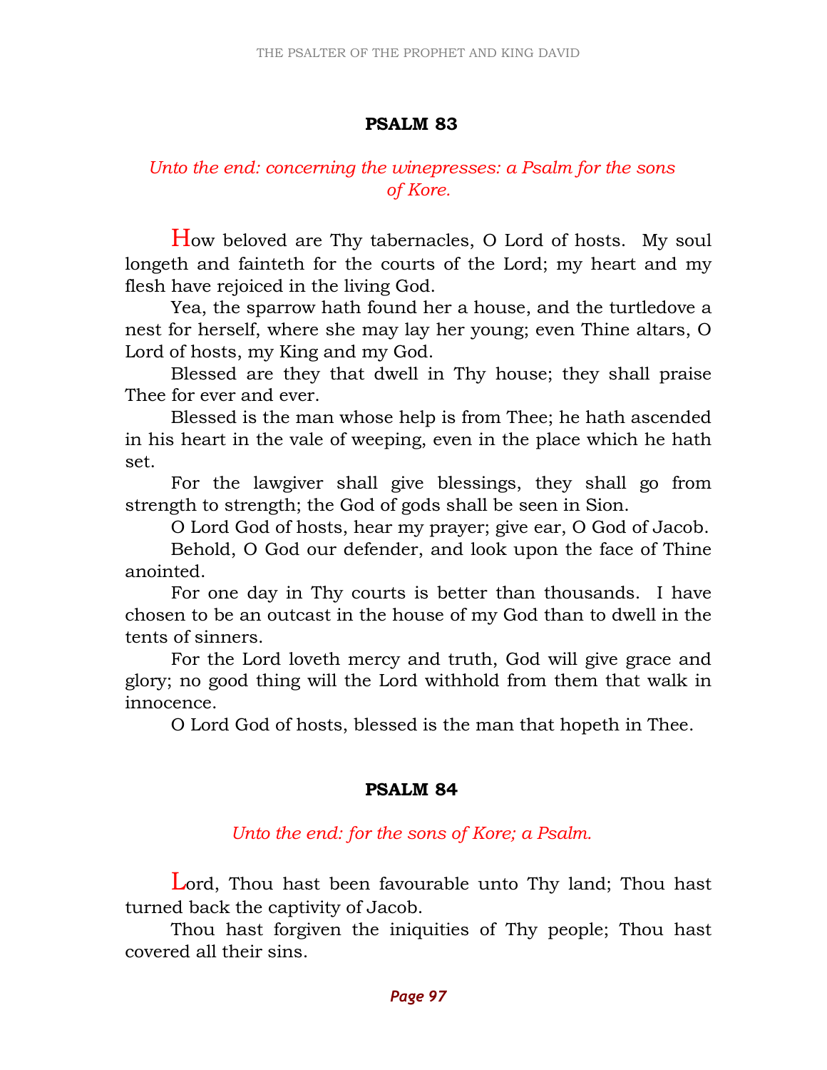## PSALM 83

*Unto the end: concerning the winepresses: a Psalm for the sons of Kore.*

How beloved are Thy tabernacles, O Lord of hosts. My soul longeth and fainteth for the courts of the Lord; my heart and my flesh have rejoiced in the living God.

Yea, the sparrow hath found her a house, and the turtledove a nest for herself, where she may lay her young; even Thine altars, O Lord of hosts, my King and my God.

Blessed are they that dwell in Thy house; they shall praise Thee for ever and ever.

Blessed is the man whose help is from Thee; he hath ascended in his heart in the vale of weeping, even in the place which he hath set.

For the lawgiver shall give blessings, they shall go from strength to strength; the God of gods shall be seen in Sion.

O Lord God of hosts, hear my prayer; give ear, O God of Jacob.

Behold, O God our defender, and look upon the face of Thine anointed.

For one day in Thy courts is better than thousands. I have chosen to be an outcast in the house of my God than to dwell in the tents of sinners.

For the Lord loveth mercy and truth, God will give grace and glory; no good thing will the Lord withhold from them that walk in innocence.

O Lord God of hosts, blessed is the man that hopeth in Thee.

## PSALM 84

*Unto the end: for the sons of Kore; a Psalm.*

Lord, Thou hast been favourable unto Thy land; Thou hast turned back the captivity of Jacob.

Thou hast forgiven the iniquities of Thy people; Thou hast covered all their sins.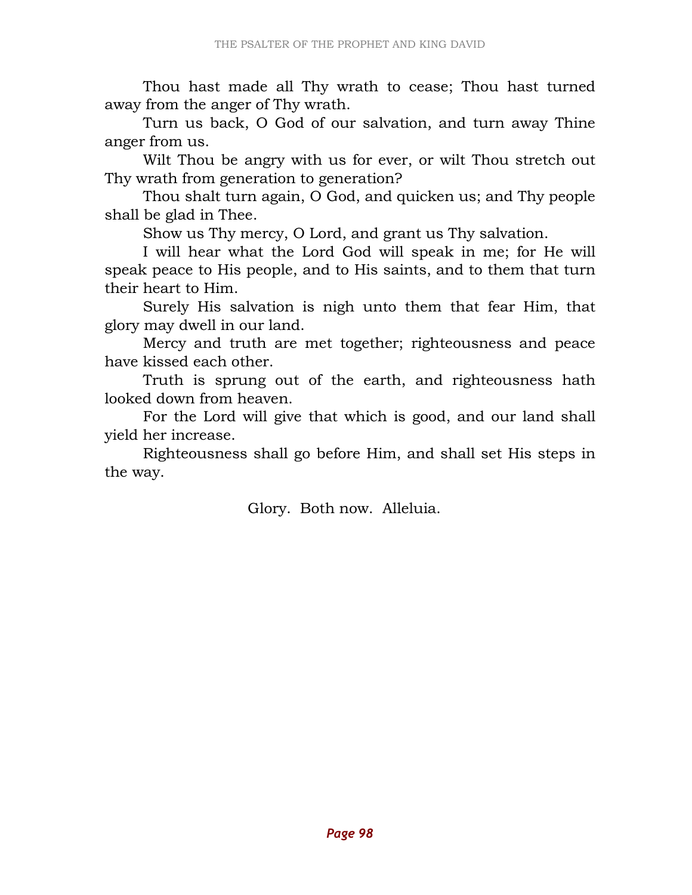Thou hast made all Thy wrath to cease; Thou hast turned away from the anger of Thy wrath.

Turn us back, O God of our salvation, and turn away Thine anger from us.

Wilt Thou be angry with us for ever, or wilt Thou stretch out Thy wrath from generation to generation?

Thou shalt turn again, O God, and quicken us; and Thy people shall be glad in Thee.

Show us Thy mercy, O Lord, and grant us Thy salvation.

I will hear what the Lord God will speak in me; for He will speak peace to His people, and to His saints, and to them that turn their heart to Him.

Surely His salvation is nigh unto them that fear Him, that glory may dwell in our land.

Mercy and truth are met together; righteousness and peace have kissed each other.

Truth is sprung out of the earth, and righteousness hath looked down from heaven.

For the Lord will give that which is good, and our land shall yield her increase.

Righteousness shall go before Him, and shall set His steps in the way.

Glory. Both now. Alleluia.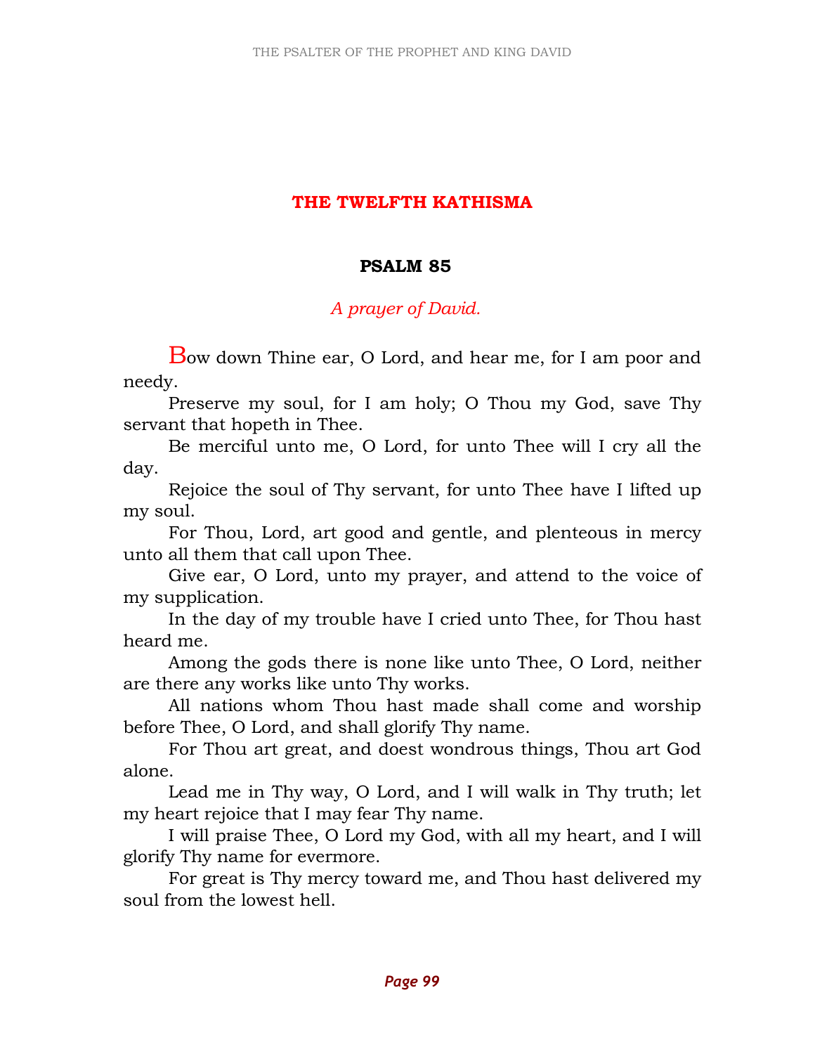# THE TWELFTH KATHISMA

## PSALM 85

*A prayer of David.*

Bow down Thine ear, O Lord, and hear me, for I am poor and needy.

Preserve my soul, for I am holy; O Thou my God, save Thy servant that hopeth in Thee.

Be merciful unto me, O Lord, for unto Thee will I cry all the day.

Rejoice the soul of Thy servant, for unto Thee have I lifted up my soul.

For Thou, Lord, art good and gentle, and plenteous in mercy unto all them that call upon Thee.

Give ear, O Lord, unto my prayer, and attend to the voice of my supplication.

In the day of my trouble have I cried unto Thee, for Thou hast heard me.

Among the gods there is none like unto Thee, O Lord, neither are there any works like unto Thy works.

All nations whom Thou hast made shall come and worship before Thee, O Lord, and shall glorify Thy name.

For Thou art great, and doest wondrous things, Thou art God alone.

Lead me in Thy way, O Lord, and I will walk in Thy truth; let my heart rejoice that I may fear Thy name.

I will praise Thee, O Lord my God, with all my heart, and I will glorify Thy name for evermore.

For great is Thy mercy toward me, and Thou hast delivered my soul from the lowest hell.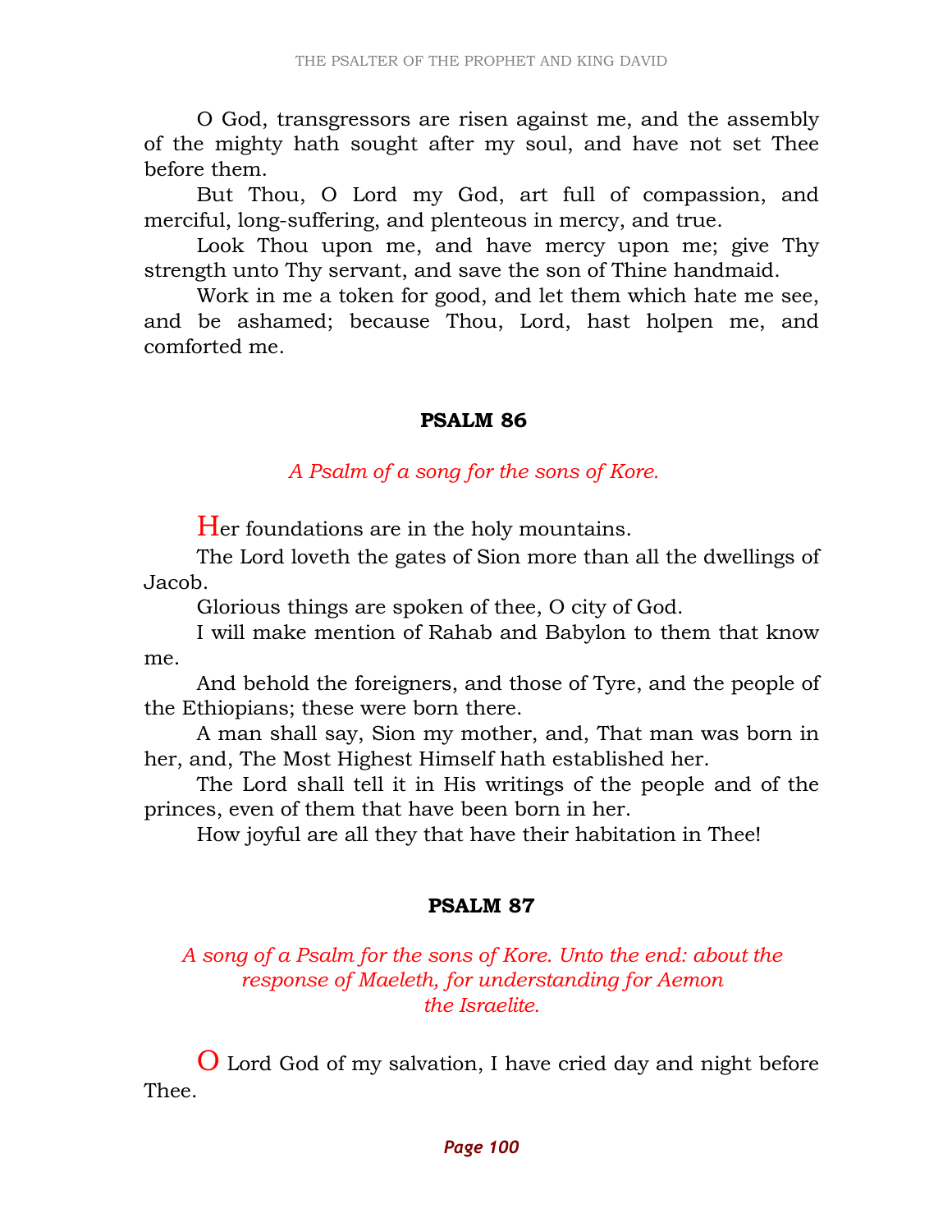O God, transgressors are risen against me, and the assembly of the mighty hath sought after my soul, and have not set Thee before them.

But Thou, O Lord my God, art full of compassion, and merciful, long-suffering, and plenteous in mercy, and true.

Look Thou upon me, and have mercy upon me; give Thy strength unto Thy servant, and save the son of Thine handmaid.

Work in me a token for good, and let them which hate me see, and be ashamed; because Thou, Lord, hast holpen me, and comforted me.

## PSALM 86

*A Psalm of a song for the sons of Kore.*

Her foundations are in the holy mountains.

The Lord loveth the gates of Sion more than all the dwellings of Jacob.

Glorious things are spoken of thee, O city of God.

I will make mention of Rahab and Babylon to them that know me.

And behold the foreigners, and those of Tyre, and the people of the Ethiopians; these were born there.

A man shall say, Sion my mother, and, That man was born in her, and, The Most Highest Himself hath established her.

The Lord shall tell it in His writings of the people and of the princes, even of them that have been born in her.

How joyful are all they that have their habitation in Thee!

## PSALM 87

*A song of a Psalm for the sons of Kore. Unto the end: about the response of Maeleth, for understanding for Aemon the Israelite.*

O Lord God of my salvation, I have cried day and night before Thee.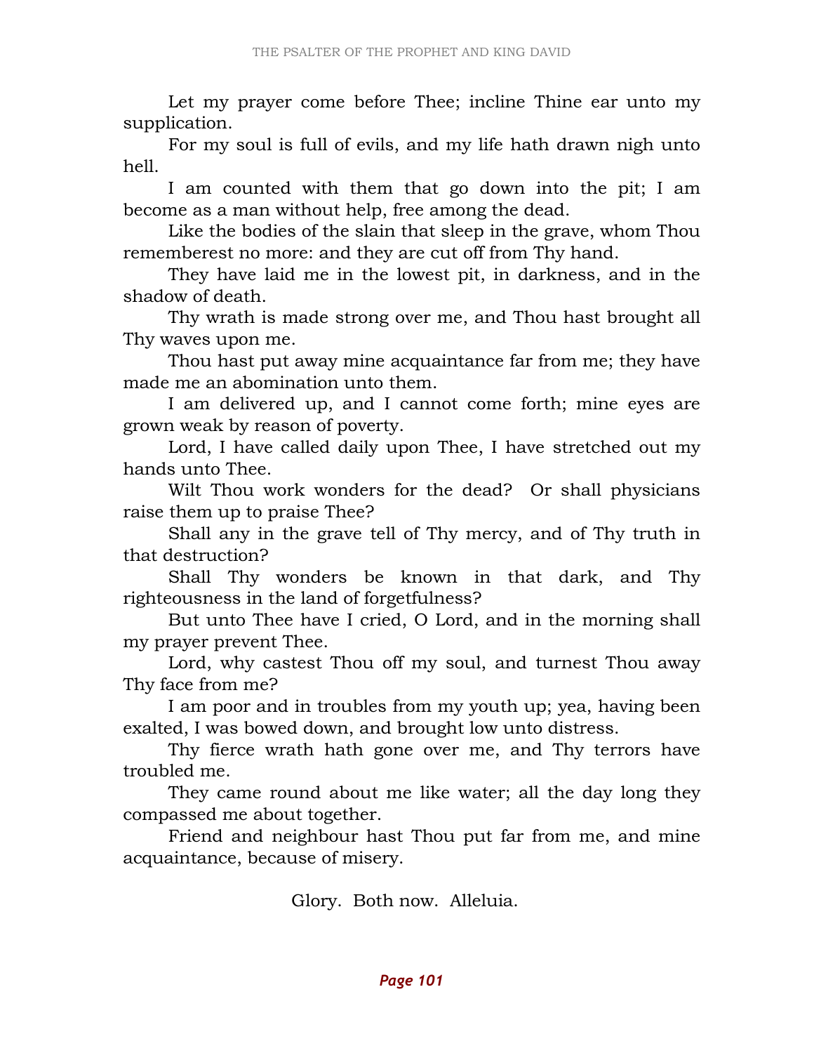Let my prayer come before Thee; incline Thine ear unto my supplication.

For my soul is full of evils, and my life hath drawn nigh unto hell.

I am counted with them that go down into the pit; I am become as a man without help, free among the dead.

Like the bodies of the slain that sleep in the grave, whom Thou rememberest no more: and they are cut off from Thy hand.

They have laid me in the lowest pit, in darkness, and in the shadow of death.

Thy wrath is made strong over me, and Thou hast brought all Thy waves upon me.

Thou hast put away mine acquaintance far from me; they have made me an abomination unto them.

I am delivered up, and I cannot come forth; mine eyes are grown weak by reason of poverty.

Lord, I have called daily upon Thee, I have stretched out my hands unto Thee.

Wilt Thou work wonders for the dead? Or shall physicians raise them up to praise Thee?

Shall any in the grave tell of Thy mercy, and of Thy truth in that destruction?

Shall Thy wonders be known in that dark, and Thy righteousness in the land of forgetfulness?

But unto Thee have I cried, O Lord, and in the morning shall my prayer prevent Thee.

Lord, why castest Thou off my soul, and turnest Thou away Thy face from me?

I am poor and in troubles from my youth up; yea, having been exalted, I was bowed down, and brought low unto distress.

Thy fierce wrath hath gone over me, and Thy terrors have troubled me.

They came round about me like water; all the day long they compassed me about together.

Friend and neighbour hast Thou put far from me, and mine acquaintance, because of misery.

Glory. Both now. Alleluia.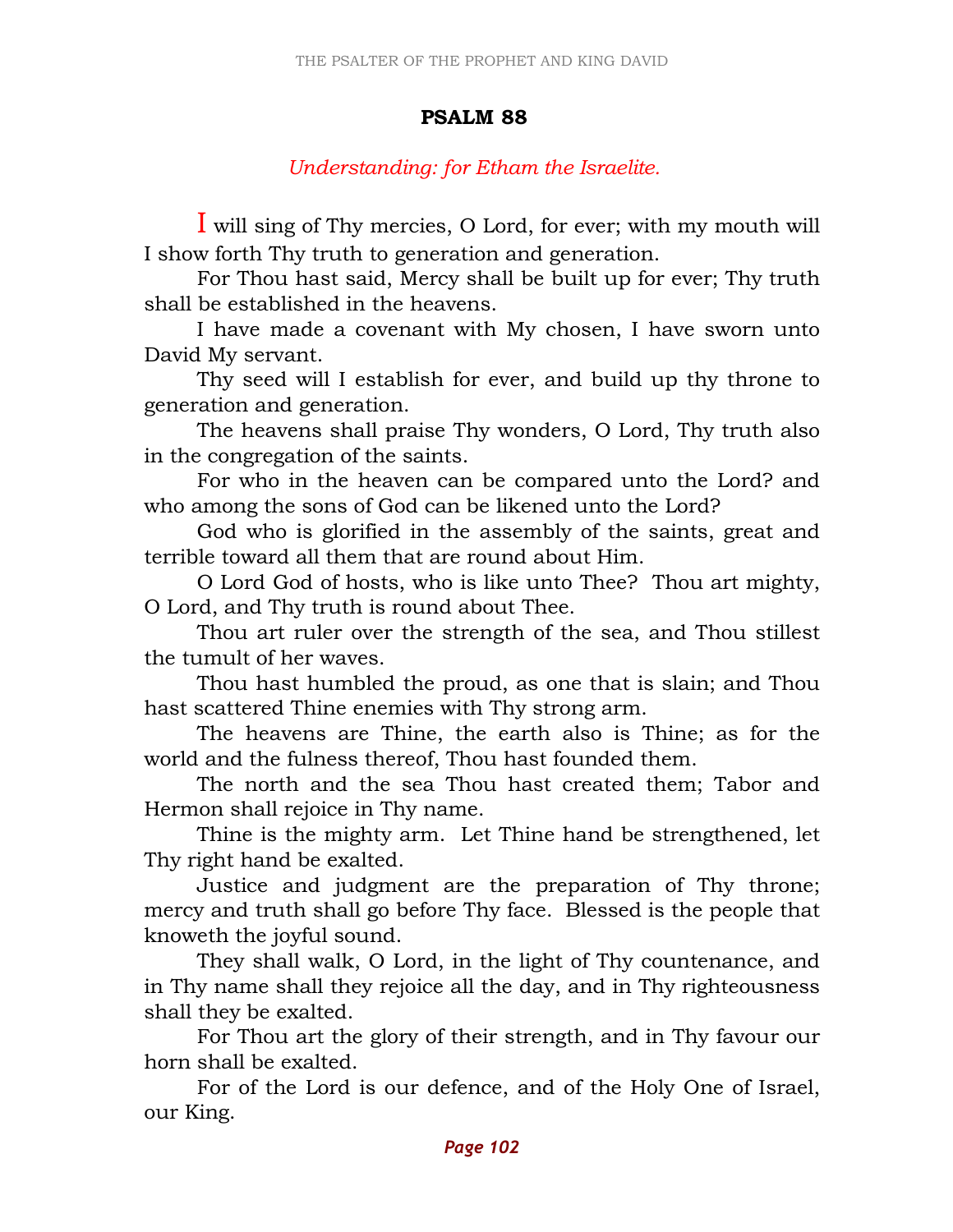## PSALM 88

*Understanding: for Etham the Israelite.*

I will sing of Thy mercies, O Lord, for ever; with my mouth will I show forth Thy truth to generation and generation.

For Thou hast said, Mercy shall be built up for ever; Thy truth shall be established in the heavens.

I have made a covenant with My chosen, I have sworn unto David My servant.

Thy seed will I establish for ever, and build up thy throne to generation and generation.

The heavens shall praise Thy wonders, O Lord, Thy truth also in the congregation of the saints.

For who in the heaven can be compared unto the Lord? and who among the sons of God can be likened unto the Lord?

God who is glorified in the assembly of the saints, great and terrible toward all them that are round about Him.

O Lord God of hosts, who is like unto Thee? Thou art mighty, O Lord, and Thy truth is round about Thee.

Thou art ruler over the strength of the sea, and Thou stillest the tumult of her waves.

Thou hast humbled the proud, as one that is slain; and Thou hast scattered Thine enemies with Thy strong arm.

The heavens are Thine, the earth also is Thine; as for the world and the fulness thereof, Thou hast founded them.

The north and the sea Thou hast created them; Tabor and Hermon shall rejoice in Thy name.

Thine is the mighty arm. Let Thine hand be strengthened, let Thy right hand be exalted.

Justice and judgment are the preparation of Thy throne; mercy and truth shall go before Thy face. Blessed is the people that knoweth the joyful sound.

They shall walk, O Lord, in the light of Thy countenance, and in Thy name shall they rejoice all the day, and in Thy righteousness shall they be exalted.

For Thou art the glory of their strength, and in Thy favour our horn shall be exalted.

For of the Lord is our defence, and of the Holy One of Israel, our King.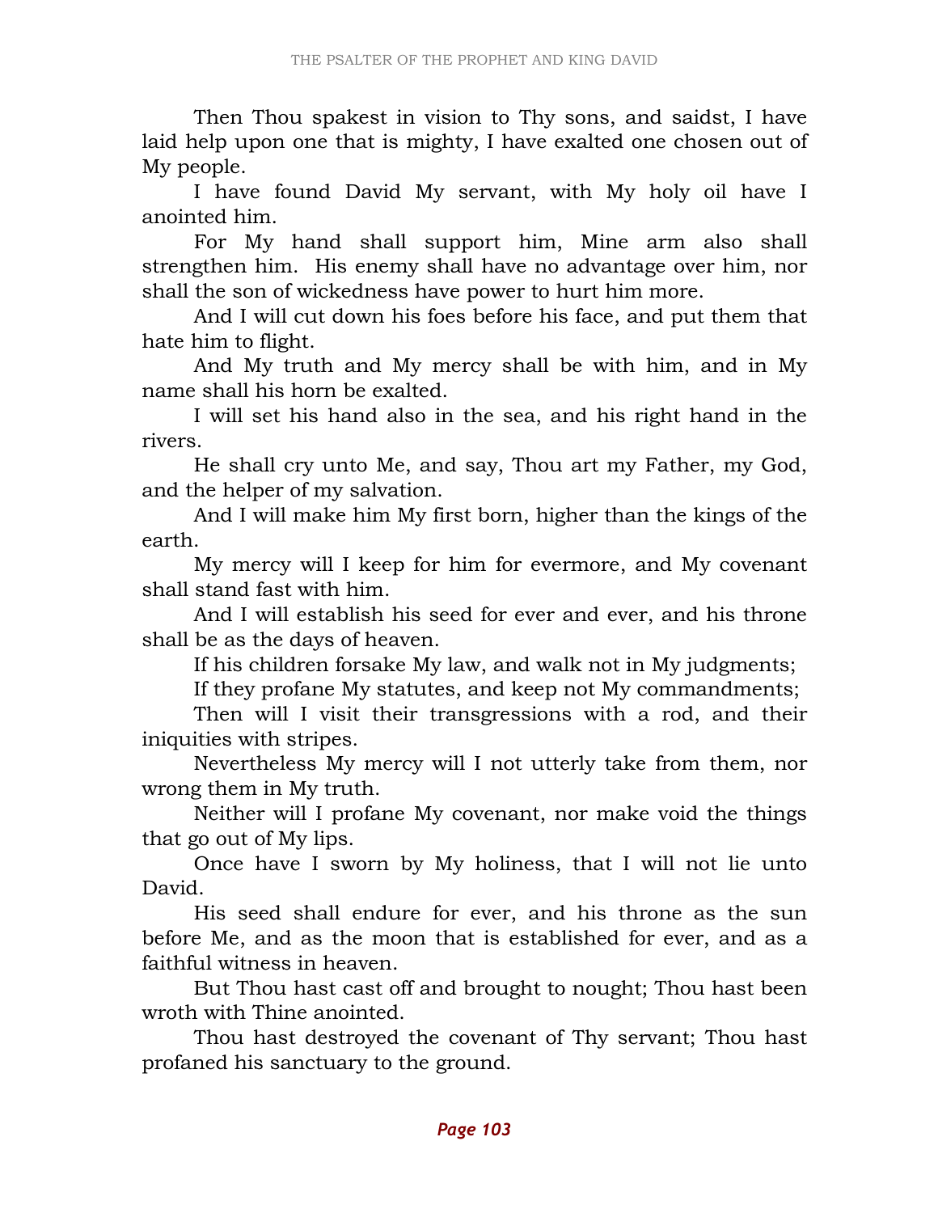Then Thou spakest in vision to Thy sons, and saidst, I have laid help upon one that is mighty, I have exalted one chosen out of My people.

I have found David My servant, with My holy oil have I anointed him.

For My hand shall support him, Mine arm also shall strengthen him. His enemy shall have no advantage over him, nor shall the son of wickedness have power to hurt him more.

And I will cut down his foes before his face, and put them that hate him to flight.

And My truth and My mercy shall be with him, and in My name shall his horn be exalted.

I will set his hand also in the sea, and his right hand in the rivers.

He shall cry unto Me, and say, Thou art my Father, my God, and the helper of my salvation.

And I will make him My first born, higher than the kings of the earth.

My mercy will I keep for him for evermore, and My covenant shall stand fast with him.

And I will establish his seed for ever and ever, and his throne shall be as the days of heaven.

If his children forsake My law, and walk not in My judgments;

If they profane My statutes, and keep not My commandments;

Then will I visit their transgressions with a rod, and their iniquities with stripes.

Nevertheless My mercy will I not utterly take from them, nor wrong them in My truth.

Neither will I profane My covenant, nor make void the things that go out of My lips.

Once have I sworn by My holiness, that I will not lie unto David.

His seed shall endure for ever, and his throne as the sun before Me, and as the moon that is established for ever, and as a faithful witness in heaven.

But Thou hast cast off and brought to nought; Thou hast been wroth with Thine anointed.

Thou hast destroyed the covenant of Thy servant; Thou hast profaned his sanctuary to the ground.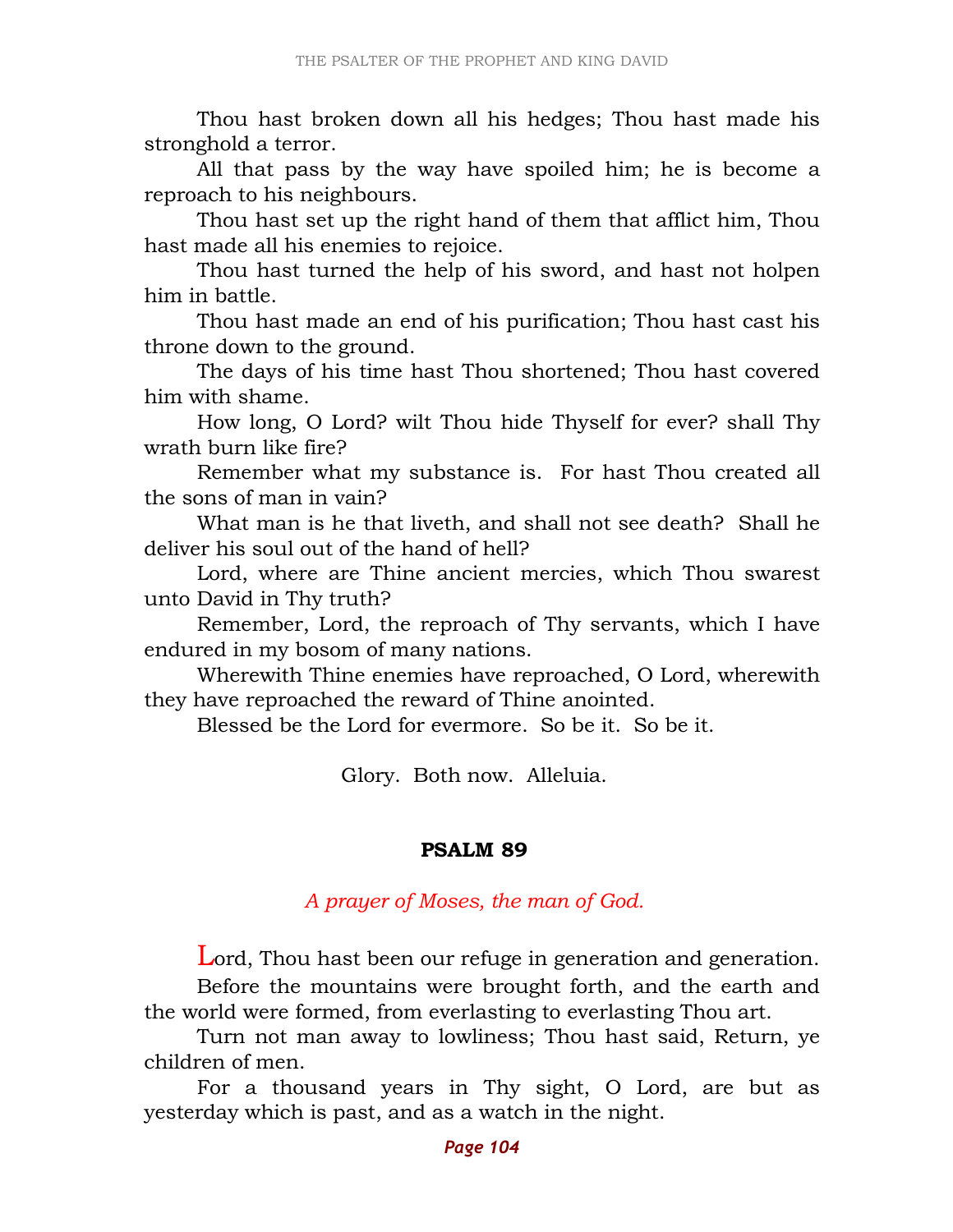Thou hast broken down all his hedges; Thou hast made his stronghold a terror.

All that pass by the way have spoiled him; he is become a reproach to his neighbours.

Thou hast set up the right hand of them that afflict him, Thou hast made all his enemies to rejoice.

Thou hast turned the help of his sword, and hast not holpen him in battle.

Thou hast made an end of his purification; Thou hast cast his throne down to the ground.

The days of his time hast Thou shortened; Thou hast covered him with shame.

How long, O Lord? wilt Thou hide Thyself for ever? shall Thy wrath burn like fire?

Remember what my substance is. For hast Thou created all the sons of man in vain?

What man is he that liveth, and shall not see death? Shall he deliver his soul out of the hand of hell?

Lord, where are Thine ancient mercies, which Thou swarest unto David in Thy truth?

Remember, Lord, the reproach of Thy servants, which I have endured in my bosom of many nations.

Wherewith Thine enemies have reproached, O Lord, wherewith they have reproached the reward of Thine anointed.

Blessed be the Lord for evermore. So be it. So be it.

Glory. Both now. Alleluia.

## PSALM 89

*A prayer of Moses, the man of God.*

Lord, Thou hast been our refuge in generation and generation.

Before the mountains were brought forth, and the earth and the world were formed, from everlasting to everlasting Thou art.

Turn not man away to lowliness; Thou hast said, Return, ye children of men.

For a thousand years in Thy sight, O Lord, are but as yesterday which is past, and as a watch in the night.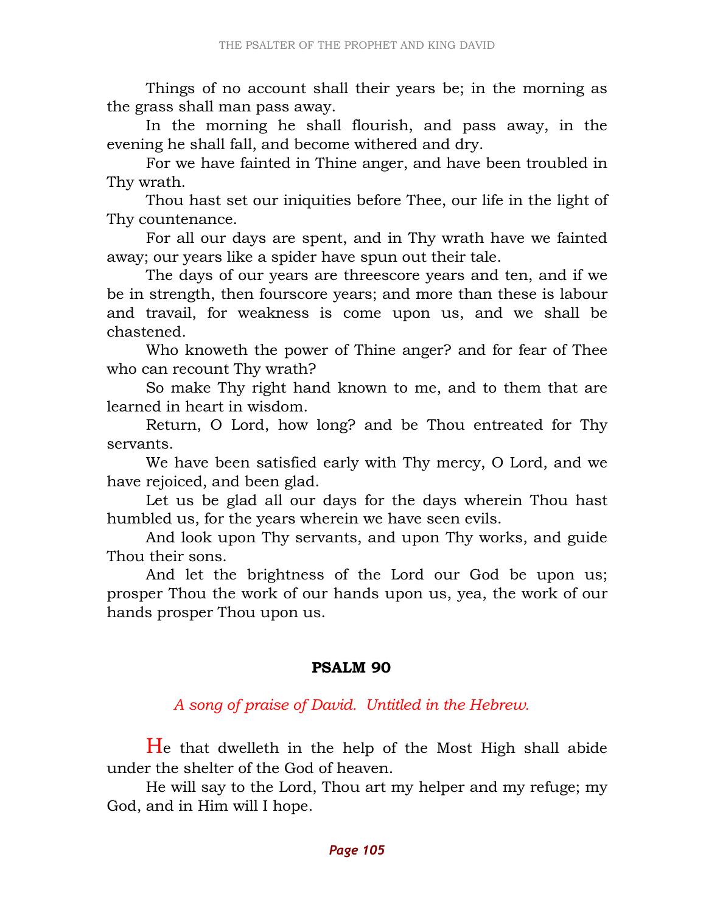Things of no account shall their years be; in the morning as the grass shall man pass away.

In the morning he shall flourish, and pass away, in the evening he shall fall, and become withered and dry.

For we have fainted in Thine anger, and have been troubled in Thy wrath.

Thou hast set our iniquities before Thee, our life in the light of Thy countenance.

For all our days are spent, and in Thy wrath have we fainted away; our years like a spider have spun out their tale.

The days of our years are threescore years and ten, and if we be in strength, then fourscore years; and more than these is labour and travail, for weakness is come upon us, and we shall be chastened.

Who knoweth the power of Thine anger? and for fear of Thee who can recount Thy wrath?

So make Thy right hand known to me, and to them that are learned in heart in wisdom.

Return, O Lord, how long? and be Thou entreated for Thy servants.

We have been satisfied early with Thy mercy, O Lord, and we have rejoiced, and been glad.

Let us be glad all our days for the days wherein Thou hast humbled us, for the years wherein we have seen evils.

And look upon Thy servants, and upon Thy works, and guide Thou their sons.

And let the brightness of the Lord our God be upon us; prosper Thou the work of our hands upon us, yea, the work of our hands prosper Thou upon us.

## PSALM 90

*A song of praise of David. Untitled in the Hebrew.*

He that dwelleth in the help of the Most High shall abide under the shelter of the God of heaven.

He will say to the Lord, Thou art my helper and my refuge; my God, and in Him will I hope.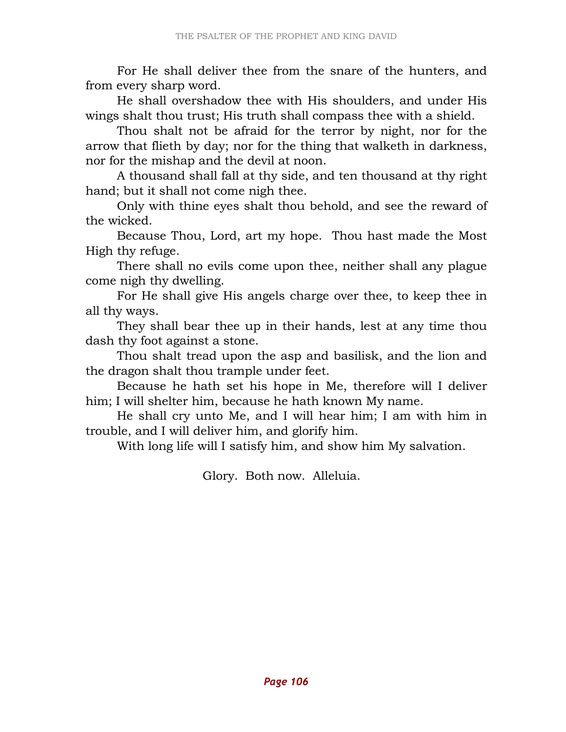For He shall deliver thee from the snare of the hunters, and from every sharp word.

He shall overshadow thee with His shoulders, and under His wings shalt thou trust; His truth shall compass thee with a shield.

Thou shalt not be afraid for the terror by night, nor for the arrow that flieth by day; nor for the thing that walketh in darkness, nor for the mishap and the devil at noon.

A thousand shall fall at thy side, and ten thousand at thy right hand; but it shall not come nigh thee.

Only with thine eyes shalt thou behold, and see the reward of the wicked.

Because Thou, Lord, art my hope. Thou hast made the Most High thy refuge.

There shall no evils come upon thee, neither shall any plague come nigh thy dwelling.

For He shall give His angels charge over thee, to keep thee in all thy ways.

They shall bear thee up in their hands, lest at any time thou dash thy foot against a stone.

Thou shalt tread upon the asp and basilisk, and the lion and the dragon shalt thou trample under feet.

Because he hath set his hope in Me, therefore will I deliver him; I will shelter him, because he hath known My name.

He shall cry unto Me, and I will hear him; I am with him in trouble, and I will deliver him, and glorify him.

With long life will I satisfy him, and show him My salvation.

Glory. Both now. Alleluia.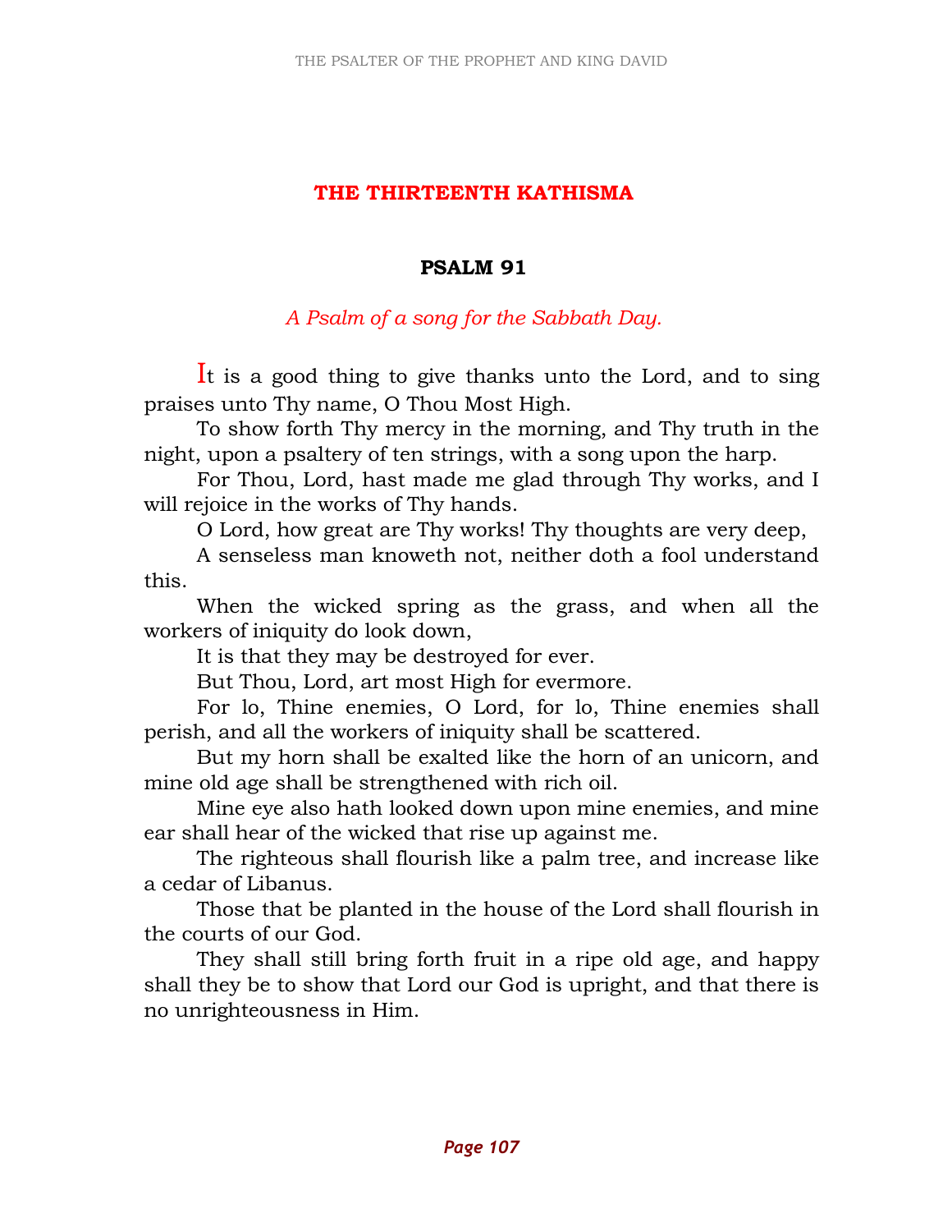## THE THIRTEENTH KATHISMA

### PSALM 91

*A Psalm of a song for the Sabbath Day.*

It is a good thing to give thanks unto the Lord, and to sing praises unto Thy name, O Thou Most High.

To show forth Thy mercy in the morning, and Thy truth in the night, upon a psaltery of ten strings, with a song upon the harp.

For Thou, Lord, hast made me glad through Thy works, and I will rejoice in the works of Thy hands.

O Lord, how great are Thy works! Thy thoughts are very deep,

A senseless man knoweth not, neither doth a fool understand this.

When the wicked spring as the grass, and when all the workers of iniquity do look down,

It is that they may be destroyed for ever.

But Thou, Lord, art most High for evermore.

For lo, Thine enemies, O Lord, for lo, Thine enemies shall perish, and all the workers of iniquity shall be scattered.

But my horn shall be exalted like the horn of an unicorn, and mine old age shall be strengthened with rich oil.

Mine eye also hath looked down upon mine enemies, and mine ear shall hear of the wicked that rise up against me.

The righteous shall flourish like a palm tree, and increase like a cedar of Libanus.

Those that be planted in the house of the Lord shall flourish in the courts of our God.

They shall still bring forth fruit in a ripe old age, and happy shall they be to show that Lord our God is upright, and that there is no unrighteousness in Him.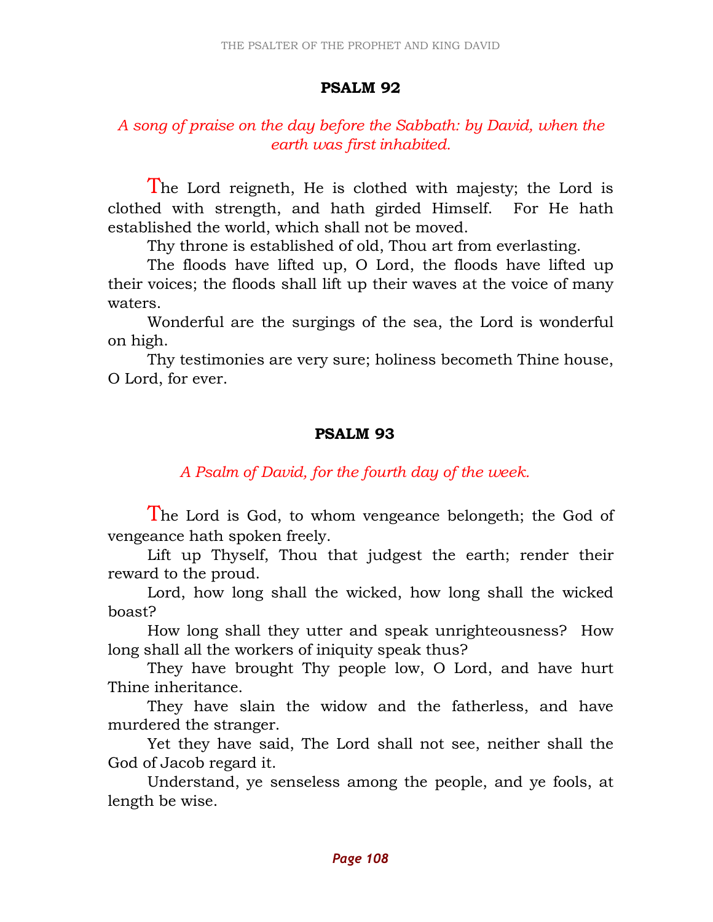## PSALM 92

*A song of praise on the day before the Sabbath: by David, when the earth was first inhabited.*

The Lord reigneth, He is clothed with majesty; the Lord is clothed with strength, and hath girded Himself. For He hath established the world, which shall not be moved.

Thy throne is established of old, Thou art from everlasting.

The floods have lifted up, O Lord, the floods have lifted up their voices; the floods shall lift up their waves at the voice of many waters.

Wonderful are the surgings of the sea, the Lord is wonderful on high.

Thy testimonies are very sure; holiness becometh Thine house, O Lord, for ever.

## PSALM 93

*A Psalm of David, for the fourth day of the week.*

The Lord is God, to whom vengeance belongeth; the God of vengeance hath spoken freely.

Lift up Thyself, Thou that judgest the earth; render their reward to the proud.

Lord, how long shall the wicked, how long shall the wicked boast?

How long shall they utter and speak unrighteousness? How long shall all the workers of iniquity speak thus?

They have brought Thy people low, O Lord, and have hurt Thine inheritance.

They have slain the widow and the fatherless, and have murdered the stranger.

Yet they have said, The Lord shall not see, neither shall the God of Jacob regard it.

Understand, ye senseless among the people, and ye fools, at length be wise.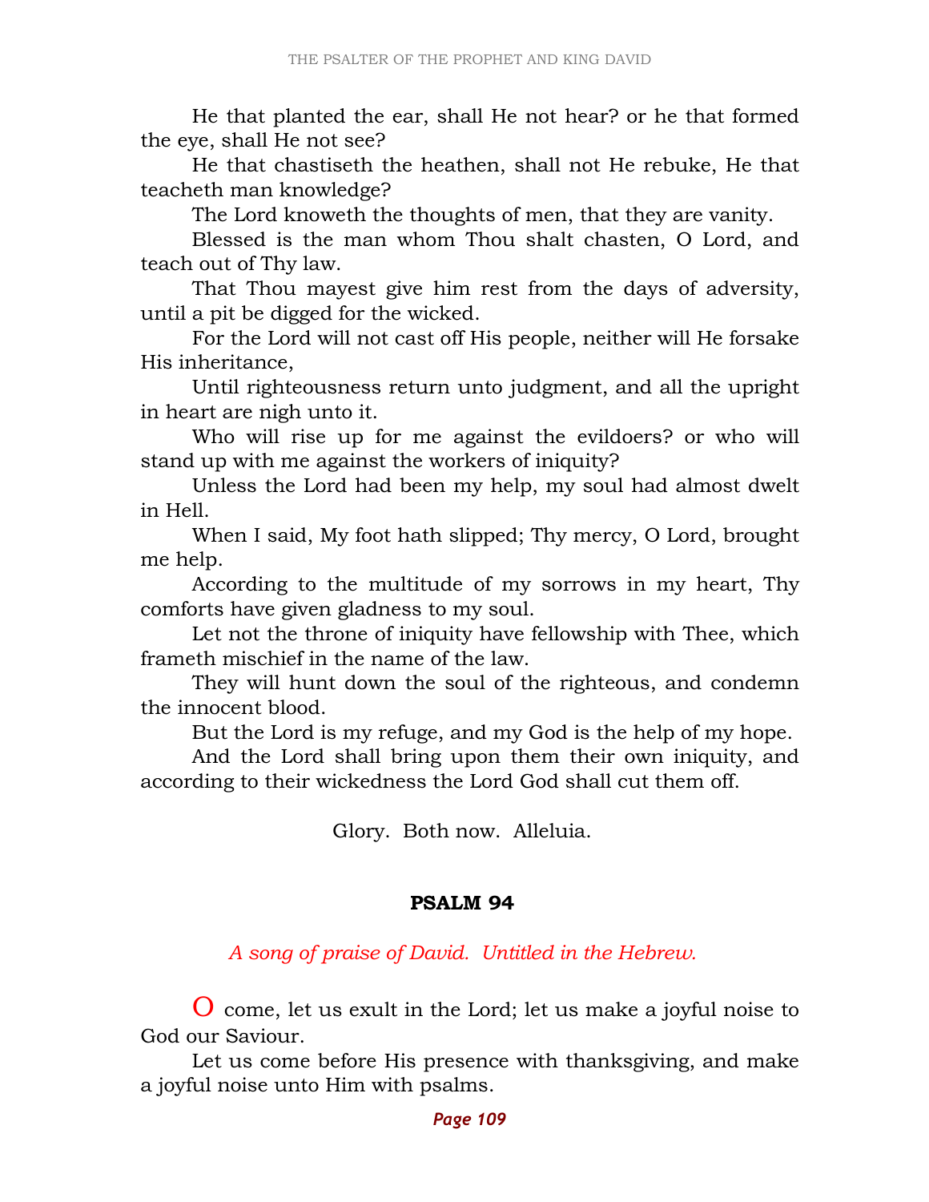He that planted the ear, shall He not hear? or he that formed the eye, shall He not see?

He that chastiseth the heathen, shall not He rebuke, He that teacheth man knowledge?

The Lord knoweth the thoughts of men, that they are vanity.

Blessed is the man whom Thou shalt chasten, O Lord, and teach out of Thy law.

That Thou mayest give him rest from the days of adversity, until a pit be digged for the wicked.

For the Lord will not cast off His people, neither will He forsake His inheritance,

Until righteousness return unto judgment, and all the upright in heart are nigh unto it.

Who will rise up for me against the evildoers? or who will stand up with me against the workers of iniquity?

Unless the Lord had been my help, my soul had almost dwelt in Hell.

When I said, My foot hath slipped; Thy mercy, O Lord, brought me help.

According to the multitude of my sorrows in my heart, Thy comforts have given gladness to my soul.

Let not the throne of iniquity have fellowship with Thee, which frameth mischief in the name of the law.

They will hunt down the soul of the righteous, and condemn the innocent blood.

But the Lord is my refuge, and my God is the help of my hope.

And the Lord shall bring upon them their own iniquity, and according to their wickedness the Lord God shall cut them off.

Glory. Both now. Alleluia.

## PSALM 94

*A song of praise of David. Untitled in the Hebrew.*

O come, let us exult in the Lord; let us make a joyful noise to God our Saviour.

Let us come before His presence with thanksgiving, and make a joyful noise unto Him with psalms.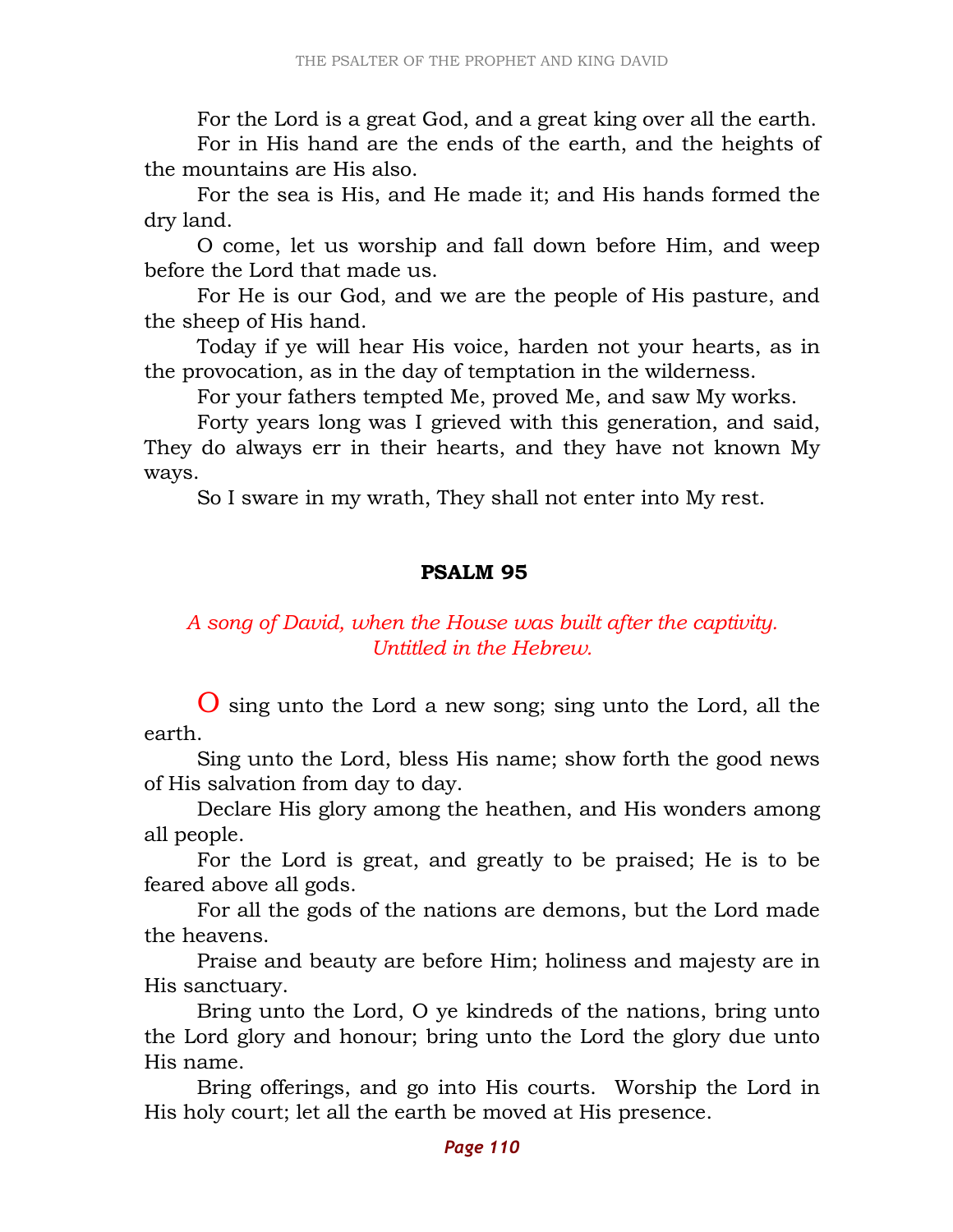For the Lord is a great God, and a great king over all the earth.

For in His hand are the ends of the earth, and the heights of the mountains are His also.

For the sea is His, and He made it; and His hands formed the dry land.

O come, let us worship and fall down before Him, and weep before the Lord that made us.

For He is our God, and we are the people of His pasture, and the sheep of His hand.

Today if ye will hear His voice, harden not your hearts, as in the provocation, as in the day of temptation in the wilderness.

For your fathers tempted Me, proved Me, and saw My works.

Forty years long was I grieved with this generation, and said, They do always err in their hearts, and they have not known My ways.

So I sware in my wrath, They shall not enter into My rest.

## PSALM 95

*A song of David, when the House was built after the captivity. Untitled in the Hebrew.*

O sing unto the Lord a new song; sing unto the Lord, all the earth.

Sing unto the Lord, bless His name; show forth the good news of His salvation from day to day.

Declare His glory among the heathen, and His wonders among all people.

For the Lord is great, and greatly to be praised; He is to be feared above all gods.

For all the gods of the nations are demons, but the Lord made the heavens.

Praise and beauty are before Him; holiness and majesty are in His sanctuary.

Bring unto the Lord, O ye kindreds of the nations, bring unto the Lord glory and honour; bring unto the Lord the glory due unto His name.

Bring offerings, and go into His courts. Worship the Lord in His holy court; let all the earth be moved at His presence.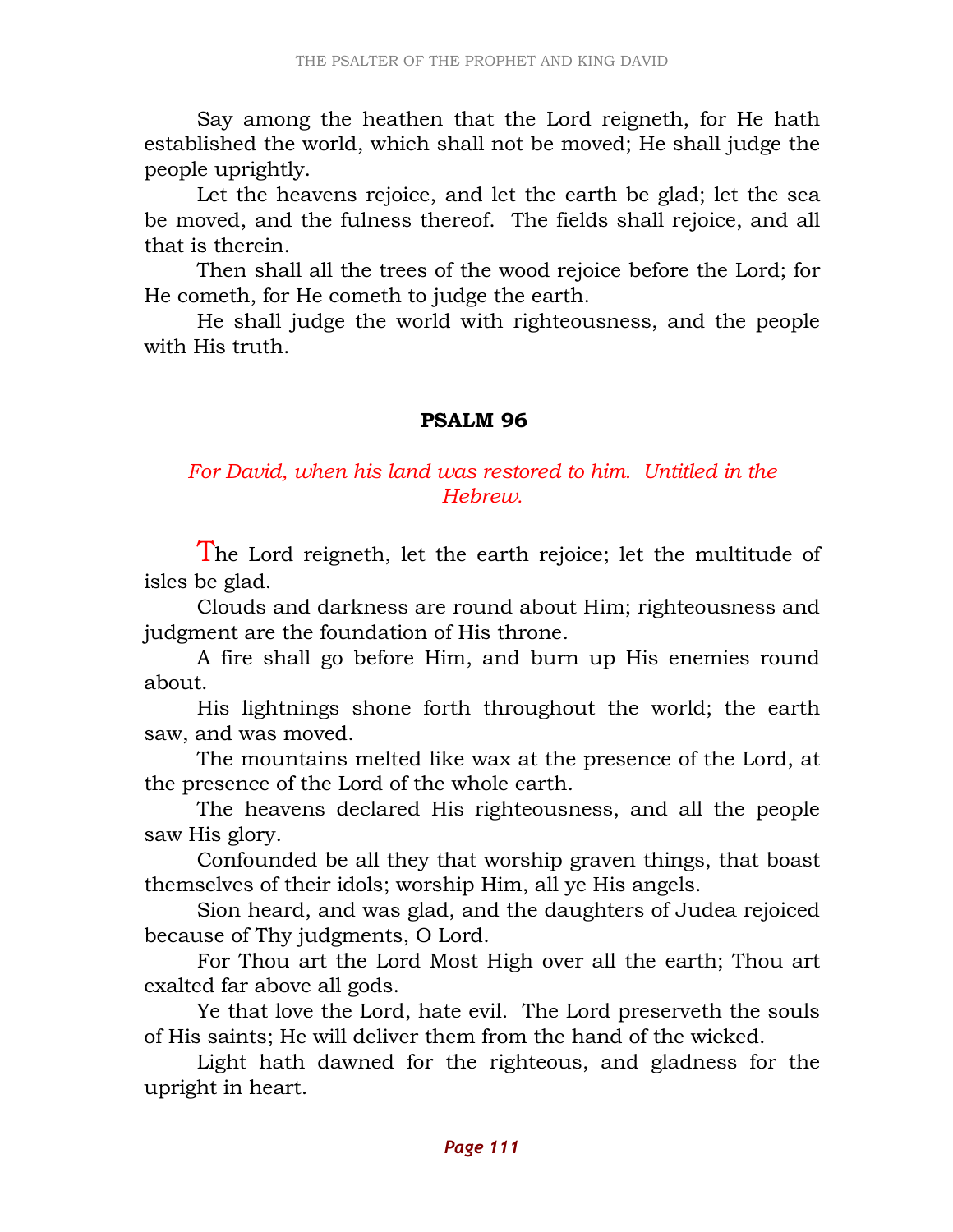Say among the heathen that the Lord reigneth, for He hath established the world, which shall not be moved; He shall judge the people uprightly.

Let the heavens rejoice, and let the earth be glad; let the sea be moved, and the fulness thereof. The fields shall rejoice, and all that is therein.

Then shall all the trees of the wood rejoice before the Lord; for He cometh, for He cometh to judge the earth.

He shall judge the world with righteousness, and the people with His truth.

## PSALM 96

*For David, when his land was restored to him. Untitled in the Hebrew.*

The Lord reigneth, let the earth rejoice; let the multitude of isles be glad.

Clouds and darkness are round about Him; righteousness and judgment are the foundation of His throne.

A fire shall go before Him, and burn up His enemies round about.

His lightnings shone forth throughout the world; the earth saw, and was moved.

The mountains melted like wax at the presence of the Lord, at the presence of the Lord of the whole earth.

The heavens declared His righteousness, and all the people saw His glory.

Confounded be all they that worship graven things, that boast themselves of their idols; worship Him, all ye His angels.

Sion heard, and was glad, and the daughters of Judea rejoiced because of Thy judgments, O Lord.

For Thou art the Lord Most High over all the earth; Thou art exalted far above all gods.

Ye that love the Lord, hate evil. The Lord preserveth the souls of His saints; He will deliver them from the hand of the wicked.

Light hath dawned for the righteous, and gladness for the upright in heart.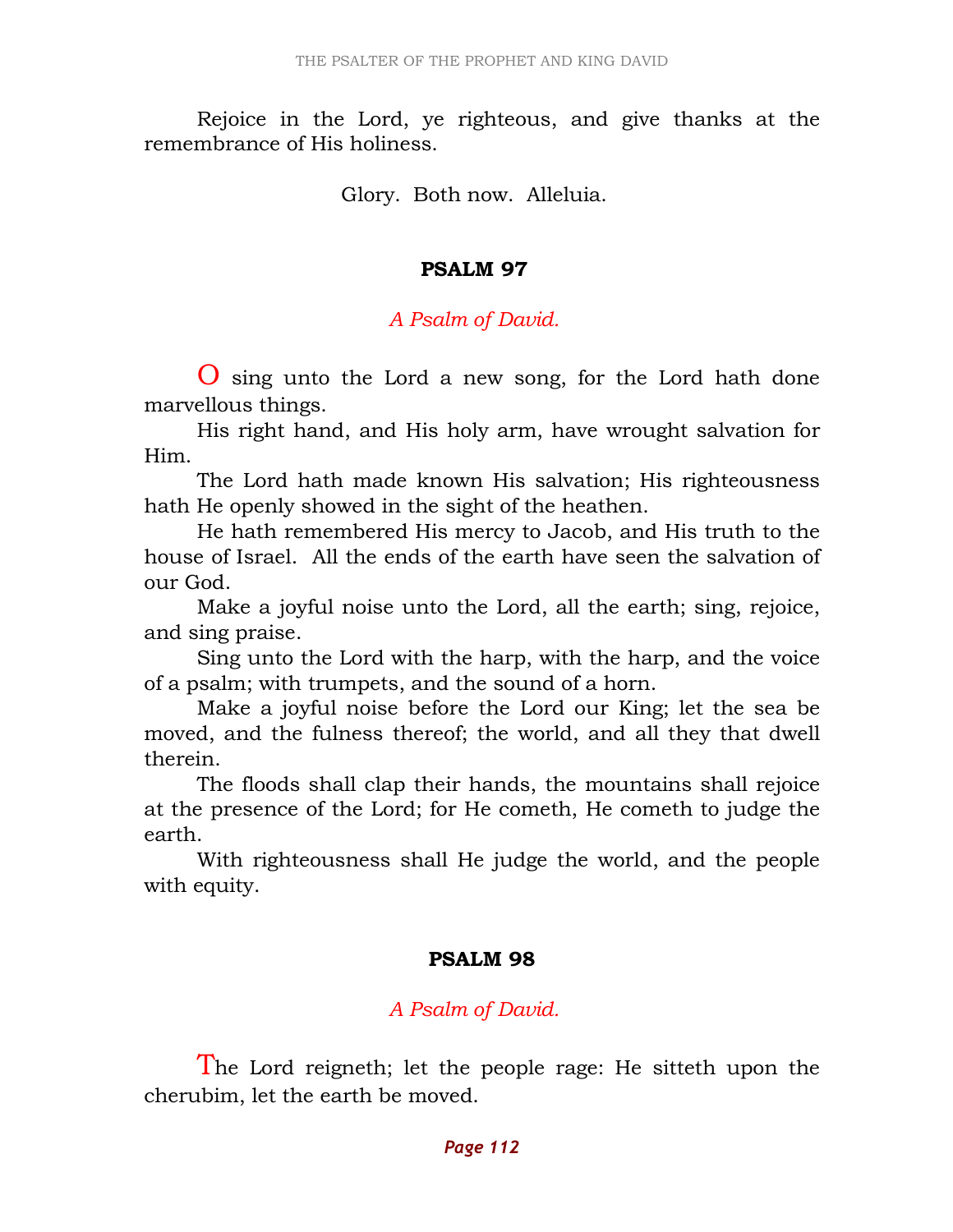Rejoice in the Lord, ye righteous, and give thanks at the remembrance of His holiness.

Glory. Both now. Alleluia.

## PSALM 97

*A Psalm of David.*

O sing unto the Lord a new song, for the Lord hath done marvellous things.

His right hand, and His holy arm, have wrought salvation for Him.

The Lord hath made known His salvation; His righteousness hath He openly showed in the sight of the heathen.

He hath remembered His mercy to Jacob, and His truth to the house of Israel. All the ends of the earth have seen the salvation of our God.

Make a joyful noise unto the Lord, all the earth; sing, rejoice, and sing praise.

Sing unto the Lord with the harp, with the harp, and the voice of a psalm; with trumpets, and the sound of a horn.

Make a joyful noise before the Lord our King; let the sea be moved, and the fulness thereof; the world, and all they that dwell therein.

The floods shall clap their hands, the mountains shall rejoice at the presence of the Lord; for He cometh, He cometh to judge the earth.

With righteousness shall He judge the world, and the people with equity.

## PSALM 98

*A Psalm of David.*

The Lord reigneth; let the people rage: He sitteth upon the cherubim, let the earth be moved.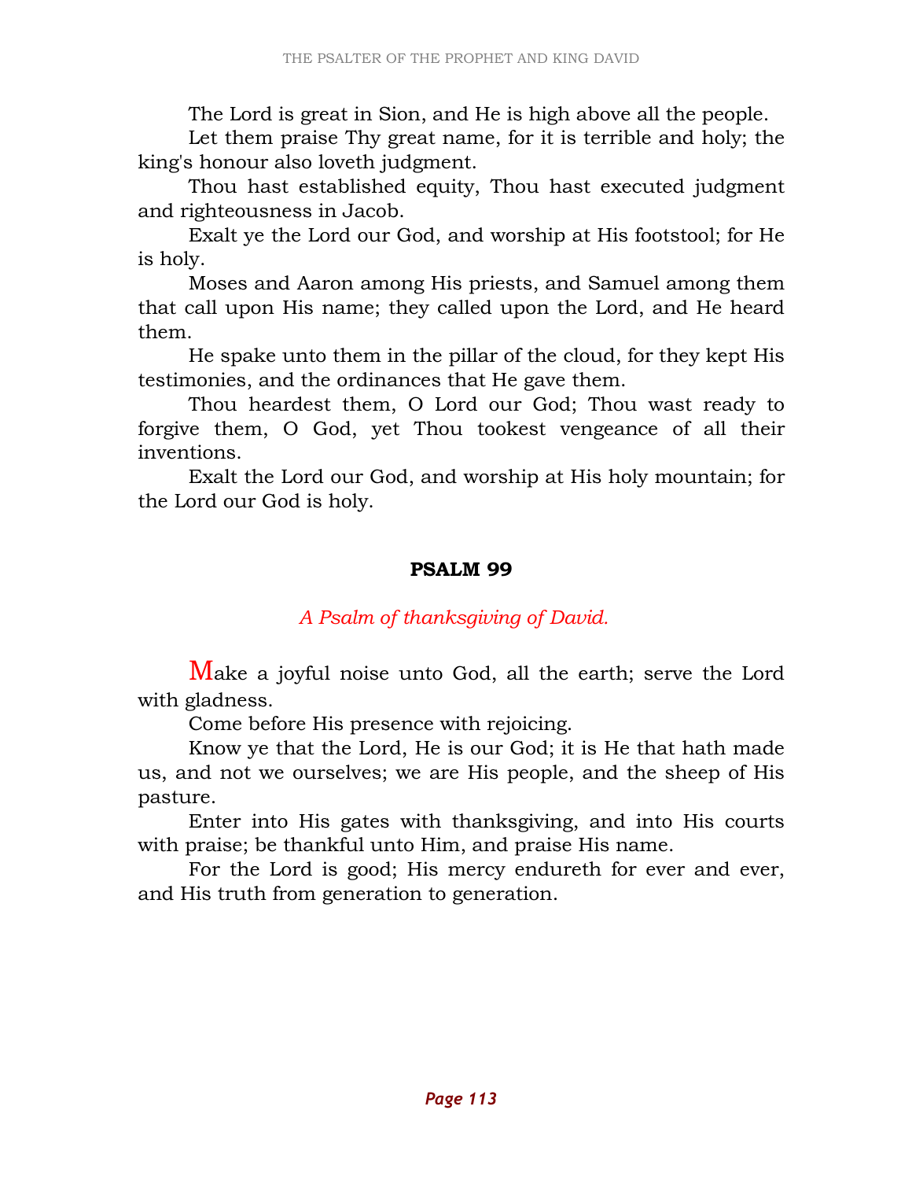The Lord is great in Sion, and He is high above all the people.

Let them praise Thy great name, for it is terrible and holy; the king's honour also loveth judgment.

Thou hast established equity, Thou hast executed judgment and righteousness in Jacob.

Exalt ye the Lord our God, and worship at His footstool; for He is holy.

Moses and Aaron among His priests, and Samuel among them that call upon His name; they called upon the Lord, and He heard them.

He spake unto them in the pillar of the cloud, for they kept His testimonies, and the ordinances that He gave them.

Thou heardest them, O Lord our God; Thou wast ready to forgive them, O God, yet Thou tookest vengeance of all their inventions.

Exalt the Lord our God, and worship at His holy mountain; for the Lord our God is holy.

## PSALM 99

*A Psalm of thanksgiving of David.*

Make a joyful noise unto God, all the earth; serve the Lord with gladness.

Come before His presence with rejoicing.

Know ye that the Lord, He is our God; it is He that hath made us, and not we ourselves; we are His people, and the sheep of His pasture.

Enter into His gates with thanksgiving, and into His courts with praise; be thankful unto Him, and praise His name.

For the Lord is good; His mercy endureth for ever and ever, and His truth from generation to generation.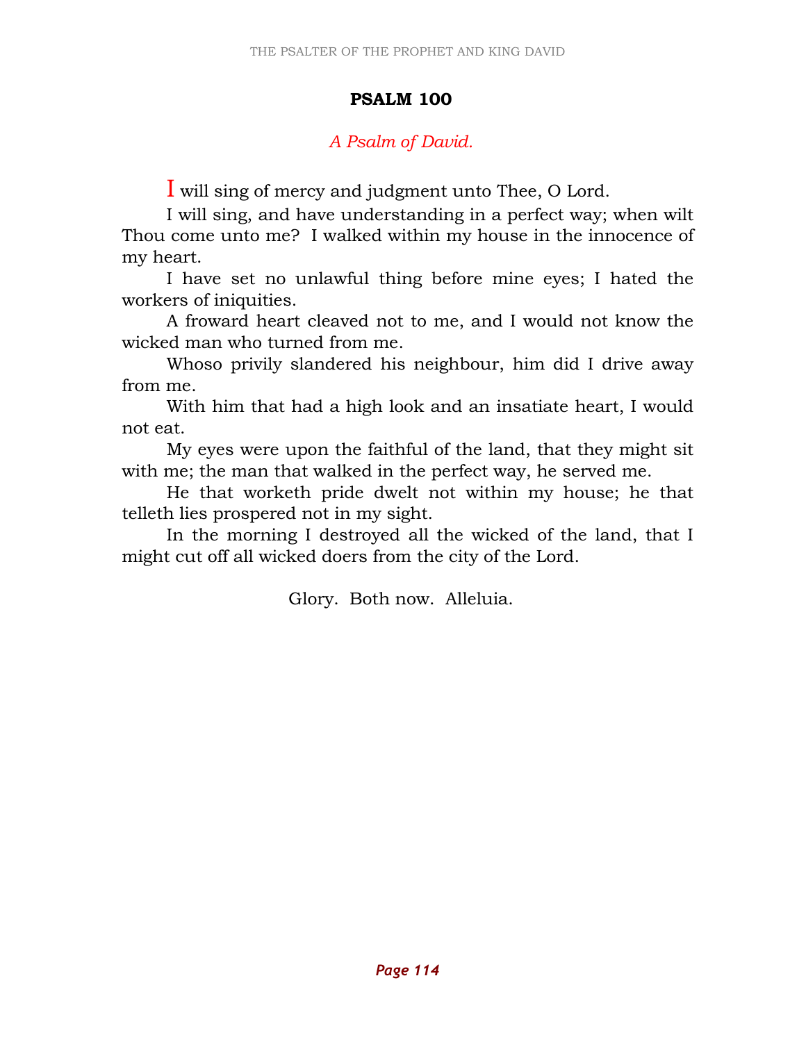## PSALM 100

*A Psalm of David.*

I will sing of mercy and judgment unto Thee, O Lord.

I will sing, and have understanding in a perfect way; when wilt Thou come unto me? I walked within my house in the innocence of my heart.

I have set no unlawful thing before mine eyes; I hated the workers of iniquities.

A froward heart cleaved not to me, and I would not know the wicked man who turned from me.

Whoso privily slandered his neighbour, him did I drive away from me.

With him that had a high look and an insatiate heart, I would not eat.

My eyes were upon the faithful of the land, that they might sit with me; the man that walked in the perfect way, he served me.

He that worketh pride dwelt not within my house; he that telleth lies prospered not in my sight.

In the morning I destroyed all the wicked of the land, that I might cut off all wicked doers from the city of the Lord.

Glory. Both now. Alleluia.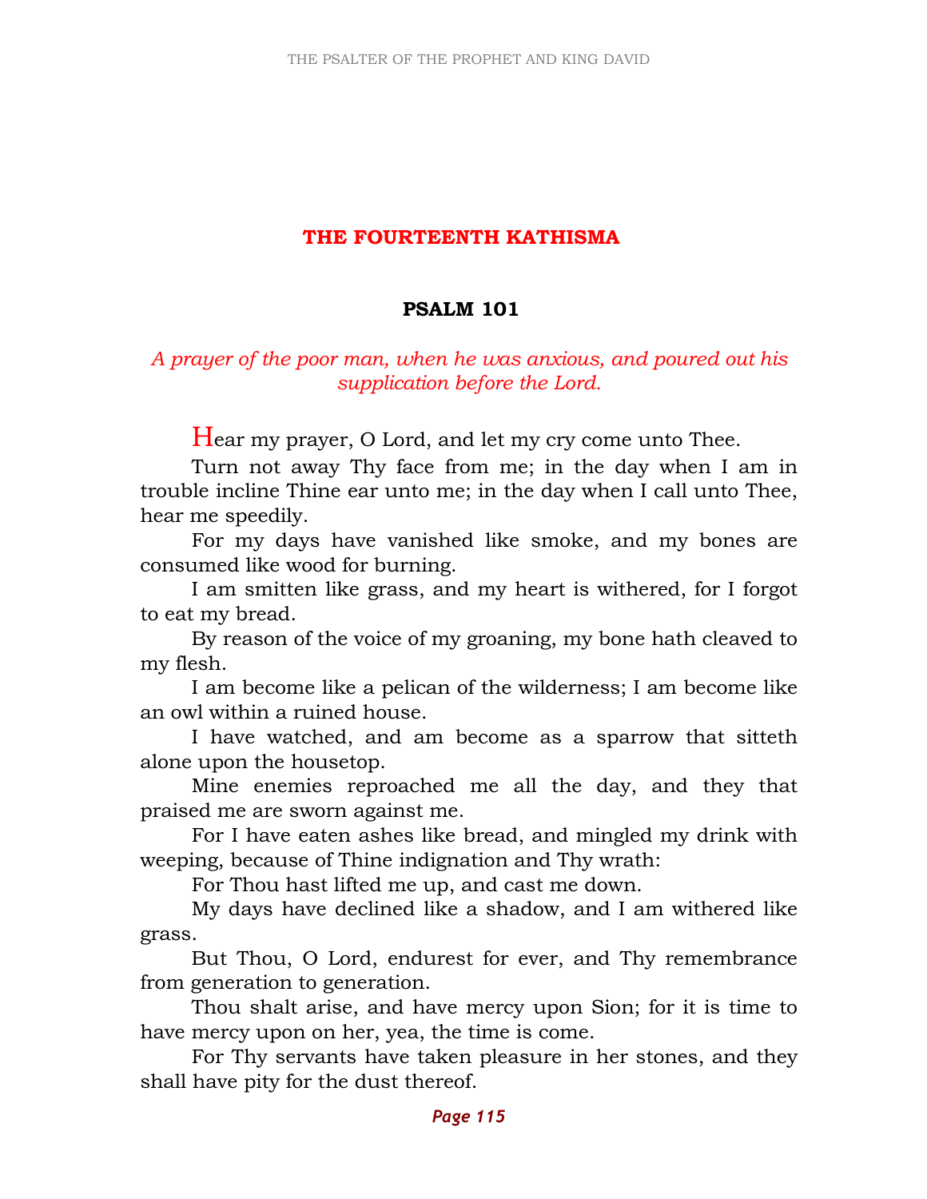## THE FOURTEENTH KATHISMA

### PSALM 101

*A prayer of the poor man, when he was anxious, and poured out his supplication before the Lord.*

Hear my prayer, O Lord, and let my cry come unto Thee.

Turn not away Thy face from me; in the day when I am in trouble incline Thine ear unto me; in the day when I call unto Thee, hear me speedily.

For my days have vanished like smoke, and my bones are consumed like wood for burning.

I am smitten like grass, and my heart is withered, for I forgot to eat my bread.

By reason of the voice of my groaning, my bone hath cleaved to my flesh.

I am become like a pelican of the wilderness; I am become like an owl within a ruined house.

I have watched, and am become as a sparrow that sitteth alone upon the housetop.

Mine enemies reproached me all the day, and they that praised me are sworn against me.

For I have eaten ashes like bread, and mingled my drink with weeping, because of Thine indignation and Thy wrath:

For Thou hast lifted me up, and cast me down.

My days have declined like a shadow, and I am withered like grass.

But Thou, O Lord, endurest for ever, and Thy remembrance from generation to generation.

Thou shalt arise, and have mercy upon Sion; for it is time to have mercy upon on her, yea, the time is come.

For Thy servants have taken pleasure in her stones, and they shall have pity for the dust thereof.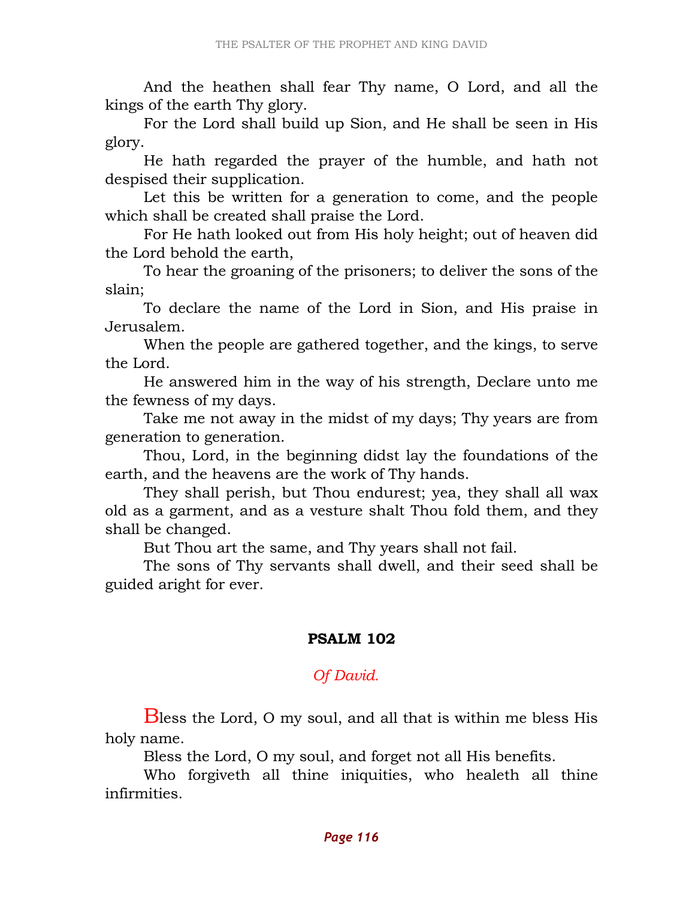And the heathen shall fear Thy name, O Lord, and all the kings of the earth Thy glory.

For the Lord shall build up Sion, and He shall be seen in His glory.

He hath regarded the prayer of the humble, and hath not despised their supplication.

Let this be written for a generation to come, and the people which shall be created shall praise the Lord.

For He hath looked out from His holy height; out of heaven did the Lord behold the earth,

To hear the groaning of the prisoners; to deliver the sons of the slain;

To declare the name of the Lord in Sion, and His praise in Jerusalem.

When the people are gathered together, and the kings, to serve the Lord.

He answered him in the way of his strength, Declare unto me the fewness of my days.

Take me not away in the midst of my days; Thy years are from generation to generation.

Thou, Lord, in the beginning didst lay the foundations of the earth, and the heavens are the work of Thy hands.

They shall perish, but Thou endurest; yea, they shall all wax old as a garment, and as a vesture shalt Thou fold them, and they shall be changed.

But Thou art the same, and Thy years shall not fail.

The sons of Thy servants shall dwell, and their seed shall be guided aright for ever.

## PSALM 102

*Of David.*

Bless the Lord, O my soul, and all that is within me bless His holy name.

Bless the Lord, O my soul, and forget not all His benefits.

Who forgiveth all thine iniquities, who healeth all thine infirmities.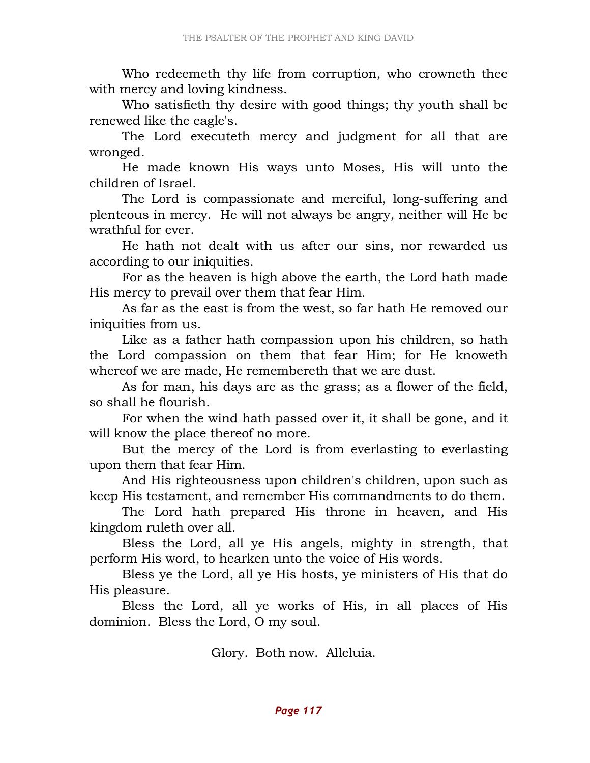Who redeemeth thy life from corruption, who crowneth thee with mercy and loving kindness.

Who satisfieth thy desire with good things; thy youth shall be renewed like the eagle's.

The Lord executeth mercy and judgment for all that are wronged.

He made known His ways unto Moses, His will unto the children of Israel.

The Lord is compassionate and merciful, long-suffering and plenteous in mercy. He will not always be angry, neither will He be wrathful for ever.

He hath not dealt with us after our sins, nor rewarded us according to our iniquities.

For as the heaven is high above the earth, the Lord hath made His mercy to prevail over them that fear Him.

As far as the east is from the west, so far hath He removed our iniquities from us.

Like as a father hath compassion upon his children, so hath the Lord compassion on them that fear Him; for He knoweth whereof we are made, He remembereth that we are dust.

As for man, his days are as the grass; as a flower of the field, so shall he flourish.

For when the wind hath passed over it, it shall be gone, and it will know the place thereof no more.

But the mercy of the Lord is from everlasting to everlasting upon them that fear Him.

And His righteousness upon children's children, upon such as keep His testament, and remember His commandments to do them.

The Lord hath prepared His throne in heaven, and His kingdom ruleth over all.

Bless the Lord, all ye His angels, mighty in strength, that perform His word, to hearken unto the voice of His words.

Bless ye the Lord, all ye His hosts, ye ministers of His that do His pleasure.

Bless the Lord, all ye works of His, in all places of His dominion. Bless the Lord, O my soul.

Glory. Both now. Alleluia.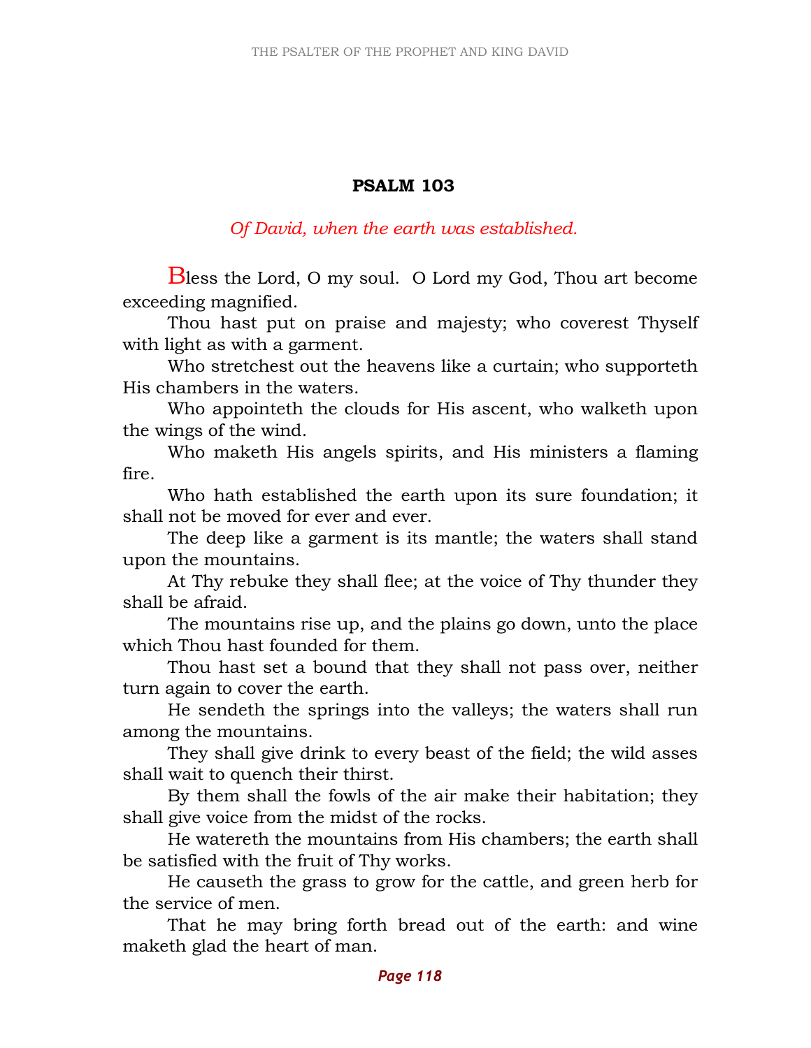## PSALM 103

*Of David, when the earth was established.*

Bless the Lord, O my soul. O Lord my God, Thou art become exceeding magnified.

Thou hast put on praise and majesty; who coverest Thyself with light as with a garment.

Who stretchest out the heavens like a curtain; who supporteth His chambers in the waters.

Who appointeth the clouds for His ascent, who walketh upon the wings of the wind.

Who maketh His angels spirits, and His ministers a flaming fire.

Who hath established the earth upon its sure foundation; it shall not be moved for ever and ever.

The deep like a garment is its mantle; the waters shall stand upon the mountains.

At Thy rebuke they shall flee; at the voice of Thy thunder they shall be afraid.

The mountains rise up, and the plains go down, unto the place which Thou hast founded for them.

Thou hast set a bound that they shall not pass over, neither turn again to cover the earth.

He sendeth the springs into the valleys; the waters shall run among the mountains.

They shall give drink to every beast of the field; the wild asses shall wait to quench their thirst.

By them shall the fowls of the air make their habitation; they shall give voice from the midst of the rocks.

He watereth the mountains from His chambers; the earth shall be satisfied with the fruit of Thy works.

He causeth the grass to grow for the cattle, and green herb for the service of men.

That he may bring forth bread out of the earth: and wine maketh glad the heart of man.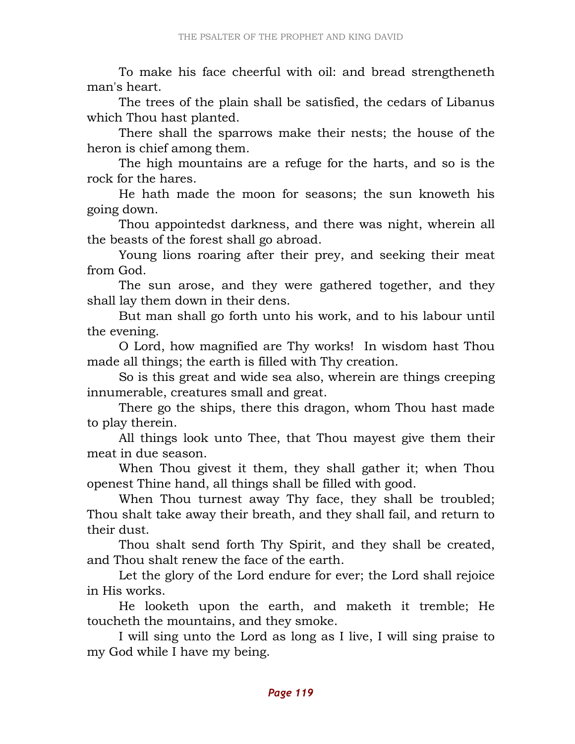To make his face cheerful with oil: and bread strengtheneth man's heart.

The trees of the plain shall be satisfied, the cedars of Libanus which Thou hast planted.

There shall the sparrows make their nests; the house of the heron is chief among them.

The high mountains are a refuge for the harts, and so is the rock for the hares.

He hath made the moon for seasons; the sun knoweth his going down.

Thou appointedst darkness, and there was night, wherein all the beasts of the forest shall go abroad.

Young lions roaring after their prey, and seeking their meat from God.

The sun arose, and they were gathered together, and they shall lay them down in their dens.

But man shall go forth unto his work, and to his labour until the evening.

O Lord, how magnified are Thy works! In wisdom hast Thou made all things; the earth is filled with Thy creation.

So is this great and wide sea also, wherein are things creeping innumerable, creatures small and great.

There go the ships, there this dragon, whom Thou hast made to play therein.

All things look unto Thee, that Thou mayest give them their meat in due season.

When Thou givest it them, they shall gather it; when Thou openest Thine hand, all things shall be filled with good.

When Thou turnest away Thy face, they shall be troubled; Thou shalt take away their breath, and they shall fail, and return to their dust.

Thou shalt send forth Thy Spirit, and they shall be created, and Thou shalt renew the face of the earth.

Let the glory of the Lord endure for ever; the Lord shall rejoice in His works.

He looketh upon the earth, and maketh it tremble; He toucheth the mountains, and they smoke.

I will sing unto the Lord as long as I live, I will sing praise to my God while I have my being.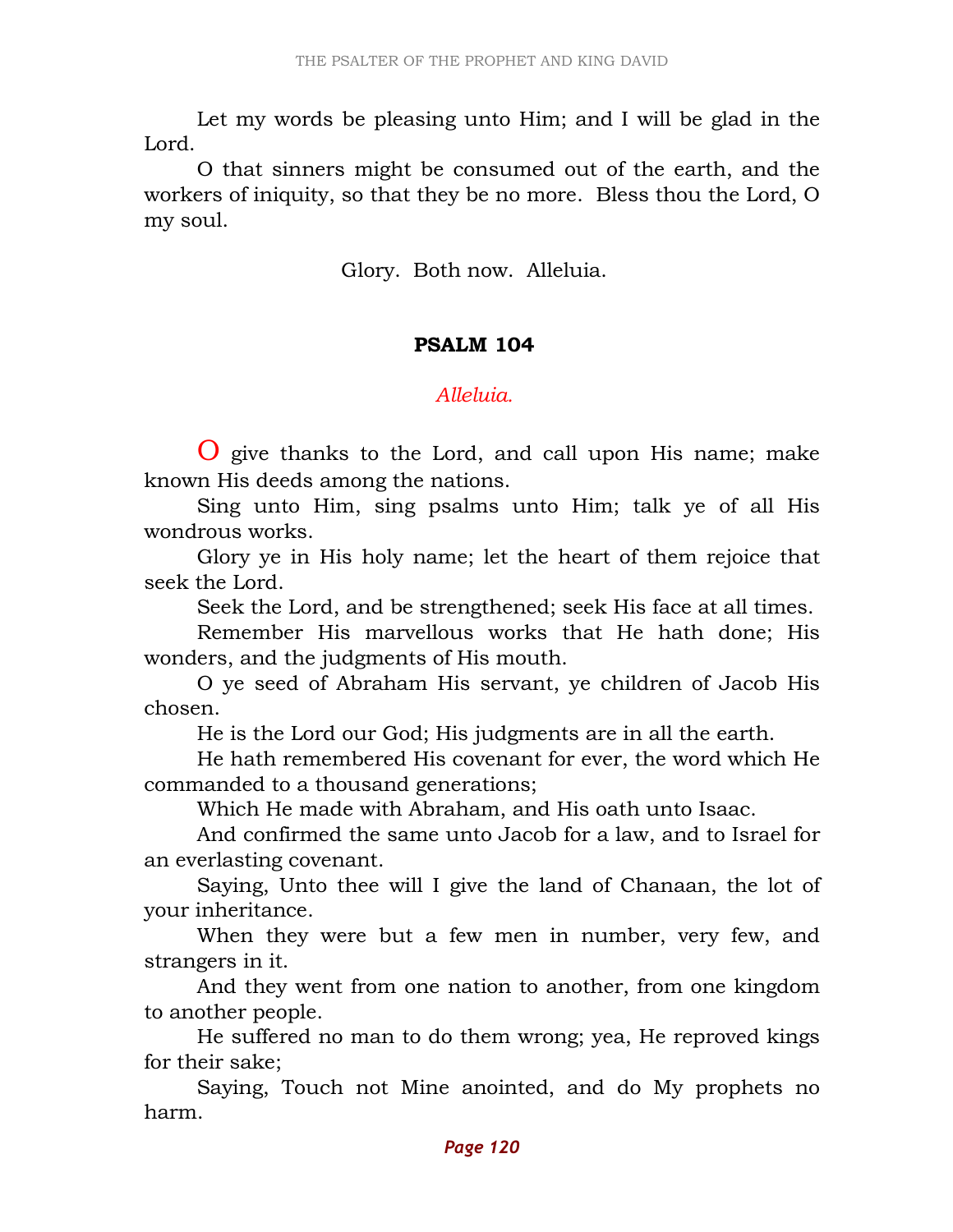Let my words be pleasing unto Him; and I will be glad in the Lord.

O that sinners might be consumed out of the earth, and the workers of iniquity, so that they be no more. Bless thou the Lord, O my soul.

Glory. Both now. Alleluia.

## PSALM 104

*Alleluia.*

O give thanks to the Lord, and call upon His name; make known His deeds among the nations.

Sing unto Him, sing psalms unto Him; talk ye of all His wondrous works.

Glory ye in His holy name; let the heart of them rejoice that seek the Lord.

Seek the Lord, and be strengthened; seek His face at all times.

Remember His marvellous works that He hath done; His wonders, and the judgments of His mouth.

O ye seed of Abraham His servant, ye children of Jacob His chosen.

He is the Lord our God; His judgments are in all the earth.

He hath remembered His covenant for ever, the word which He commanded to a thousand generations;

Which He made with Abraham, and His oath unto Isaac.

And confirmed the same unto Jacob for a law, and to Israel for an everlasting covenant.

Saying, Unto thee will I give the land of Chanaan, the lot of your inheritance.

When they were but a few men in number, very few, and strangers in it.

And they went from one nation to another, from one kingdom to another people.

He suffered no man to do them wrong; yea, He reproved kings for their sake;

Saying, Touch not Mine anointed, and do My prophets no harm.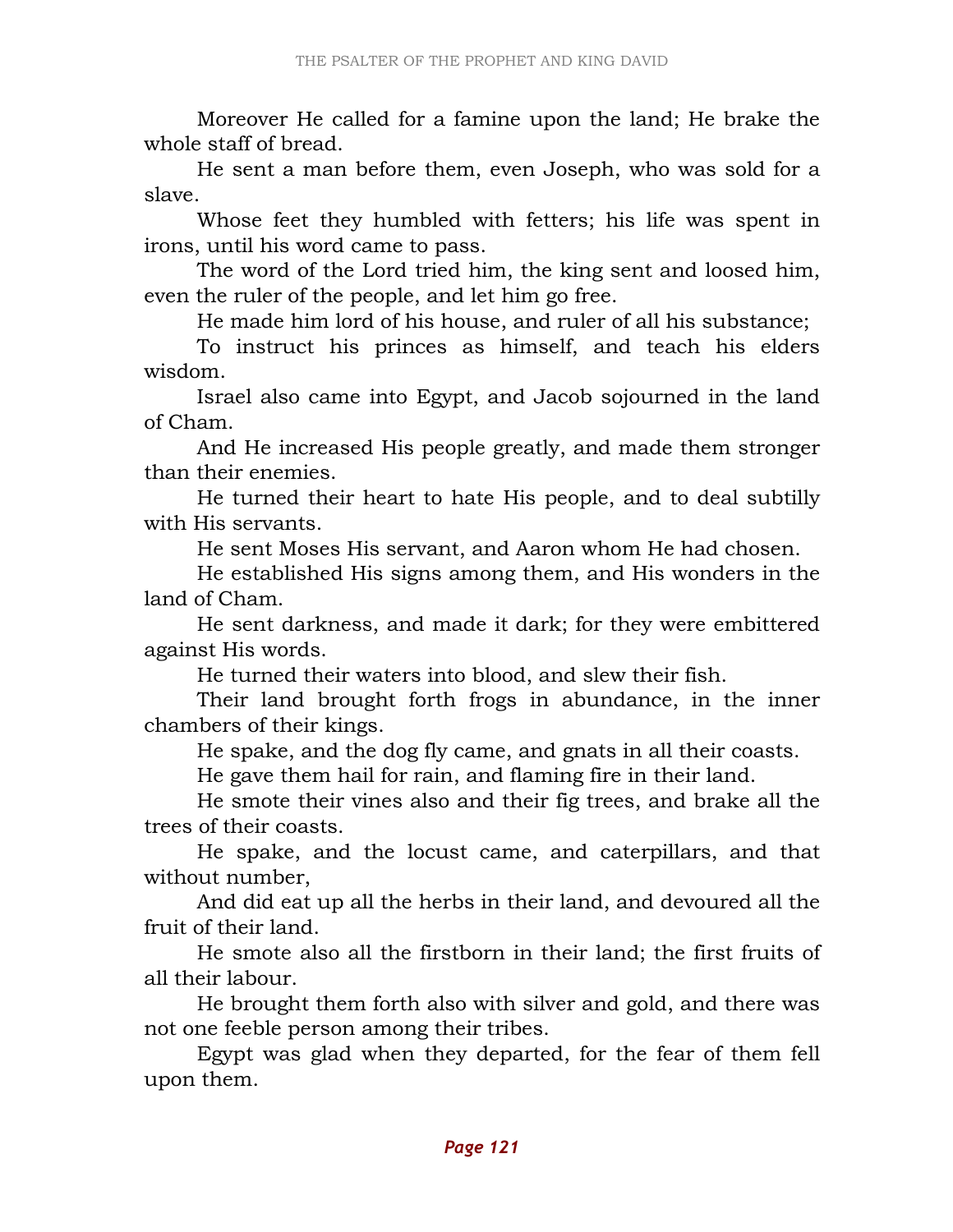Moreover He called for a famine upon the land; He brake the whole staff of bread.

He sent a man before them, even Joseph, who was sold for a slave.

Whose feet they humbled with fetters; his life was spent in irons, until his word came to pass.

The word of the Lord tried him, the king sent and loosed him, even the ruler of the people, and let him go free.

He made him lord of his house, and ruler of all his substance;

To instruct his princes as himself, and teach his elders wisdom.

Israel also came into Egypt, and Jacob sojourned in the land of Cham.

And He increased His people greatly, and made them stronger than their enemies.

He turned their heart to hate His people, and to deal subtilly with His servants.

He sent Moses His servant, and Aaron whom He had chosen.

He established His signs among them, and His wonders in the land of Cham.

He sent darkness, and made it dark; for they were embittered against His words.

He turned their waters into blood, and slew their fish.

Their land brought forth frogs in abundance, in the inner chambers of their kings.

He spake, and the dog fly came, and gnats in all their coasts.

He gave them hail for rain, and flaming fire in their land.

He smote their vines also and their fig trees, and brake all the trees of their coasts.

He spake, and the locust came, and caterpillars, and that without number,

And did eat up all the herbs in their land, and devoured all the fruit of their land.

He smote also all the firstborn in their land; the first fruits of all their labour.

He brought them forth also with silver and gold, and there was not one feeble person among their tribes.

Egypt was glad when they departed, for the fear of them fell upon them.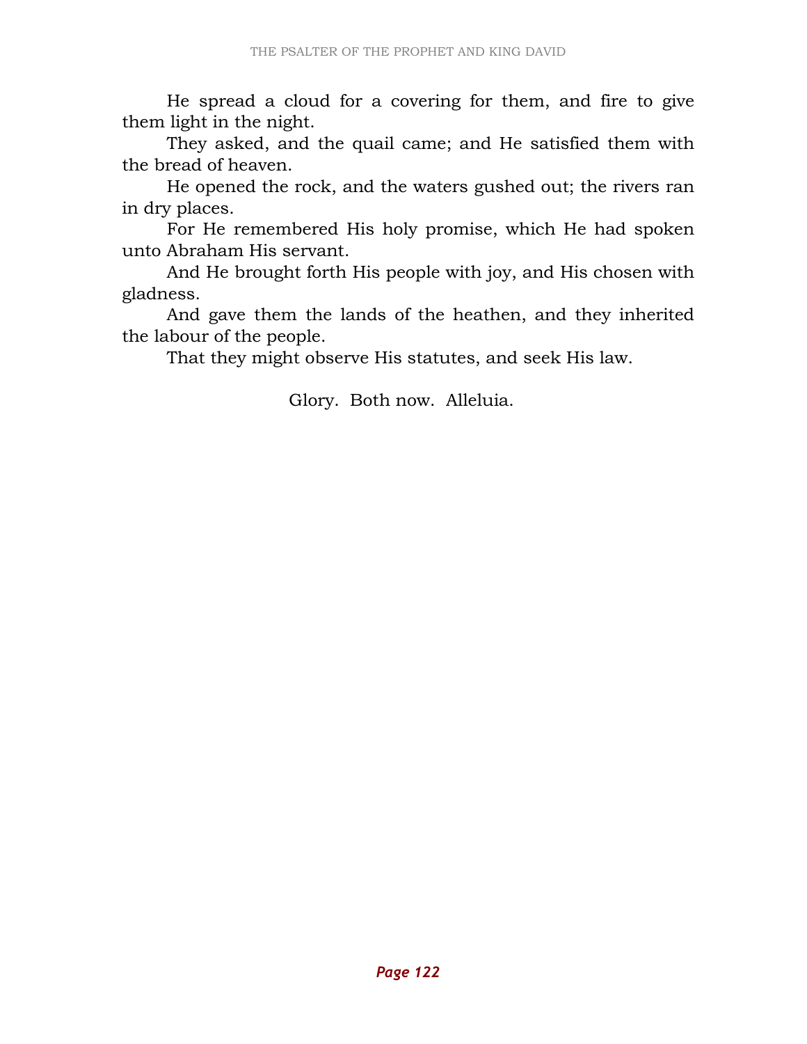He spread a cloud for a covering for them, and fire to give them light in the night.

They asked, and the quail came; and He satisfied them with the bread of heaven.

He opened the rock, and the waters gushed out; the rivers ran in dry places.

For He remembered His holy promise, which He had spoken unto Abraham His servant.

And He brought forth His people with joy, and His chosen with gladness.

And gave them the lands of the heathen, and they inherited the labour of the people.

That they might observe His statutes, and seek His law.

Glory. Both now. Alleluia.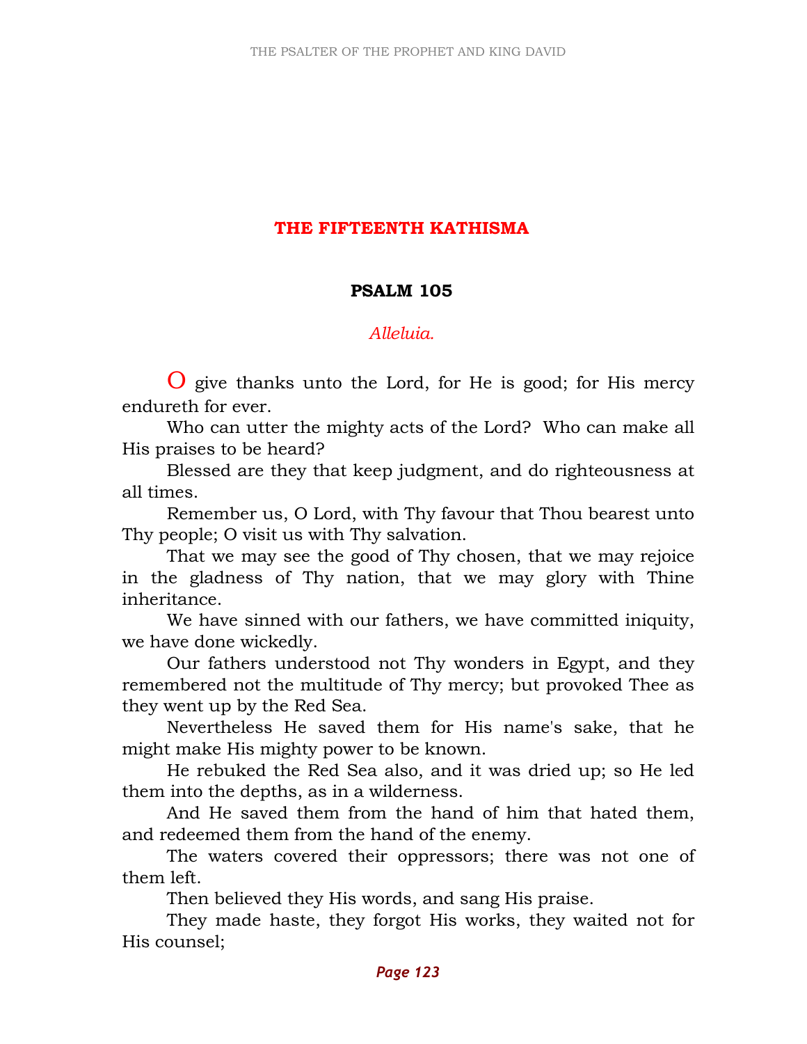## THE FIFTEENTH KATHISMA

### PSALM 105

*Alleluia.*

O give thanks unto the Lord, for He is good; for His mercy endureth for ever.

Who can utter the mighty acts of the Lord? Who can make all His praises to be heard?

Blessed are they that keep judgment, and do righteousness at all times.

Remember us, O Lord, with Thy favour that Thou bearest unto Thy people; O visit us with Thy salvation.

That we may see the good of Thy chosen, that we may rejoice in the gladness of Thy nation, that we may glory with Thine inheritance.

We have sinned with our fathers, we have committed iniquity, we have done wickedly.

Our fathers understood not Thy wonders in Egypt, and they remembered not the multitude of Thy mercy; but provoked Thee as they went up by the Red Sea.

Nevertheless He saved them for His name's sake, that he might make His mighty power to be known.

He rebuked the Red Sea also, and it was dried up; so He led them into the depths, as in a wilderness.

And He saved them from the hand of him that hated them, and redeemed them from the hand of the enemy.

The waters covered their oppressors; there was not one of them left.

Then believed they His words, and sang His praise.

They made haste, they forgot His works, they waited not for His counsel;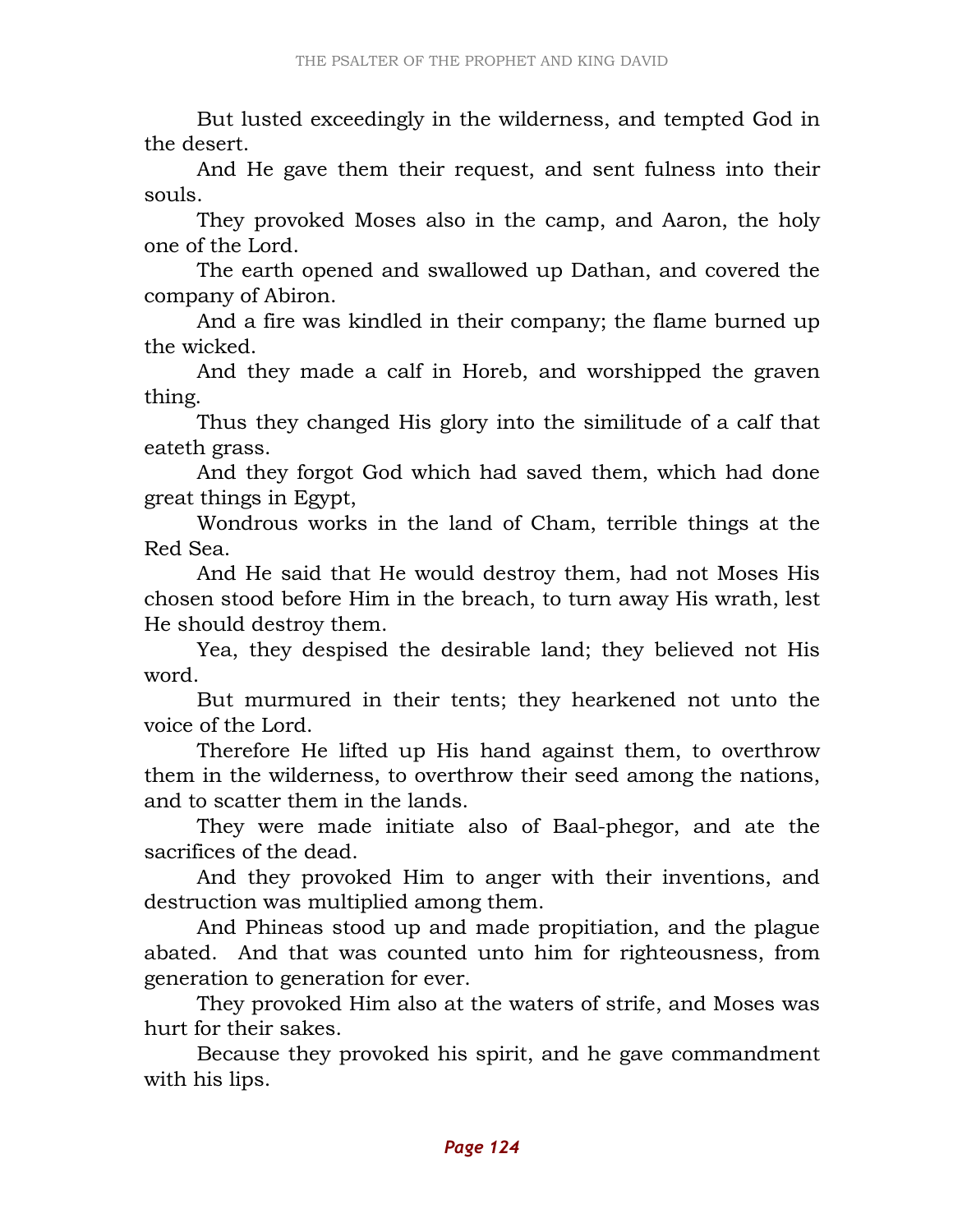But lusted exceedingly in the wilderness, and tempted God in the desert.

And He gave them their request, and sent fulness into their souls.

They provoked Moses also in the camp, and Aaron, the holy one of the Lord.

The earth opened and swallowed up Dathan, and covered the company of Abiron.

And a fire was kindled in their company; the flame burned up the wicked.

And they made a calf in Horeb, and worshipped the graven thing.

Thus they changed His glory into the similitude of a calf that eateth grass.

And they forgot God which had saved them, which had done great things in Egypt,

Wondrous works in the land of Cham, terrible things at the Red Sea.

And He said that He would destroy them, had not Moses His chosen stood before Him in the breach, to turn away His wrath, lest He should destroy them.

Yea, they despised the desirable land; they believed not His word.

But murmured in their tents; they hearkened not unto the voice of the Lord.

Therefore He lifted up His hand against them, to overthrow them in the wilderness, to overthrow their seed among the nations, and to scatter them in the lands.

They were made initiate also of Baal-phegor, and ate the sacrifices of the dead.

And they provoked Him to anger with their inventions, and destruction was multiplied among them.

And Phineas stood up and made propitiation, and the plague abated. And that was counted unto him for righteousness, from generation to generation for ever.

They provoked Him also at the waters of strife, and Moses was hurt for their sakes.

Because they provoked his spirit, and he gave commandment with his lips.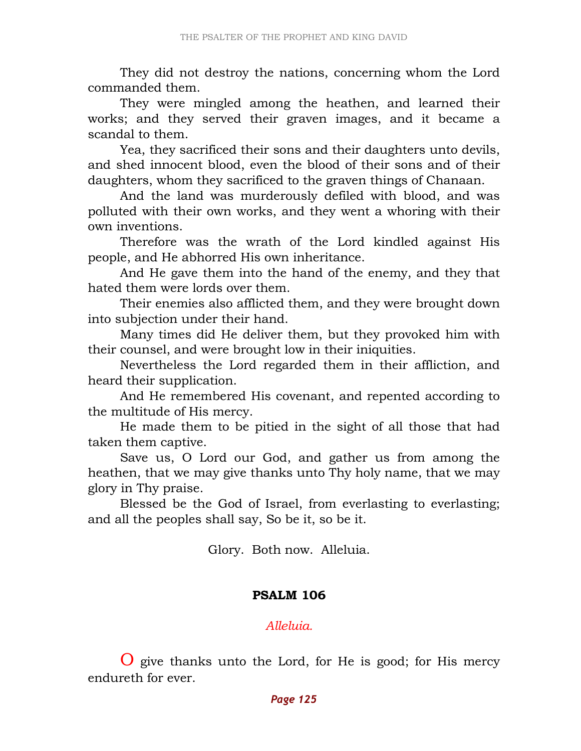They did not destroy the nations, concerning whom the Lord commanded them.

They were mingled among the heathen, and learned their works; and they served their graven images, and it became a scandal to them.

Yea, they sacrificed their sons and their daughters unto devils, and shed innocent blood, even the blood of their sons and of their daughters, whom they sacrificed to the graven things of Chanaan.

And the land was murderously defiled with blood, and was polluted with their own works, and they went a whoring with their own inventions.

Therefore was the wrath of the Lord kindled against His people, and He abhorred His own inheritance.

And He gave them into the hand of the enemy, and they that hated them were lords over them.

Their enemies also afflicted them, and they were brought down into subjection under their hand.

Many times did He deliver them, but they provoked him with their counsel, and were brought low in their iniquities.

Nevertheless the Lord regarded them in their affliction, and heard their supplication.

And He remembered His covenant, and repented according to the multitude of His mercy.

He made them to be pitied in the sight of all those that had taken them captive.

Save us, O Lord our God, and gather us from among the heathen, that we may give thanks unto Thy holy name, that we may glory in Thy praise.

Blessed be the God of Israel, from everlasting to everlasting; and all the peoples shall say, So be it, so be it.

Glory. Both now. Alleluia.

## PSALM 106

*Alleluia.*

O give thanks unto the Lord, for He is good; for His mercy endureth for ever.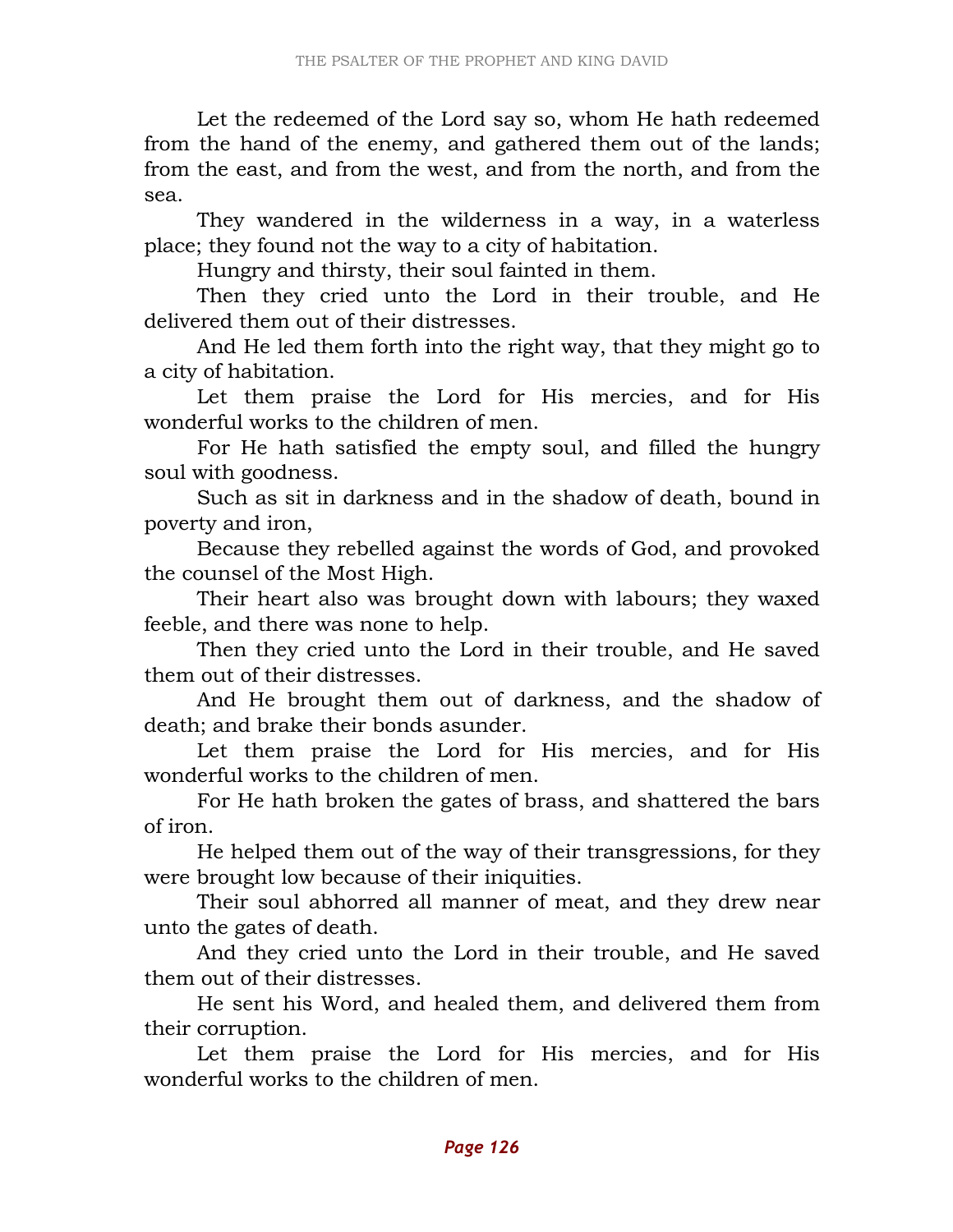Let the redeemed of the Lord say so, whom He hath redeemed from the hand of the enemy, and gathered them out of the lands; from the east, and from the west, and from the north, and from the sea.

They wandered in the wilderness in a way, in a waterless place; they found not the way to a city of habitation.

Hungry and thirsty, their soul fainted in them.

Then they cried unto the Lord in their trouble, and He delivered them out of their distresses.

And He led them forth into the right way, that they might go to a city of habitation.

Let them praise the Lord for His mercies, and for His wonderful works to the children of men.

For He hath satisfied the empty soul, and filled the hungry soul with goodness.

Such as sit in darkness and in the shadow of death, bound in poverty and iron,

Because they rebelled against the words of God, and provoked the counsel of the Most High.

Their heart also was brought down with labours; they waxed feeble, and there was none to help.

Then they cried unto the Lord in their trouble, and He saved them out of their distresses.

And He brought them out of darkness, and the shadow of death; and brake their bonds asunder.

Let them praise the Lord for His mercies, and for His wonderful works to the children of men.

For He hath broken the gates of brass, and shattered the bars of iron.

He helped them out of the way of their transgressions, for they were brought low because of their iniquities.

Their soul abhorred all manner of meat, and they drew near unto the gates of death.

And they cried unto the Lord in their trouble, and He saved them out of their distresses.

He sent his Word, and healed them, and delivered them from their corruption.

Let them praise the Lord for His mercies, and for His wonderful works to the children of men.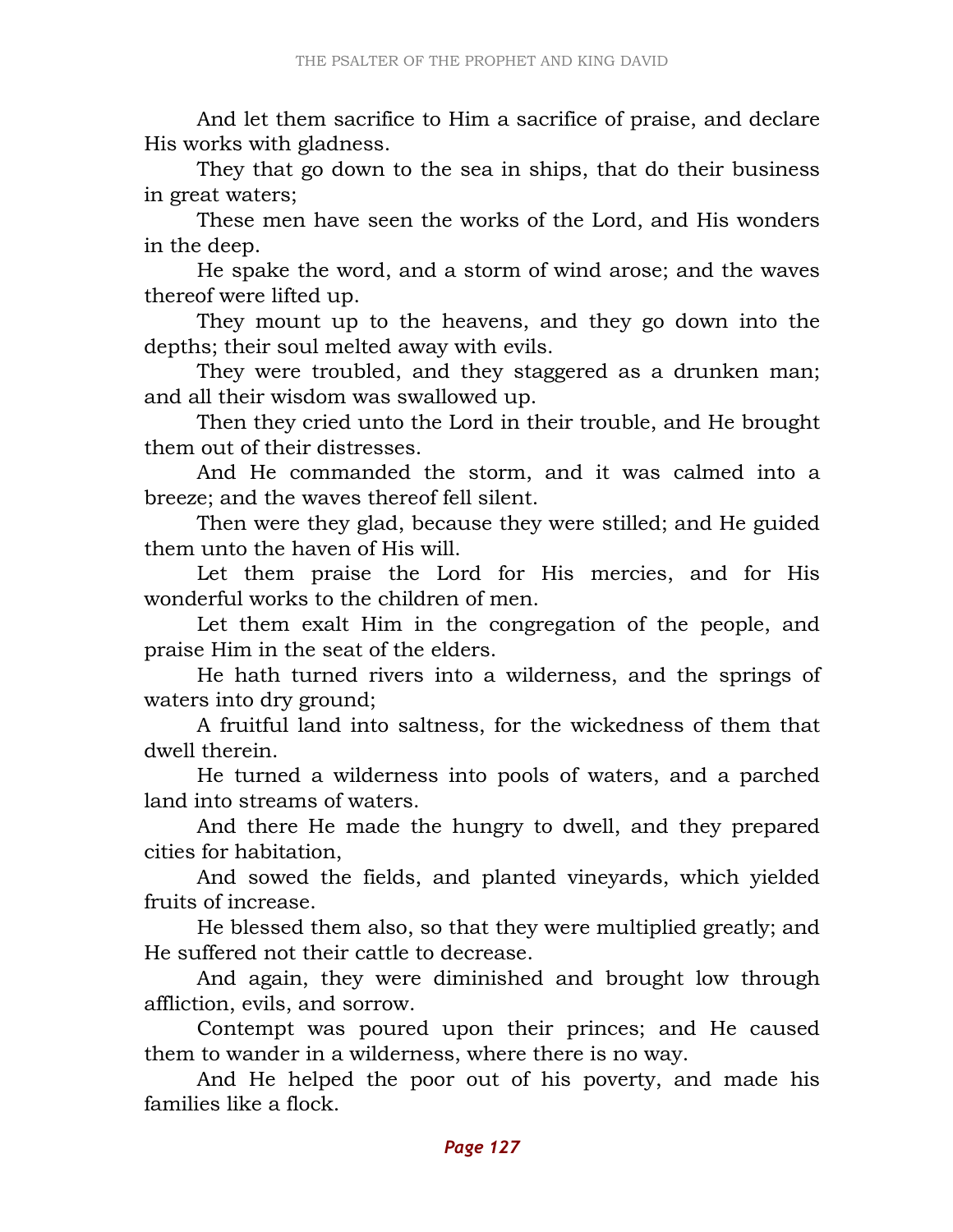And let them sacrifice to Him a sacrifice of praise, and declare His works with gladness.

They that go down to the sea in ships, that do their business in great waters;

These men have seen the works of the Lord, and His wonders in the deep.

He spake the word, and a storm of wind arose; and the waves thereof were lifted up.

They mount up to the heavens, and they go down into the depths; their soul melted away with evils.

They were troubled, and they staggered as a drunken man; and all their wisdom was swallowed up.

Then they cried unto the Lord in their trouble, and He brought them out of their distresses.

And He commanded the storm, and it was calmed into a breeze; and the waves thereof fell silent.

Then were they glad, because they were stilled; and He guided them unto the haven of His will.

Let them praise the Lord for His mercies, and for His wonderful works to the children of men.

Let them exalt Him in the congregation of the people, and praise Him in the seat of the elders.

He hath turned rivers into a wilderness, and the springs of waters into dry ground;

A fruitful land into saltness, for the wickedness of them that dwell therein.

He turned a wilderness into pools of waters, and a parched land into streams of waters.

And there He made the hungry to dwell, and they prepared cities for habitation,

And sowed the fields, and planted vineyards, which yielded fruits of increase.

He blessed them also, so that they were multiplied greatly; and He suffered not their cattle to decrease.

And again, they were diminished and brought low through affliction, evils, and sorrow.

Contempt was poured upon their princes; and He caused them to wander in a wilderness, where there is no way.

And He helped the poor out of his poverty, and made his families like a flock.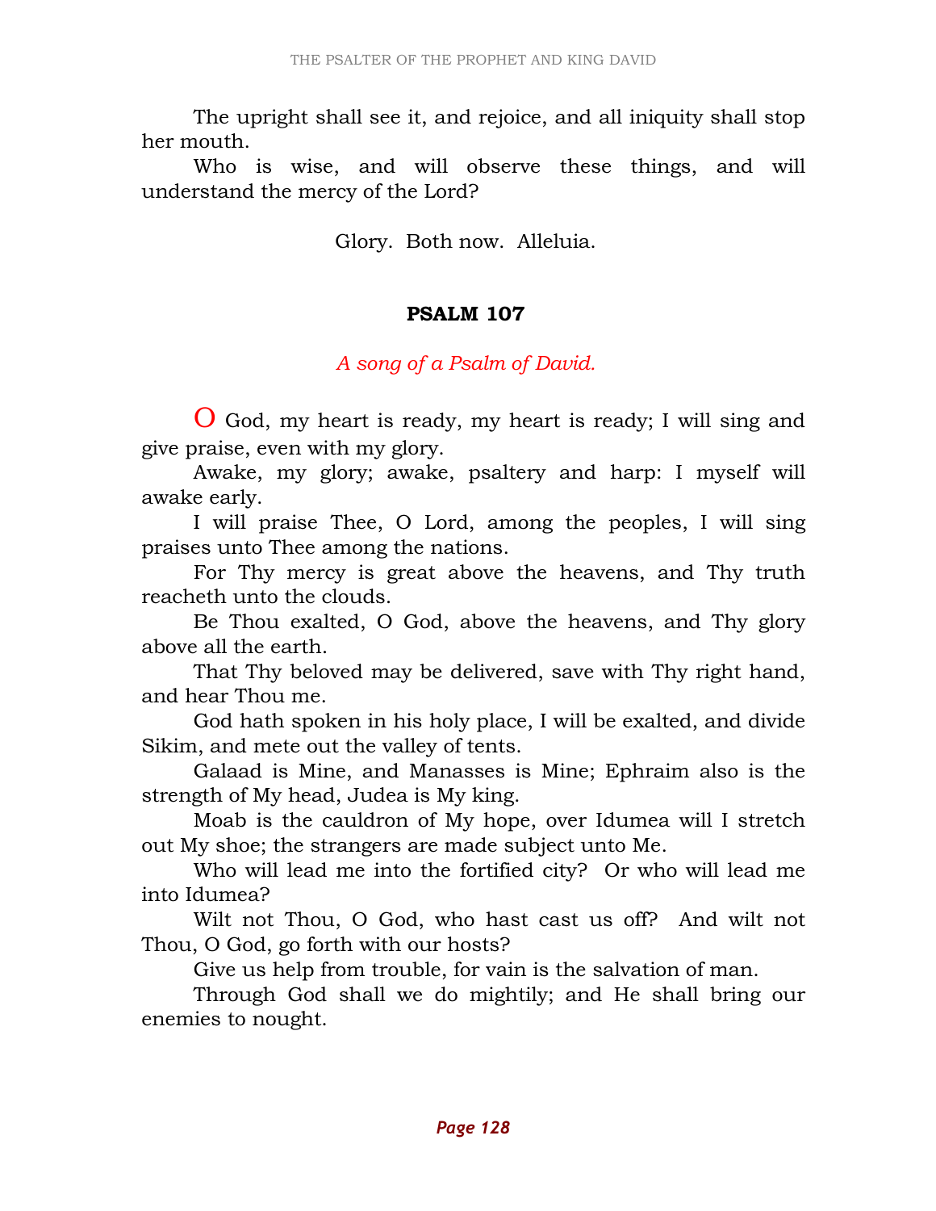The upright shall see it, and rejoice, and all iniquity shall stop her mouth.

Who is wise, and will observe these things, and will understand the mercy of the Lord?

Glory. Both now. Alleluia.

## PSALM 107

*A song of a Psalm of David.*

O God, my heart is ready, my heart is ready; I will sing and give praise, even with my glory.

Awake, my glory; awake, psaltery and harp: I myself will awake early.

I will praise Thee, O Lord, among the peoples, I will sing praises unto Thee among the nations.

For Thy mercy is great above the heavens, and Thy truth reacheth unto the clouds.

Be Thou exalted, O God, above the heavens, and Thy glory above all the earth.

That Thy beloved may be delivered, save with Thy right hand, and hear Thou me.

God hath spoken in his holy place, I will be exalted, and divide Sikim, and mete out the valley of tents.

Galaad is Mine, and Manasses is Mine; Ephraim also is the strength of My head, Judea is My king.

Moab is the cauldron of My hope, over Idumea will I stretch out My shoe; the strangers are made subject unto Me.

Who will lead me into the fortified city? Or who will lead me into Idumea?

Wilt not Thou, O God, who hast cast us off? And wilt not Thou, O God, go forth with our hosts?

Give us help from trouble, for vain is the salvation of man.

Through God shall we do mightily; and He shall bring our enemies to nought.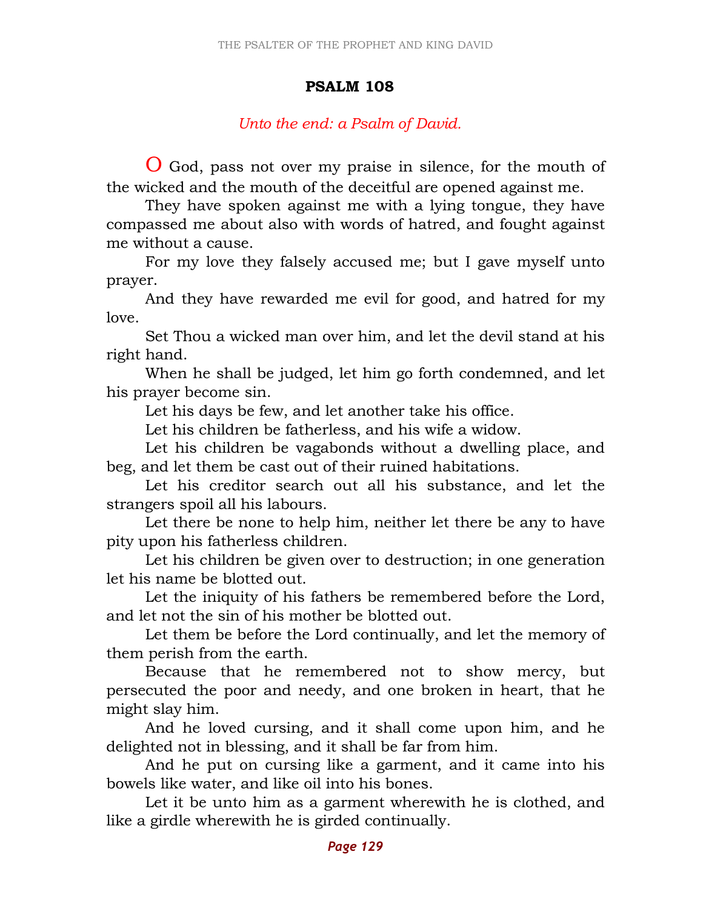## PSALM 108

*Unto the end: a Psalm of David.*

O God, pass not over my praise in silence, for the mouth of the wicked and the mouth of the deceitful are opened against me.

They have spoken against me with a lying tongue, they have compassed me about also with words of hatred, and fought against me without a cause.

For my love they falsely accused me; but I gave myself unto prayer.

And they have rewarded me evil for good, and hatred for my love.

Set Thou a wicked man over him, and let the devil stand at his right hand.

When he shall be judged, let him go forth condemned, and let his prayer become sin.

Let his days be few, and let another take his office.

Let his children be fatherless, and his wife a widow.

Let his children be vagabonds without a dwelling place, and beg, and let them be cast out of their ruined habitations.

Let his creditor search out all his substance, and let the strangers spoil all his labours.

Let there be none to help him, neither let there be any to have pity upon his fatherless children.

Let his children be given over to destruction; in one generation let his name be blotted out.

Let the iniquity of his fathers be remembered before the Lord, and let not the sin of his mother be blotted out.

Let them be before the Lord continually, and let the memory of them perish from the earth.

Because that he remembered not to show mercy, but persecuted the poor and needy, and one broken in heart, that he might slay him.

And he loved cursing, and it shall come upon him, and he delighted not in blessing, and it shall be far from him.

And he put on cursing like a garment, and it came into his bowels like water, and like oil into his bones.

Let it be unto him as a garment wherewith he is clothed, and like a girdle wherewith he is girded continually.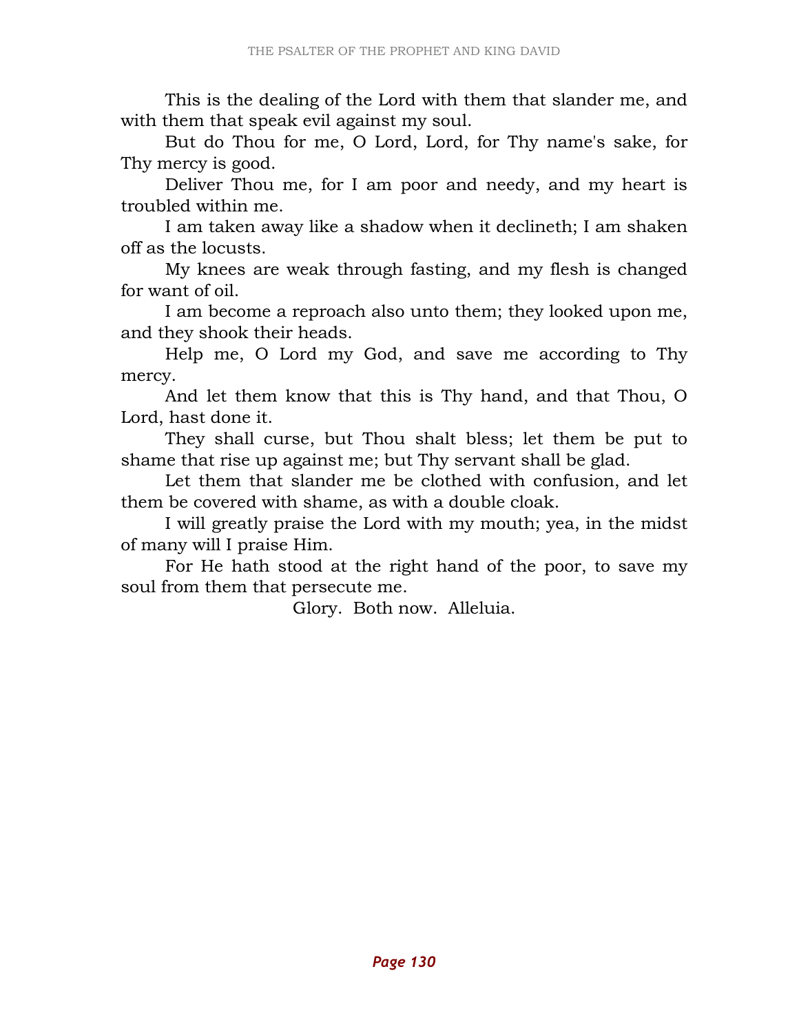This is the dealing of the Lord with them that slander me, and with them that speak evil against my soul.

But do Thou for me, O Lord, Lord, for Thy name's sake, for Thy mercy is good.

Deliver Thou me, for I am poor and needy, and my heart is troubled within me.

I am taken away like a shadow when it declineth; I am shaken off as the locusts.

My knees are weak through fasting, and my flesh is changed for want of oil.

I am become a reproach also unto them; they looked upon me, and they shook their heads.

Help me, O Lord my God, and save me according to Thy mercy.

And let them know that this is Thy hand, and that Thou, O Lord, hast done it.

They shall curse, but Thou shalt bless; let them be put to shame that rise up against me; but Thy servant shall be glad.

Let them that slander me be clothed with confusion, and let them be covered with shame, as with a double cloak.

I will greatly praise the Lord with my mouth; yea, in the midst of many will I praise Him.

For He hath stood at the right hand of the poor, to save my soul from them that persecute me.

Glory. Both now. Alleluia.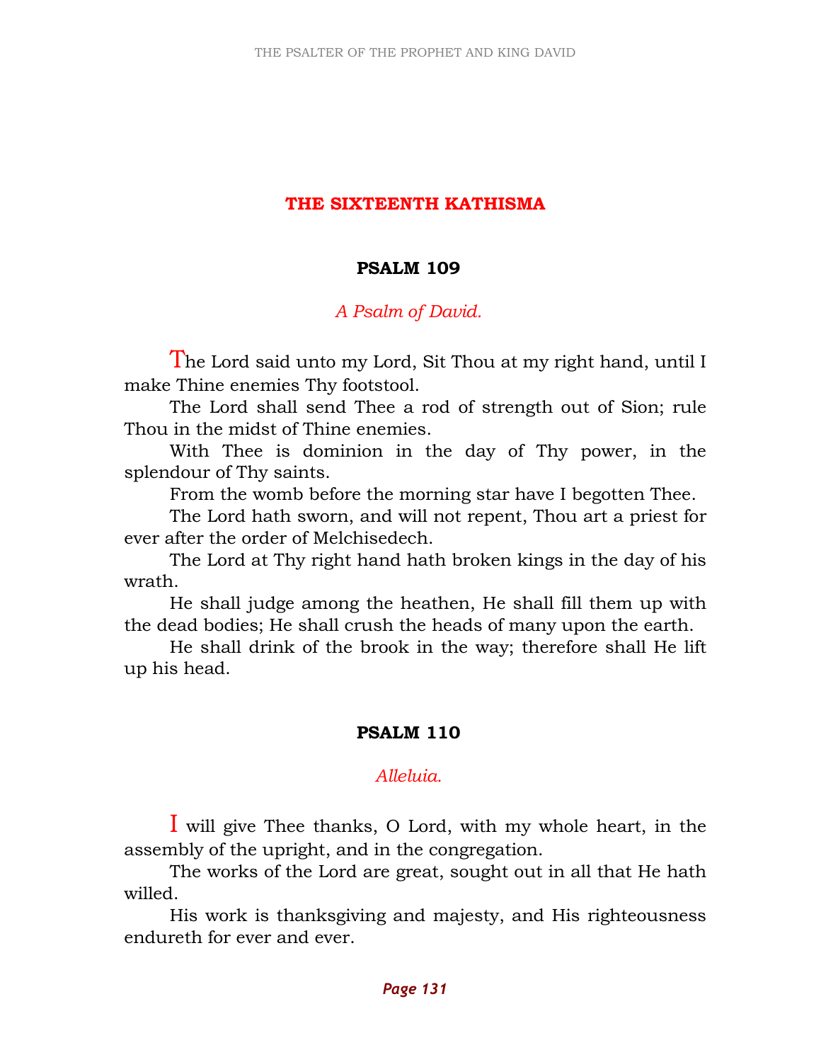## THE SIXTEENTH KATHISMA

### PSALM 109

*A Psalm of David.*

The Lord said unto my Lord, Sit Thou at my right hand, until I make Thine enemies Thy footstool.

The Lord shall send Thee a rod of strength out of Sion; rule Thou in the midst of Thine enemies.

With Thee is dominion in the day of Thy power, in the splendour of Thy saints.

From the womb before the morning star have I begotten Thee.

The Lord hath sworn, and will not repent, Thou art a priest for ever after the order of Melchisedech.

The Lord at Thy right hand hath broken kings in the day of his wrath.

He shall judge among the heathen, He shall fill them up with the dead bodies; He shall crush the heads of many upon the earth.

He shall drink of the brook in the way; therefore shall He lift up his head.

### PSALM 110

*Alleluia.*

I will give Thee thanks, O Lord, with my whole heart, in the assembly of the upright, and in the congregation.

The works of the Lord are great, sought out in all that He hath willed.

His work is thanksgiving and majesty, and His righteousness endureth for ever and ever.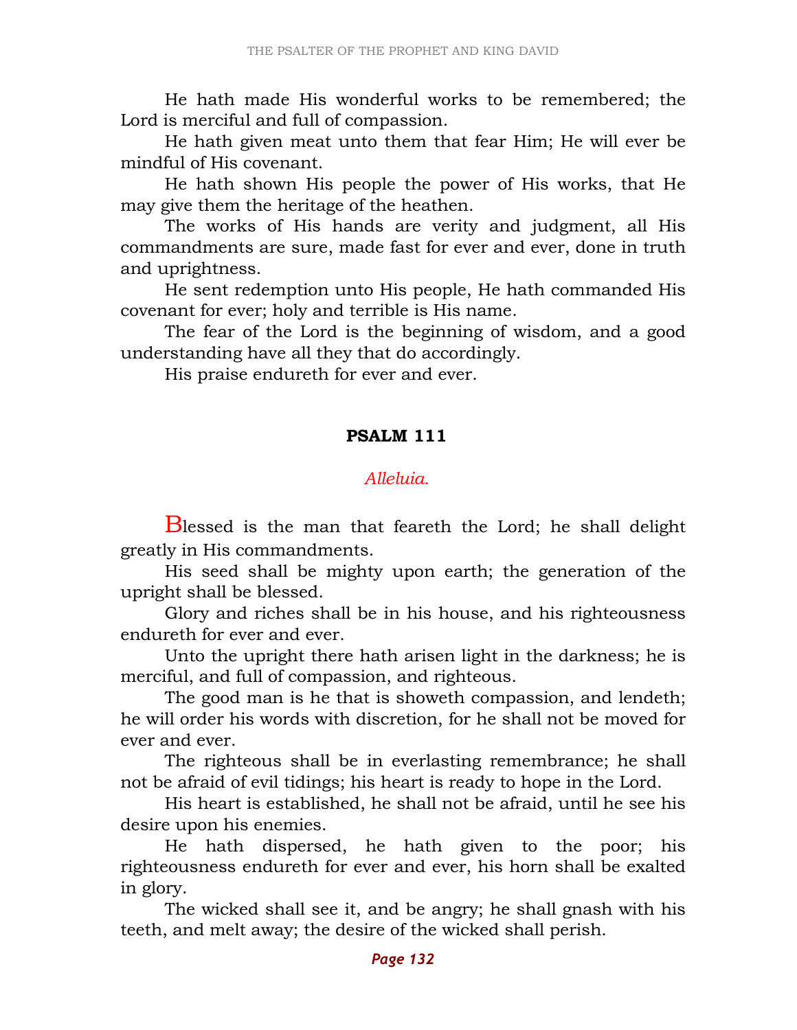He hath made His wonderful works to be remembered; the Lord is merciful and full of compassion.

He hath given meat unto them that fear Him; He will ever be mindful of His covenant.

He hath shown His people the power of His works, that He may give them the heritage of the heathen.

The works of His hands are verity and judgment, all His commandments are sure, made fast for ever and ever, done in truth and uprightness.

He sent redemption unto His people, He hath commanded His covenant for ever; holy and terrible is His name.

The fear of the Lord is the beginning of wisdom, and a good understanding have all they that do accordingly.

His praise endureth for ever and ever.

## PSALM 111

*Alleluia.*

Blessed is the man that feareth the Lord; he shall delight greatly in His commandments.

His seed shall be mighty upon earth; the generation of the upright shall be blessed.

Glory and riches shall be in his house, and his righteousness endureth for ever and ever.

Unto the upright there hath arisen light in the darkness; he is merciful, and full of compassion, and righteous.

The good man is he that is showeth compassion, and lendeth; he will order his words with discretion, for he shall not be moved for ever and ever.

The righteous shall be in everlasting remembrance; he shall not be afraid of evil tidings; his heart is ready to hope in the Lord.

His heart is established, he shall not be afraid, until he see his desire upon his enemies.

He hath dispersed, he hath given to the poor; his righteousness endureth for ever and ever, his horn shall be exalted in glory.

The wicked shall see it, and be angry; he shall gnash with his teeth, and melt away; the desire of the wicked shall perish.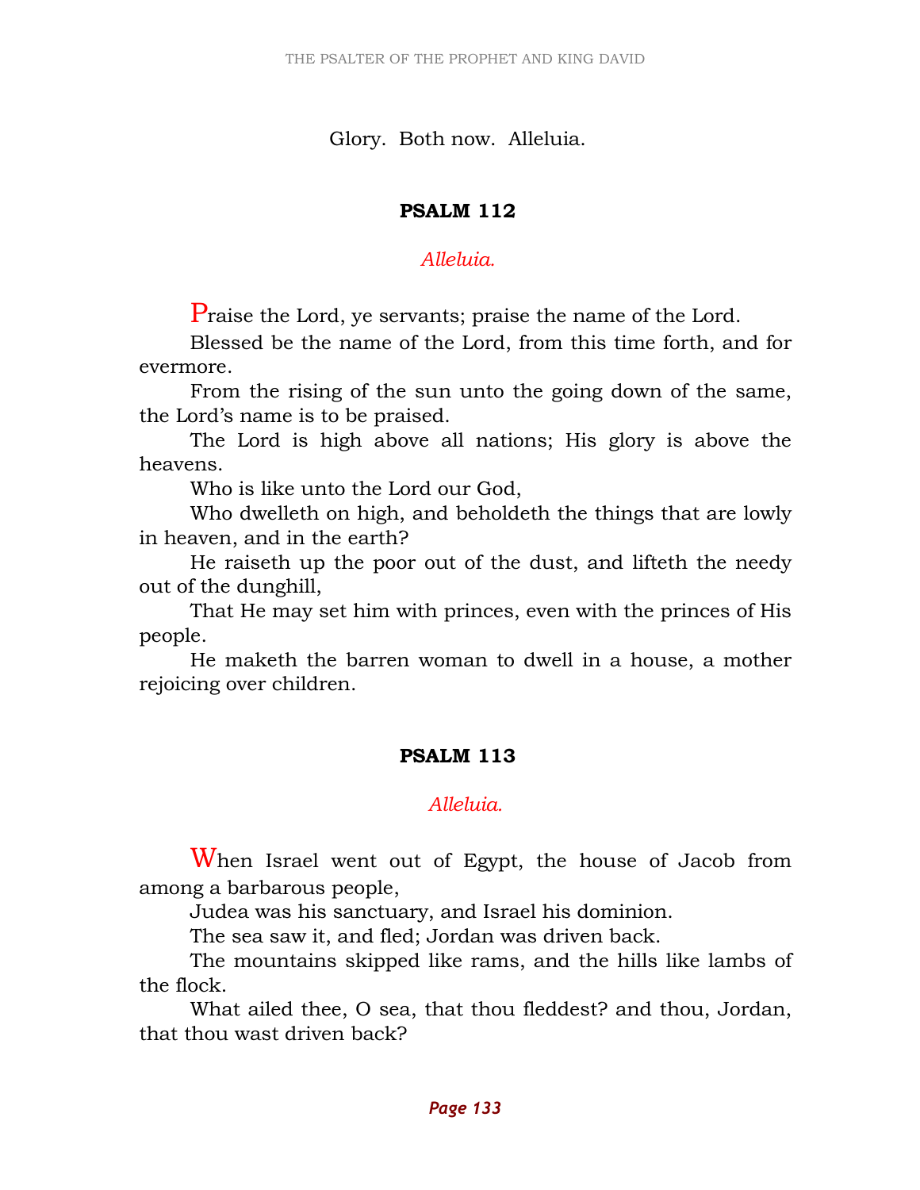Glory. Both now. Alleluia.

## PSALM 112

*Alleluia.*

Praise the Lord, ye servants; praise the name of the Lord.

Blessed be the name of the Lord, from this time forth, and for evermore.

From the rising of the sun unto the going down of the same, the Lord's name is to be praised.

The Lord is high above all nations; His glory is above the heavens.

Who is like unto the Lord our God,

Who dwelleth on high, and beholdeth the things that are lowly in heaven, and in the earth?

He raiseth up the poor out of the dust, and lifteth the needy out of the dunghill,

That He may set him with princes, even with the princes of His people.

He maketh the barren woman to dwell in a house, a mother rejoicing over children.

## PSALM 113

*Alleluia.*

When Israel went out of Egypt, the house of Jacob from among a barbarous people,

Judea was his sanctuary, and Israel his dominion.

The sea saw it, and fled; Jordan was driven back.

The mountains skipped like rams, and the hills like lambs of the flock.

What ailed thee, O sea, that thou fleddest? and thou, Jordan, that thou wast driven back?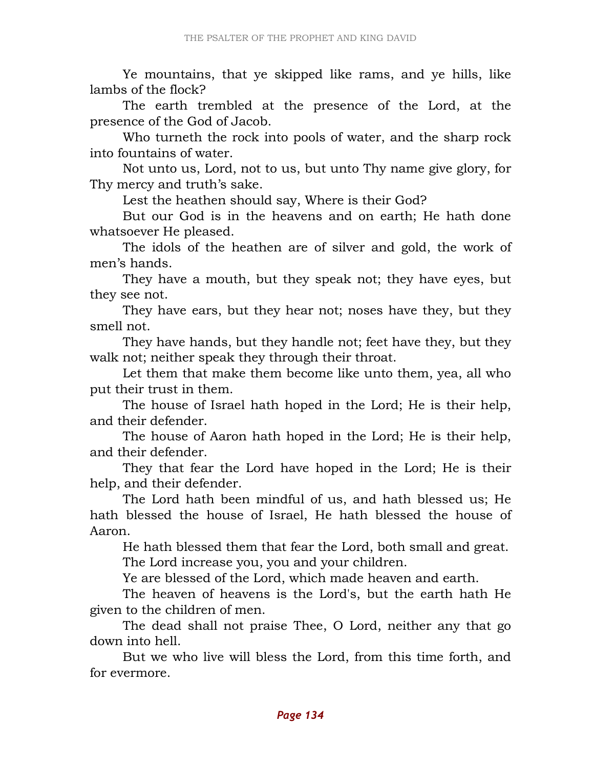Ye mountains, that ye skipped like rams, and ye hills, like lambs of the flock?

The earth trembled at the presence of the Lord, at the presence of the God of Jacob.

Who turneth the rock into pools of water, and the sharp rock into fountains of water.

Not unto us, Lord, not to us, but unto Thy name give glory, for Thy mercy and truth’s sake.

Lest the heathen should say, Where is their God?

But our God is in the heavens and on earth; He hath done whatsoever He pleased.

The idols of the heathen are of silver and gold, the work of men’s hands.

They have a mouth, but they speak not; they have eyes, but they see not.

They have ears, but they hear not; noses have they, but they smell not.

They have hands, but they handle not; feet have they, but they walk not; neither speak they through their throat.

Let them that make them become like unto them, yea, all who put their trust in them.

The house of Israel hath hoped in the Lord; He is their help, and their defender.

The house of Aaron hath hoped in the Lord; He is their help, and their defender.

They that fear the Lord have hoped in the Lord; He is their help, and their defender.

The Lord hath been mindful of us, and hath blessed us; He hath blessed the house of Israel, He hath blessed the house of Aaron.

He hath blessed them that fear the Lord, both small and great.

The Lord increase you, you and your children.

Ye are blessed of the Lord, which made heaven and earth.

The heaven of heavens is the Lord's, but the earth hath He given to the children of men.

The dead shall not praise Thee, O Lord, neither any that go down into hell.

But we who live will bless the Lord, from this time forth, and for evermore.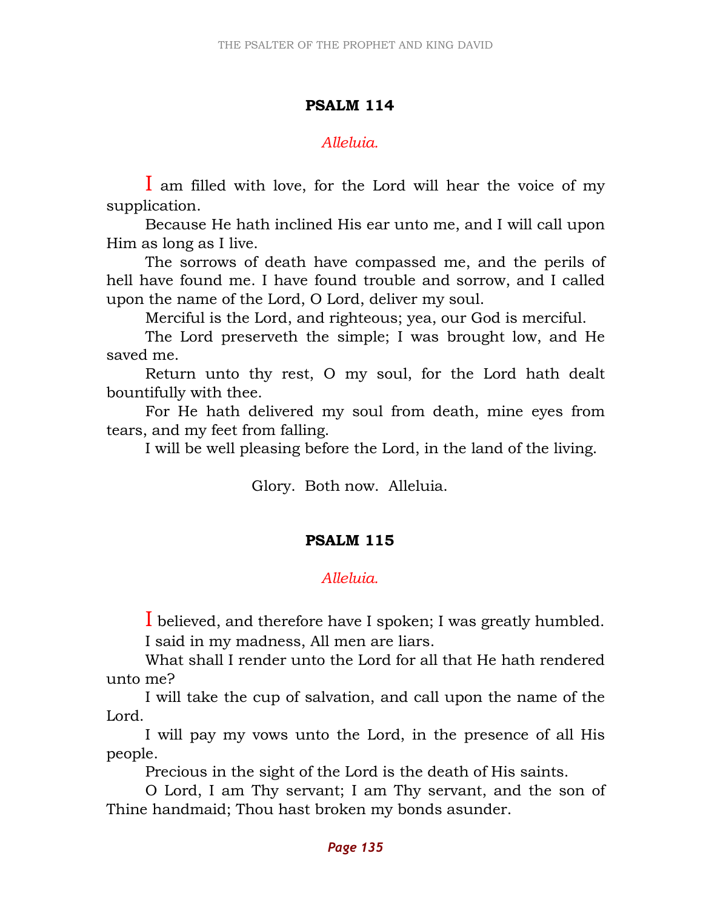## PSALM 114

*Alleluia.*

I am filled with love, for the Lord will hear the voice of my supplication.

Because He hath inclined His ear unto me, and I will call upon Him as long as I live.

The sorrows of death have compassed me, and the perils of hell have found me. I have found trouble and sorrow, and I called upon the name of the Lord, O Lord, deliver my soul.

Merciful is the Lord, and righteous; yea, our God is merciful.

The Lord preserveth the simple; I was brought low, and He saved me.

Return unto thy rest, O my soul, for the Lord hath dealt bountifully with thee.

For He hath delivered my soul from death, mine eyes from tears, and my feet from falling.

I will be well pleasing before the Lord, in the land of the living.

Glory. Both now. Alleluia.

## PSALM 115

*Alleluia.*

I believed, and therefore have I spoken; I was greatly humbled.

I said in my madness, All men are liars.

What shall I render unto the Lord for all that He hath rendered unto me?

I will take the cup of salvation, and call upon the name of the Lord.

I will pay my vows unto the Lord, in the presence of all His people.

Precious in the sight of the Lord is the death of His saints.

O Lord, I am Thy servant; I am Thy servant, and the son of Thine handmaid; Thou hast broken my bonds asunder.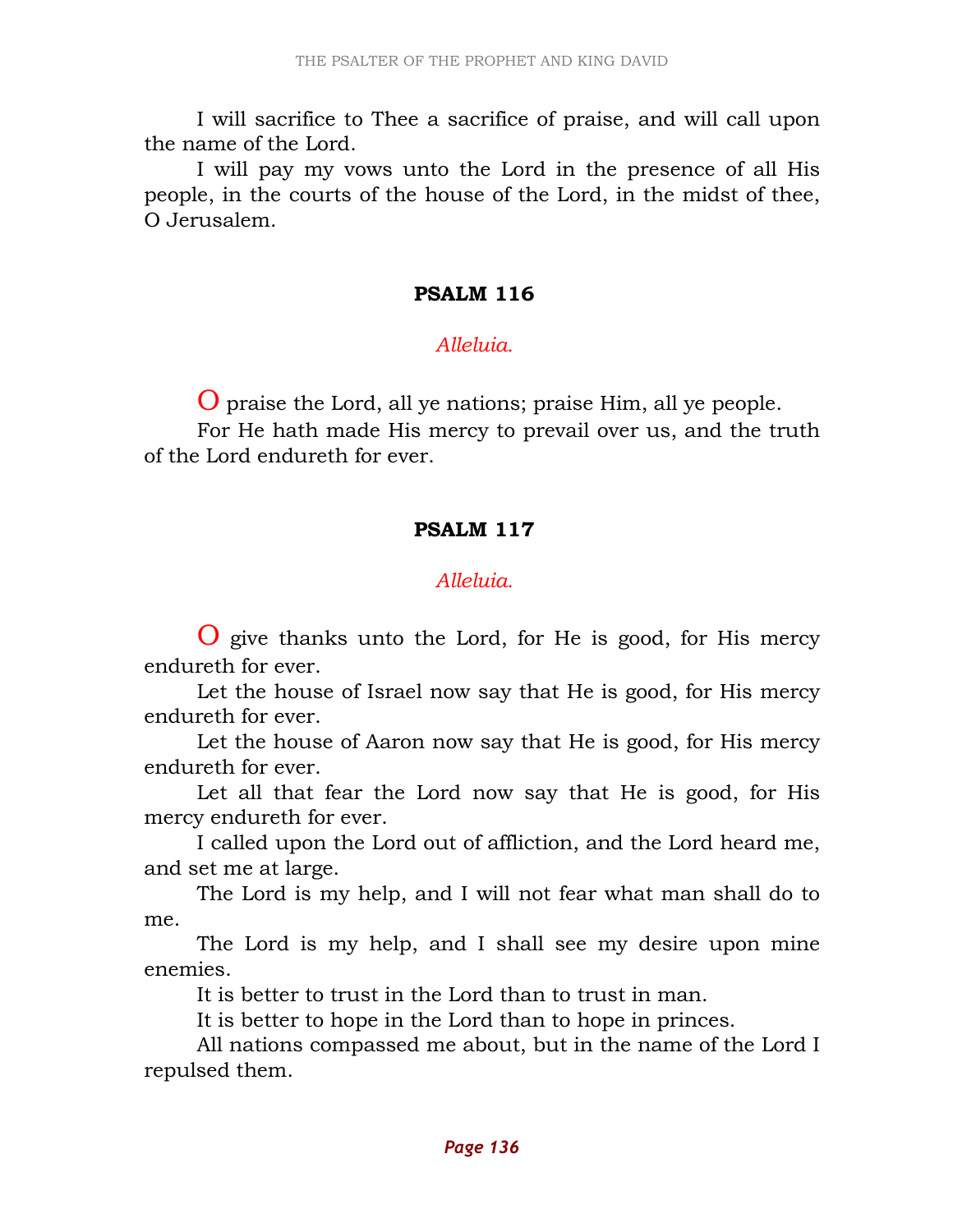I will sacrifice to Thee a sacrifice of praise, and will call upon the name of the Lord.

I will pay my vows unto the Lord in the presence of all His people, in the courts of the house of the Lord, in the midst of thee, O Jerusalem.

## PSALM 116

*Alleluia.*

O praise the Lord, all ye nations; praise Him, all ye people.

For He hath made His mercy to prevail over us, and the truth of the Lord endureth for ever.

## PSALM 117

*Alleluia.*

O give thanks unto the Lord, for He is good, for His mercy endureth for ever.

Let the house of Israel now say that He is good, for His mercy endureth for ever.

Let the house of Aaron now say that He is good, for His mercy endureth for ever.

Let all that fear the Lord now say that He is good, for His mercy endureth for ever.

I called upon the Lord out of affliction, and the Lord heard me, and set me at large.

The Lord is my help, and I will not fear what man shall do to me.

The Lord is my help, and I shall see my desire upon mine enemies.

It is better to trust in the Lord than to trust in man.

It is better to hope in the Lord than to hope in princes.

All nations compassed me about, but in the name of the Lord I repulsed them.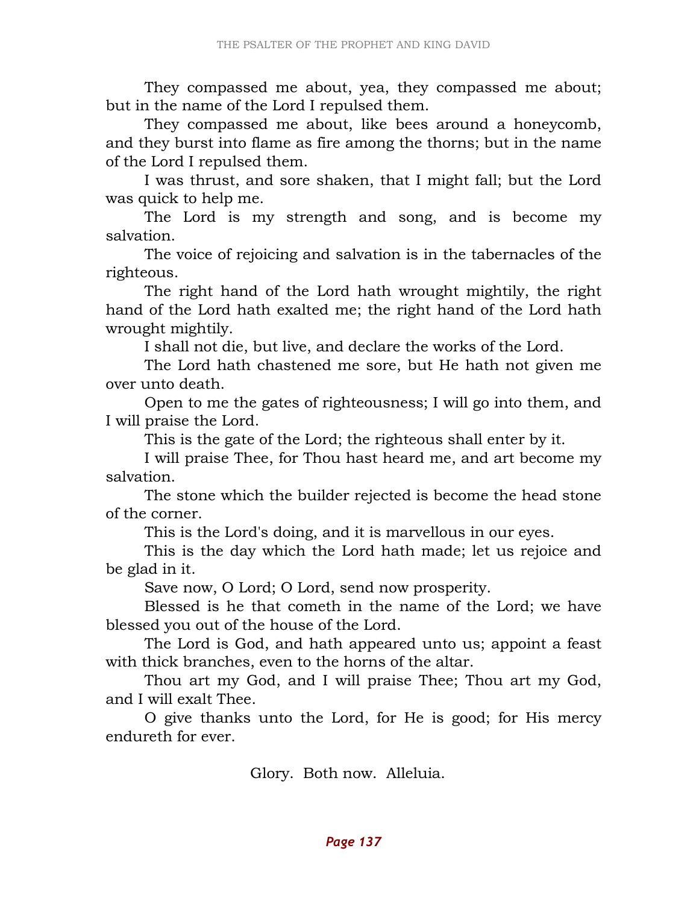They compassed me about, yea, they compassed me about; but in the name of the Lord I repulsed them.

They compassed me about, like bees around a honeycomb, and they burst into flame as fire among the thorns; but in the name of the Lord I repulsed them.

I was thrust, and sore shaken, that I might fall; but the Lord was quick to help me.

The Lord is my strength and song, and is become my salvation.

The voice of rejoicing and salvation is in the tabernacles of the righteous.

The right hand of the Lord hath wrought mightily, the right hand of the Lord hath exalted me; the right hand of the Lord hath wrought mightily.

I shall not die, but live, and declare the works of the Lord.

The Lord hath chastened me sore, but He hath not given me over unto death.

Open to me the gates of righteousness; I will go into them, and I will praise the Lord.

This is the gate of the Lord; the righteous shall enter by it.

I will praise Thee, for Thou hast heard me, and art become my salvation.

The stone which the builder rejected is become the head stone of the corner.

This is the Lord's doing, and it is marvellous in our eyes.

This is the day which the Lord hath made; let us rejoice and be glad in it.

Save now, O Lord; O Lord, send now prosperity.

Blessed is he that cometh in the name of the Lord; we have blessed you out of the house of the Lord.

The Lord is God, and hath appeared unto us; appoint a feast with thick branches, even to the horns of the altar.

Thou art my God, and I will praise Thee; Thou art my God, and I will exalt Thee.

O give thanks unto the Lord, for He is good; for His mercy endureth for ever.

Glory. Both now. Alleluia.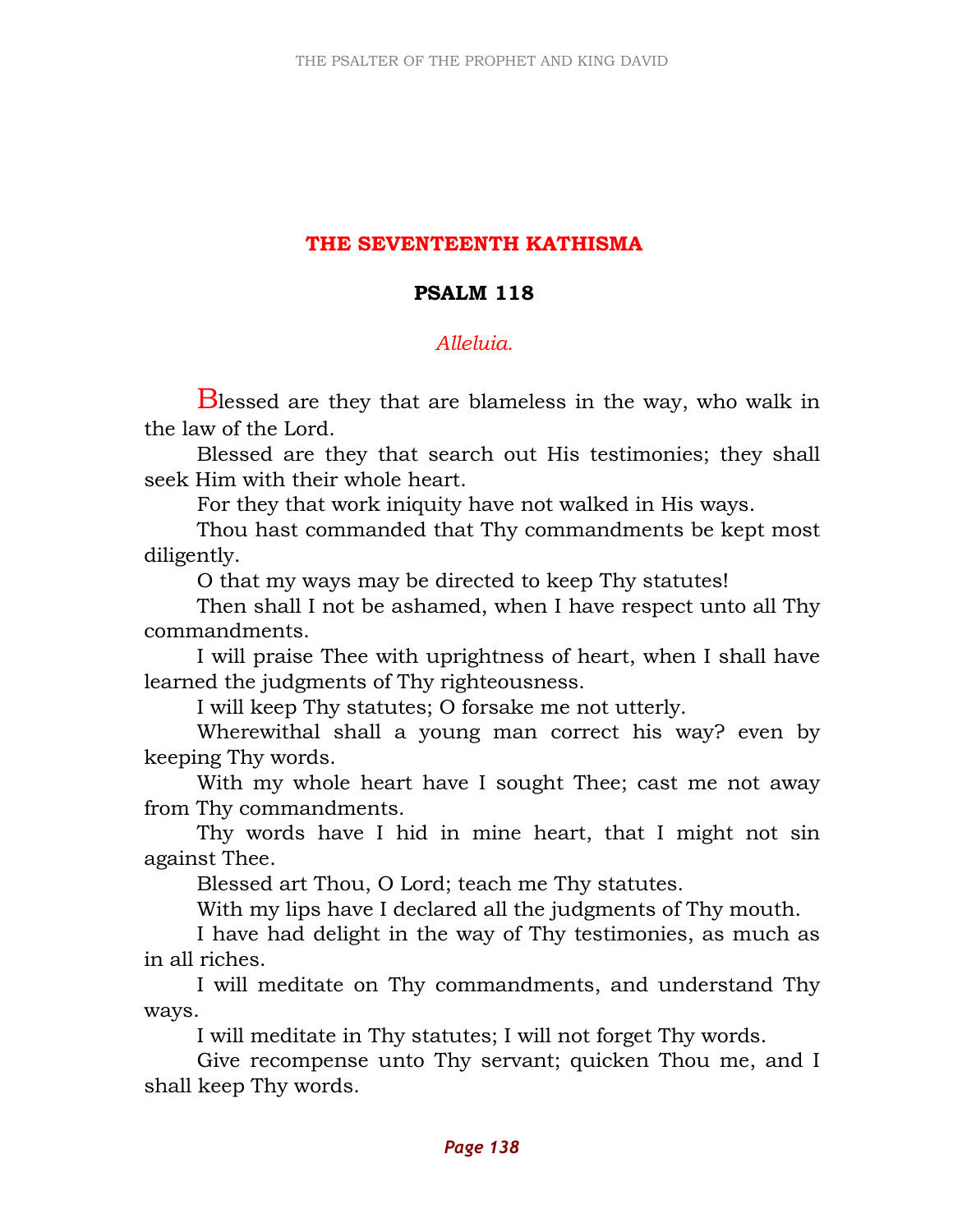## THE SEVENTEENTH KATHISMA

### PSALM 118

*Alleluia.*

Blessed are they that are blameless in the way, who walk in the law of the Lord.

Blessed are they that search out His testimonies; they shall seek Him with their whole heart.

For they that work iniquity have not walked in His ways.

Thou hast commanded that Thy commandments be kept most diligently.

O that my ways may be directed to keep Thy statutes!

Then shall I not be ashamed, when I have respect unto all Thy commandments.

I will praise Thee with uprightness of heart, when I shall have learned the judgments of Thy righteousness.

I will keep Thy statutes; O forsake me not utterly.

Wherewithal shall a young man correct his way? even by keeping Thy words.

With my whole heart have I sought Thee; cast me not away from Thy commandments.

Thy words have I hid in mine heart, that I might not sin against Thee.

Blessed art Thou, O Lord; teach me Thy statutes.

With my lips have I declared all the judgments of Thy mouth.

I have had delight in the way of Thy testimonies, as much as in all riches.

I will meditate on Thy commandments, and understand Thy ways.

I will meditate in Thy statutes; I will not forget Thy words.

Give recompense unto Thy servant; quicken Thou me, and I shall keep Thy words.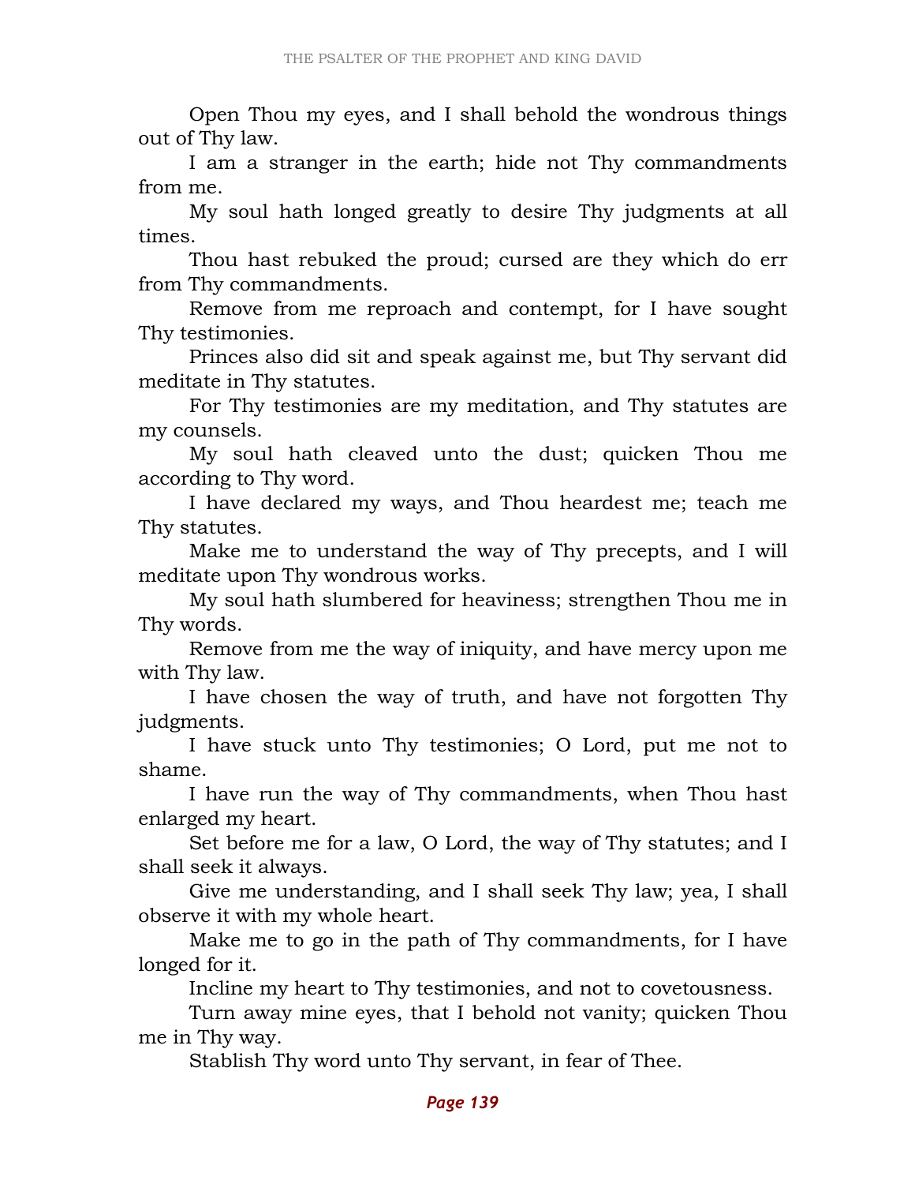Open Thou my eyes, and I shall behold the wondrous things out of Thy law.

I am a stranger in the earth; hide not Thy commandments from me.

My soul hath longed greatly to desire Thy judgments at all times.

Thou hast rebuked the proud; cursed are they which do err from Thy commandments.

Remove from me reproach and contempt, for I have sought Thy testimonies.

Princes also did sit and speak against me, but Thy servant did meditate in Thy statutes.

For Thy testimonies are my meditation, and Thy statutes are my counsels.

My soul hath cleaved unto the dust; quicken Thou me according to Thy word.

I have declared my ways, and Thou heardest me; teach me Thy statutes.

Make me to understand the way of Thy precepts, and I will meditate upon Thy wondrous works.

My soul hath slumbered for heaviness; strengthen Thou me in Thy words.

Remove from me the way of iniquity, and have mercy upon me with Thy law.

I have chosen the way of truth, and have not forgotten Thy judgments.

I have stuck unto Thy testimonies; O Lord, put me not to shame.

I have run the way of Thy commandments, when Thou hast enlarged my heart.

Set before me for a law, O Lord, the way of Thy statutes; and I shall seek it always.

Give me understanding, and I shall seek Thy law; yea, I shall observe it with my whole heart.

Make me to go in the path of Thy commandments, for I have longed for it.

Incline my heart to Thy testimonies, and not to covetousness.

Turn away mine eyes, that I behold not vanity; quicken Thou me in Thy way.

Stablish Thy word unto Thy servant, in fear of Thee.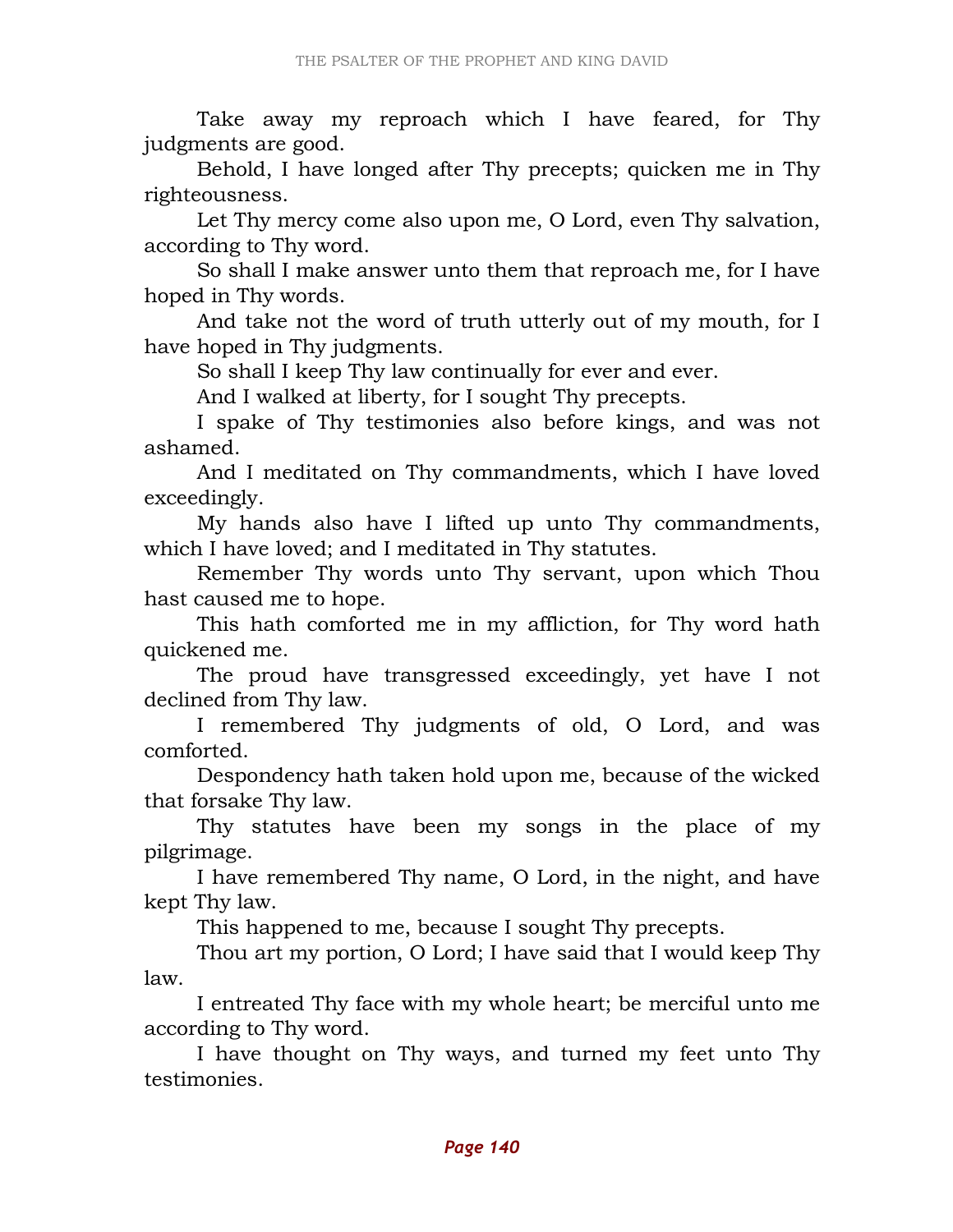Take away my reproach which I have feared, for Thy judgments are good.

Behold, I have longed after Thy precepts; quicken me in Thy righteousness.

Let Thy mercy come also upon me, O Lord, even Thy salvation, according to Thy word.

So shall I make answer unto them that reproach me, for I have hoped in Thy words.

And take not the word of truth utterly out of my mouth, for I have hoped in Thy judgments.

So shall I keep Thy law continually for ever and ever.

And I walked at liberty, for I sought Thy precepts.

I spake of Thy testimonies also before kings, and was not ashamed.

And I meditated on Thy commandments, which I have loved exceedingly.

My hands also have I lifted up unto Thy commandments, which I have loved; and I meditated in Thy statutes.

Remember Thy words unto Thy servant, upon which Thou hast caused me to hope.

This hath comforted me in my affliction, for Thy word hath quickened me.

The proud have transgressed exceedingly, yet have I not declined from Thy law.

I remembered Thy judgments of old, O Lord, and was comforted.

Despondency hath taken hold upon me, because of the wicked that forsake Thy law.

Thy statutes have been my songs in the place of my pilgrimage.

I have remembered Thy name, O Lord, in the night, and have kept Thy law.

This happened to me, because I sought Thy precepts.

Thou art my portion, O Lord; I have said that I would keep Thy law.

I entreated Thy face with my whole heart; be merciful unto me according to Thy word.

I have thought on Thy ways, and turned my feet unto Thy testimonies.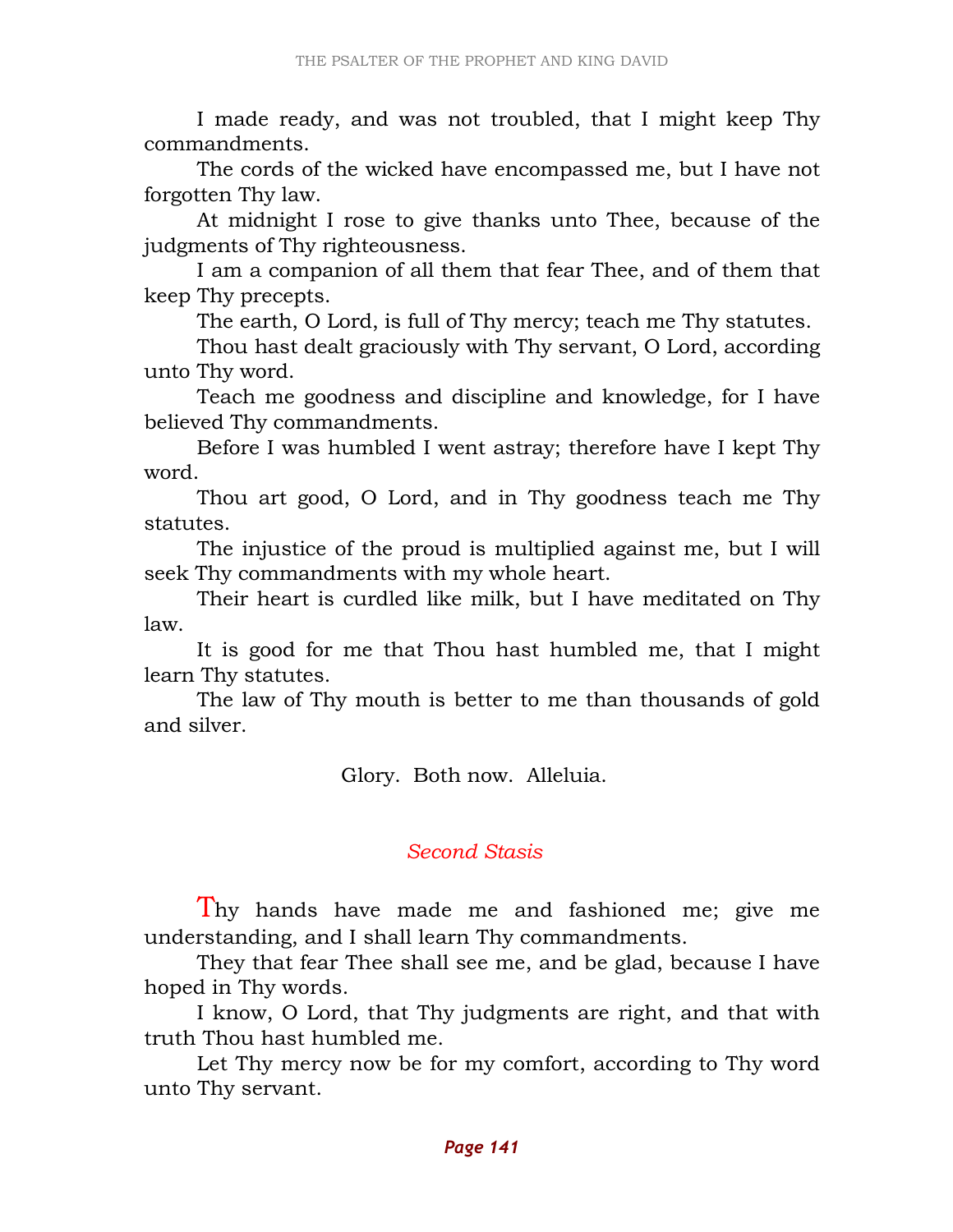I made ready, and was not troubled, that I might keep Thy commandments.

The cords of the wicked have encompassed me, but I have not forgotten Thy law.

At midnight I rose to give thanks unto Thee, because of the judgments of Thy righteousness.

I am a companion of all them that fear Thee, and of them that keep Thy precepts.

The earth, O Lord, is full of Thy mercy; teach me Thy statutes.

Thou hast dealt graciously with Thy servant, O Lord, according unto Thy word.

Teach me goodness and discipline and knowledge, for I have believed Thy commandments.

Before I was humbled I went astray; therefore have I kept Thy word.

Thou art good, O Lord, and in Thy goodness teach me Thy statutes.

The injustice of the proud is multiplied against me, but I will seek Thy commandments with my whole heart.

Their heart is curdled like milk, but I have meditated on Thy law.

It is good for me that Thou hast humbled me, that I might learn Thy statutes.

The law of Thy mouth is better to me than thousands of gold and silver.

Glory. Both now. Alleluia.

## *Second Stasis*

Thy hands have made me and fashioned me; give me understanding, and I shall learn Thy commandments.

They that fear Thee shall see me, and be glad, because I have hoped in Thy words.

I know, O Lord, that Thy judgments are right, and that with truth Thou hast humbled me.

Let Thy mercy now be for my comfort, according to Thy word unto Thy servant.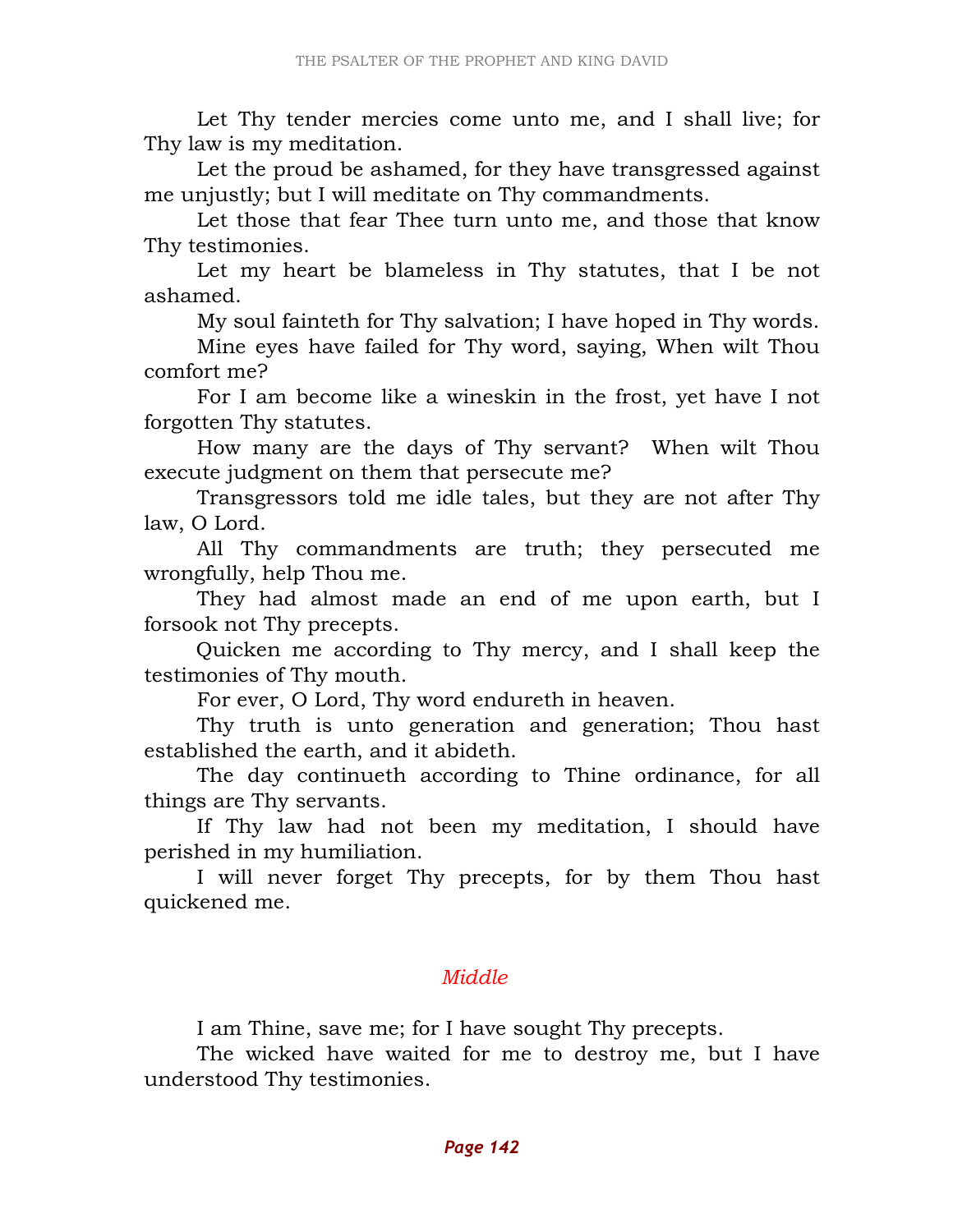Let Thy tender mercies come unto me, and I shall live; for Thy law is my meditation.

Let the proud be ashamed, for they have transgressed against me unjustly; but I will meditate on Thy commandments.

Let those that fear Thee turn unto me, and those that know Thy testimonies.

Let my heart be blameless in Thy statutes, that I be not ashamed.

My soul fainteth for Thy salvation; I have hoped in Thy words.

Mine eyes have failed for Thy word, saying, When wilt Thou comfort me?

For I am become like a wineskin in the frost, yet have I not forgotten Thy statutes.

How many are the days of Thy servant? When wilt Thou execute judgment on them that persecute me?

Transgressors told me idle tales, but they are not after Thy law, O Lord.

All Thy commandments are truth; they persecuted me wrongfully, help Thou me.

They had almost made an end of me upon earth, but I forsook not Thy precepts.

Quicken me according to Thy mercy, and I shall keep the testimonies of Thy mouth.

For ever, O Lord, Thy word endureth in heaven.

Thy truth is unto generation and generation; Thou hast established the earth, and it abideth.

The day continueth according to Thine ordinance, for all things are Thy servants.

If Thy law had not been my meditation, I should have perished in my humiliation.

I will never forget Thy precepts, for by them Thou hast quickened me.

*Middle*

I am Thine, save me; for I have sought Thy precepts.

The wicked have waited for me to destroy me, but I have understood Thy testimonies.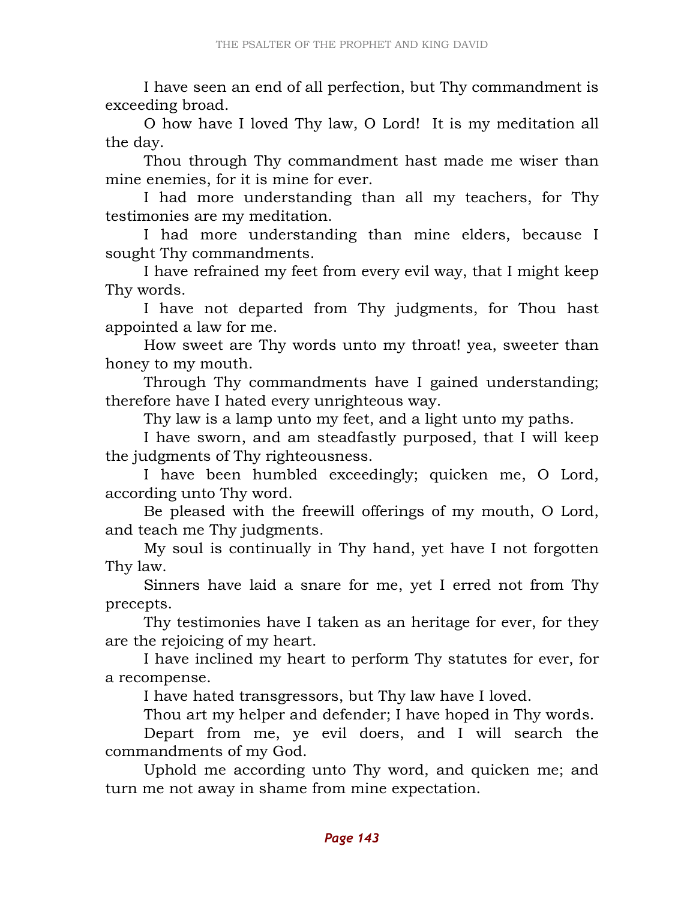I have seen an end of all perfection, but Thy commandment is exceeding broad.

O how have I loved Thy law, O Lord!  It is my meditation all the day.

Thou through Thy commandment hast made me wiser than mine enemies, for it is mine for ever.

I had more understanding than all my teachers, for Thy testimonies are my meditation.

I had more understanding than mine elders, because I sought Thy commandments.

I have refrained my feet from every evil way, that I might keep Thy words.

I have not departed from Thy judgments, for Thou hast appointed a law for me.

How sweet are Thy words unto my throat! yea, sweeter than honey to my mouth.

Through Thy commandments have I gained understanding; therefore have I hated every unrighteous way.

Thy law is a lamp unto my feet, and a light unto my paths.

I have sworn, and am steadfastly purposed, that I will keep the judgments of Thy righteousness.

I have been humbled exceedingly; quicken me, O Lord, according unto Thy word.

Be pleased with the freewill offerings of my mouth, O Lord, and teach me Thy judgments.

My soul is continually in Thy hand, yet have I not forgotten Thy law.

Sinners have laid a snare for me, yet I erred not from Thy precepts.

Thy testimonies have I taken as an heritage for ever, for they are the rejoicing of my heart.

I have inclined my heart to perform Thy statutes for ever, for a recompense.

I have hated transgressors, but Thy law have I loved.

Thou art my helper and defender; I have hoped in Thy words.

Depart from me, ye evil doers, and I will search the commandments of my God.

Uphold me according unto Thy word, and quicken me; and turn me not away in shame from mine expectation.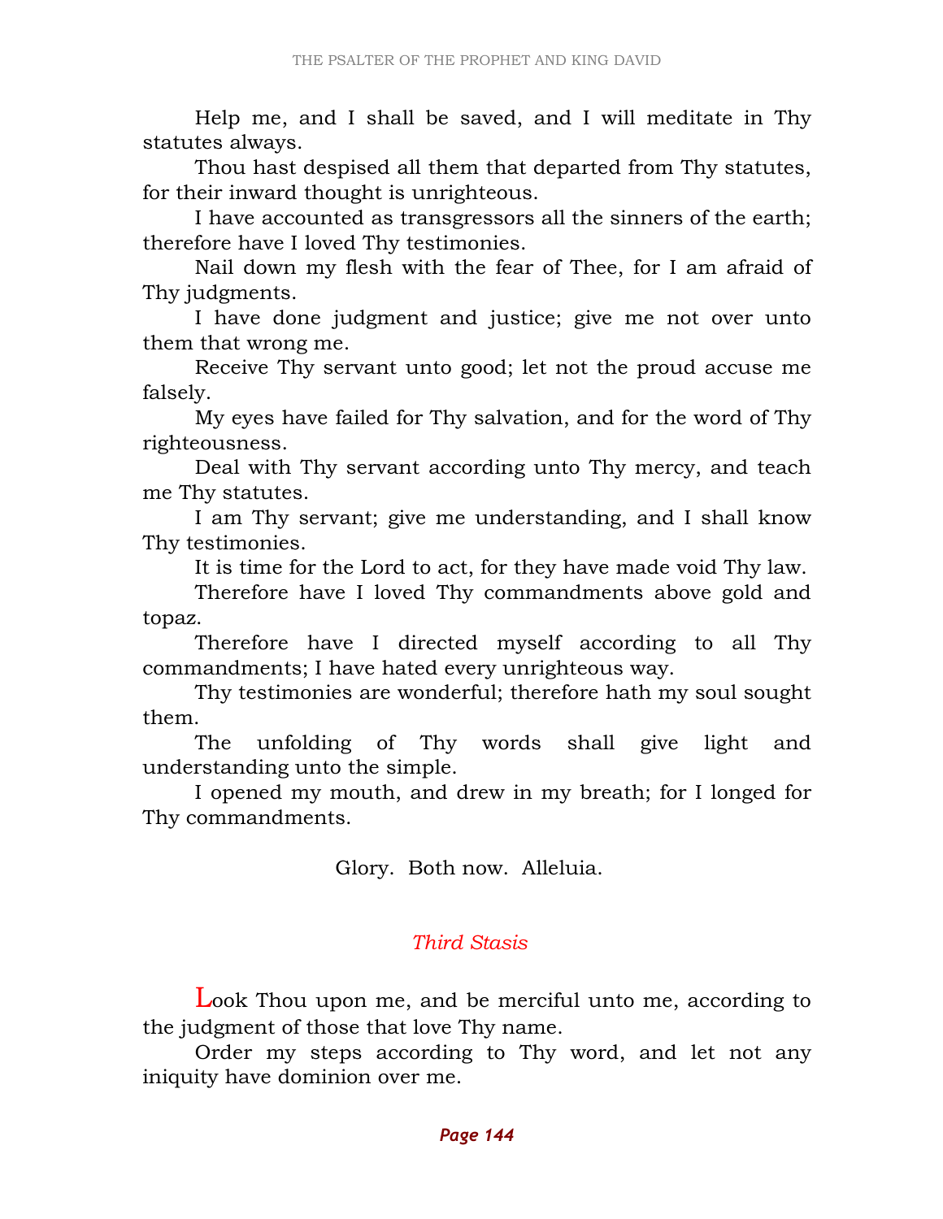Help me, and I shall be saved, and I will meditate in Thy statutes always.

Thou hast despised all them that departed from Thy statutes, for their inward thought is unrighteous.

I have accounted as transgressors all the sinners of the earth; therefore have I loved Thy testimonies.

Nail down my flesh with the fear of Thee, for I am afraid of Thy judgments.

I have done judgment and justice; give me not over unto them that wrong me.

Receive Thy servant unto good; let not the proud accuse me falsely.

My eyes have failed for Thy salvation, and for the word of Thy righteousness.

Deal with Thy servant according unto Thy mercy, and teach me Thy statutes.

I am Thy servant; give me understanding, and I shall know Thy testimonies.

It is time for the Lord to act, for they have made void Thy law.

Therefore have I loved Thy commandments above gold and topaz.

Therefore have I directed myself according to all Thy commandments; I have hated every unrighteous way.

Thy testimonies are wonderful; therefore hath my soul sought them.

The unfolding of Thy words shall give light and understanding unto the simple.

I opened my mouth, and drew in my breath; for I longed for Thy commandments.

Glory. Both now. Alleluia.

## *Third Stasis*

Look Thou upon me, and be merciful unto me, according to the judgment of those that love Thy name.

Order my steps according to Thy word, and let not any iniquity have dominion over me.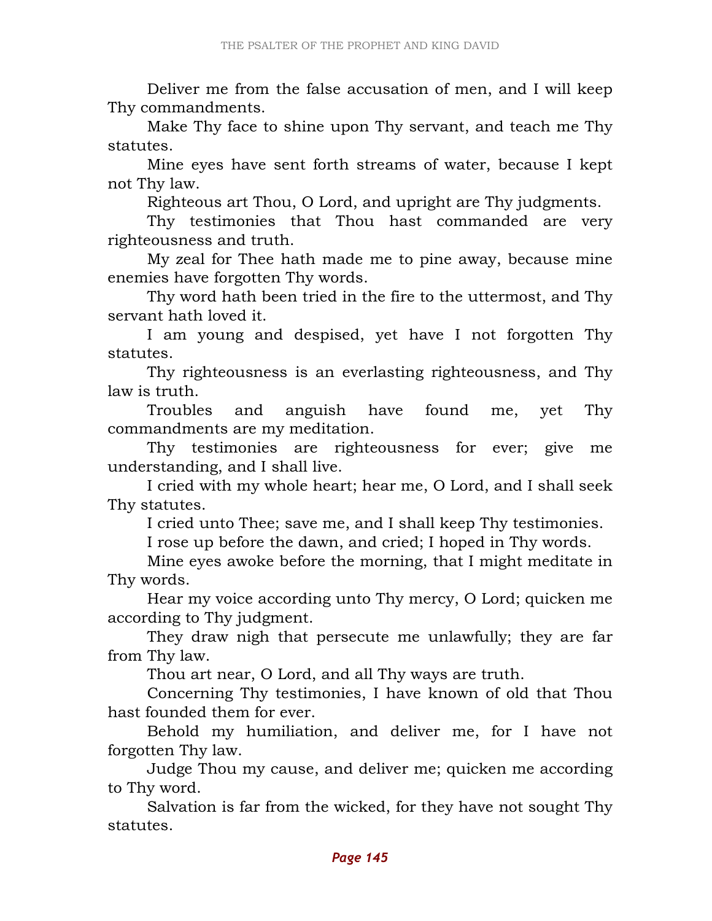Deliver me from the false accusation of men, and I will keep Thy commandments.

Make Thy face to shine upon Thy servant, and teach me Thy statutes.

Mine eyes have sent forth streams of water, because I kept not Thy law.

Righteous art Thou, O Lord, and upright are Thy judgments.

Thy testimonies that Thou hast commanded are very righteousness and truth.

My zeal for Thee hath made me to pine away, because mine enemies have forgotten Thy words.

Thy word hath been tried in the fire to the uttermost, and Thy servant hath loved it.

I am young and despised, yet have I not forgotten Thy statutes.

Thy righteousness is an everlasting righteousness, and Thy law is truth.

Troubles and anguish have found me, yet Thy commandments are my meditation.

Thy testimonies are righteousness for ever; give me understanding, and I shall live.

I cried with my whole heart; hear me, O Lord, and I shall seek Thy statutes.

I cried unto Thee; save me, and I shall keep Thy testimonies.

I rose up before the dawn, and cried; I hoped in Thy words.

Mine eyes awoke before the morning, that I might meditate in Thy words.

Hear my voice according unto Thy mercy, O Lord; quicken me according to Thy judgment.

They draw nigh that persecute me unlawfully; they are far from Thy law.

Thou art near, O Lord, and all Thy ways are truth.

Concerning Thy testimonies, I have known of old that Thou hast founded them for ever.

Behold my humiliation, and deliver me, for I have not forgotten Thy law.

Judge Thou my cause, and deliver me; quicken me according to Thy word.

Salvation is far from the wicked, for they have not sought Thy statutes.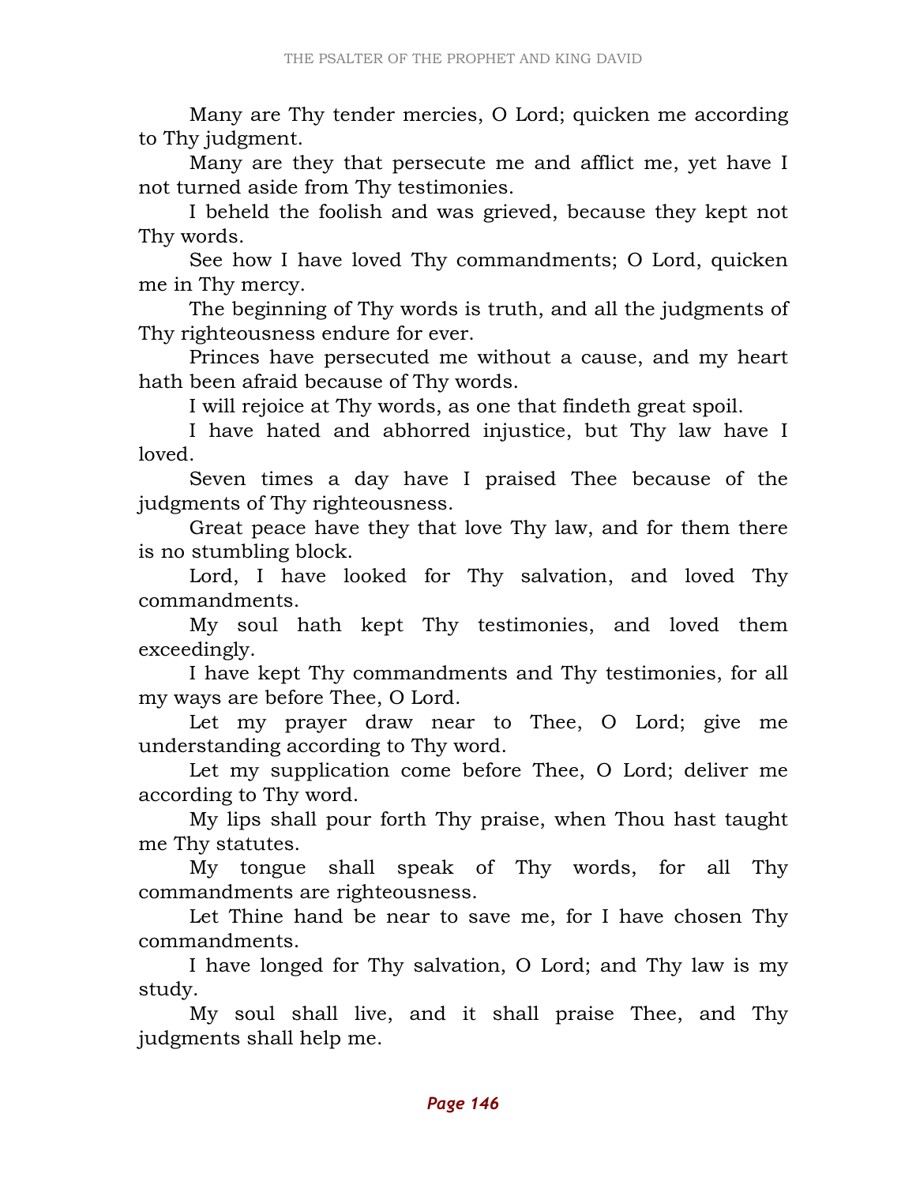Many are Thy tender mercies, O Lord; quicken me according to Thy judgment.

Many are they that persecute me and afflict me, yet have I not turned aside from Thy testimonies.

I beheld the foolish and was grieved, because they kept not Thy words.

See how I have loved Thy commandments; O Lord, quicken me in Thy mercy.

The beginning of Thy words is truth, and all the judgments of Thy righteousness endure for ever.

Princes have persecuted me without a cause, and my heart hath been afraid because of Thy words.

I will rejoice at Thy words, as one that findeth great spoil.

I have hated and abhorred injustice, but Thy law have I loved.

Seven times a day have I praised Thee because of the judgments of Thy righteousness.

Great peace have they that love Thy law, and for them there is no stumbling block.

Lord, I have looked for Thy salvation, and loved Thy commandments.

My soul hath kept Thy testimonies, and loved them exceedingly.

I have kept Thy commandments and Thy testimonies, for all my ways are before Thee, O Lord.

Let my prayer draw near to Thee, O Lord; give me understanding according to Thy word.

Let my supplication come before Thee, O Lord; deliver me according to Thy word.

My lips shall pour forth Thy praise, when Thou hast taught me Thy statutes.

My tongue shall speak of Thy words, for all Thy commandments are righteousness.

Let Thine hand be near to save me, for I have chosen Thy commandments.

I have longed for Thy salvation, O Lord; and Thy law is my study.

My soul shall live, and it shall praise Thee, and Thy judgments shall help me.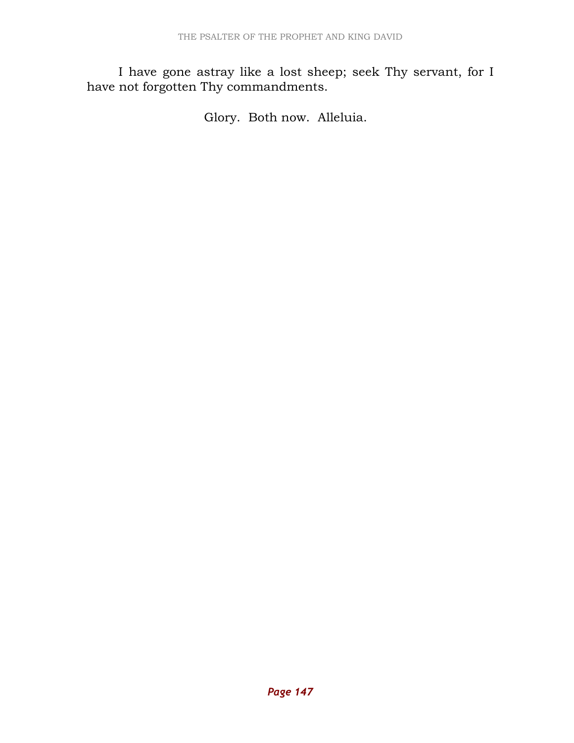I have gone astray like a lost sheep; seek Thy servant, for I have not forgotten Thy commandments.

Glory. Both now. Alleluia.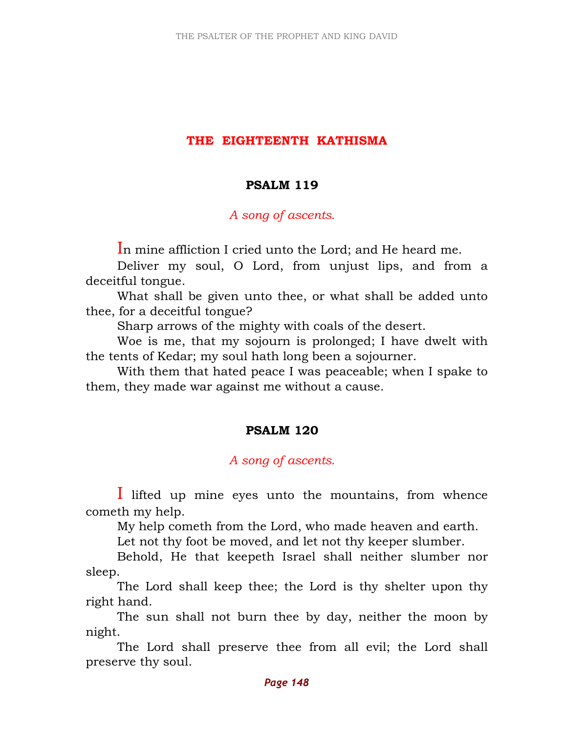## THE EIGHTEENTH KATHISMA

### PSALM 119

*A song of ascents.*

In mine affliction I cried unto the Lord; and He heard me.

Deliver my soul, O Lord, from unjust lips, and from a deceitful tongue.

What shall be given unto thee, or what shall be added unto thee, for a deceitful tongue?

Sharp arrows of the mighty with coals of the desert.

Woe is me, that my sojourn is prolonged; I have dwelt with the tents of Kedar; my soul hath long been a sojourner.

With them that hated peace I was peaceable; when I spake to them, they made war against me without a cause.

### PSALM 120

*A song of ascents.*

I lifted up mine eyes unto the mountains, from whence cometh my help.

My help cometh from the Lord, who made heaven and earth.

Let not thy foot be moved, and let not thy keeper slumber.

Behold, He that keepeth Israel shall neither slumber nor sleep.

The Lord shall keep thee; the Lord is thy shelter upon thy right hand.

The sun shall not burn thee by day, neither the moon by night.

The Lord shall preserve thee from all evil; the Lord shall preserve thy soul.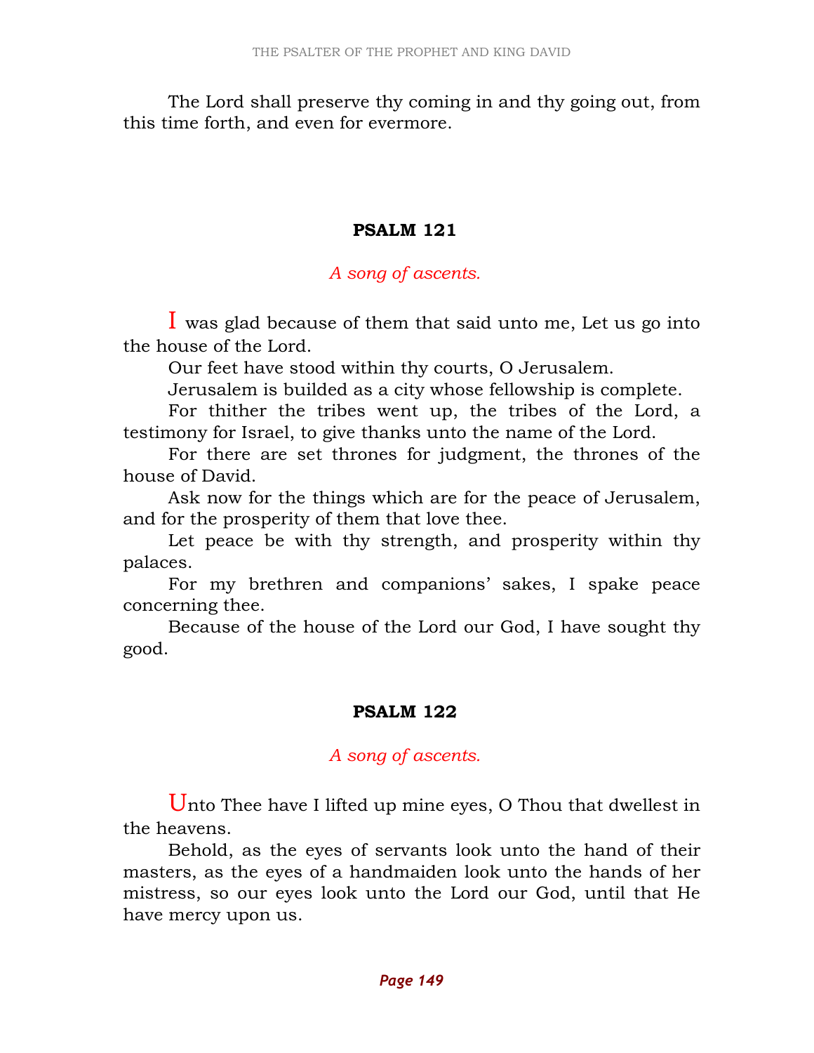The Lord shall preserve thy coming in and thy going out, from this time forth, and even for evermore.

## PSALM 121

*A song of ascents.*

I was glad because of them that said unto me, Let us go into the house of the Lord.

Our feet have stood within thy courts, O Jerusalem.

Jerusalem is builded as a city whose fellowship is complete.

For thither the tribes went up, the tribes of the Lord, a testimony for Israel, to give thanks unto the name of the Lord.

For there are set thrones for judgment, the thrones of the house of David.

Ask now for the things which are for the peace of Jerusalem, and for the prosperity of them that love thee.

Let peace be with thy strength, and prosperity within thy palaces.

For my brethren and companions' sakes, I spake peace concerning thee.

Because of the house of the Lord our God, I have sought thy good.

## PSALM 122

*A song of ascents.*

Unto Thee have I lifted up mine eyes, O Thou that dwellest in the heavens.

Behold, as the eyes of servants look unto the hand of their masters, as the eyes of a handmaiden look unto the hands of her mistress, so our eyes look unto the Lord our God, until that He have mercy upon us.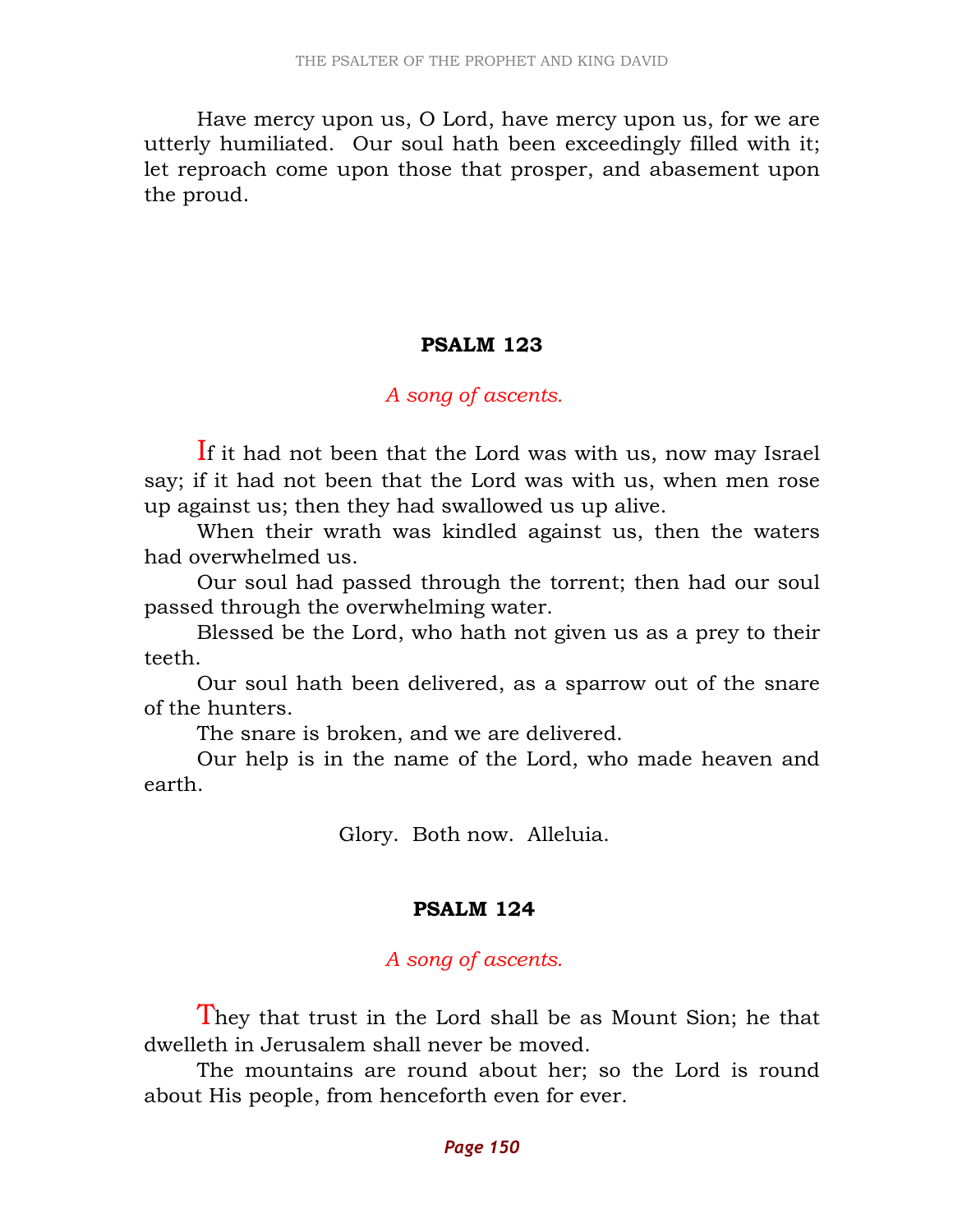Have mercy upon us, O Lord, have mercy upon us, for we are utterly humiliated. Our soul hath been exceedingly filled with it; let reproach come upon those that prosper, and abasement upon the proud.

## PSALM 123

*A song of ascents.*

If it had not been that the Lord was with us, now may Israel say; if it had not been that the Lord was with us, when men rose up against us; then they had swallowed us up alive.

When their wrath was kindled against us, then the waters had overwhelmed us.

Our soul had passed through the torrent; then had our soul passed through the overwhelming water.

Blessed be the Lord, who hath not given us as a prey to their teeth.

Our soul hath been delivered, as a sparrow out of the snare of the hunters.

The snare is broken, and we are delivered.

Our help is in the name of the Lord, who made heaven and earth.

Glory. Both now. Alleluia.

## PSALM 124

*A song of ascents.*

They that trust in the Lord shall be as Mount Sion; he that dwelleth in Jerusalem shall never be moved.

The mountains are round about her; so the Lord is round about His people, from henceforth even for ever.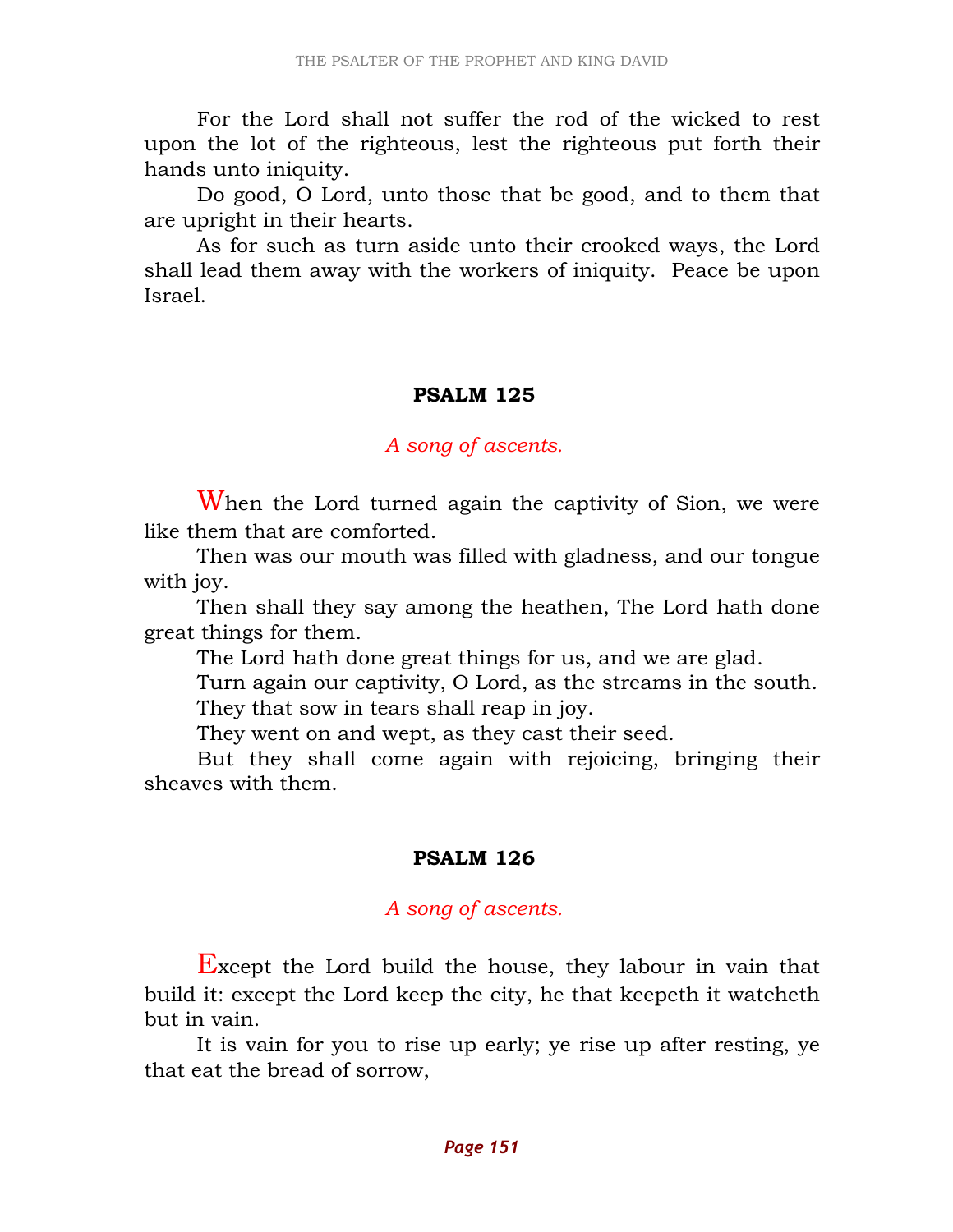For the Lord shall not suffer the rod of the wicked to rest upon the lot of the righteous, lest the righteous put forth their hands unto iniquity.

Do good, O Lord, unto those that be good, and to them that are upright in their hearts.

As for such as turn aside unto their crooked ways, the Lord shall lead them away with the workers of iniquity. Peace be upon Israel.

## PSALM 125

*A song of ascents.*

When the Lord turned again the captivity of Sion, we were like them that are comforted.

Then was our mouth was filled with gladness, and our tongue with joy.

Then shall they say among the heathen, The Lord hath done great things for them.

The Lord hath done great things for us, and we are glad.

Turn again our captivity, O Lord, as the streams in the south.

They that sow in tears shall reap in joy.

They went on and wept, as they cast their seed.

But they shall come again with rejoicing, bringing their sheaves with them.

## PSALM 126

*A song of ascents.*

Except the Lord build the house, they labour in vain that build it: except the Lord keep the city, he that keepeth it watcheth but in vain.

It is vain for you to rise up early; ye rise up after resting, ye that eat the bread of sorrow,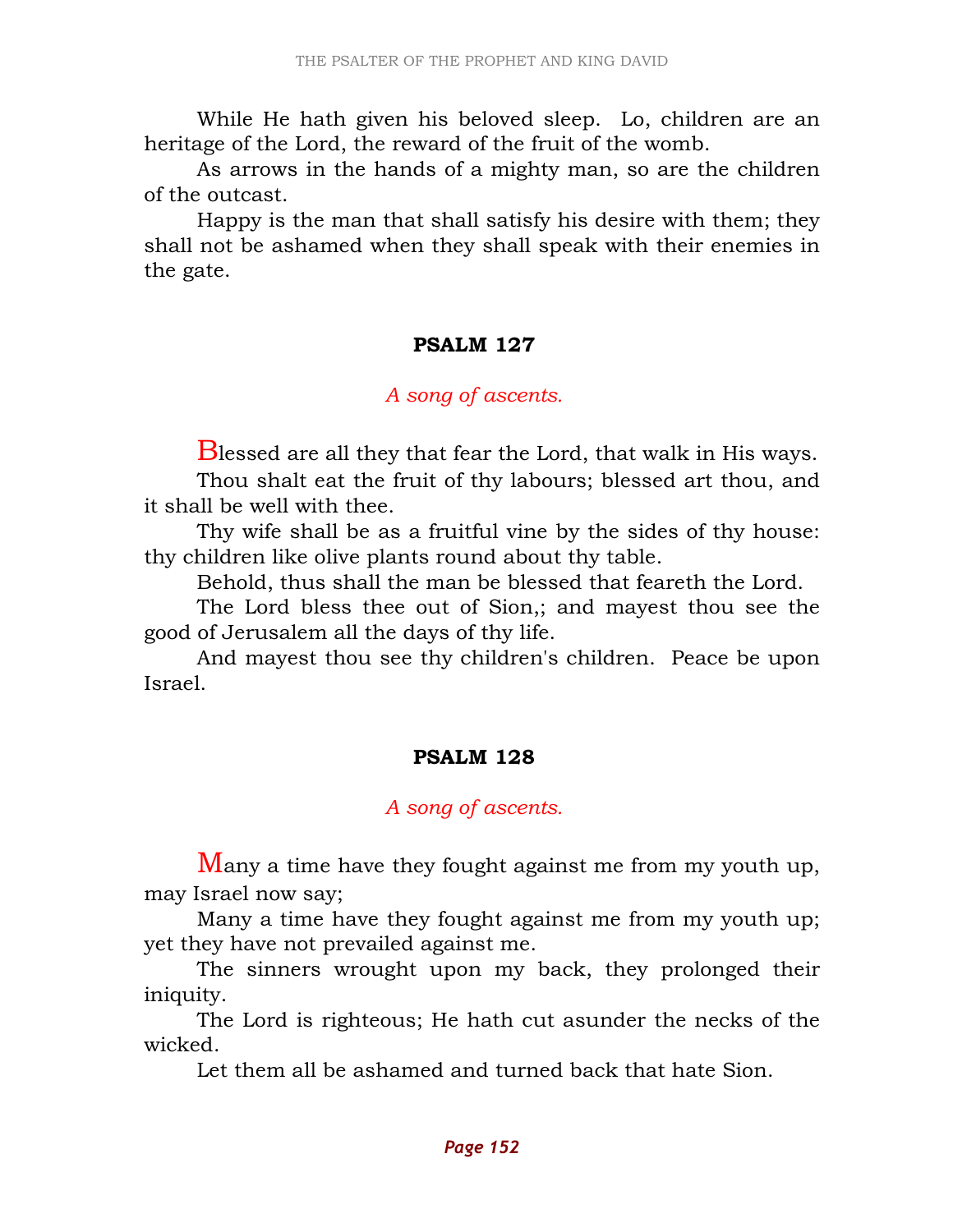While He hath given his beloved sleep. Lo, children are an heritage of the Lord, the reward of the fruit of the womb.

As arrows in the hands of a mighty man, so are the children of the outcast.

Happy is the man that shall satisfy his desire with them; they shall not be ashamed when they shall speak with their enemies in the gate.

## PSALM 127

*A song of ascents.*

Blessed are all they that fear the Lord, that walk in His ways.

Thou shalt eat the fruit of thy labours; blessed art thou, and it shall be well with thee.

Thy wife shall be as a fruitful vine by the sides of thy house: thy children like olive plants round about thy table.

Behold, thus shall the man be blessed that feareth the Lord.

The Lord bless thee out of Sion,; and mayest thou see the good of Jerusalem all the days of thy life.

And mayest thou see thy children's children. Peace be upon Israel.

## PSALM 128

*A song of ascents.*

Many a time have they fought against me from my youth up, may Israel now say;

Many a time have they fought against me from my youth up; yet they have not prevailed against me.

The sinners wrought upon my back, they prolonged their iniquity.

The Lord is righteous; He hath cut asunder the necks of the wicked.

Let them all be ashamed and turned back that hate Sion.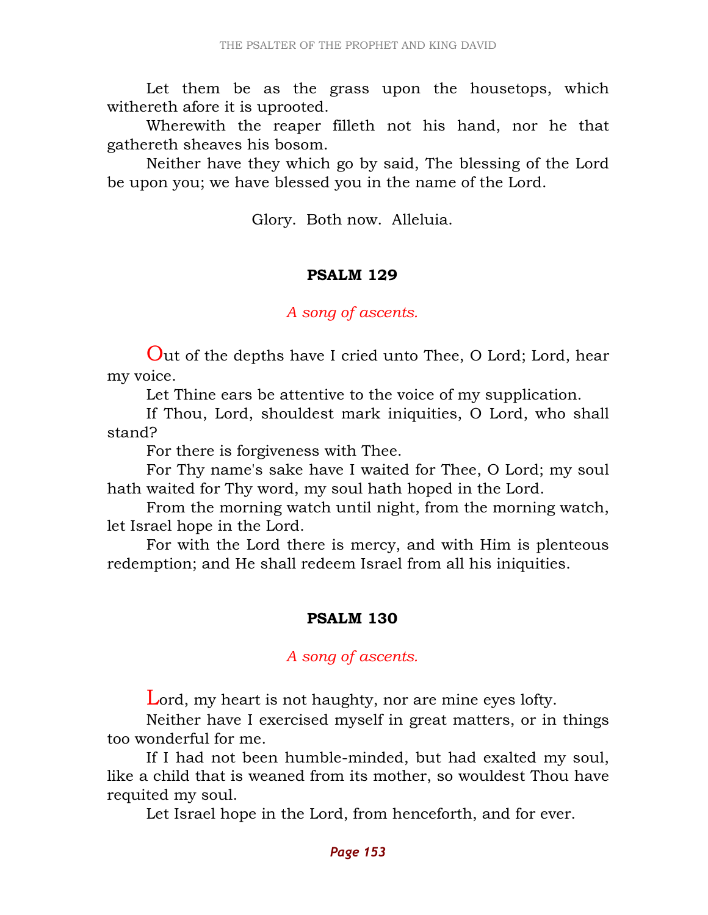Let them be as the grass upon the housetops, which withereth afore it is uprooted.

Wherewith the reaper filleth not his hand, nor he that gathereth sheaves his bosom.

Neither have they which go by said, The blessing of the Lord be upon you; we have blessed you in the name of the Lord.

Glory. Both now. Alleluia.

## PSALM 129

*A song of ascents.*

Out of the depths have I cried unto Thee, O Lord; Lord, hear my voice.

Let Thine ears be attentive to the voice of my supplication.

If Thou, Lord, shouldest mark iniquities, O Lord, who shall stand?

For there is forgiveness with Thee.

For Thy name's sake have I waited for Thee, O Lord; my soul hath waited for Thy word, my soul hath hoped in the Lord.

From the morning watch until night, from the morning watch, let Israel hope in the Lord.

For with the Lord there is mercy, and with Him is plenteous redemption; and He shall redeem Israel from all his iniquities.

## PSALM 130

*A song of ascents.*

Lord, my heart is not haughty, nor are mine eyes lofty.

Neither have I exercised myself in great matters, or in things too wonderful for me.

If I had not been humble-minded, but had exalted my soul, like a child that is weaned from its mother, so wouldest Thou have requited my soul.

Let Israel hope in the Lord, from henceforth, and for ever.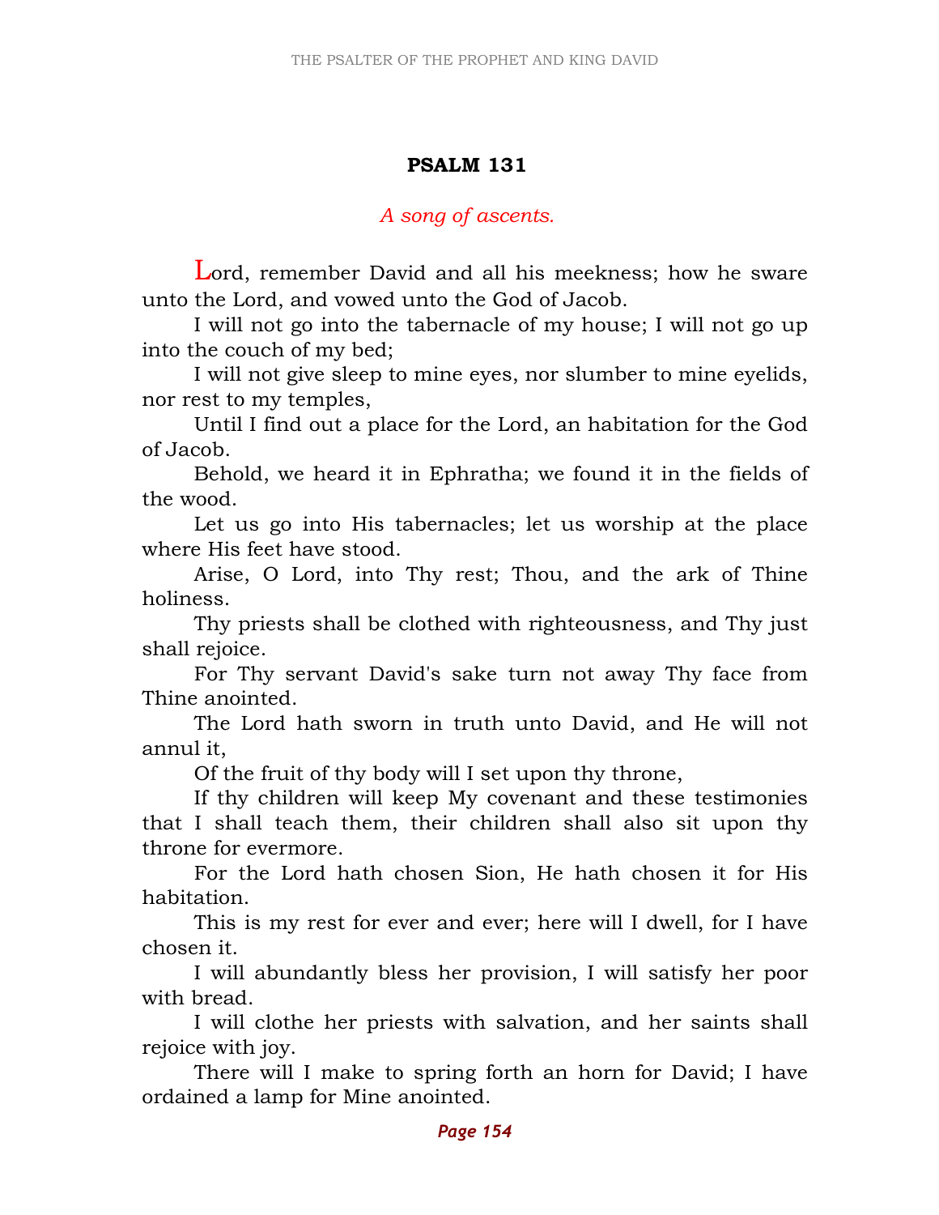## PSALM 131

*A song of ascents.*

Lord, remember David and all his meekness; how he sware unto the Lord, and vowed unto the God of Jacob.

I will not go into the tabernacle of my house; I will not go up into the couch of my bed;

I will not give sleep to mine eyes, nor slumber to mine eyelids, nor rest to my temples,

Until I find out a place for the Lord, an habitation for the God of Jacob.

Behold, we heard it in Ephratha; we found it in the fields of the wood.

Let us go into His tabernacles; let us worship at the place where His feet have stood.

Arise, O Lord, into Thy rest; Thou, and the ark of Thine holiness.

Thy priests shall be clothed with righteousness, and Thy just shall rejoice.

For Thy servant David's sake turn not away Thy face from Thine anointed.

The Lord hath sworn in truth unto David, and He will not annul it,

Of the fruit of thy body will I set upon thy throne,

If thy children will keep My covenant and these testimonies that I shall teach them, their children shall also sit upon thy throne for evermore.

For the Lord hath chosen Sion, He hath chosen it for His habitation.

This is my rest for ever and ever; here will I dwell, for I have chosen it.

I will abundantly bless her provision, I will satisfy her poor with bread.

I will clothe her priests with salvation, and her saints shall rejoice with joy.

There will I make to spring forth an horn for David; I have ordained a lamp for Mine anointed.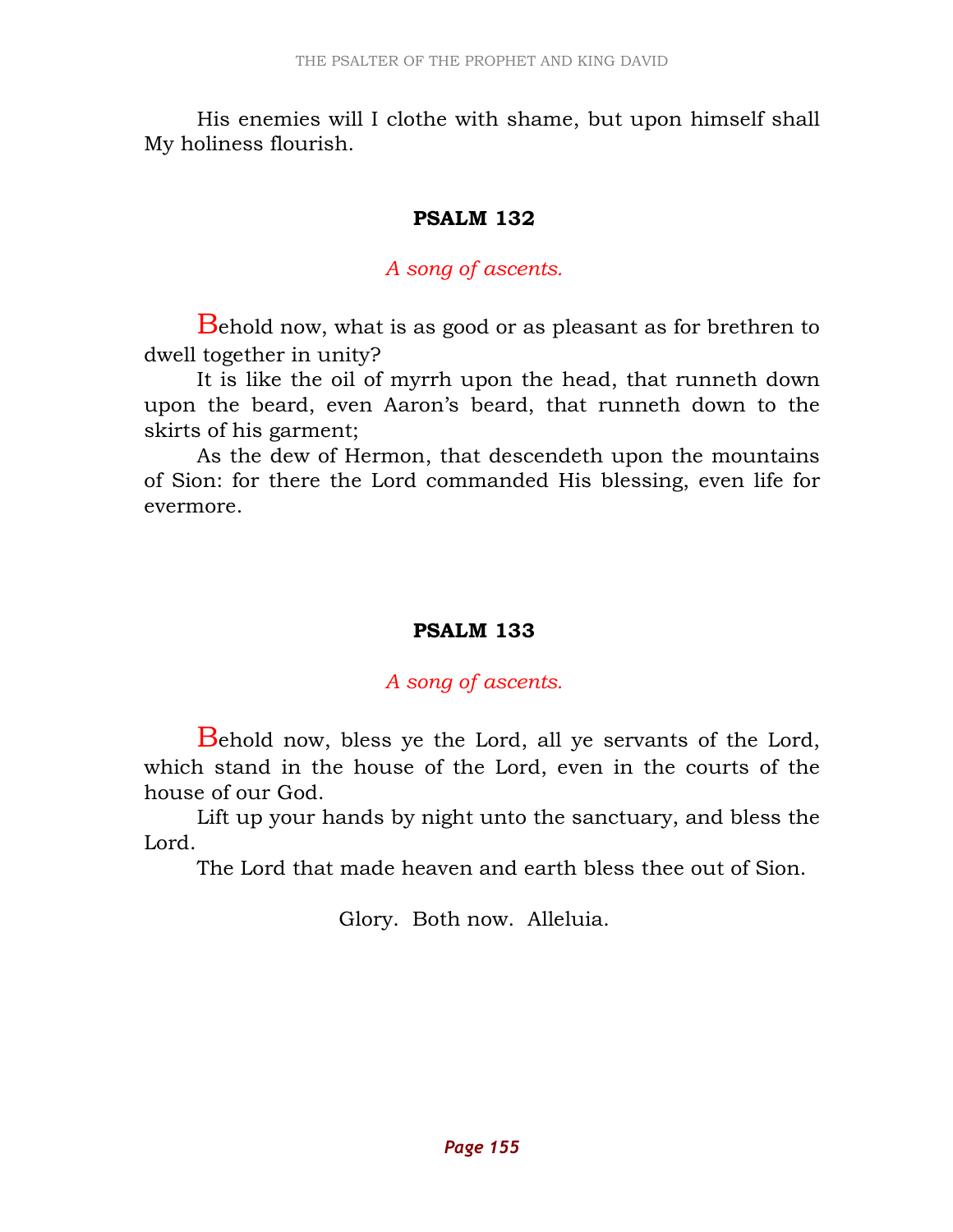His enemies will I clothe with shame, but upon himself shall My holiness flourish.

## PSALM 132

*A song of ascents.*

Behold now, what is as good or as pleasant as for brethren to dwell together in unity?

It is like the oil of myrrh upon the head, that runneth down upon the beard, even Aaron's beard, that runneth down to the skirts of his garment;

As the dew of Hermon, that descendeth upon the mountains of Sion: for there the Lord commanded His blessing, even life for evermore.

## PSALM 133

*A song of ascents.*

Behold now, bless ye the Lord, all ye servants of the Lord, which stand in the house of the Lord, even in the courts of the house of our God.

Lift up your hands by night unto the sanctuary, and bless the Lord.

The Lord that made heaven and earth bless thee out of Sion.

Glory. Both now. Alleluia.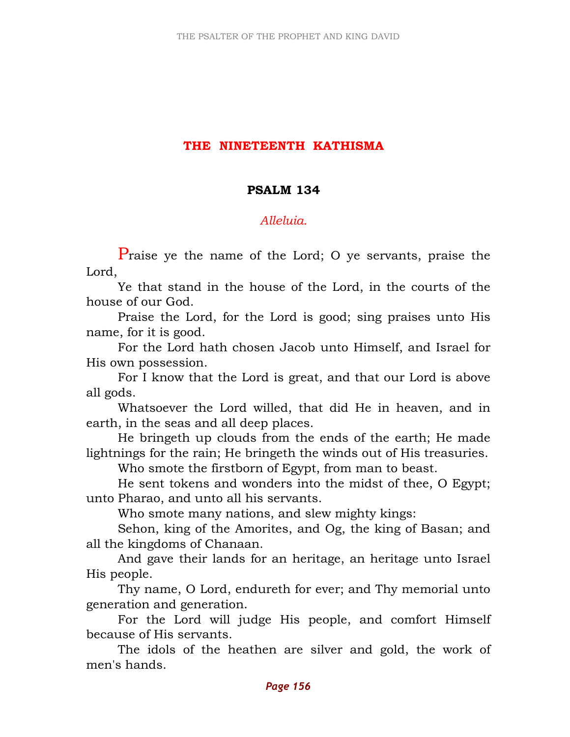# THE NINETEENTH KATHISMA

## PSALM 134

*Alleluia.*

Praise ye the name of the Lord; O ye servants, praise the Lord,

Ye that stand in the house of the Lord, in the courts of the house of our God.

Praise the Lord, for the Lord is good; sing praises unto His name, for it is good.

For the Lord hath chosen Jacob unto Himself, and Israel for His own possession.

For I know that the Lord is great, and that our Lord is above all gods.

Whatsoever the Lord willed, that did He in heaven, and in earth, in the seas and all deep places.

He bringeth up clouds from the ends of the earth; He made lightnings for the rain; He bringeth the winds out of His treasuries.

Who smote the firstborn of Egypt, from man to beast.

He sent tokens and wonders into the midst of thee, O Egypt; unto Pharao, and unto all his servants.

Who smote many nations, and slew mighty kings:

Sehon, king of the Amorites, and Og, the king of Basan; and all the kingdoms of Chanaan.

And gave their lands for an heritage, an heritage unto Israel His people.

Thy name, O Lord, endureth for ever; and Thy memorial unto generation and generation.

For the Lord will judge His people, and comfort Himself because of His servants.

The idols of the heathen are silver and gold, the work of men's hands.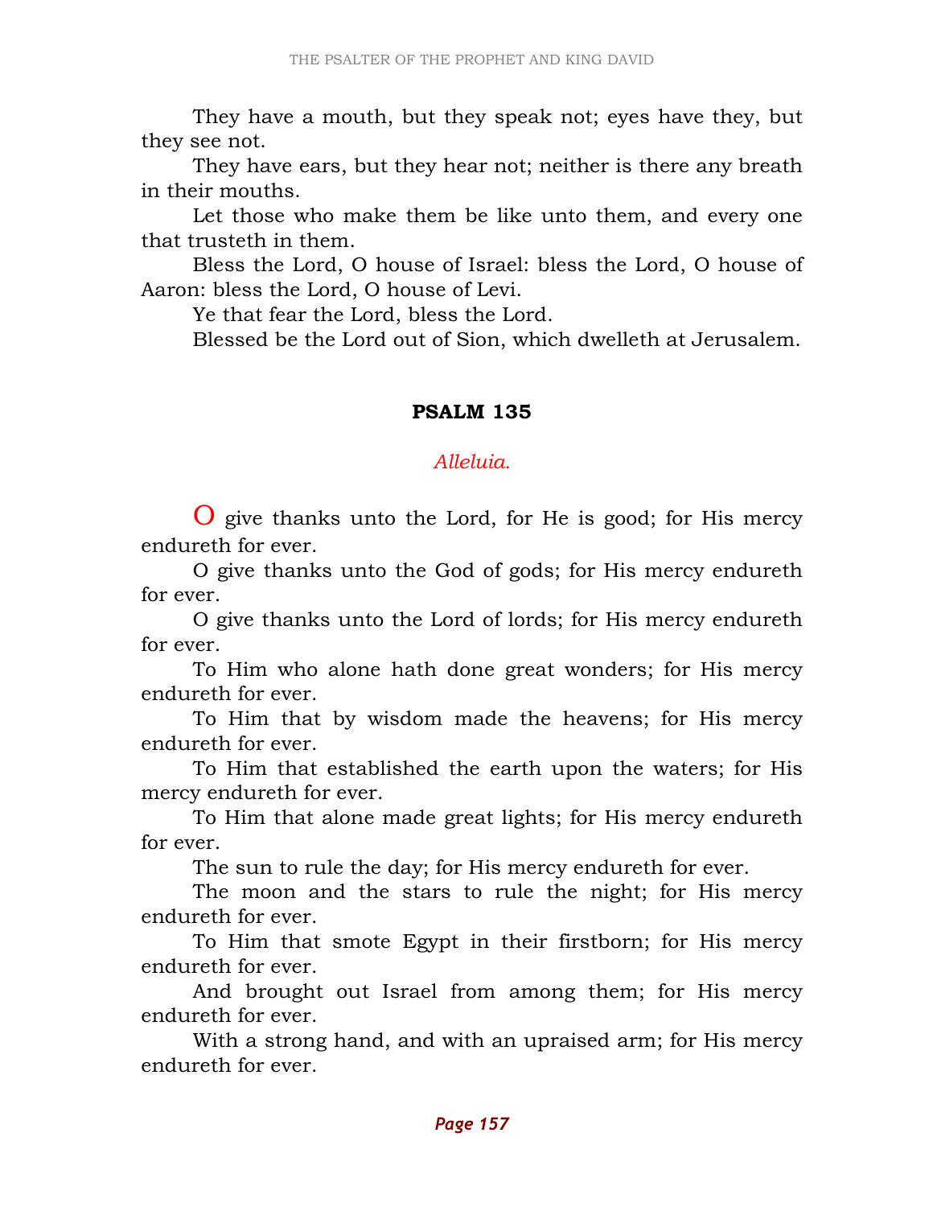They have a mouth, but they speak not; eyes have they, but they see not.

They have ears, but they hear not; neither is there any breath in their mouths.

Let those who make them be like unto them, and every one that trusteth in them.

Bless the Lord, O house of Israel: bless the Lord, O house of Aaron: bless the Lord, O house of Levi.

Ye that fear the Lord, bless the Lord.

Blessed be the Lord out of Sion, which dwelleth at Jerusalem.

## PSALM 135

*Alleluia.*

O give thanks unto the Lord, for He is good; for His mercy endureth for ever.

O give thanks unto the God of gods; for His mercy endureth for ever.

O give thanks unto the Lord of lords; for His mercy endureth for ever.

To Him who alone hath done great wonders; for His mercy endureth for ever.

To Him that by wisdom made the heavens; for His mercy endureth for ever.

To Him that established the earth upon the waters; for His mercy endureth for ever.

To Him that alone made great lights; for His mercy endureth for ever.

The sun to rule the day; for His mercy endureth for ever.

The moon and the stars to rule the night; for His mercy endureth for ever.

To Him that smote Egypt in their firstborn; for His mercy endureth for ever.

And brought out Israel from among them; for His mercy endureth for ever.

With a strong hand, and with an upraised arm; for His mercy endureth for ever.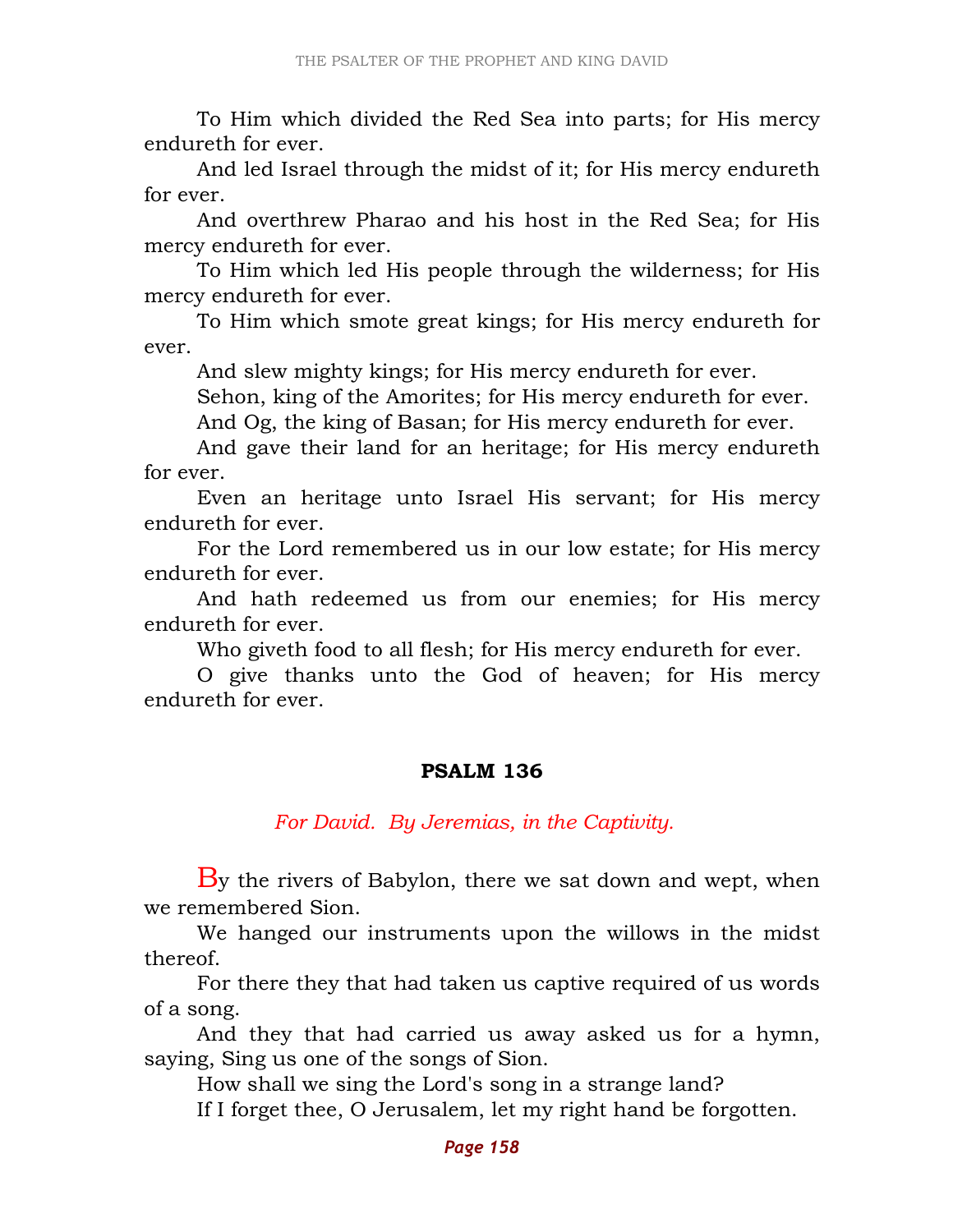To Him which divided the Red Sea into parts; for His mercy endureth for ever.

And led Israel through the midst of it; for His mercy endureth for ever.

And overthrew Pharao and his host in the Red Sea; for His mercy endureth for ever.

To Him which led His people through the wilderness; for His mercy endureth for ever.

To Him which smote great kings; for His mercy endureth for ever.

And slew mighty kings; for His mercy endureth for ever.

Sehon, king of the Amorites; for His mercy endureth for ever.

And Og, the king of Basan; for His mercy endureth for ever.

And gave their land for an heritage; for His mercy endureth for ever.

Even an heritage unto Israel His servant; for His mercy endureth for ever.

For the Lord remembered us in our low estate; for His mercy endureth for ever.

And hath redeemed us from our enemies; for His mercy endureth for ever.

Who giveth food to all flesh; for His mercy endureth for ever.

O give thanks unto the God of heaven; for His mercy endureth for ever.

## PSALM 136

*For David. By Jeremias, in the Captivity.*

By the rivers of Babylon, there we sat down and wept, when we remembered Sion.

We hanged our instruments upon the willows in the midst thereof.

For there they that had taken us captive required of us words of a song.

And they that had carried us away asked us for a hymn, saying, Sing us one of the songs of Sion.

How shall we sing the Lord's song in a strange land?

If I forget thee, O Jerusalem, let my right hand be forgotten.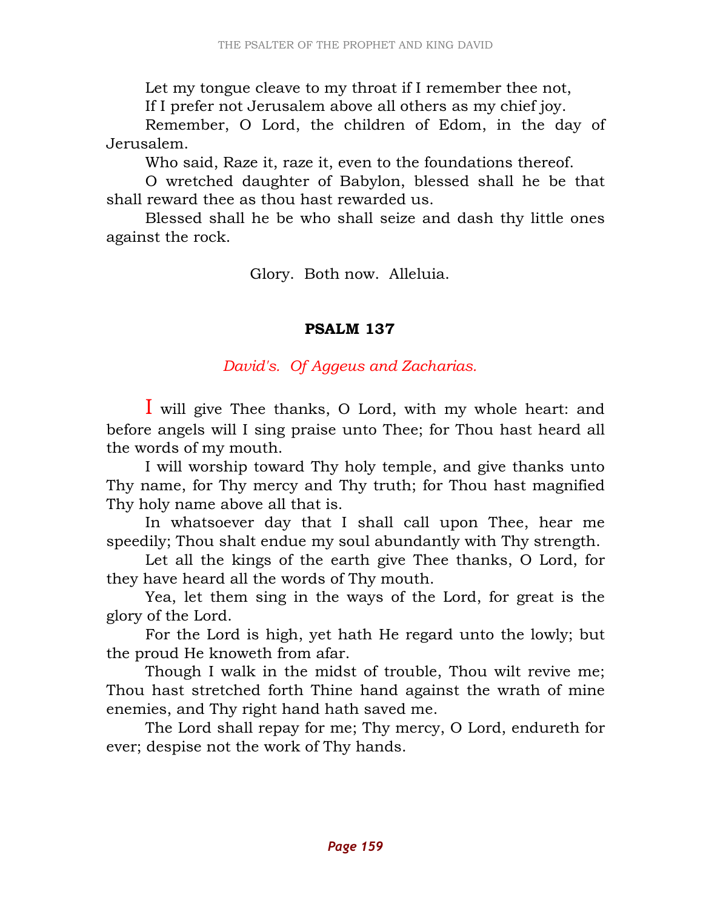Let my tongue cleave to my throat if I remember thee not,

If I prefer not Jerusalem above all others as my chief joy.

Remember, O Lord, the children of Edom, in the day of Jerusalem.

Who said, Raze it, raze it, even to the foundations thereof.

O wretched daughter of Babylon, blessed shall he be that shall reward thee as thou hast rewarded us.

Blessed shall he be who shall seize and dash thy little ones against the rock.

Glory. Both now. Alleluia.

## PSALM 137

*David's. Of Aggeus and Zacharias.*

I will give Thee thanks, O Lord, with my whole heart: and before angels will I sing praise unto Thee; for Thou hast heard all the words of my mouth.

I will worship toward Thy holy temple, and give thanks unto Thy name, for Thy mercy and Thy truth; for Thou hast magnified Thy holy name above all that is.

In whatsoever day that I shall call upon Thee, hear me speedily; Thou shalt endue my soul abundantly with Thy strength.

Let all the kings of the earth give Thee thanks, O Lord, for they have heard all the words of Thy mouth.

Yea, let them sing in the ways of the Lord, for great is the glory of the Lord.

For the Lord is high, yet hath He regard unto the lowly; but the proud He knoweth from afar.

Though I walk in the midst of trouble, Thou wilt revive me; Thou hast stretched forth Thine hand against the wrath of mine enemies, and Thy right hand hath saved me.

The Lord shall repay for me; Thy mercy, O Lord, endureth for ever; despise not the work of Thy hands.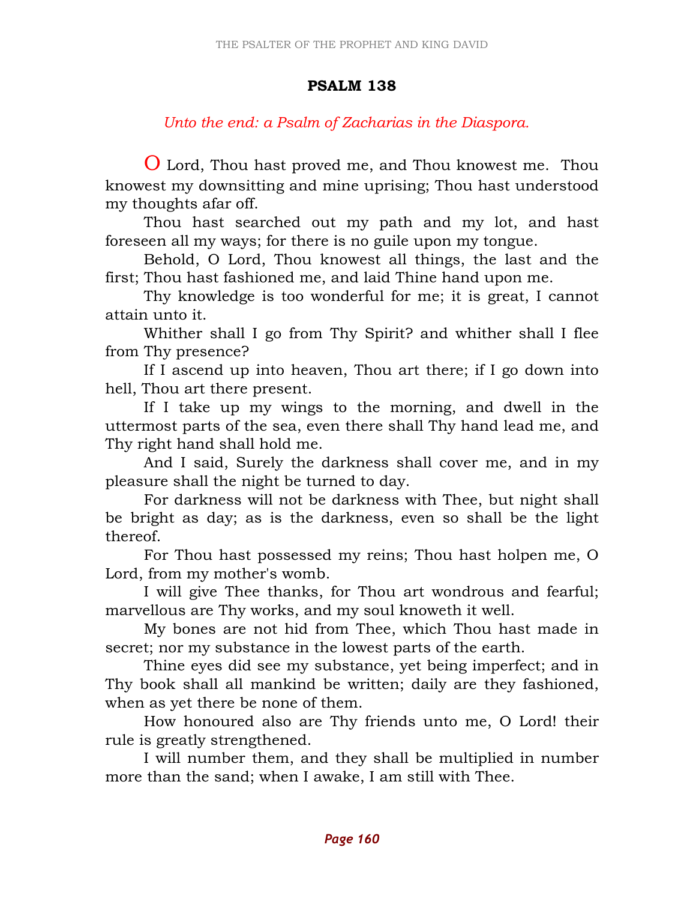## PSALM 138

*Unto the end: a Psalm of Zacharias in the Diaspora.*

O Lord, Thou hast proved me, and Thou knowest me. Thou knowest my downsitting and mine uprising; Thou hast understood my thoughts afar off.

Thou hast searched out my path and my lot, and hast foreseen all my ways; for there is no guile upon my tongue.

Behold, O Lord, Thou knowest all things, the last and the first; Thou hast fashioned me, and laid Thine hand upon me.

Thy knowledge is too wonderful for me; it is great, I cannot attain unto it.

Whither shall I go from Thy Spirit? and whither shall I flee from Thy presence?

If I ascend up into heaven, Thou art there; if I go down into hell, Thou art there present.

If I take up my wings to the morning, and dwell in the uttermost parts of the sea, even there shall Thy hand lead me, and Thy right hand shall hold me.

And I said, Surely the darkness shall cover me, and in my pleasure shall the night be turned to day.

For darkness will not be darkness with Thee, but night shall be bright as day; as is the darkness, even so shall be the light thereof.

For Thou hast possessed my reins; Thou hast holpen me, O Lord, from my mother's womb.

I will give Thee thanks, for Thou art wondrous and fearful; marvellous are Thy works, and my soul knoweth it well.

My bones are not hid from Thee, which Thou hast made in secret; nor my substance in the lowest parts of the earth.

Thine eyes did see my substance, yet being imperfect; and in Thy book shall all mankind be written; daily are they fashioned, when as yet there be none of them.

How honoured also are Thy friends unto me, O Lord! their rule is greatly strengthened.

I will number them, and they shall be multiplied in number more than the sand; when I awake, I am still with Thee.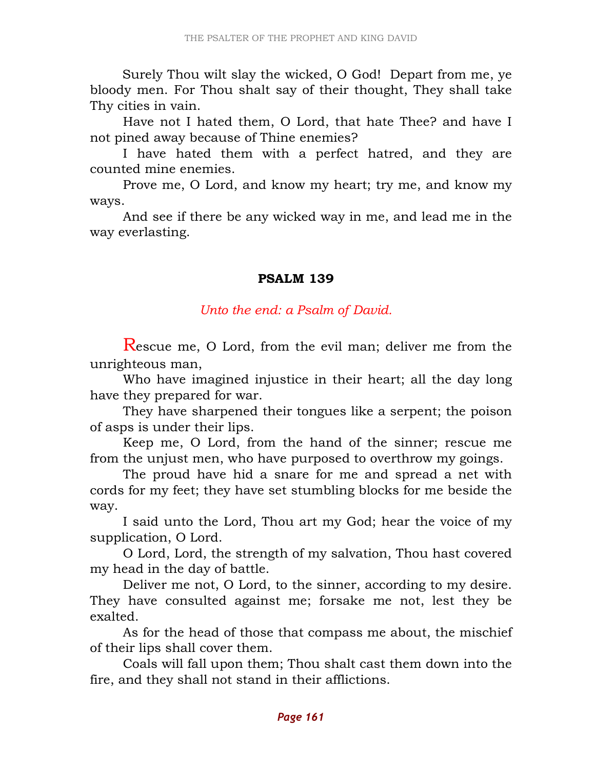Surely Thou wilt slay the wicked, O God! Depart from me, ye bloody men. For Thou shalt say of their thought, They shall take Thy cities in vain.

Have not I hated them, O Lord, that hate Thee? and have I not pined away because of Thine enemies?

I have hated them with a perfect hatred, and they are counted mine enemies.

Prove me, O Lord, and know my heart; try me, and know my ways.

And see if there be any wicked way in me, and lead me in the way everlasting.

## PSALM 139

*Unto the end: a Psalm of David.*

Rescue me, O Lord, from the evil man; deliver me from the unrighteous man,

Who have imagined injustice in their heart; all the day long have they prepared for war.

They have sharpened their tongues like a serpent; the poison of asps is under their lips.

Keep me, O Lord, from the hand of the sinner; rescue me from the unjust men, who have purposed to overthrow my goings.

The proud have hid a snare for me and spread a net with cords for my feet; they have set stumbling blocks for me beside the way.

I said unto the Lord, Thou art my God; hear the voice of my supplication, O Lord.

O Lord, Lord, the strength of my salvation, Thou hast covered my head in the day of battle.

Deliver me not, O Lord, to the sinner, according to my desire. They have consulted against me; forsake me not, lest they be exalted.

As for the head of those that compass me about, the mischief of their lips shall cover them.

Coals will fall upon them; Thou shalt cast them down into the fire, and they shall not stand in their afflictions.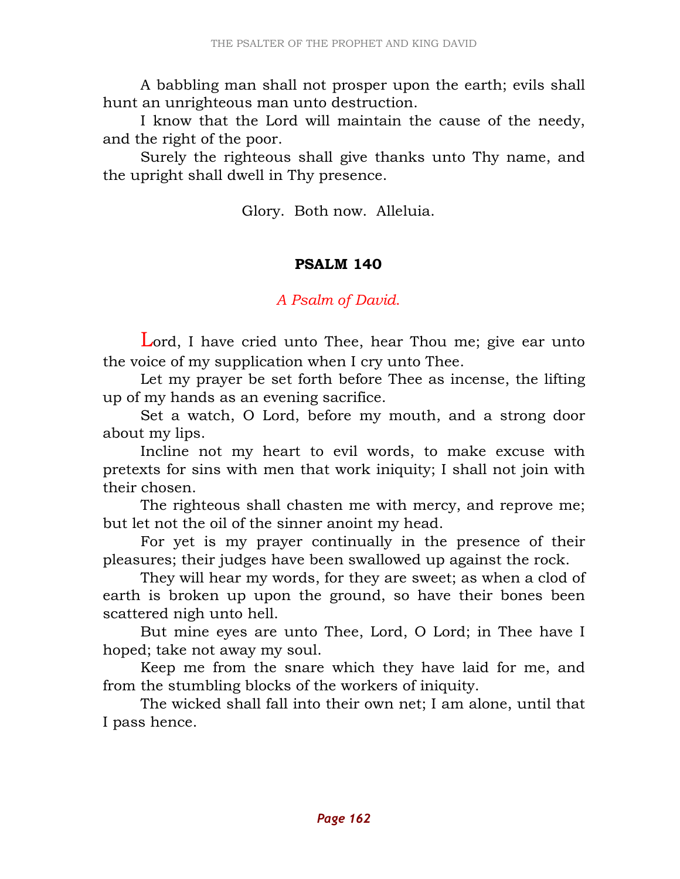A babbling man shall not prosper upon the earth; evils shall hunt an unrighteous man unto destruction.

I know that the Lord will maintain the cause of the needy, and the right of the poor.

Surely the righteous shall give thanks unto Thy name, and the upright shall dwell in Thy presence.

Glory. Both now. Alleluia.

## PSALM 140

*A Psalm of David.*

Lord, I have cried unto Thee, hear Thou me; give ear unto the voice of my supplication when I cry unto Thee.

Let my prayer be set forth before Thee as incense, the lifting up of my hands as an evening sacrifice.

Set a watch, O Lord, before my mouth, and a strong door about my lips.

Incline not my heart to evil words, to make excuse with pretexts for sins with men that work iniquity; I shall not join with their chosen.

The righteous shall chasten me with mercy, and reprove me; but let not the oil of the sinner anoint my head.

For yet is my prayer continually in the presence of their pleasures; their judges have been swallowed up against the rock.

They will hear my words, for they are sweet; as when a clod of earth is broken up upon the ground, so have their bones been scattered nigh unto hell.

But mine eyes are unto Thee, Lord, O Lord; in Thee have I hoped; take not away my soul.

Keep me from the snare which they have laid for me, and from the stumbling blocks of the workers of iniquity.

The wicked shall fall into their own net; I am alone, until that I pass hence.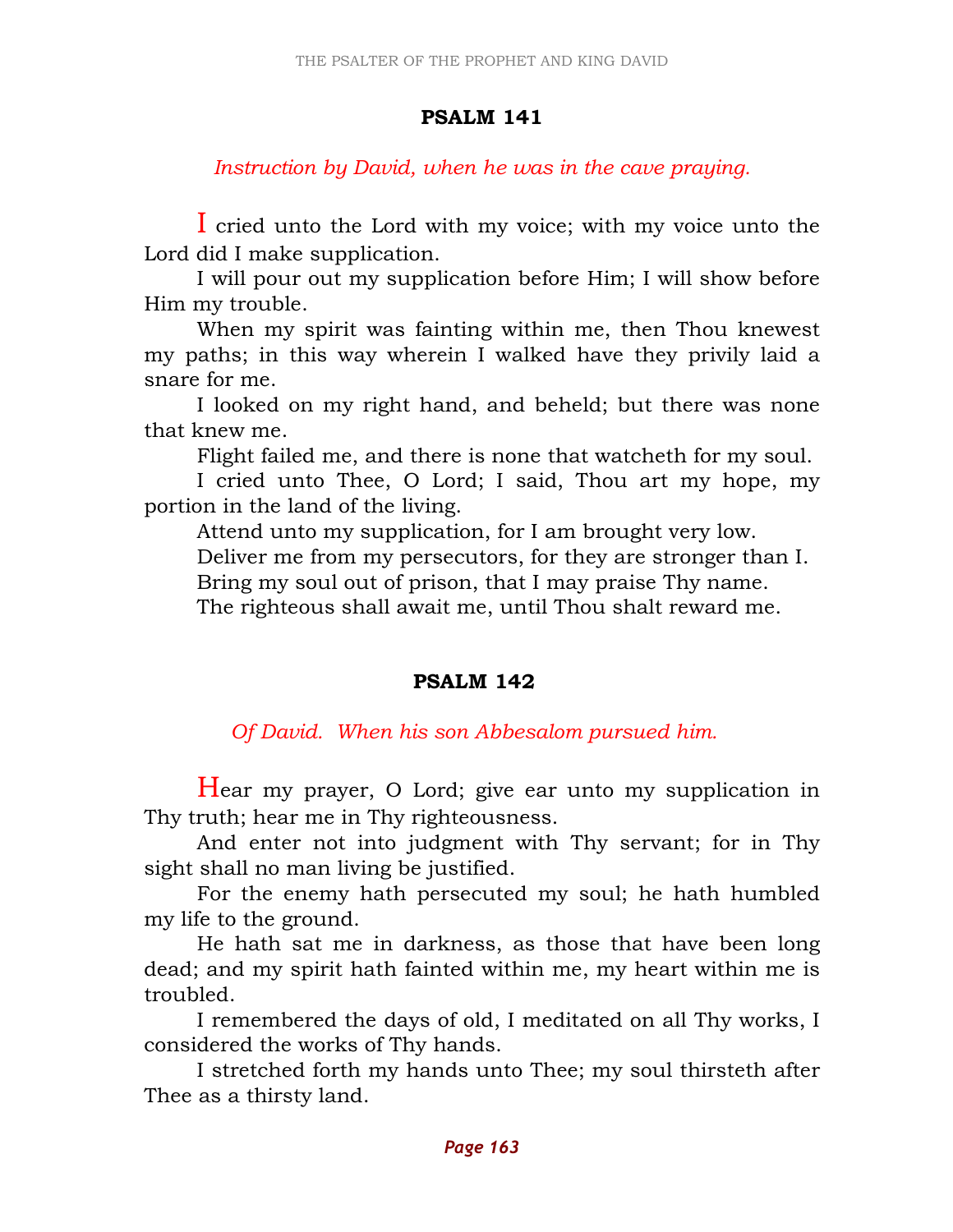## PSALM 141

*Instruction by David, when he was in the cave praying.*

I cried unto the Lord with my voice; with my voice unto the Lord did I make supplication.

I will pour out my supplication before Him; I will show before Him my trouble.

When my spirit was fainting within me, then Thou knewest my paths; in this way wherein I walked have they privily laid a snare for me.

I looked on my right hand, and beheld; but there was none that knew me.

Flight failed me, and there is none that watcheth for my soul.

I cried unto Thee, O Lord; I said, Thou art my hope, my portion in the land of the living.

Attend unto my supplication, for I am brought very low.

Deliver me from my persecutors, for they are stronger than I.

Bring my soul out of prison, that I may praise Thy name.

The righteous shall await me, until Thou shalt reward me.

## PSALM 142

*Of David. When his son Abbesalom pursued him.*

Hear my prayer, O Lord; give ear unto my supplication in Thy truth; hear me in Thy righteousness.

And enter not into judgment with Thy servant; for in Thy sight shall no man living be justified.

For the enemy hath persecuted my soul; he hath humbled my life to the ground.

He hath sat me in darkness, as those that have been long dead; and my spirit hath fainted within me, my heart within me is troubled.

I remembered the days of old, I meditated on all Thy works, I considered the works of Thy hands.

I stretched forth my hands unto Thee; my soul thirsteth after Thee as a thirsty land.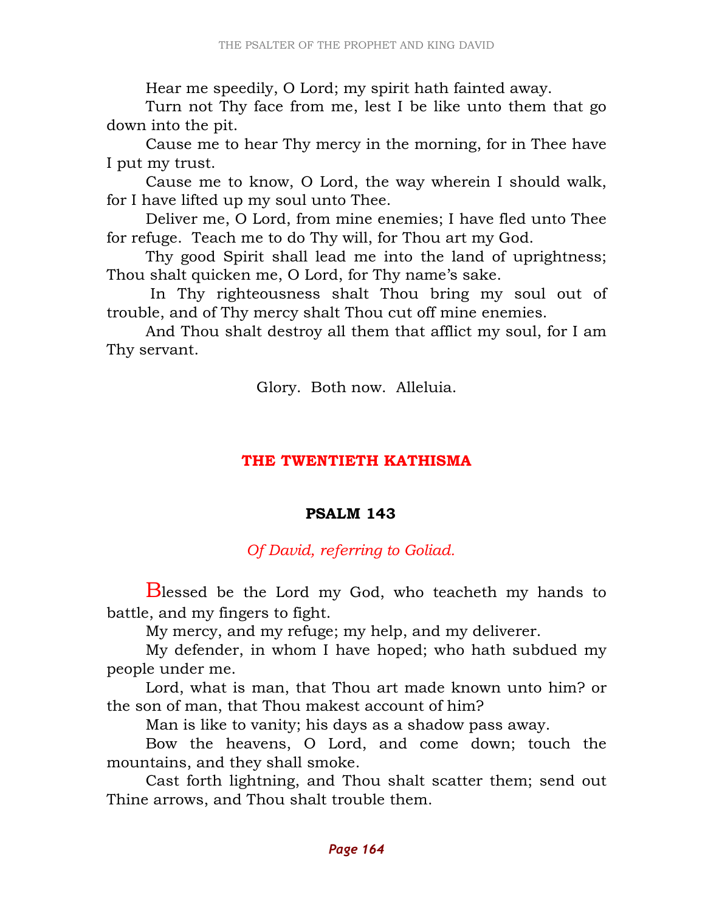Hear me speedily, O Lord; my spirit hath fainted away.

Turn not Thy face from me, lest I be like unto them that go down into the pit.

Cause me to hear Thy mercy in the morning, for in Thee have I put my trust.

Cause me to know, O Lord, the way wherein I should walk, for I have lifted up my soul unto Thee.

Deliver me, O Lord, from mine enemies; I have fled unto Thee for refuge. Teach me to do Thy will, for Thou art my God.

Thy good Spirit shall lead me into the land of uprightness; Thou shalt quicken me, O Lord, for Thy name's sake.

In Thy righteousness shalt Thou bring my soul out of trouble, and of Thy mercy shalt Thou cut off mine enemies.

And Thou shalt destroy all them that afflict my soul, for I am Thy servant.

Glory. Both now. Alleluia.

## THE TWENTIETH KATHISMA

### PSALM 143

*Of David, referring to Goliad.*

Blessed be the Lord my God, who teacheth my hands to battle, and my fingers to fight.

My mercy, and my refuge; my help, and my deliverer.

My defender, in whom I have hoped; who hath subdued my people under me.

Lord, what is man, that Thou art made known unto him? or the son of man, that Thou makest account of him?

Man is like to vanity; his days as a shadow pass away.

Bow the heavens, O Lord, and come down; touch the mountains, and they shall smoke.

Cast forth lightning, and Thou shalt scatter them; send out Thine arrows, and Thou shalt trouble them.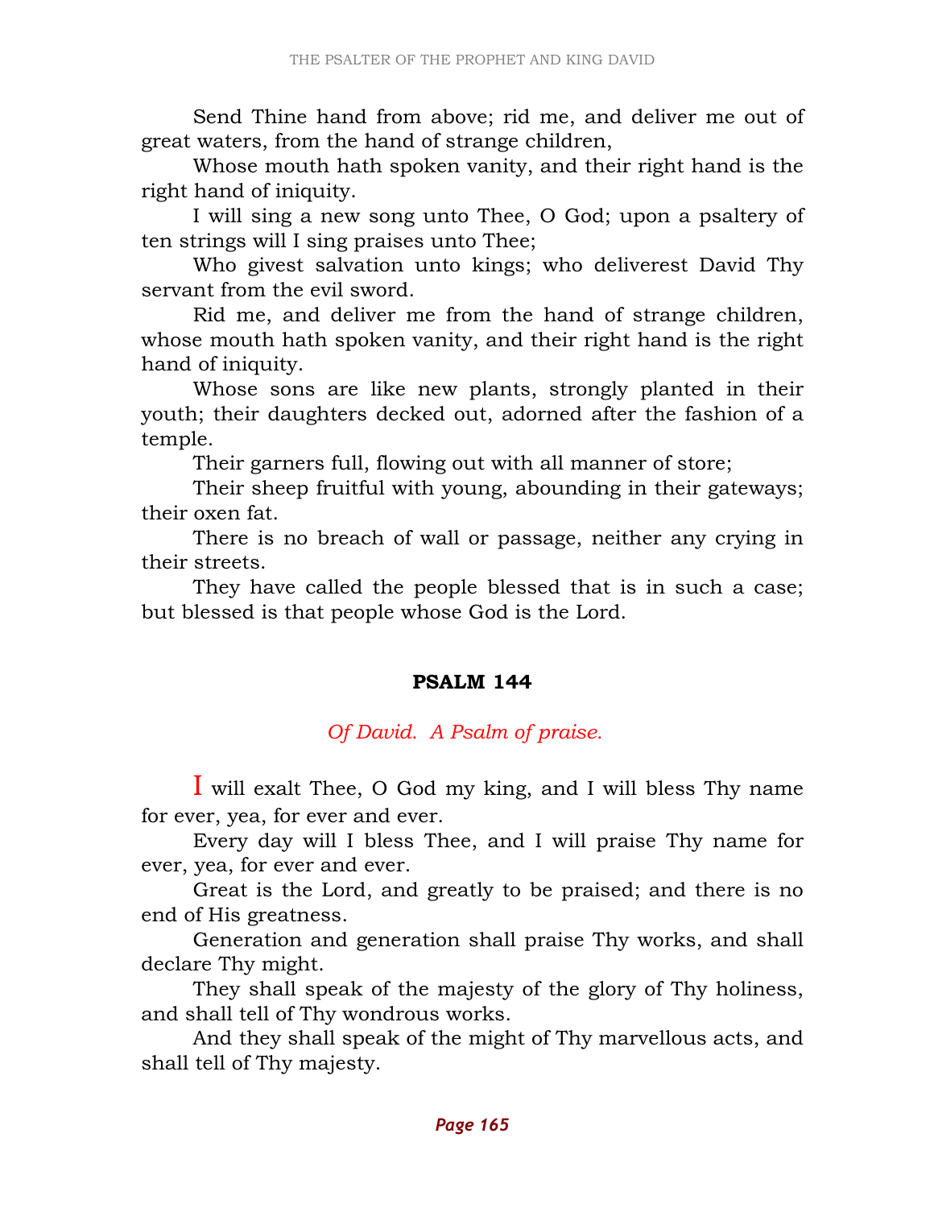Send Thine hand from above; rid me, and deliver me out of great waters, from the hand of strange children,

Whose mouth hath spoken vanity, and their right hand is the right hand of iniquity.

I will sing a new song unto Thee, O God; upon a psaltery of ten strings will I sing praises unto Thee;

Who givest salvation unto kings; who deliverest David Thy servant from the evil sword.

Rid me, and deliver me from the hand of strange children, whose mouth hath spoken vanity, and their right hand is the right hand of iniquity.

Whose sons are like new plants, strongly planted in their youth; their daughters decked out, adorned after the fashion of a temple.

Their garners full, flowing out with all manner of store;

Their sheep fruitful with young, abounding in their gateways; their oxen fat.

There is no breach of wall or passage, neither any crying in their streets.

They have called the people blessed that is in such a case; but blessed is that people whose God is the Lord.

## PSALM 144

*Of David. A Psalm of praise.*

I will exalt Thee, O God my king, and I will bless Thy name for ever, yea, for ever and ever.

Every day will I bless Thee, and I will praise Thy name for ever, yea, for ever and ever.

Great is the Lord, and greatly to be praised; and there is no end of His greatness.

Generation and generation shall praise Thy works, and shall declare Thy might.

They shall speak of the majesty of the glory of Thy holiness, and shall tell of Thy wondrous works.

And they shall speak of the might of Thy marvellous acts, and shall tell of Thy majesty.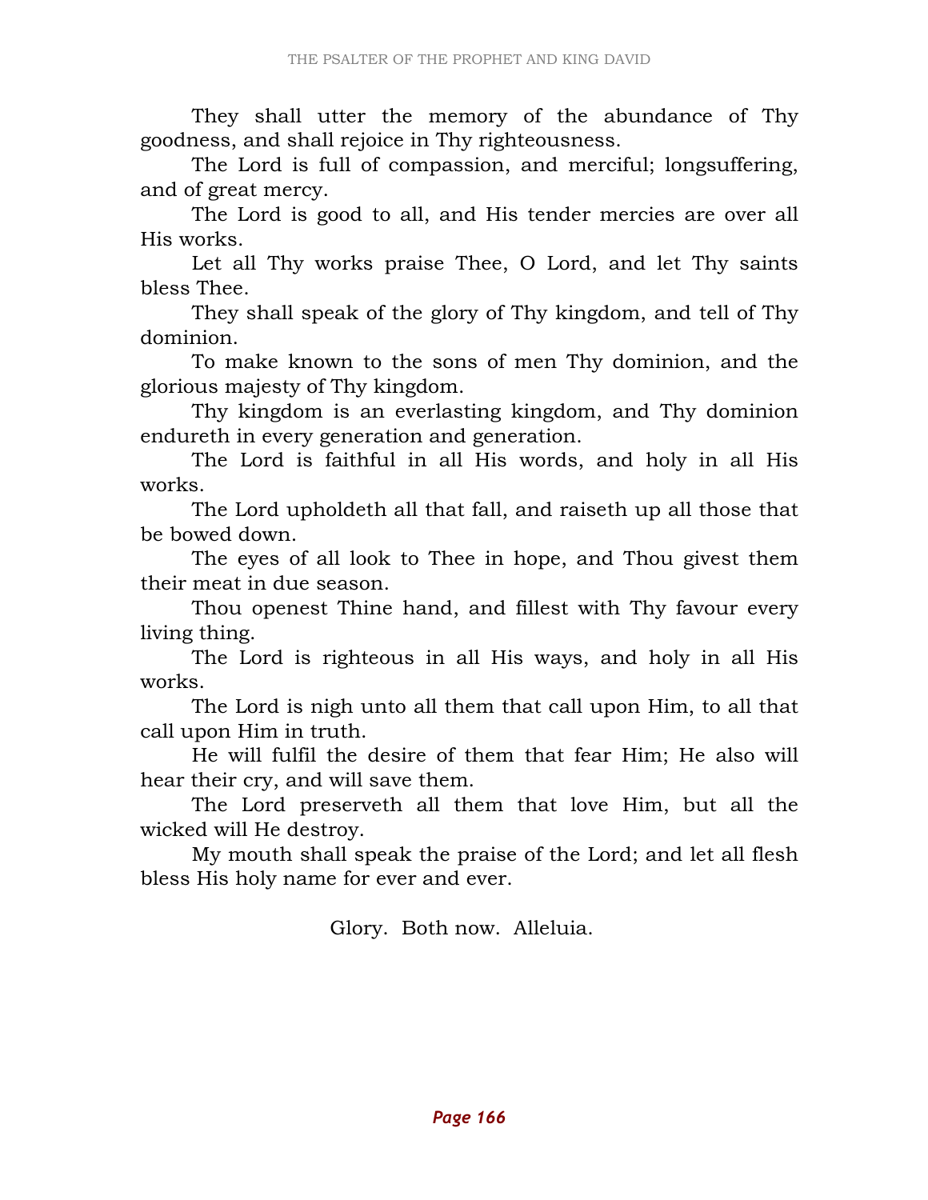They shall utter the memory of the abundance of Thy goodness, and shall rejoice in Thy righteousness.

The Lord is full of compassion, and merciful; longsuffering, and of great mercy.

The Lord is good to all, and His tender mercies are over all His works.

Let all Thy works praise Thee, O Lord, and let Thy saints bless Thee.

They shall speak of the glory of Thy kingdom, and tell of Thy dominion.

To make known to the sons of men Thy dominion, and the glorious majesty of Thy kingdom.

Thy kingdom is an everlasting kingdom, and Thy dominion endureth in every generation and generation.

The Lord is faithful in all His words, and holy in all His works.

The Lord upholdeth all that fall, and raiseth up all those that be bowed down.

The eyes of all look to Thee in hope, and Thou givest them their meat in due season.

Thou openest Thine hand, and fillest with Thy favour every living thing.

The Lord is righteous in all His ways, and holy in all His works.

The Lord is nigh unto all them that call upon Him, to all that call upon Him in truth.

He will fulfil the desire of them that fear Him; He also will hear their cry, and will save them.

The Lord preserveth all them that love Him, but all the wicked will He destroy.

My mouth shall speak the praise of the Lord; and let all flesh bless His holy name for ever and ever.

Glory. Both now. Alleluia.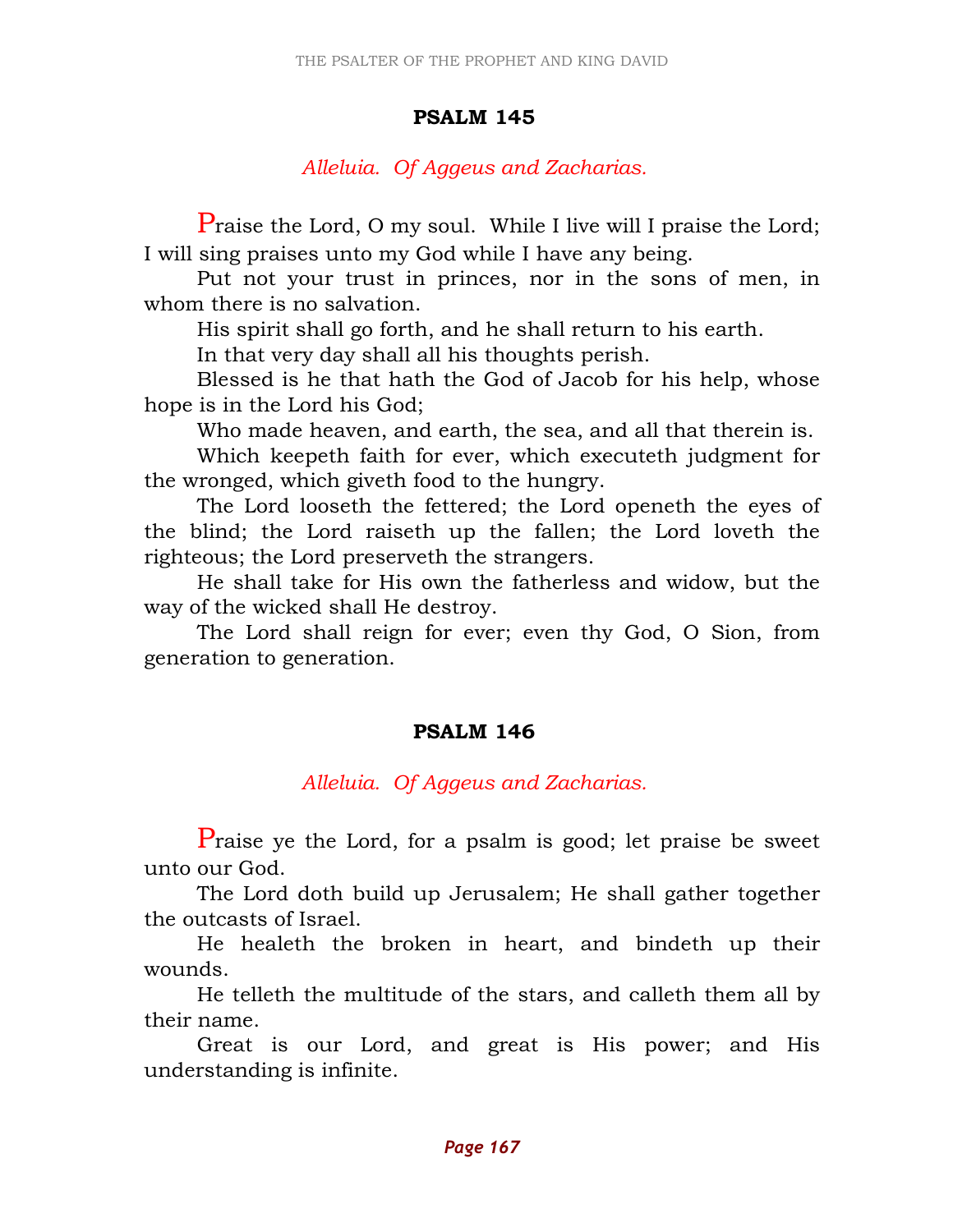## PSALM 145

*Alleluia. Of Aggeus and Zacharias.*

Praise the Lord, O my soul. While I live will I praise the Lord; I will sing praises unto my God while I have any being.

Put not your trust in princes, nor in the sons of men, in whom there is no salvation.

His spirit shall go forth, and he shall return to his earth.

In that very day shall all his thoughts perish.

Blessed is he that hath the God of Jacob for his help, whose hope is in the Lord his God;

Who made heaven, and earth, the sea, and all that therein is.

Which keepeth faith for ever, which executeth judgment for the wronged, which giveth food to the hungry.

The Lord looseth the fettered; the Lord openeth the eyes of the blind; the Lord raiseth up the fallen; the Lord loveth the righteous; the Lord preserveth the strangers.

He shall take for His own the fatherless and widow, but the way of the wicked shall He destroy.

The Lord shall reign for ever; even thy God, O Sion, from generation to generation.

## PSALM 146

*Alleluia. Of Aggeus and Zacharias.*

Praise ye the Lord, for a psalm is good; let praise be sweet unto our God.

The Lord doth build up Jerusalem; He shall gather together the outcasts of Israel.

He healeth the broken in heart, and bindeth up their wounds.

He telleth the multitude of the stars, and calleth them all by their name.

Great is our Lord, and great is His power; and His understanding is infinite.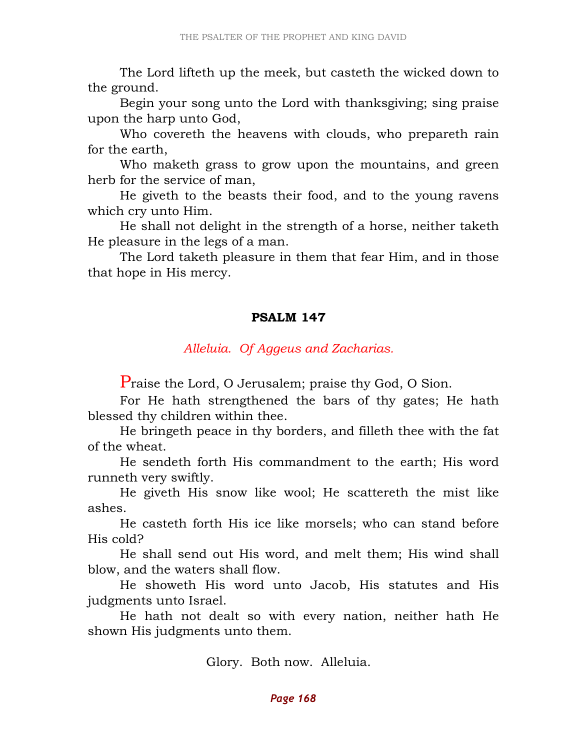The Lord lifteth up the meek, but casteth the wicked down to the ground.

Begin your song unto the Lord with thanksgiving; sing praise upon the harp unto God,

Who covereth the heavens with clouds, who prepareth rain for the earth,

Who maketh grass to grow upon the mountains, and green herb for the service of man,

He giveth to the beasts their food, and to the young ravens which cry unto Him.

He shall not delight in the strength of a horse, neither taketh He pleasure in the legs of a man.

The Lord taketh pleasure in them that fear Him, and in those that hope in His mercy.

## PSALM 147

*Alleluia. Of Aggeus and Zacharias.*

Praise the Lord, O Jerusalem; praise thy God, O Sion.

For He hath strengthened the bars of thy gates; He hath blessed thy children within thee.

He bringeth peace in thy borders, and filleth thee with the fat of the wheat.

He sendeth forth His commandment to the earth; His word runneth very swiftly.

He giveth His snow like wool; He scattereth the mist like ashes.

He casteth forth His ice like morsels; who can stand before His cold?

He shall send out His word, and melt them; His wind shall blow, and the waters shall flow.

He showeth His word unto Jacob, His statutes and His judgments unto Israel.

He hath not dealt so with every nation, neither hath He shown His judgments unto them.

Glory. Both now. Alleluia.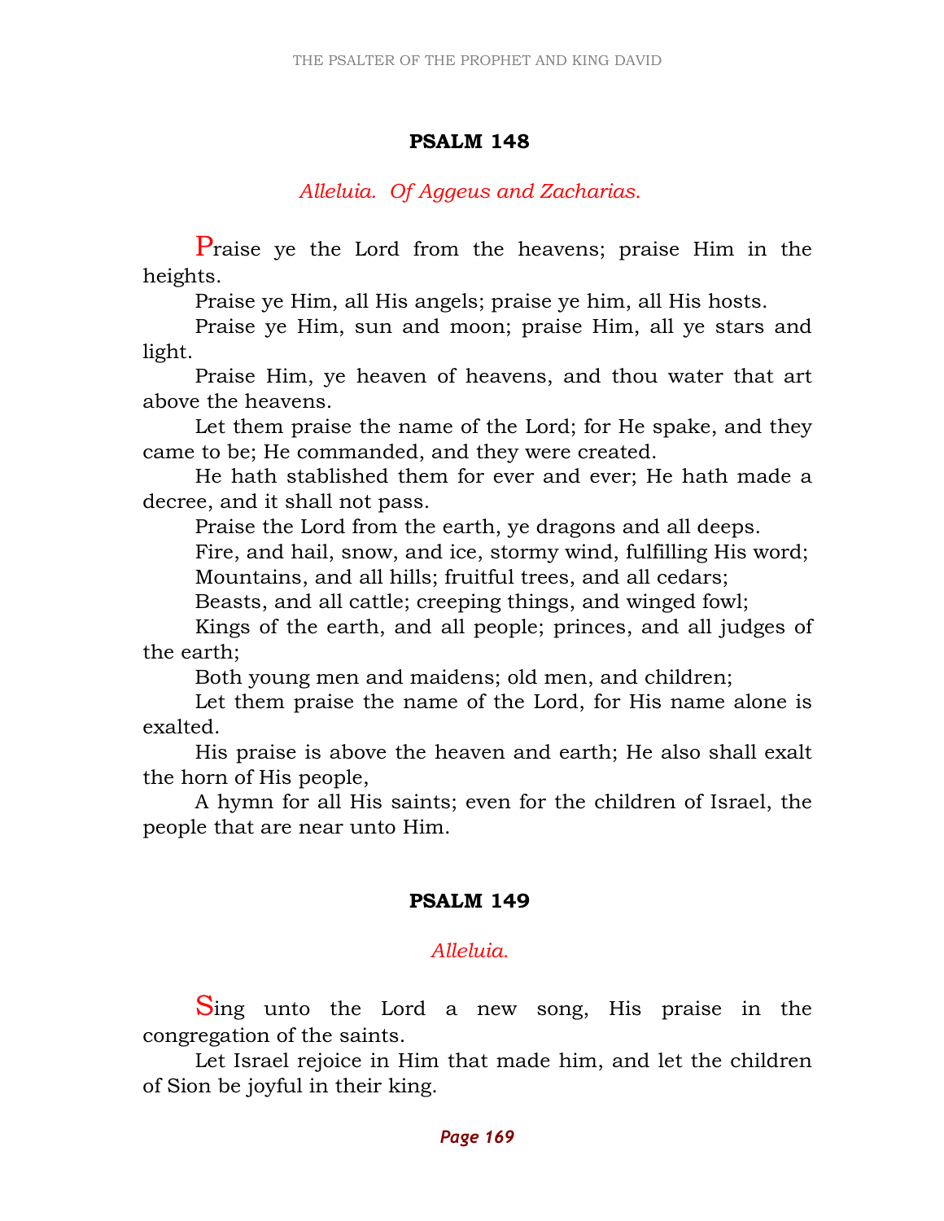## PSALM 148

*Alleluia. Of Aggeus and Zacharias.*

Praise ye the Lord from the heavens; praise Him in the heights.

Praise ye Him, all His angels; praise ye him, all His hosts.

Praise ye Him, sun and moon; praise Him, all ye stars and light.

Praise Him, ye heaven of heavens, and thou water that art above the heavens.

Let them praise the name of the Lord; for He spake, and they came to be; He commanded, and they were created.

He hath stablished them for ever and ever; He hath made a decree, and it shall not pass.

Praise the Lord from the earth, ye dragons and all deeps.

Fire, and hail, snow, and ice, stormy wind, fulfilling His word;

Mountains, and all hills; fruitful trees, and all cedars;

Beasts, and all cattle; creeping things, and winged fowl;

Kings of the earth, and all people; princes, and all judges of the earth;

Both young men and maidens; old men, and children;

Let them praise the name of the Lord, for His name alone is exalted.

His praise is above the heaven and earth; He also shall exalt the horn of His people,

A hymn for all His saints; even for the children of Israel, the people that are near unto Him.

## PSALM 149

*Alleluia.*

Sing unto the Lord a new song, His praise in the congregation of the saints.

Let Israel rejoice in Him that made him, and let the children of Sion be joyful in their king.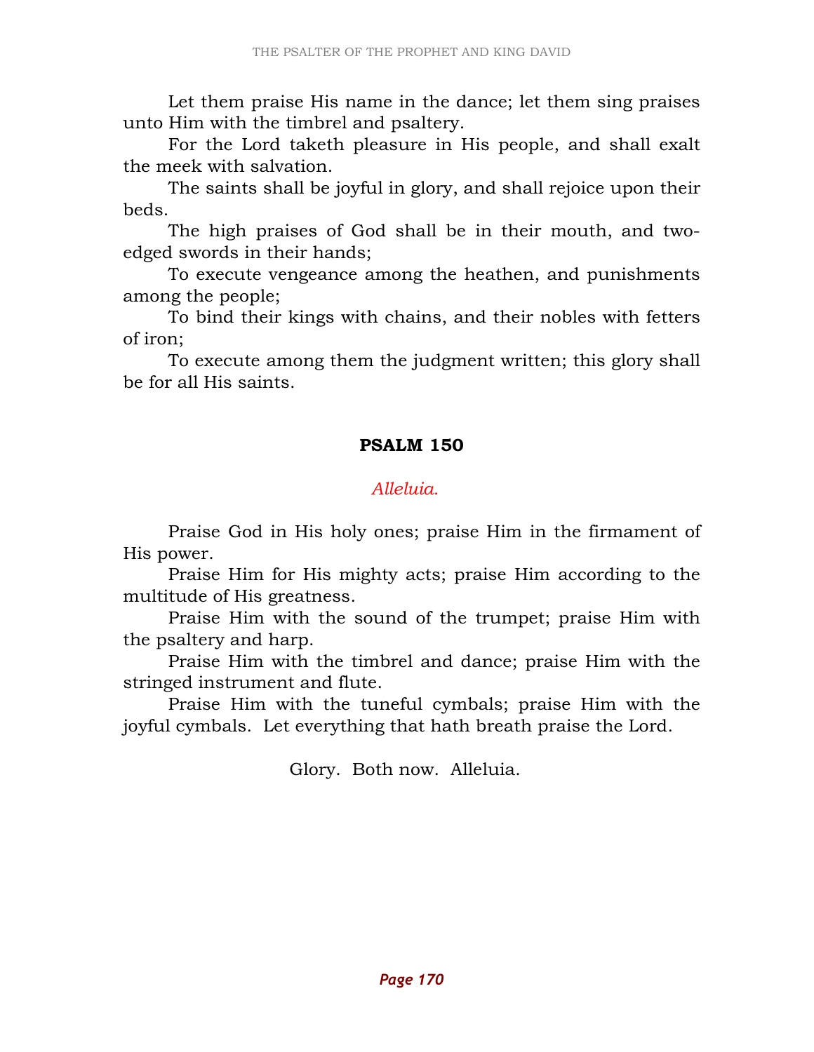Let them praise His name in the dance; let them sing praises unto Him with the timbrel and psaltery.

For the Lord taketh pleasure in His people, and shall exalt the meek with salvation.

The saints shall be joyful in glory, and shall rejoice upon their beds.

The high praises of God shall be in their mouth, and two-edged swords in their hands;

To execute vengeance among the heathen, and punishments among the people;

To bind their kings with chains, and their nobles with fetters of iron;

To execute among them the judgment written; this glory shall be for all His saints.

## PSALM 150

*Alleluia.*

Praise God in His holy ones; praise Him in the firmament of His power.

Praise Him for His mighty acts; praise Him according to the multitude of His greatness.

Praise Him with the sound of the trumpet; praise Him with the psaltery and harp.

Praise Him with the timbrel and dance; praise Him with the stringed instrument and flute.

Praise Him with the tuneful cymbals; praise Him with the joyful cymbals. Let everything that hath breath praise the Lord.

Glory. Both now. Alleluia.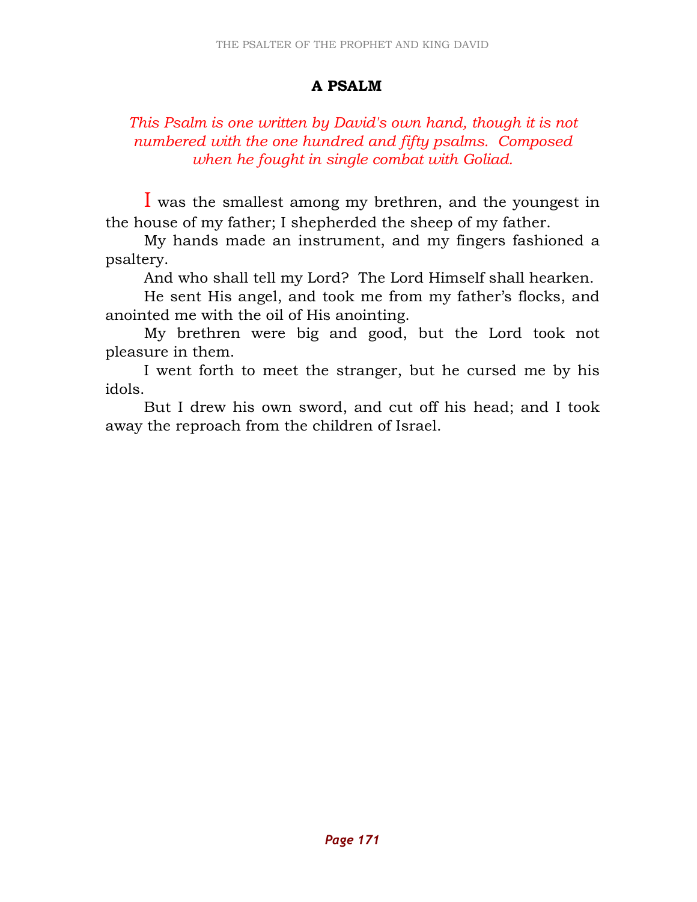## A PSALM

*This Psalm is one written by David's own hand, though it is not numbered with the one hundred and fifty psalms. Composed when he fought in single combat with Goliad.*

I was the smallest among my brethren, and the youngest in the house of my father; I shepherded the sheep of my father.

My hands made an instrument, and my fingers fashioned a psaltery.

And who shall tell my Lord? The Lord Himself shall hearken.

He sent His angel, and took me from my father's flocks, and anointed me with the oil of His anointing.

My brethren were big and good, but the Lord took not pleasure in them.

I went forth to meet the stranger, but he cursed me by his idols.

But I drew his own sword, and cut off his head; and I took away the reproach from the children of Israel.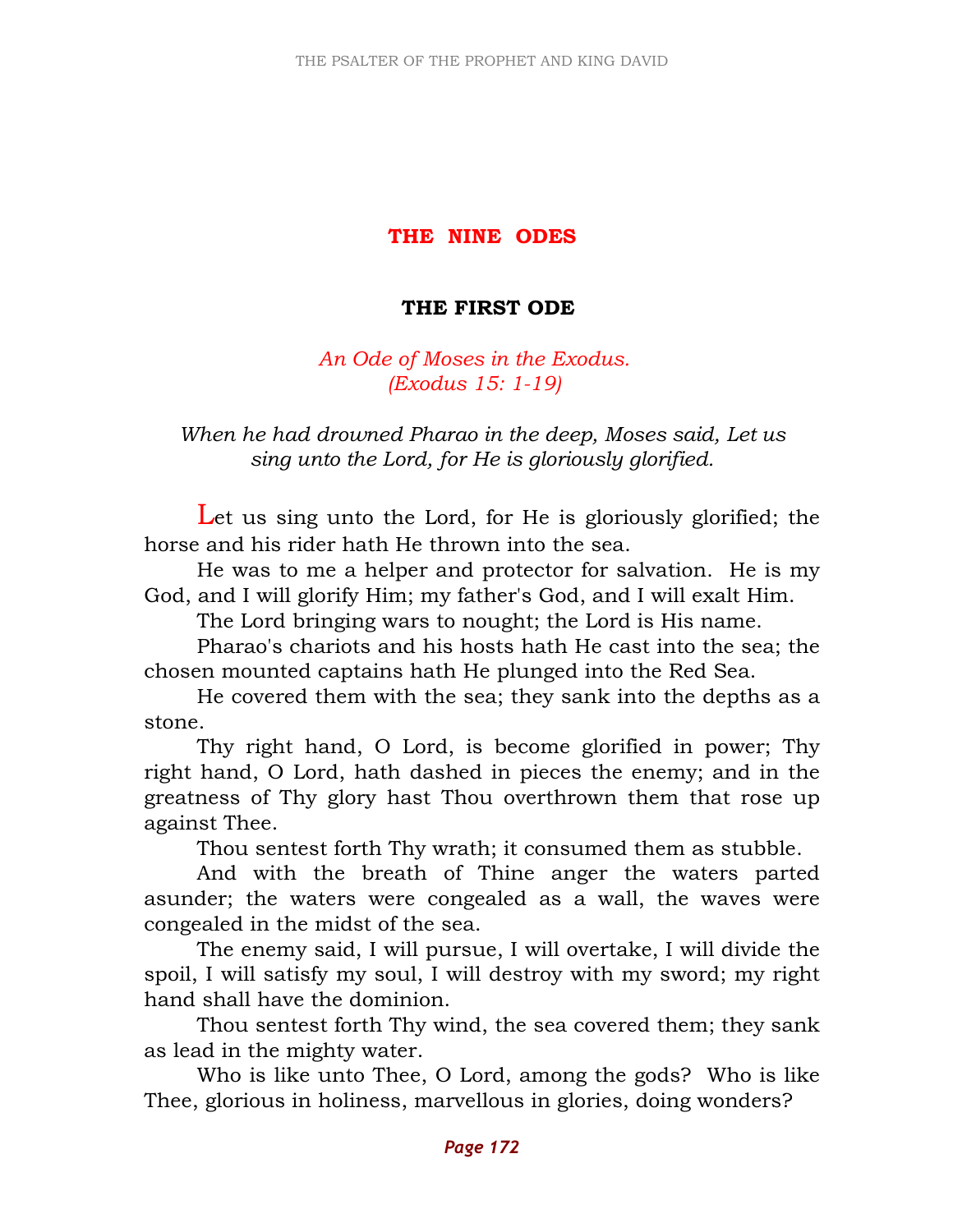# THE NINE ODES

## THE FIRST ODE

*An Ode of Moses in the Exodus.*
*(Exodus 15: 1-19)*

*When he had drowned Pharao in the deep, Moses said, Let us sing unto the Lord, for He is gloriously glorified.*

Let us sing unto the Lord, for He is gloriously glorified; the horse and his rider hath He thrown into the sea.

He was to me a helper and protector for salvation. He is my God, and I will glorify Him; my father's God, and I will exalt Him.

The Lord bringing wars to nought; the Lord is His name.

Pharao's chariots and his hosts hath He cast into the sea; the chosen mounted captains hath He plunged into the Red Sea.

He covered them with the sea; they sank into the depths as a stone.

Thy right hand, O Lord, is become glorified in power; Thy right hand, O Lord, hath dashed in pieces the enemy; and in the greatness of Thy glory hast Thou overthrown them that rose up against Thee.

Thou sentest forth Thy wrath; it consumed them as stubble.

And with the breath of Thine anger the waters parted asunder; the waters were congealed as a wall, the waves were congealed in the midst of the sea.

The enemy said, I will pursue, I will overtake, I will divide the spoil, I will satisfy my soul, I will destroy with my sword; my right hand shall have the dominion.

Thou sentest forth Thy wind, the sea covered them; they sank as lead in the mighty water.

Who is like unto Thee, O Lord, among the gods? Who is like Thee, glorious in holiness, marvellous in glories, doing wonders?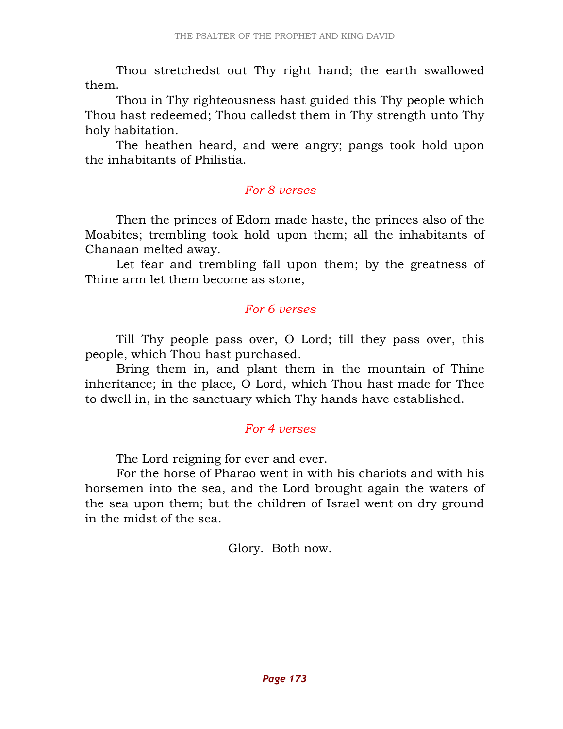Thou stretchedst out Thy right hand; the earth swallowed them.

Thou in Thy righteousness hast guided this Thy people which Thou hast redeemed; Thou calledst them in Thy strength unto Thy holy habitation.

The heathen heard, and were angry; pangs took hold upon the inhabitants of Philistia.

*For 8 verses*

Then the princes of Edom made haste, the princes also of the Moabites; trembling took hold upon them; all the inhabitants of Chanaan melted away.

Let fear and trembling fall upon them; by the greatness of Thine arm let them become as stone,

*For 6 verses*

Till Thy people pass over, O Lord; till they pass over, this people, which Thou hast purchased.

Bring them in, and plant them in the mountain of Thine inheritance; in the place, O Lord, which Thou hast made for Thee to dwell in, in the sanctuary which Thy hands have established.

*For 4 verses*

The Lord reigning for ever and ever.

For the horse of Pharao went in with his chariots and with his horsemen into the sea, and the Lord brought again the waters of the sea upon them; but the children of Israel went on dry ground in the midst of the sea.

Glory. Both now.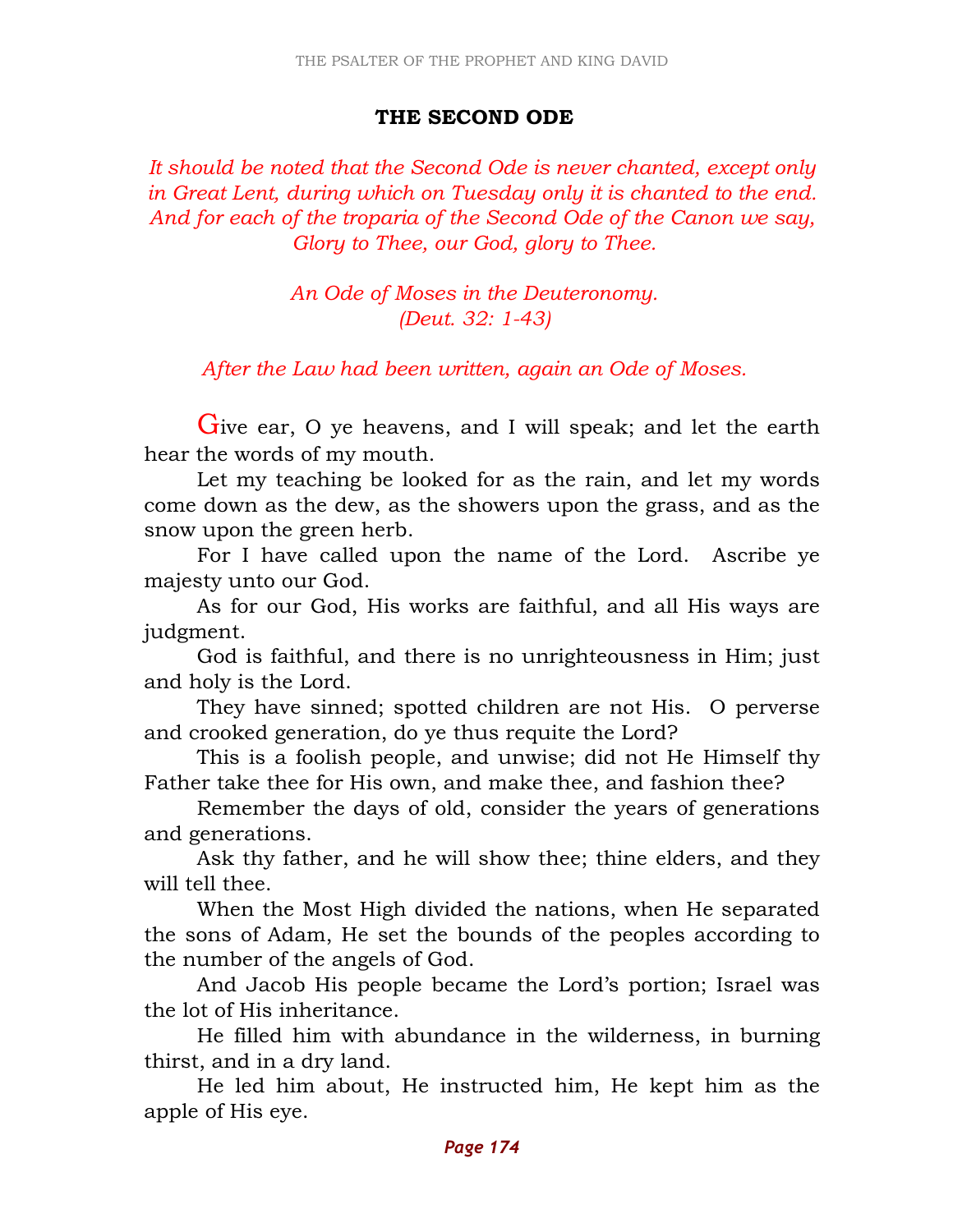## THE SECOND ODE

*It should be noted that the Second Ode is never chanted, except only in Great Lent, during which on Tuesday only it is chanted to the end. And for each of the troparia of the Second Ode of the Canon we say, Glory to Thee, our God, glory to Thee.*

*An Ode of Moses in the Deuteronomy.*
*(Deut. 32: 1-43)*

*After the Law had been written, again an Ode of Moses.*

Give ear, O ye heavens, and I will speak; and let the earth hear the words of my mouth.

Let my teaching be looked for as the rain, and let my words come down as the dew, as the showers upon the grass, and as the snow upon the green herb.

For I have called upon the name of the Lord. Ascribe ye majesty unto our God.

As for our God, His works are faithful, and all His ways are judgment.

God is faithful, and there is no unrighteousness in Him; just and holy is the Lord.

They have sinned; spotted children are not His. O perverse and crooked generation, do ye thus requite the Lord?

This is a foolish people, and unwise; did not He Himself thy Father take thee for His own, and make thee, and fashion thee?

Remember the days of old, consider the years of generations and generations.

Ask thy father, and he will show thee; thine elders, and they will tell thee.

When the Most High divided the nations, when He separated the sons of Adam, He set the bounds of the peoples according to the number of the angels of God.

And Jacob His people became the Lord's portion; Israel was the lot of His inheritance.

He filled him with abundance in the wilderness, in burning thirst, and in a dry land.

He led him about, He instructed him, He kept him as the apple of His eye.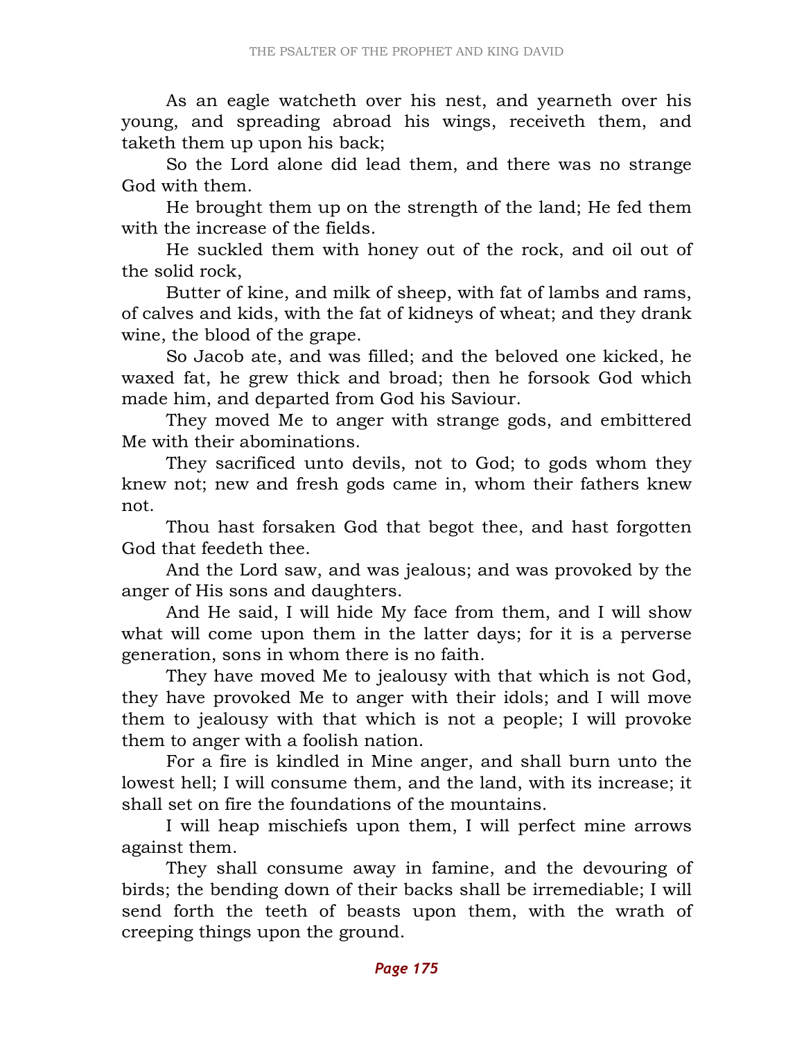As an eagle watcheth over his nest, and yearneth over his young, and spreading abroad his wings, receiveth them, and taketh them up upon his back;

So the Lord alone did lead them, and there was no strange God with them.

He brought them up on the strength of the land; He fed them with the increase of the fields.

He suckled them with honey out of the rock, and oil out of the solid rock,

Butter of kine, and milk of sheep, with fat of lambs and rams, of calves and kids, with the fat of kidneys of wheat; and they drank wine, the blood of the grape.

So Jacob ate, and was filled; and the beloved one kicked, he waxed fat, he grew thick and broad; then he forsook God which made him, and departed from God his Saviour.

They moved Me to anger with strange gods, and embittered Me with their abominations.

They sacrificed unto devils, not to God; to gods whom they knew not; new and fresh gods came in, whom their fathers knew not.

Thou hast forsaken God that begot thee, and hast forgotten God that feedeth thee.

And the Lord saw, and was jealous; and was provoked by the anger of His sons and daughters.

And He said, I will hide My face from them, and I will show what will come upon them in the latter days; for it is a perverse generation, sons in whom there is no faith.

They have moved Me to jealousy with that which is not God, they have provoked Me to anger with their idols; and I will move them to jealousy with that which is not a people; I will provoke them to anger with a foolish nation.

For a fire is kindled in Mine anger, and shall burn unto the lowest hell; I will consume them, and the land, with its increase; it shall set on fire the foundations of the mountains.

I will heap mischiefs upon them, I will perfect mine arrows against them.

They shall consume away in famine, and the devouring of birds; the bending down of their backs shall be irremediable; I will send forth the teeth of beasts upon them, with the wrath of creeping things upon the ground.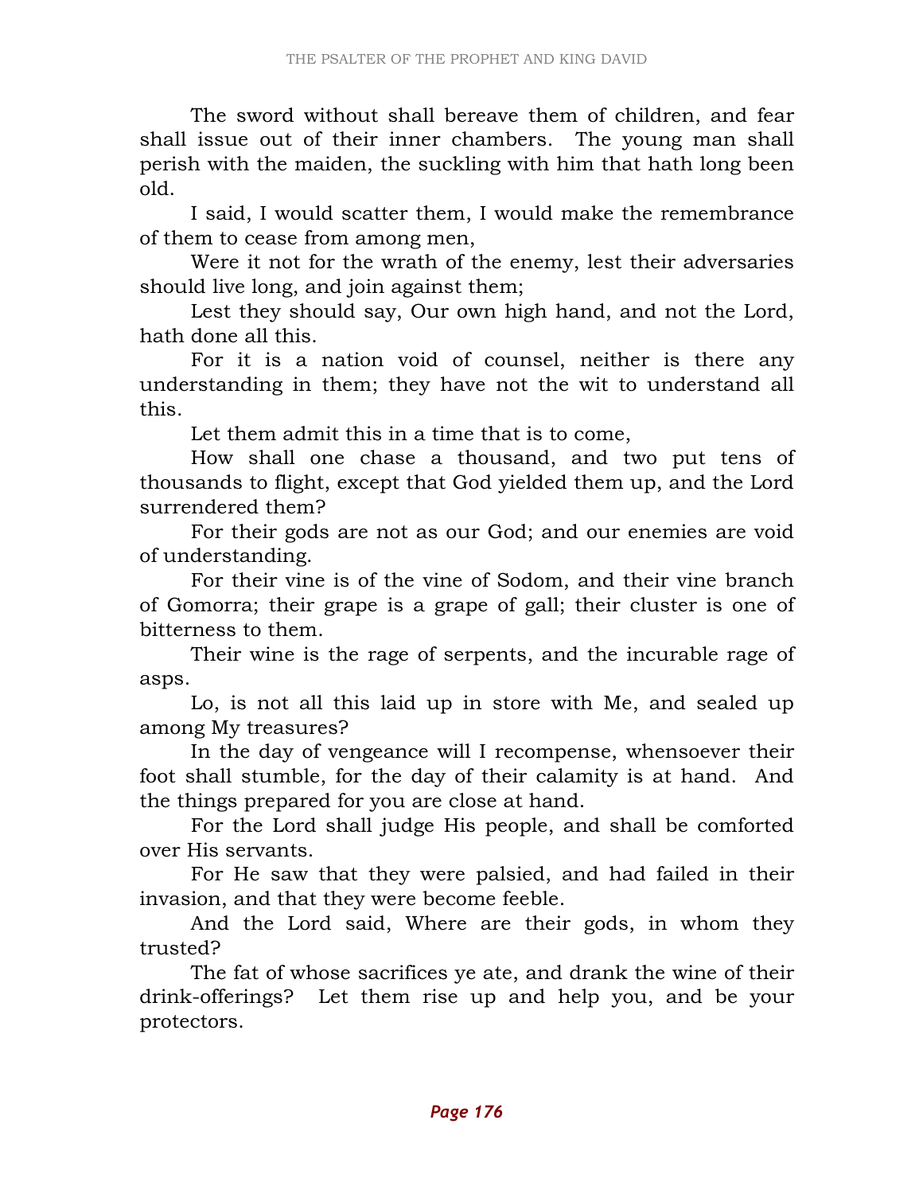The sword without shall bereave them of children, and fear shall issue out of their inner chambers. The young man shall perish with the maiden, the suckling with him that hath long been old.

I said, I would scatter them, I would make the remembrance of them to cease from among men,

Were it not for the wrath of the enemy, lest their adversaries should live long, and join against them;

Lest they should say, Our own high hand, and not the Lord, hath done all this.

For it is a nation void of counsel, neither is there any understanding in them; they have not the wit to understand all this.

Let them admit this in a time that is to come,

How shall one chase a thousand, and two put tens of thousands to flight, except that God yielded them up, and the Lord surrendered them?

For their gods are not as our God; and our enemies are void of understanding.

For their vine is of the vine of Sodom, and their vine branch of Gomorra; their grape is a grape of gall; their cluster is one of bitterness to them.

Their wine is the rage of serpents, and the incurable rage of asps.

Lo, is not all this laid up in store with Me, and sealed up among My treasures?

In the day of vengeance will I recompense, whensoever their foot shall stumble, for the day of their calamity is at hand. And the things prepared for you are close at hand.

For the Lord shall judge His people, and shall be comforted over His servants.

For He saw that they were palsied, and had failed in their invasion, and that they were become feeble.

And the Lord said, Where are their gods, in whom they trusted?

The fat of whose sacrifices ye ate, and drank the wine of their drink-offerings? Let them rise up and help you, and be your protectors.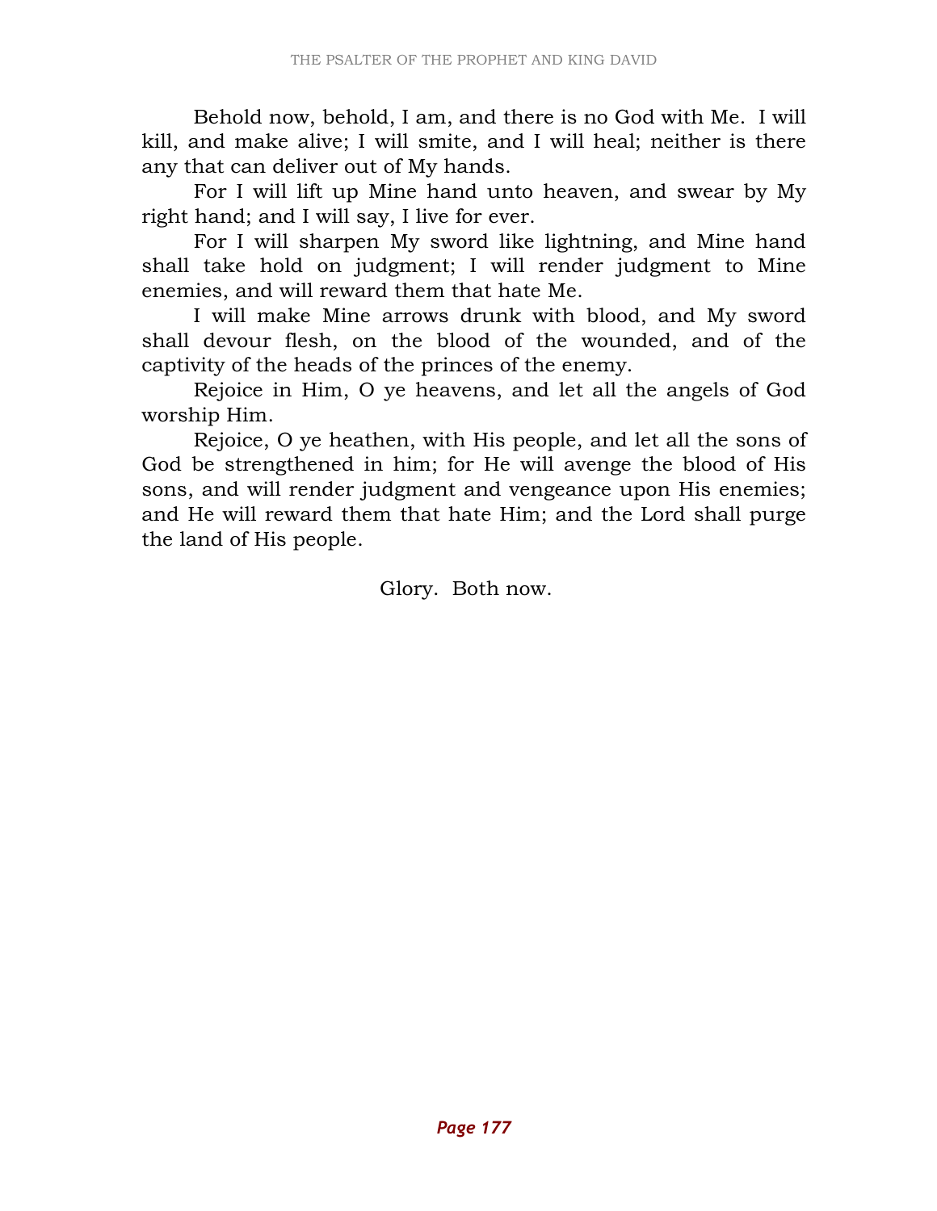Behold now, behold, I am, and there is no God with Me. I will kill, and make alive; I will smite, and I will heal; neither is there any that can deliver out of My hands.

For I will lift up Mine hand unto heaven, and swear by My right hand; and I will say, I live for ever.

For I will sharpen My sword like lightning, and Mine hand shall take hold on judgment; I will render judgment to Mine enemies, and will reward them that hate Me.

I will make Mine arrows drunk with blood, and My sword shall devour flesh, on the blood of the wounded, and of the captivity of the heads of the princes of the enemy.

Rejoice in Him, O ye heavens, and let all the angels of God worship Him.

Rejoice, O ye heathen, with His people, and let all the sons of God be strengthened in him; for He will avenge the blood of His sons, and will render judgment and vengeance upon His enemies; and He will reward them that hate Him; and the Lord shall purge the land of His people.

Glory. Both now.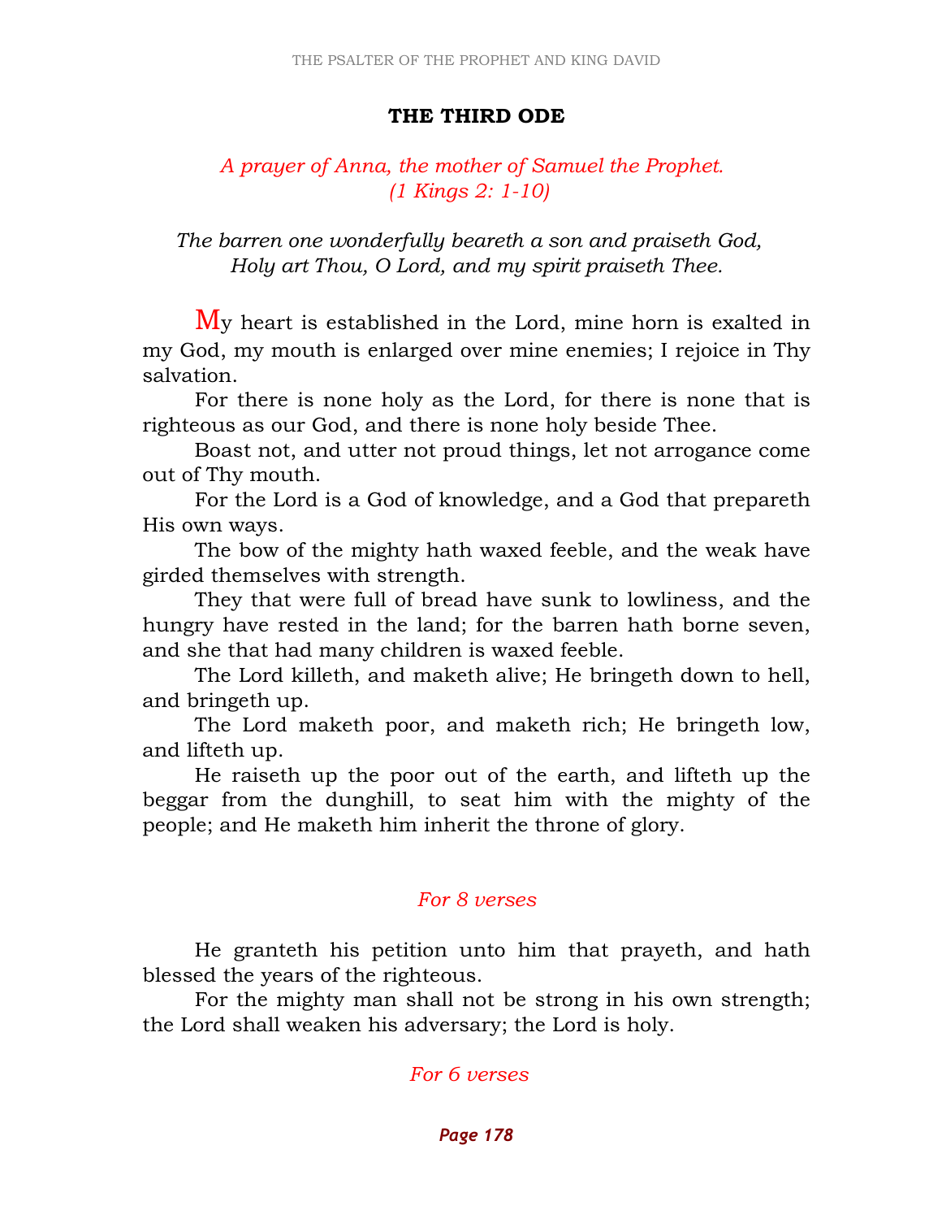## THE THIRD ODE

*A prayer of Anna, the mother of Samuel the Prophet.*
*(1 Kings 2: 1-10)*

*The barren one wonderfully beareth a son and praiseth God,*
*Holy art Thou, O Lord, and my spirit praiseth Thee.*

My heart is established in the Lord, mine horn is exalted in my God, my mouth is enlarged over mine enemies; I rejoice in Thy salvation.

For there is none holy as the Lord, for there is none that is righteous as our God, and there is none holy beside Thee.

Boast not, and utter not proud things, let not arrogance come out of Thy mouth.

For the Lord is a God of knowledge, and a God that prepareth His own ways.

The bow of the mighty hath waxed feeble, and the weak have girded themselves with strength.

They that were full of bread have sunk to lowliness, and the hungry have rested in the land; for the barren hath borne seven, and she that had many children is waxed feeble.

The Lord killeth, and maketh alive; He bringeth down to hell, and bringeth up.

The Lord maketh poor, and maketh rich; He bringeth low, and lifteth up.

He raiseth up the poor out of the earth, and lifteth up the beggar from the dunghill, to seat him with the mighty of the people; and He maketh him inherit the throne of glory.

*For 8 verses*

He granteth his petition unto him that prayeth, and hath blessed the years of the righteous.

For the mighty man shall not be strong in his own strength; the Lord shall weaken his adversary; the Lord is holy.

*For 6 verses*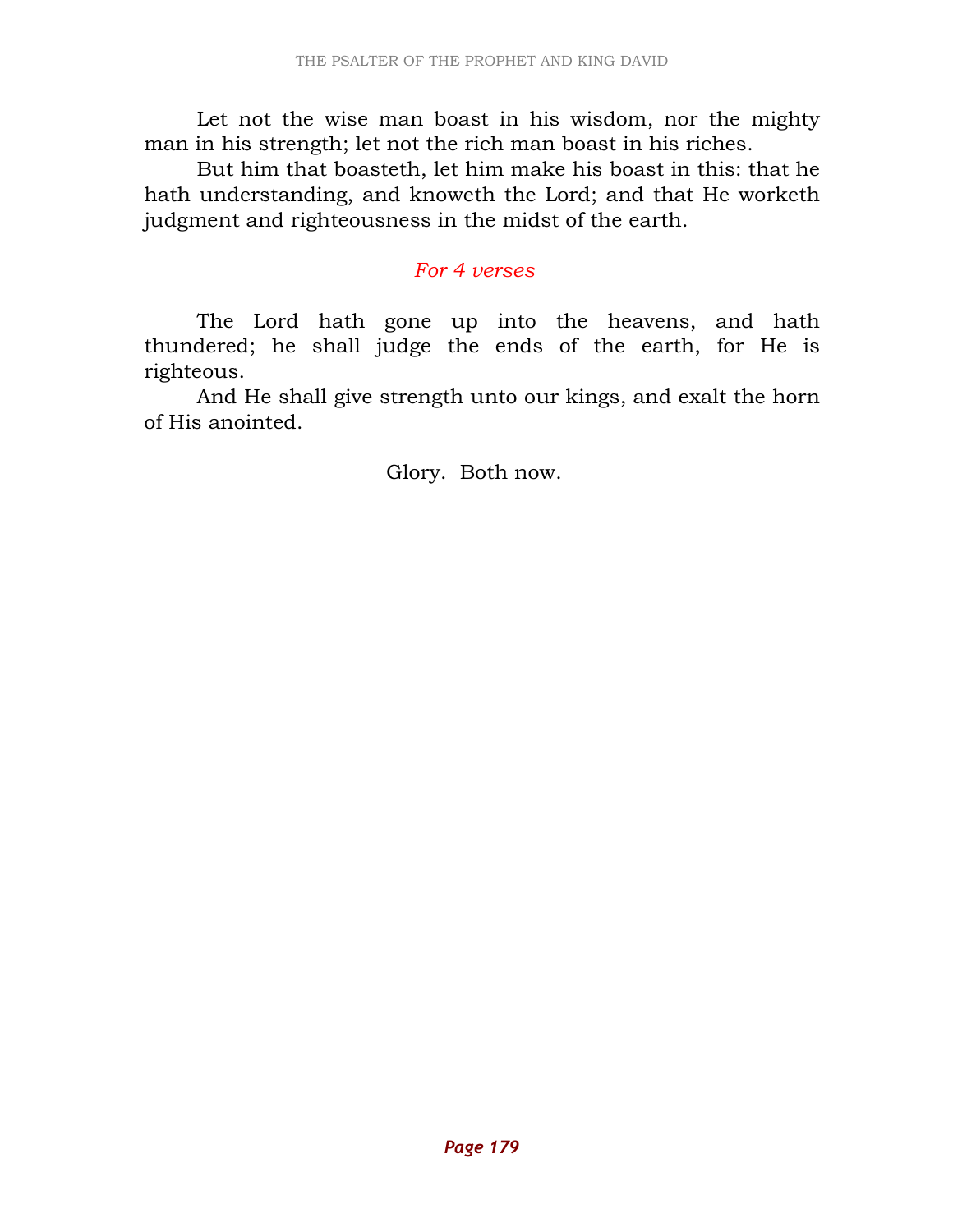Let not the wise man boast in his wisdom, nor the mighty man in his strength; let not the rich man boast in his riches.

But him that boasteth, let him make his boast in this: that he hath understanding, and knoweth the Lord; and that He worketh judgment and righteousness in the midst of the earth.

*For 4 verses*

The Lord hath gone up into the heavens, and hath thundered; he shall judge the ends of the earth, for He is righteous.

And He shall give strength unto our kings, and exalt the horn of His anointed.

Glory. Both now.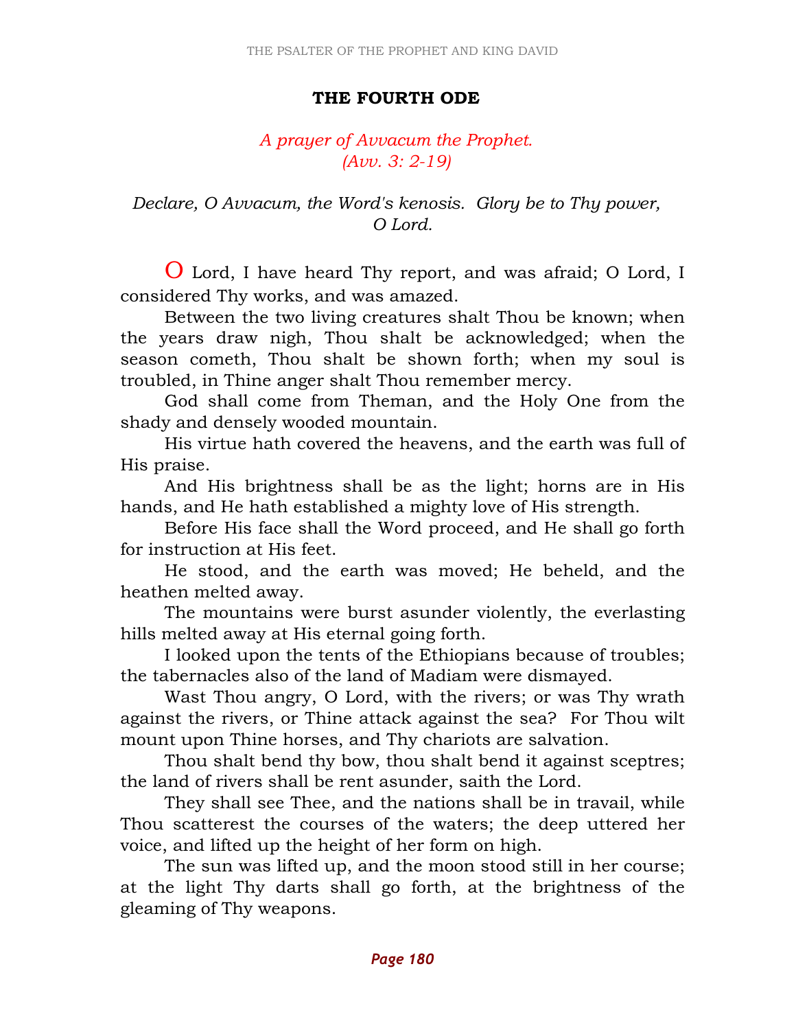## THE FOURTH ODE

*A prayer of Avvacum the Prophet.*
*(Avv. 3: 2-19)*

*Declare, O Avvacum, the Word's kenosis. Glory be to Thy power, O Lord.*

O Lord, I have heard Thy report, and was afraid; O Lord, I considered Thy works, and was amazed.

Between the two living creatures shalt Thou be known; when the years draw nigh, Thou shalt be acknowledged; when the season cometh, Thou shalt be shown forth; when my soul is troubled, in Thine anger shalt Thou remember mercy.

God shall come from Theman, and the Holy One from the shady and densely wooded mountain.

His virtue hath covered the heavens, and the earth was full of His praise.

And His brightness shall be as the light; horns are in His hands, and He hath established a mighty love of His strength.

Before His face shall the Word proceed, and He shall go forth for instruction at His feet.

He stood, and the earth was moved; He beheld, and the heathen melted away.

The mountains were burst asunder violently, the everlasting hills melted away at His eternal going forth.

I looked upon the tents of the Ethiopians because of troubles; the tabernacles also of the land of Madiam were dismayed.

Wast Thou angry, O Lord, with the rivers; or was Thy wrath against the rivers, or Thine attack against the sea? For Thou wilt mount upon Thine horses, and Thy chariots are salvation.

Thou shalt bend thy bow, thou shalt bend it against sceptres; the land of rivers shall be rent asunder, saith the Lord.

They shall see Thee, and the nations shall be in travail, while Thou scatterest the courses of the waters; the deep uttered her voice, and lifted up the height of her form on high.

The sun was lifted up, and the moon stood still in her course; at the light Thy darts shall go forth, at the brightness of the gleaming of Thy weapons.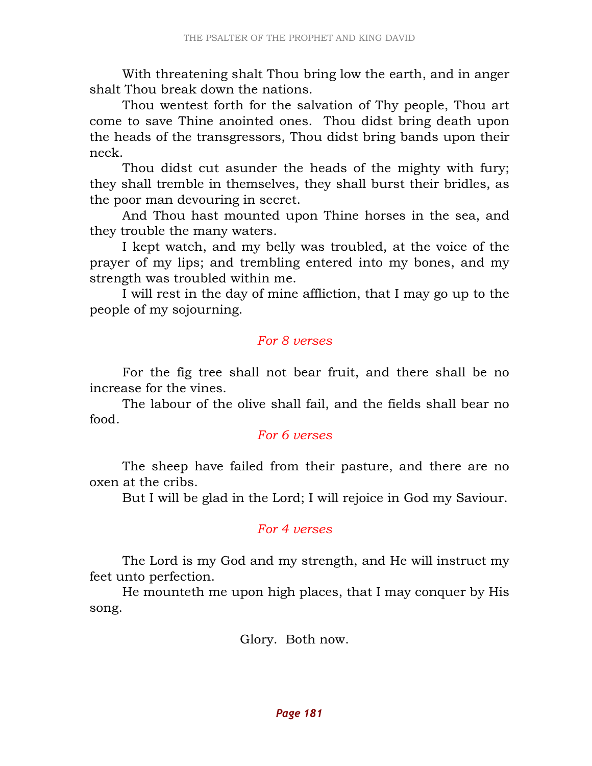With threatening shalt Thou bring low the earth, and in anger shalt Thou break down the nations.

Thou wentest forth for the salvation of Thy people, Thou art come to save Thine anointed ones. Thou didst bring death upon the heads of the transgressors, Thou didst bring bands upon their neck.

Thou didst cut asunder the heads of the mighty with fury; they shall tremble in themselves, they shall burst their bridles, as the poor man devouring in secret.

And Thou hast mounted upon Thine horses in the sea, and they trouble the many waters.

I kept watch, and my belly was troubled, at the voice of the prayer of my lips; and trembling entered into my bones, and my strength was troubled within me.

I will rest in the day of mine affliction, that I may go up to the people of my sojourning.

*For 8 verses*

For the fig tree shall not bear fruit, and there shall be no increase for the vines.

The labour of the olive shall fail, and the fields shall bear no food.

*For 6 verses*

The sheep have failed from their pasture, and there are no oxen at the cribs.

But I will be glad in the Lord; I will rejoice in God my Saviour.

*For 4 verses*

The Lord is my God and my strength, and He will instruct my feet unto perfection.

He mounteth me upon high places, that I may conquer by His song.

Glory. Both now.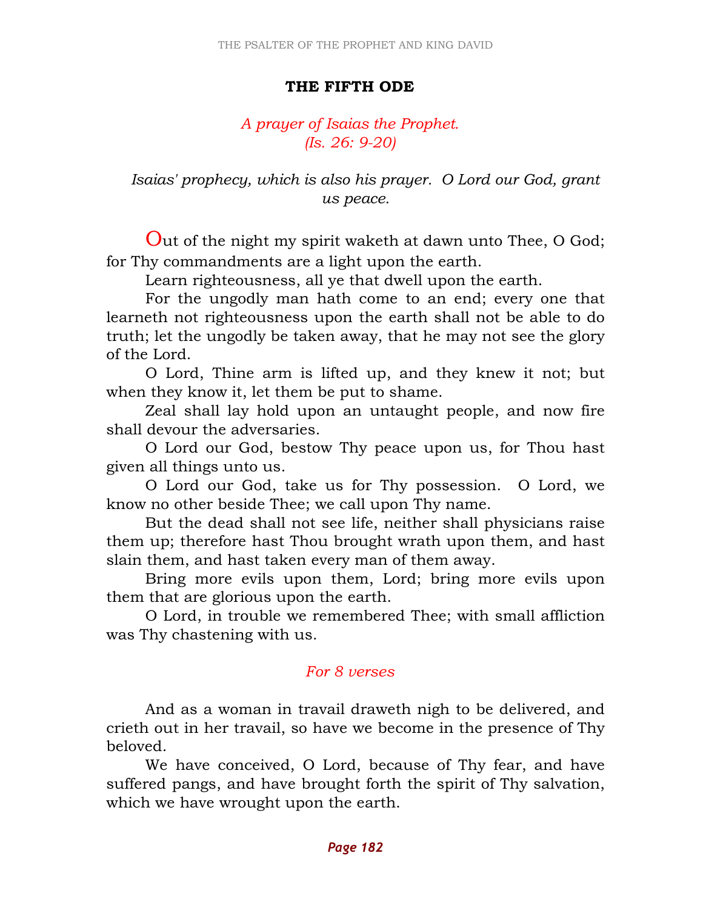## THE FIFTH ODE

*A prayer of Isaias the Prophet.*
*(Is. 26: 9-20)*

*Isaias' prophecy, which is also his prayer. O Lord our God, grant us peace.*

Out of the night my spirit waketh at dawn unto Thee, O God; for Thy commandments are a light upon the earth.

Learn righteousness, all ye that dwell upon the earth.

For the ungodly man hath come to an end; every one that learneth not righteousness upon the earth shall not be able to do truth; let the ungodly be taken away, that he may not see the glory of the Lord.

O Lord, Thine arm is lifted up, and they knew it not; but when they know it, let them be put to shame.

Zeal shall lay hold upon an untaught people, and now fire shall devour the adversaries.

O Lord our God, bestow Thy peace upon us, for Thou hast given all things unto us.

O Lord our God, take us for Thy possession. O Lord, we know no other beside Thee; we call upon Thy name.

But the dead shall not see life, neither shall physicians raise them up; therefore hast Thou brought wrath upon them, and hast slain them, and hast taken every man of them away.

Bring more evils upon them, Lord; bring more evils upon them that are glorious upon the earth.

O Lord, in trouble we remembered Thee; with small affliction was Thy chastening with us.

*For 8 verses*

And as a woman in travail draweth nigh to be delivered, and crieth out in her travail, so have we become in the presence of Thy beloved.

We have conceived, O Lord, because of Thy fear, and have suffered pangs, and have brought forth the spirit of Thy salvation, which we have wrought upon the earth.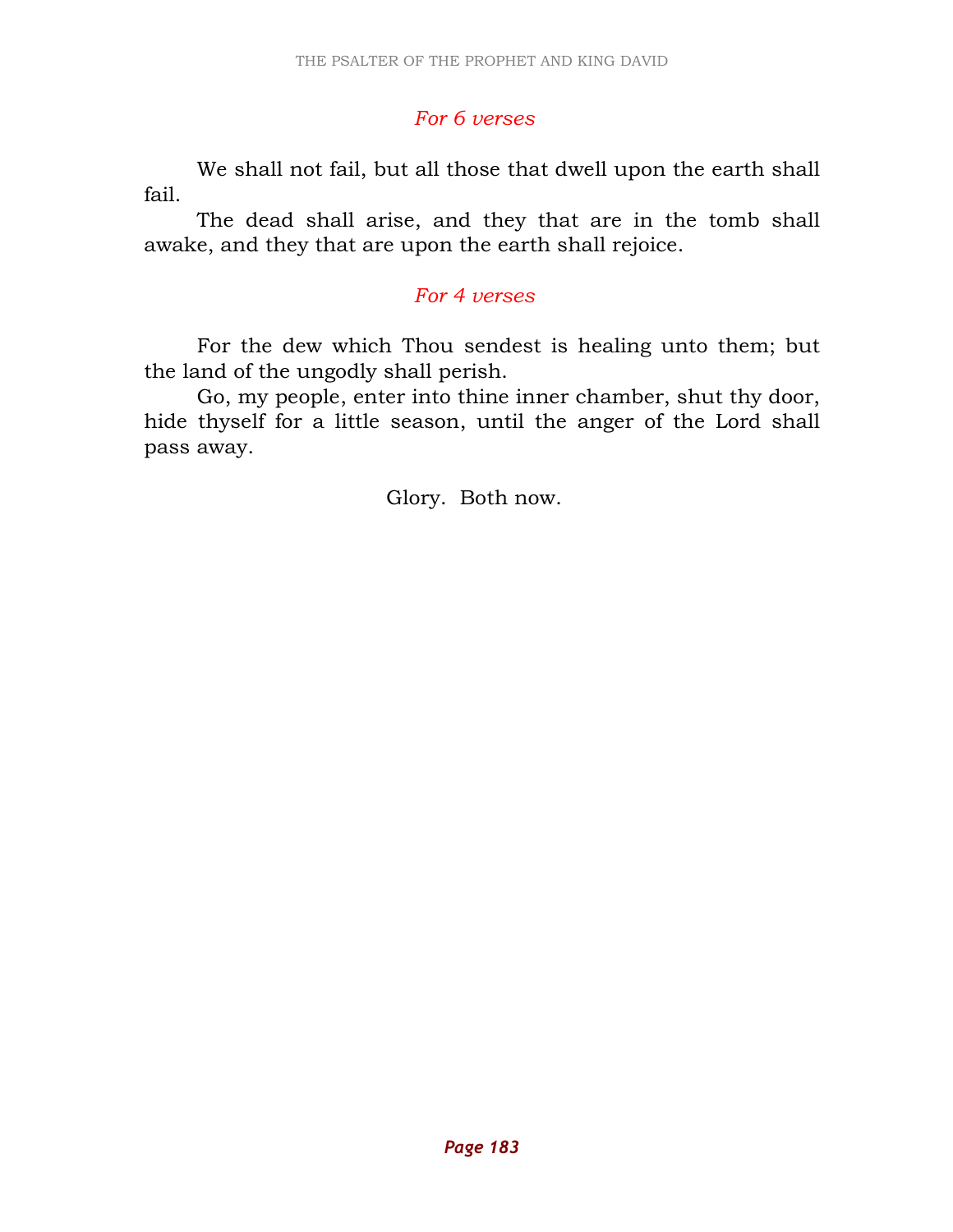*For 6 verses*

We shall not fail, but all those that dwell upon the earth shall fail.

The dead shall arise, and they that are in the tomb shall awake, and they that are upon the earth shall rejoice.

*For 4 verses*

For the dew which Thou sendest is healing unto them; but the land of the ungodly shall perish.

Go, my people, enter into thine inner chamber, shut thy door, hide thyself for a little season, until the anger of the Lord shall pass away.

Glory. Both now.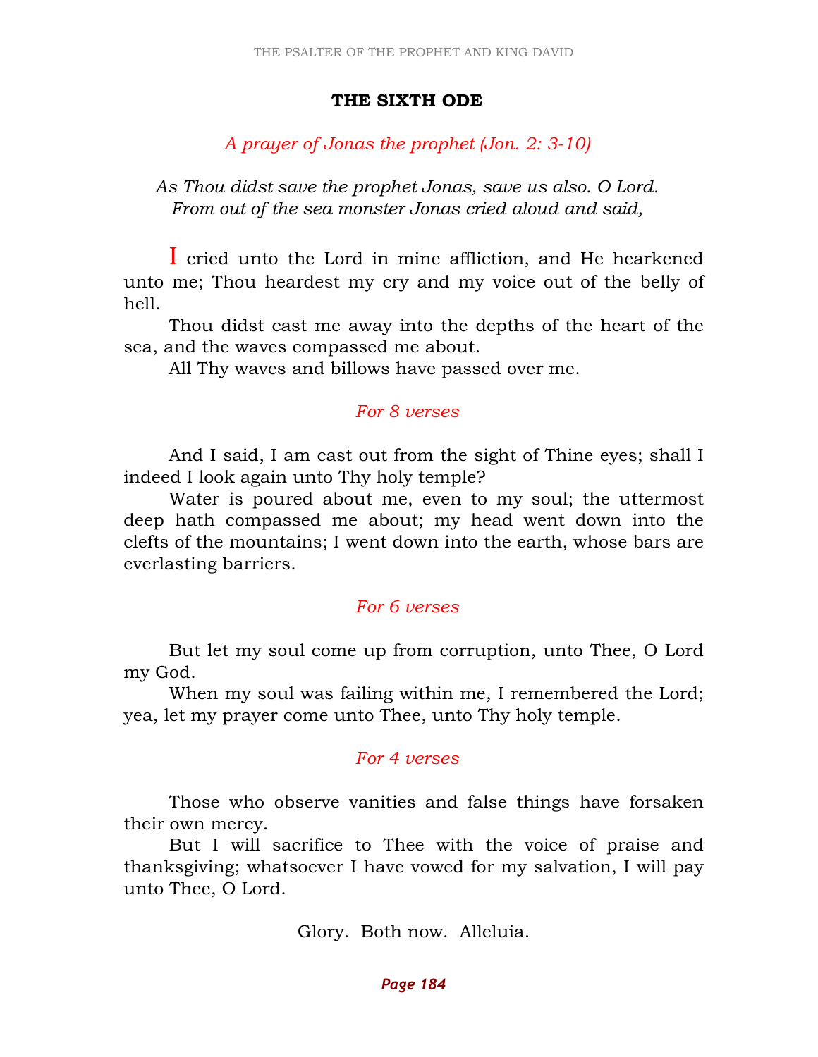## THE SIXTH ODE

*A prayer of Jonas the prophet (Jon. 2: 3-10)*

*As Thou didst save the prophet Jonas, save us also. O Lord.*
*From out of the sea monster Jonas cried aloud and said,*

I cried unto the Lord in mine affliction, and He hearkened unto me; Thou heardest my cry and my voice out of the belly of hell.

Thou didst cast me away into the depths of the heart of the sea, and the waves compassed me about.

All Thy waves and billows have passed over me.

*For 8 verses*

And I said, I am cast out from the sight of Thine eyes; shall I indeed I look again unto Thy holy temple?

Water is poured about me, even to my soul; the uttermost deep hath compassed me about; my head went down into the clefts of the mountains; I went down into the earth, whose bars are everlasting barriers.

*For 6 verses*

But let my soul come up from corruption, unto Thee, O Lord my God.

When my soul was failing within me, I remembered the Lord; yea, let my prayer come unto Thee, unto Thy holy temple.

*For 4 verses*

Those who observe vanities and false things have forsaken their own mercy.

But I will sacrifice to Thee with the voice of praise and thanksgiving; whatsoever I have vowed for my salvation, I will pay unto Thee, O Lord.

Glory. Both now. Alleluia.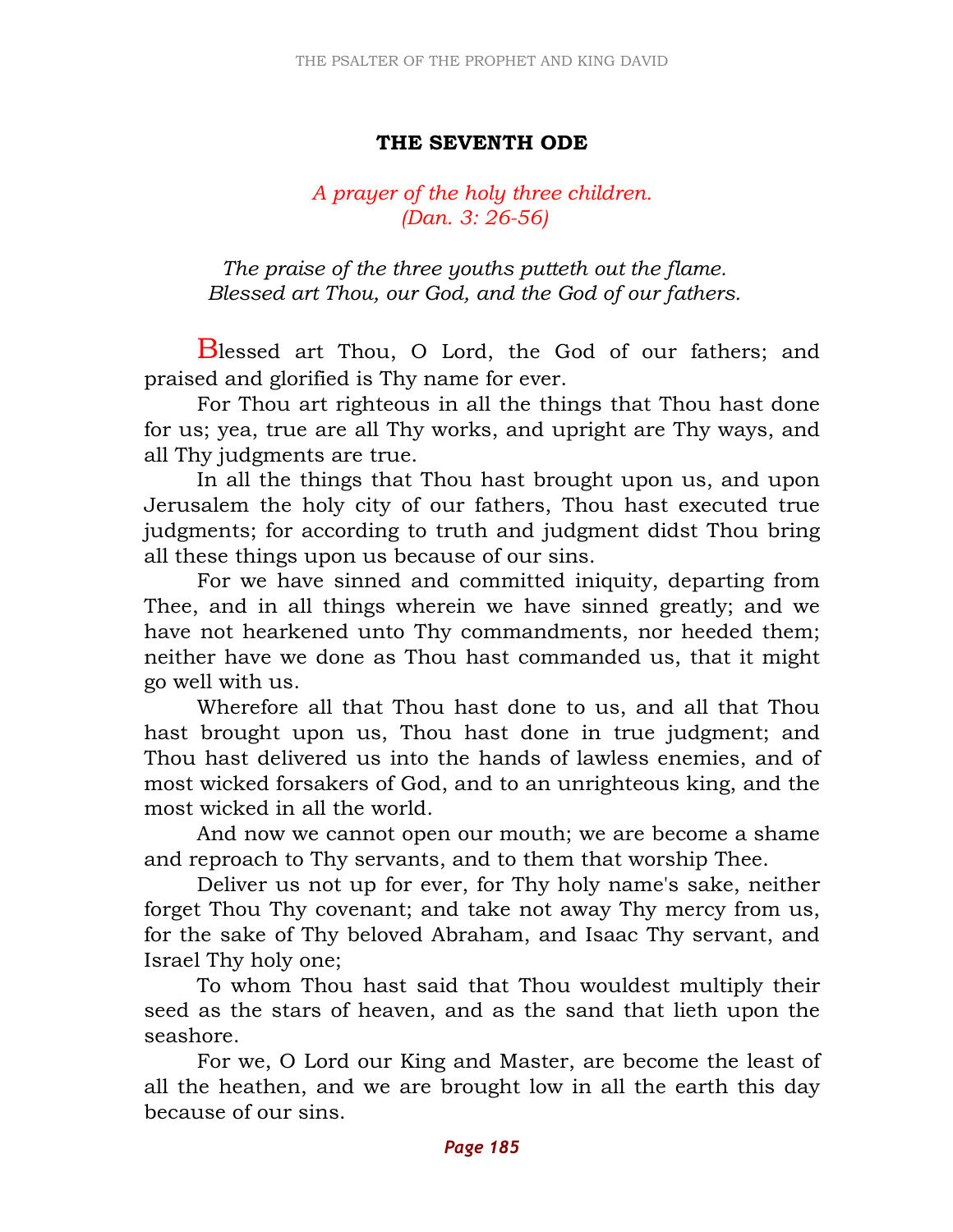## THE SEVENTH ODE

*A prayer of the holy three children.*
*(Dan. 3: 26-56)*

*The praise of the three youths putteth out the flame.*
*Blessed art Thou, our God, and the God of our fathers.*

Blessed art Thou, O Lord, the God of our fathers; and praised and glorified is Thy name for ever.

For Thou art righteous in all the things that Thou hast done for us; yea, true are all Thy works, and upright are Thy ways, and all Thy judgments are true.

In all the things that Thou hast brought upon us, and upon Jerusalem the holy city of our fathers, Thou hast executed true judgments; for according to truth and judgment didst Thou bring all these things upon us because of our sins.

For we have sinned and committed iniquity, departing from Thee, and in all things wherein we have sinned greatly; and we have not hearkened unto Thy commandments, nor heeded them; neither have we done as Thou hast commanded us, that it might go well with us.

Wherefore all that Thou hast done to us, and all that Thou hast brought upon us, Thou hast done in true judgment; and Thou hast delivered us into the hands of lawless enemies, and of most wicked forsakers of God, and to an unrighteous king, and the most wicked in all the world.

And now we cannot open our mouth; we are become a shame and reproach to Thy servants, and to them that worship Thee.

Deliver us not up for ever, for Thy holy name's sake, neither forget Thou Thy covenant; and take not away Thy mercy from us, for the sake of Thy beloved Abraham, and Isaac Thy servant, and Israel Thy holy one;

To whom Thou hast said that Thou wouldest multiply their seed as the stars of heaven, and as the sand that lieth upon the seashore.

For we, O Lord our King and Master, are become the least of all the heathen, and we are brought low in all the earth this day because of our sins.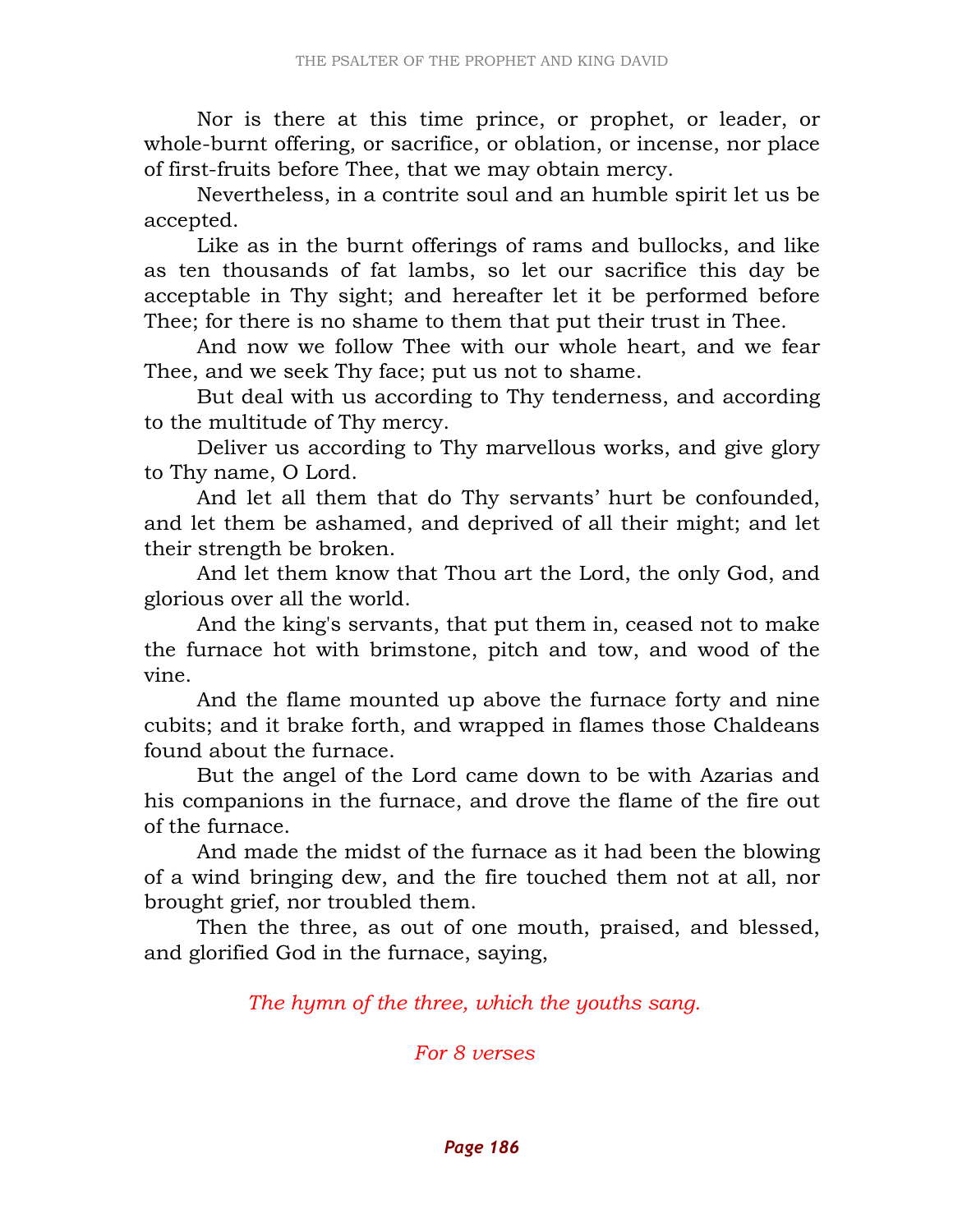Nor is there at this time prince, or prophet, or leader, or whole-burnt offering, or sacrifice, or oblation, or incense, nor place of first-fruits before Thee, that we may obtain mercy.

Nevertheless, in a contrite soul and an humble spirit let us be accepted.

Like as in the burnt offerings of rams and bullocks, and like as ten thousands of fat lambs, so let our sacrifice this day be acceptable in Thy sight; and hereafter let it be performed before Thee; for there is no shame to them that put their trust in Thee.

And now we follow Thee with our whole heart, and we fear Thee, and we seek Thy face; put us not to shame.

But deal with us according to Thy tenderness, and according to the multitude of Thy mercy.

Deliver us according to Thy marvellous works, and give glory to Thy name, O Lord.

And let all them that do Thy servants' hurt be confounded, and let them be ashamed, and deprived of all their might; and let their strength be broken.

And let them know that Thou art the Lord, the only God, and glorious over all the world.

And the king's servants, that put them in, ceased not to make the furnace hot with brimstone, pitch and tow, and wood of the vine.

And the flame mounted up above the furnace forty and nine cubits; and it brake forth, and wrapped in flames those Chaldeans found about the furnace.

But the angel of the Lord came down to be with Azarias and his companions in the furnace, and drove the flame of the fire out of the furnace.

And made the midst of the furnace as it had been the blowing of a wind bringing dew, and the fire touched them not at all, nor brought grief, nor troubled them.

Then the three, as out of one mouth, praised, and blessed, and glorified God in the furnace, saying,

*The hymn of the three, which the youths sang.*

*For 8 verses*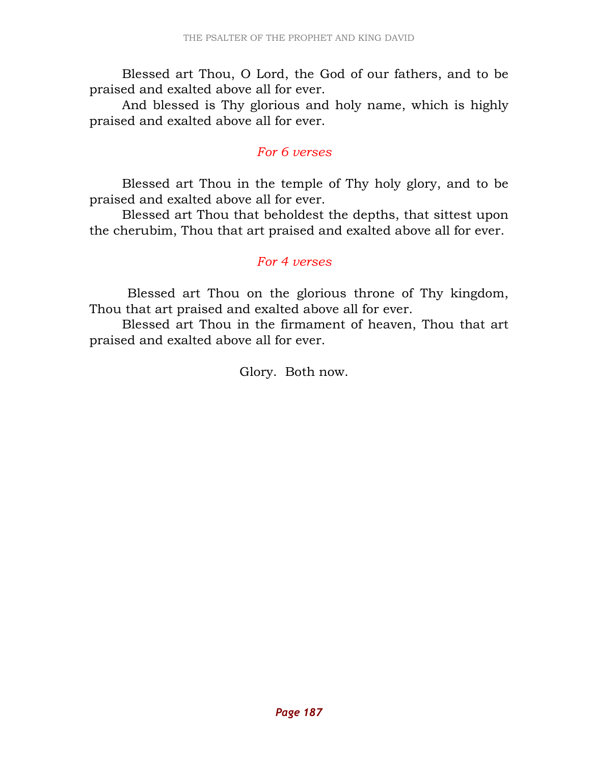Blessed art Thou, O Lord, the God of our fathers, and to be praised and exalted above all for ever.

And blessed is Thy glorious and holy name, which is highly praised and exalted above all for ever.

*For 6 verses*

Blessed art Thou in the temple of Thy holy glory, and to be praised and exalted above all for ever.

Blessed art Thou that beholdest the depths, that sittest upon the cherubim, Thou that art praised and exalted above all for ever.

*For 4 verses*

Blessed art Thou on the glorious throne of Thy kingdom, Thou that art praised and exalted above all for ever.

Blessed art Thou in the firmament of heaven, Thou that art praised and exalted above all for ever.

Glory. Both now.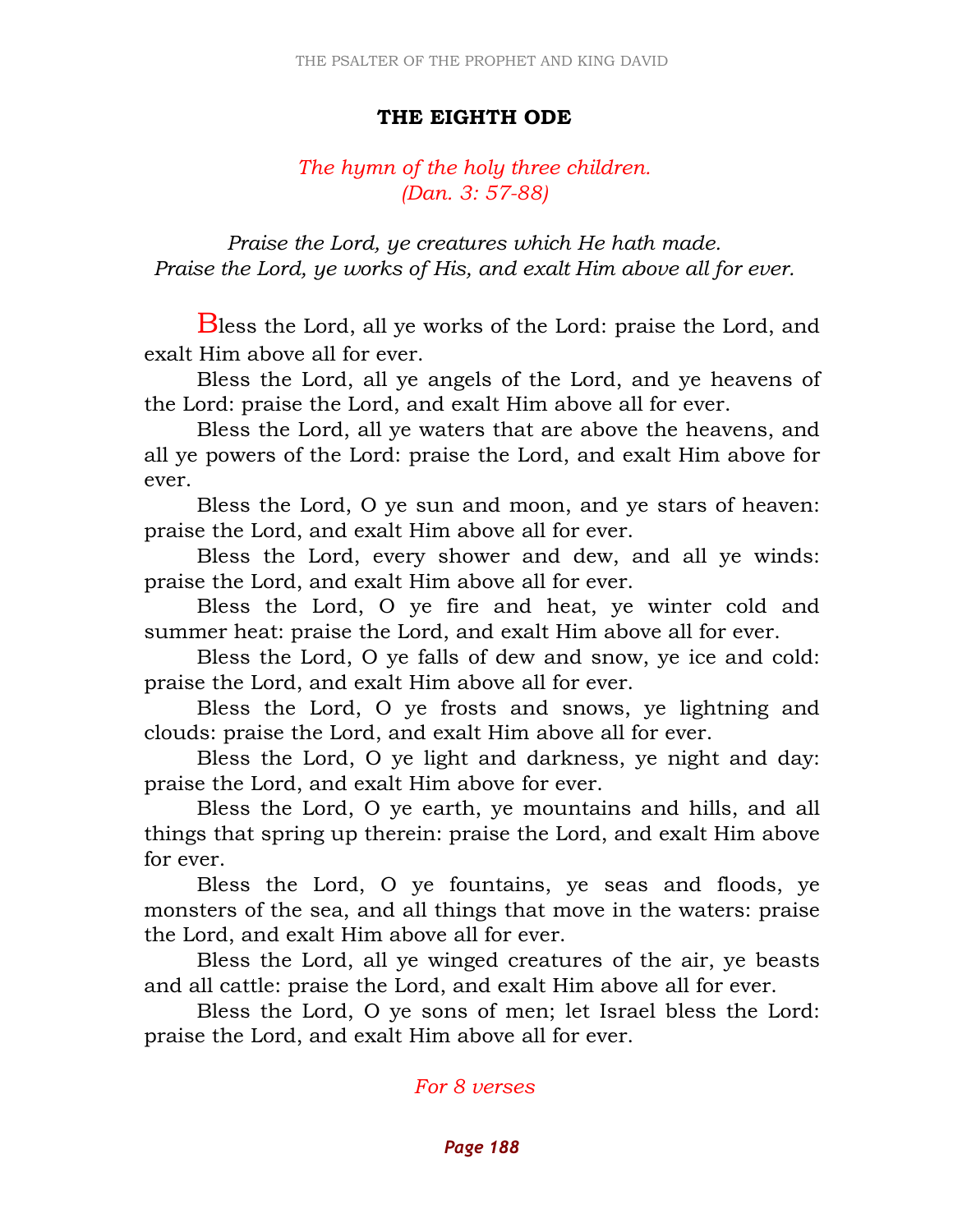## THE EIGHTH ODE

*The hymn of the holy three children.*
*(Dan. 3: 57-88)*

*Praise the Lord, ye creatures which He hath made.*
*Praise the Lord, ye works of His, and exalt Him above all for ever.*

Bless the Lord, all ye works of the Lord: praise the Lord, and exalt Him above all for ever.

Bless the Lord, all ye angels of the Lord, and ye heavens of the Lord: praise the Lord, and exalt Him above all for ever.

Bless the Lord, all ye waters that are above the heavens, and all ye powers of the Lord: praise the Lord, and exalt Him above for ever.

Bless the Lord, O ye sun and moon, and ye stars of heaven: praise the Lord, and exalt Him above all for ever.

Bless the Lord, every shower and dew, and all ye winds: praise the Lord, and exalt Him above all for ever.

Bless the Lord, O ye fire and heat, ye winter cold and summer heat: praise the Lord, and exalt Him above all for ever.

Bless the Lord, O ye falls of dew and snow, ye ice and cold: praise the Lord, and exalt Him above all for ever.

Bless the Lord, O ye frosts and snows, ye lightning and clouds: praise the Lord, and exalt Him above all for ever.

Bless the Lord, O ye light and darkness, ye night and day: praise the Lord, and exalt Him above for ever.

Bless the Lord, O ye earth, ye mountains and hills, and all things that spring up therein: praise the Lord, and exalt Him above for ever.

Bless the Lord, O ye fountains, ye seas and floods, ye monsters of the sea, and all things that move in the waters: praise the Lord, and exalt Him above all for ever.

Bless the Lord, all ye winged creatures of the air, ye beasts and all cattle: praise the Lord, and exalt Him above all for ever.

Bless the Lord, O ye sons of men; let Israel bless the Lord: praise the Lord, and exalt Him above all for ever.

*For 8 verses*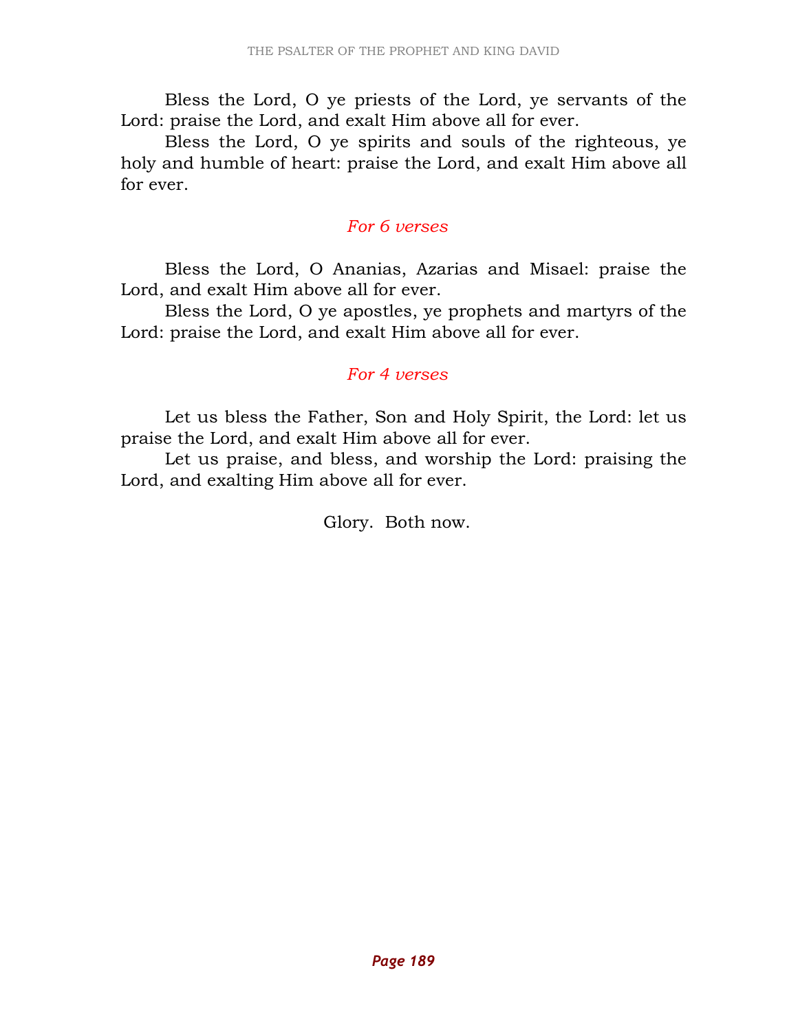Bless the Lord, O ye priests of the Lord, ye servants of the Lord: praise the Lord, and exalt Him above all for ever.

Bless the Lord, O ye spirits and souls of the righteous, ye holy and humble of heart: praise the Lord, and exalt Him above all for ever.

*For 6 verses*

Bless the Lord, O Ananias, Azarias and Misael: praise the Lord, and exalt Him above all for ever.

Bless the Lord, O ye apostles, ye prophets and martyrs of the Lord: praise the Lord, and exalt Him above all for ever.

*For 4 verses*

Let us bless the Father, Son and Holy Spirit, the Lord: let us praise the Lord, and exalt Him above all for ever.

Let us praise, and bless, and worship the Lord: praising the Lord, and exalting Him above all for ever.

Glory. Both now.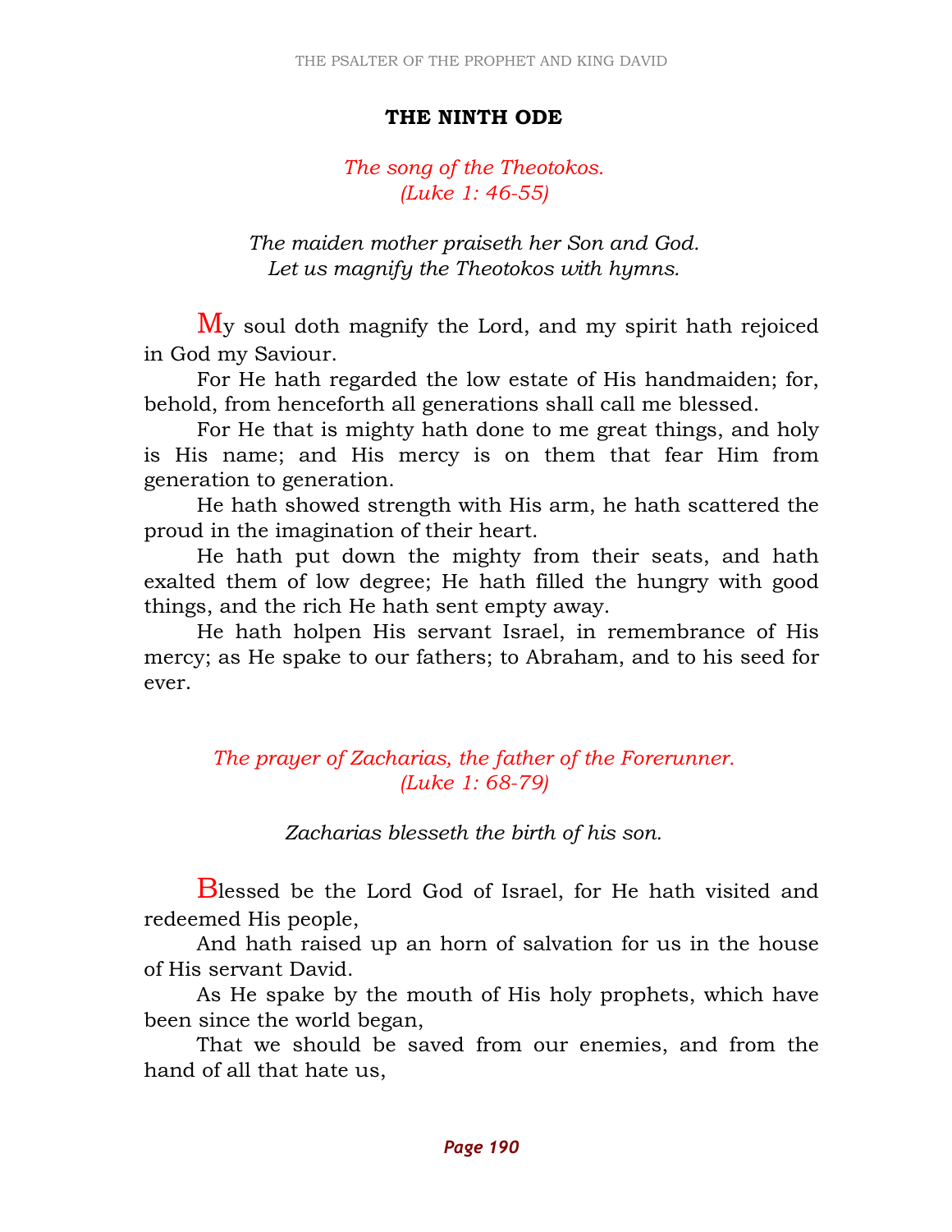## THE NINTH ODE

*The song of the Theotokos.*
*(Luke 1: 46-55)*

*The maiden mother praiseth her Son and God.*
*Let us magnify the Theotokos with hymns.*

My soul doth magnify the Lord, and my spirit hath rejoiced in God my Saviour.

For He hath regarded the low estate of His handmaiden; for, behold, from henceforth all generations shall call me blessed.

For He that is mighty hath done to me great things, and holy is His name; and His mercy is on them that fear Him from generation to generation.

He hath showed strength with His arm, he hath scattered the proud in the imagination of their heart.

He hath put down the mighty from their seats, and hath exalted them of low degree; He hath filled the hungry with good things, and the rich He hath sent empty away.

He hath holpen His servant Israel, in remembrance of His mercy; as He spake to our fathers; to Abraham, and to his seed for ever.

*The prayer of Zacharias, the father of the Forerunner.*
*(Luke 1: 68-79)*

*Zacharias blesseth the birth of his son.*

Blessed be the Lord God of Israel, for He hath visited and redeemed His people,

And hath raised up an horn of salvation for us in the house of His servant David.

As He spake by the mouth of His holy prophets, which have been since the world began,

That we should be saved from our enemies, and from the hand of all that hate us,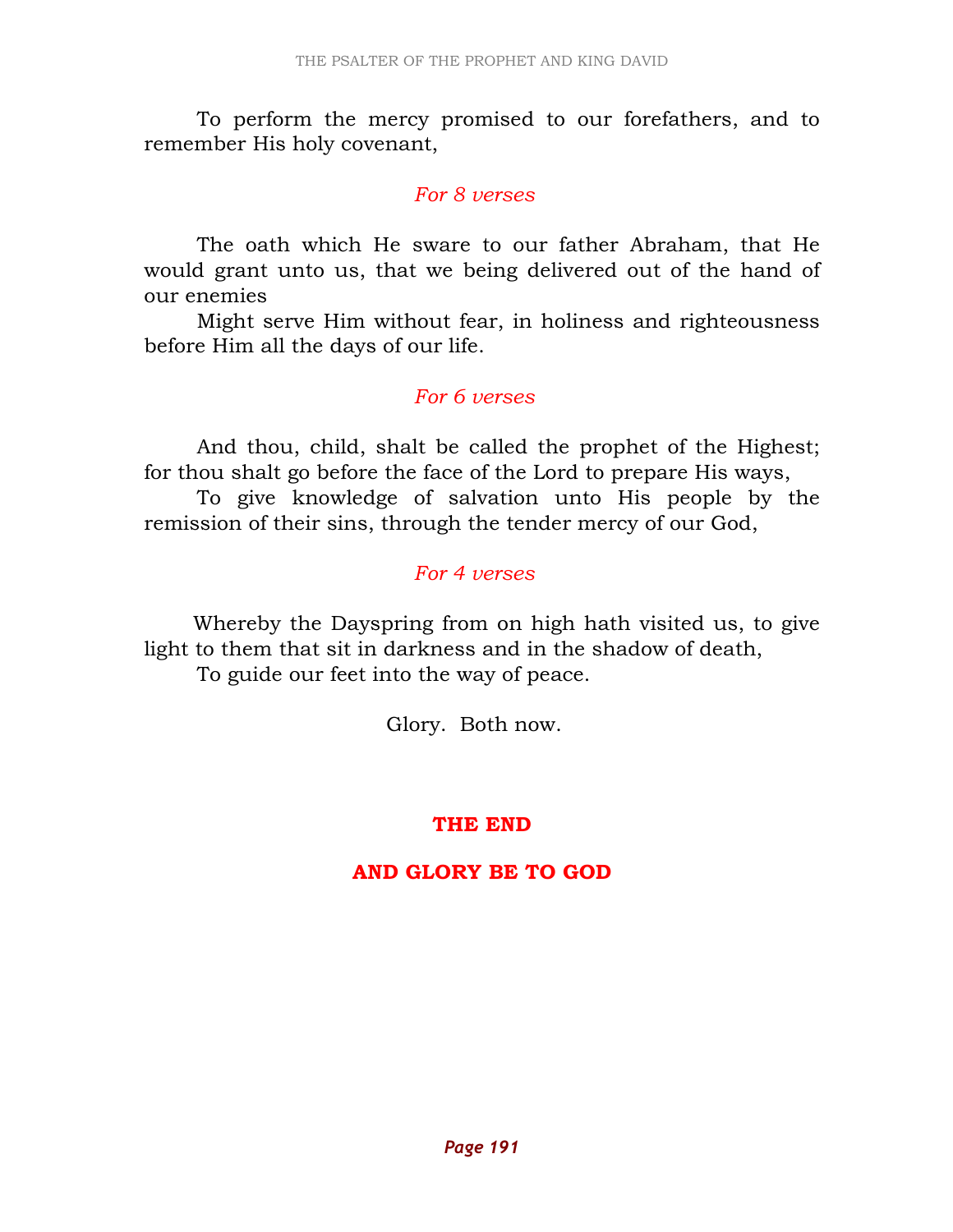To perform the mercy promised to our forefathers, and to remember His holy covenant,

*For 8 verses*

The oath which He sware to our father Abraham, that He would grant unto us, that we being delivered out of the hand of our enemies

Might serve Him without fear, in holiness and righteousness before Him all the days of our life.

*For 6 verses*

And thou, child, shalt be called the prophet of the Highest; for thou shalt go before the face of the Lord to prepare His ways,

To give knowledge of salvation unto His people by the remission of their sins, through the tender mercy of our God,

*For 4 verses*

Whereby the Dayspring from on high hath visited us, to give light to them that sit in darkness and in the shadow of death,

To guide our feet into the way of peace.

Glory. Both now.

**THE END**

**AND GLORY BE TO GOD**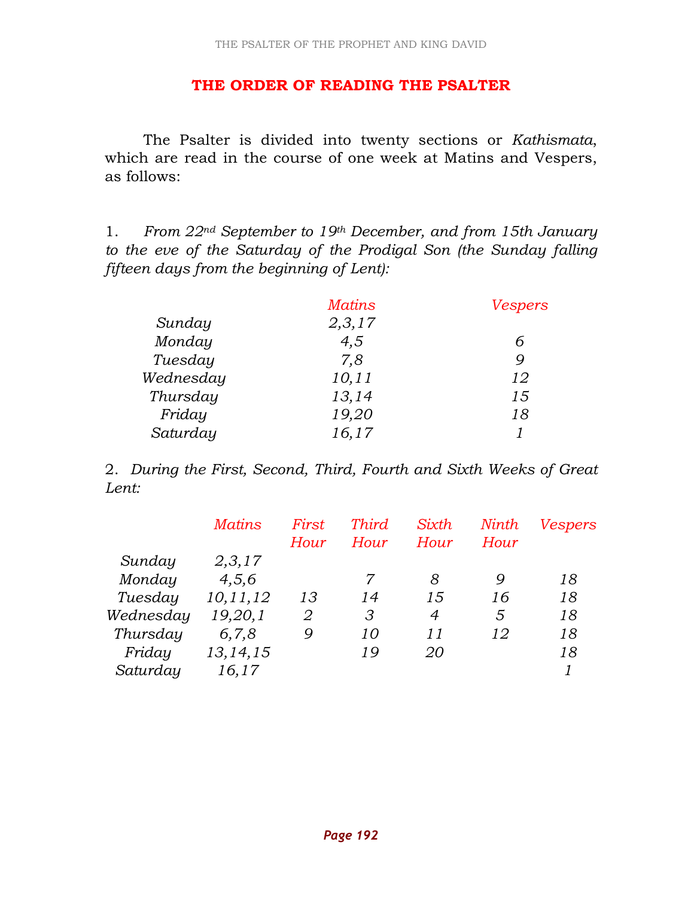# THE ORDER OF READING THE PSALTER

The Psalter is divided into twenty sections or *Kathismata*, which are read in the course of one week at Matins and Vespers, as follows:

1. *From 22nd September to 19th December, and from 15th January to the eve of the Saturday of the Prodigal Son (the Sunday falling fifteen days from the beginning of Lent):*

| | *Matins* | *Vespers* |
|---|---|---|
| *Sunday* | *2,3,17* | |
| *Monday* | *4,5* | *6* |
| *Tuesday* | *7,8* | *9* |
| *Wednesday* | *10,11* | *12* |
| *Thursday* | *13,14* | *15* |
| *Friday* | *19,20* | *18* |
| *Saturday* | *16,17* | *1* |

2. *During the First, Second, Third, Fourth and Sixth Weeks of Great Lent:*

| | *Matins* | *First Hour* | *Third Hour* | *Sixth Hour* | *Ninth Hour* | *Vespers* |
|---|---|---|---|---|---|---|
| *Sunday* | *2,3,17* | | | | | |
| *Monday* | *4,5,6* | | *7* | *8* | *9* | *18* |
| *Tuesday* | *10,11,12* | *13* | *14* | *15* | *16* | *18* |
| *Wednesday* | *19,20,1* | *2* | *3* | *4* | *5* | *18* |
| *Thursday* | *6,7,8* | *9* | *10* | *11* | *12* | *18* |
| *Friday* | *13,14,15* | | *19* | *20* | | *18* |
| *Saturday* | *16,17* | | | | | *1* |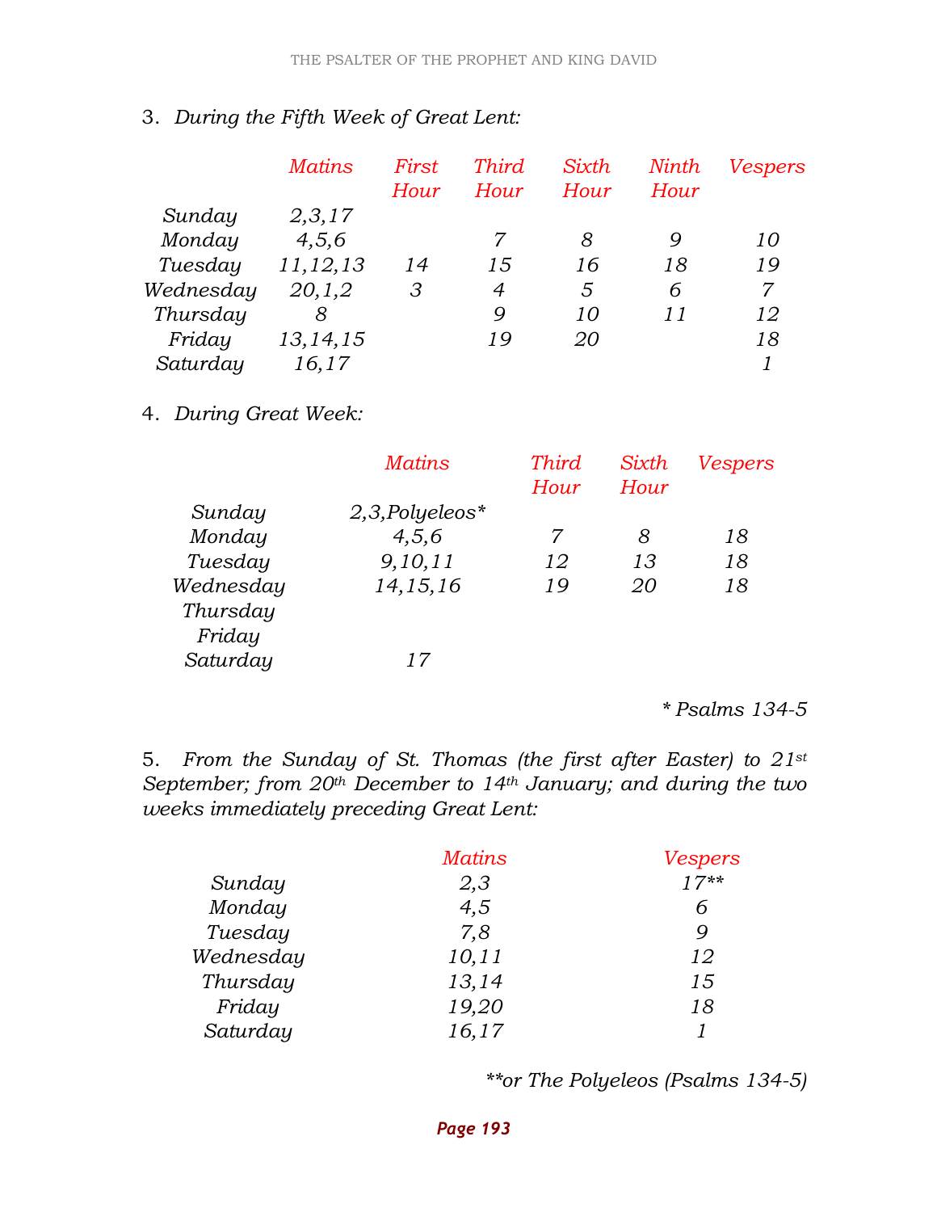3. *During the Fifth Week of Great Lent:*

| | *Matins* | *First Hour* | *Third Hour* | *Sixth Hour* | *Ninth Hour* | *Vespers* |
|---|---|---|---|---|---|---|
| *Sunday* | *2,3,17* | | | | | |
| *Monday* | *4,5,6* | | *7* | *8* | *9* | *10* |
| *Tuesday* | *11,12,13* | *14* | *15* | *16* | *18* | *19* |
| *Wednesday* | *20,1,2* | *3* | *4* | *5* | *6* | *7* |
| *Thursday* | *8* | | *9* | *10* | *11* | *12* |
| *Friday* | *13,14,15* | | *19* | *20* | | *18* |
| *Saturday* | *16,17* | | | | | *1* |

4. *During Great Week:*

| | *Matins* | *Third Hour* | *Sixth Hour* | *Vespers* |
|---|---|---|---|---|
| *Sunday* | *2,3,Polyeleos** | | | |
| *Monday* | *4,5,6* | *7* | *8* | *18* |
| *Tuesday* | *9,10,11* | *12* | *13* | *18* |
| *Wednesday* | *14,15,16* | *19* | *20* | *18* |
| *Thursday* | | | | |
| *Friday* | | | | |
| *Saturday* | *17* | | | |

*\* Psalms 134-5*

5. *From the Sunday of St. Thomas (the first after Easter) to 21st September; from 20th December to 14th January; and during the two weeks immediately preceding Great Lent:*

| | *Matins* | *Vespers* |
|---|---|---|
| *Sunday* | *2,3* | *17*** |
| *Monday* | *4,5* | *6* |
| *Tuesday* | *7,8* | *9* |
| *Wednesday* | *10,11* | *12* |
| *Thursday* | *13,14* | *15* |
| *Friday* | *19,20* | *18* |
| *Saturday* | *16,17* | *1* |

*\*\*or The Polyeleos (Psalms 134-5)*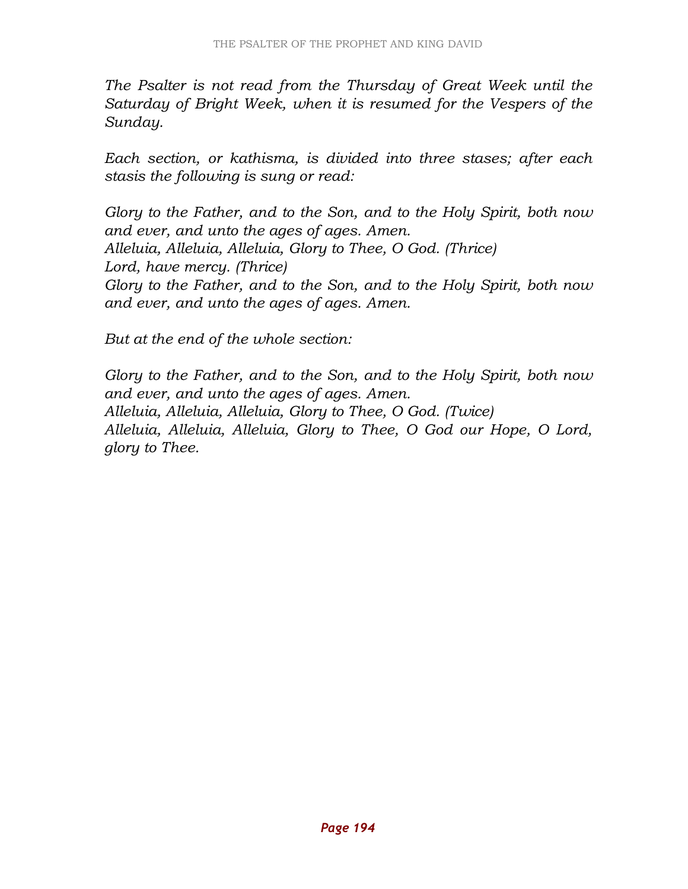*The Psalter is not read from the Thursday of Great Week until the Saturday of Bright Week, when it is resumed for the Vespers of the Sunday.*

*Each section, or kathisma, is divided into three stases; after each stasis the following is sung or read:*

*Glory to the Father, and to the Son, and to the Holy Spirit, both now and ever, and unto the ages of ages. Amen.*
*Alleluia, Alleluia, Alleluia, Glory to Thee, O God. (Thrice)*
*Lord, have mercy. (Thrice)*
*Glory to the Father, and to the Son, and to the Holy Spirit, both now and ever, and unto the ages of ages. Amen.*

*But at the end of the whole section:*

*Glory to the Father, and to the Son, and to the Holy Spirit, both now and ever, and unto the ages of ages. Amen.*
*Alleluia, Alleluia, Alleluia, Glory to Thee, O God. (Twice)*
*Alleluia, Alleluia, Alleluia, Glory to Thee, O God our Hope, O Lord, glory to Thee.*